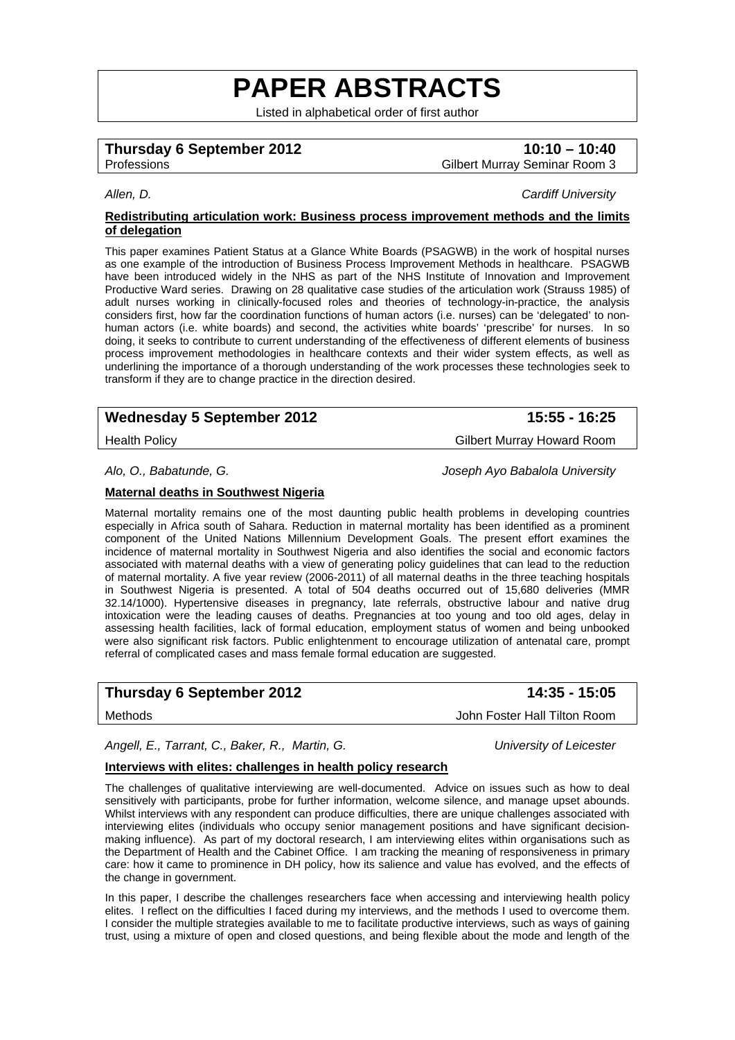# PAPER ABSTRACTS

Listed in alphabetical order of first author

**Thursday 6 September 2012** **10:10 – 10:40**
Professions Gilbert Murray Seminar Room 3

*Allen, D.* *Cardiff University*

**Redistributing articulation work: Business process improvement methods and the limits of delegation**

This paper examines Patient Status at a Glance White Boards (PSAGWB) in the work of hospital nurses as one example of the introduction of Business Process Improvement Methods in healthcare. PSAGWB have been introduced widely in the NHS as part of the NHS Institute of Innovation and Improvement Productive Ward series. Drawing on 28 qualitative case studies of the articulation work (Strauss 1985) of adult nurses working in clinically-focused roles and theories of technology-in-practice, the analysis considers first, how far the coordination functions of human actors (i.e. nurses) can be 'delegated' to non-human actors (i.e. white boards) and second, the activities white boards' 'prescribe' for nurses. In so doing, it seeks to contribute to current understanding of the effectiveness of different elements of business process improvement methodologies in healthcare contexts and their wider system effects, as well as underlining the importance of a thorough understanding of the work processes these technologies seek to transform if they are to change practice in the direction desired.

**Wednesday 5 September 2012** **15:55 - 16:25**
Health Policy Gilbert Murray Howard Room

*Alo, O., Babatunde, G.* *Joseph Ayo Babalola University*

**Maternal deaths in Southwest Nigeria**

Maternal mortality remains one of the most daunting public health problems in developing countries especially in Africa south of Sahara. Reduction in maternal mortality has been identified as a prominent component of the United Nations Millennium Development Goals. The present effort examines the incidence of maternal mortality in Southwest Nigeria and also identifies the social and economic factors associated with maternal deaths with a view of generating policy guidelines that can lead to the reduction of maternal mortality. A five year review (2006-2011) of all maternal deaths in the three teaching hospitals in Southwest Nigeria is presented. A total of 504 deaths occurred out of 15,680 deliveries (MMR 32.14/1000). Hypertensive diseases in pregnancy, late referrals, obstructive labour and native drug intoxication were the leading causes of deaths. Pregnancies at too young and too old ages, delay in assessing health facilities, lack of formal education, employment status of women and being unbooked were also significant risk factors. Public enlightenment to encourage utilization of antenatal care, prompt referral of complicated cases and mass female formal education are suggested.

**Thursday 6 September 2012** **14:35 - 15:05**
Methods John Foster Hall Tilton Room

*Angell, E., Tarrant, C., Baker, R., Martin, G.* *University of Leicester*

**Interviews with elites: challenges in health policy research**

The challenges of qualitative interviewing are well-documented. Advice on issues such as how to deal sensitively with participants, probe for further information, welcome silence, and manage upset abounds. Whilst interviews with any respondent can produce difficulties, there are unique challenges associated with interviewing elites (individuals who occupy senior management positions and have significant decision-making influence). As part of my doctoral research, I am interviewing elites within organisations such as the Department of Health and the Cabinet Office. I am tracking the meaning of responsiveness in primary care: how it came to prominence in DH policy, how its salience and value has evolved, and the effects of the change in government.

In this paper, I describe the challenges researchers face when accessing and interviewing health policy elites. I reflect on the difficulties I faced during my interviews, and the methods I used to overcome them. I consider the multiple strategies available to me to facilitate productive interviews, such as ways of gaining trust, using a mixture of open and closed questions, and being flexible about the mode and length of the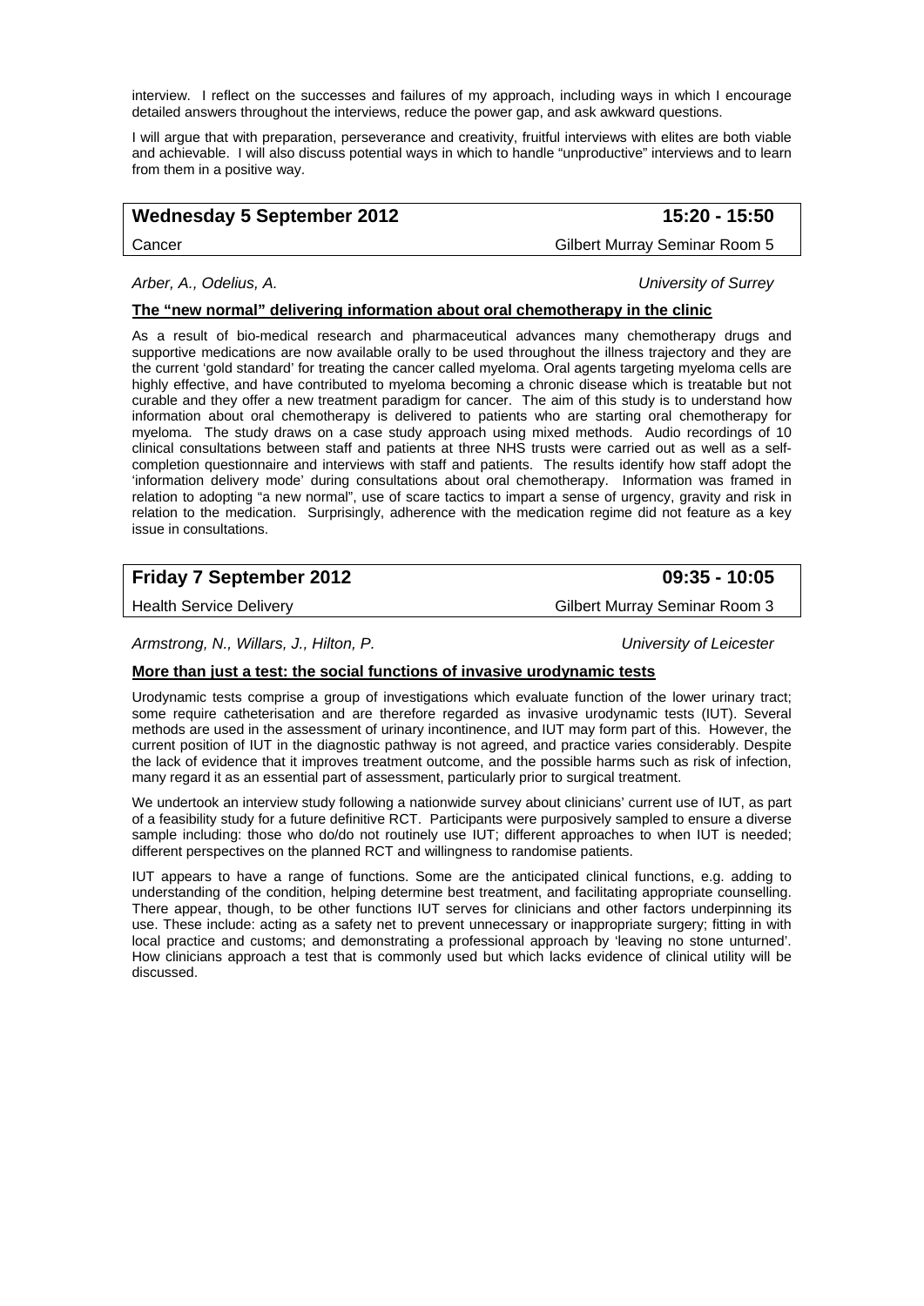interview. I reflect on the successes and failures of my approach, including ways in which I encourage detailed answers throughout the interviews, reduce the power gap, and ask awkward questions.

I will argue that with preparation, perseverance and creativity, fruitful interviews with elites are both viable and achievable. I will also discuss potential ways in which to handle "unproductive" interviews and to learn from them in a positive way.

## Wednesday 5 September 2012 — 15:20 - 15:50

Cancer — Gilbert Murray Seminar Room 5

*Arber, A., Odelius, A.* — *University of Surrey*

**The "new normal" delivering information about oral chemotherapy in the clinic**

As a result of bio-medical research and pharmaceutical advances many chemotherapy drugs and supportive medications are now available orally to be used throughout the illness trajectory and they are the current 'gold standard' for treating the cancer called myeloma. Oral agents targeting myeloma cells are highly effective, and have contributed to myeloma becoming a chronic disease which is treatable but not curable and they offer a new treatment paradigm for cancer. The aim of this study is to understand how information about oral chemotherapy is delivered to patients who are starting oral chemotherapy for myeloma. The study draws on a case study approach using mixed methods. Audio recordings of 10 clinical consultations between staff and patients at three NHS trusts were carried out as well as a self-completion questionnaire and interviews with staff and patients. The results identify how staff adopt the 'information delivery mode' during consultations about oral chemotherapy. Information was framed in relation to adopting "a new normal", use of scare tactics to impart a sense of urgency, gravity and risk in relation to the medication. Surprisingly, adherence with the medication regime did not feature as a key issue in consultations.

## Friday 7 September 2012 — 09:35 - 10:05

Health Service Delivery — Gilbert Murray Seminar Room 3

*Armstrong, N., Willars, J., Hilton, P.* — *University of Leicester*

**More than just a test: the social functions of invasive urodynamic tests**

Urodynamic tests comprise a group of investigations which evaluate function of the lower urinary tract; some require catheterisation and are therefore regarded as invasive urodynamic tests (IUT). Several methods are used in the assessment of urinary incontinence, and IUT may form part of this. However, the current position of IUT in the diagnostic pathway is not agreed, and practice varies considerably. Despite the lack of evidence that it improves treatment outcome, and the possible harms such as risk of infection, many regard it as an essential part of assessment, particularly prior to surgical treatment.

We undertook an interview study following a nationwide survey about clinicians' current use of IUT, as part of a feasibility study for a future definitive RCT. Participants were purposively sampled to ensure a diverse sample including: those who do/do not routinely use IUT; different approaches to when IUT is needed; different perspectives on the planned RCT and willingness to randomise patients.

IUT appears to have a range of functions. Some are the anticipated clinical functions, e.g. adding to understanding of the condition, helping determine best treatment, and facilitating appropriate counselling. There appear, though, to be other functions IUT serves for clinicians and other factors underpinning its use. These include: acting as a safety net to prevent unnecessary or inappropriate surgery; fitting in with local practice and customs; and demonstrating a professional approach by 'leaving no stone unturned'. How clinicians approach a test that is commonly used but which lacks evidence of clinical utility will be discussed.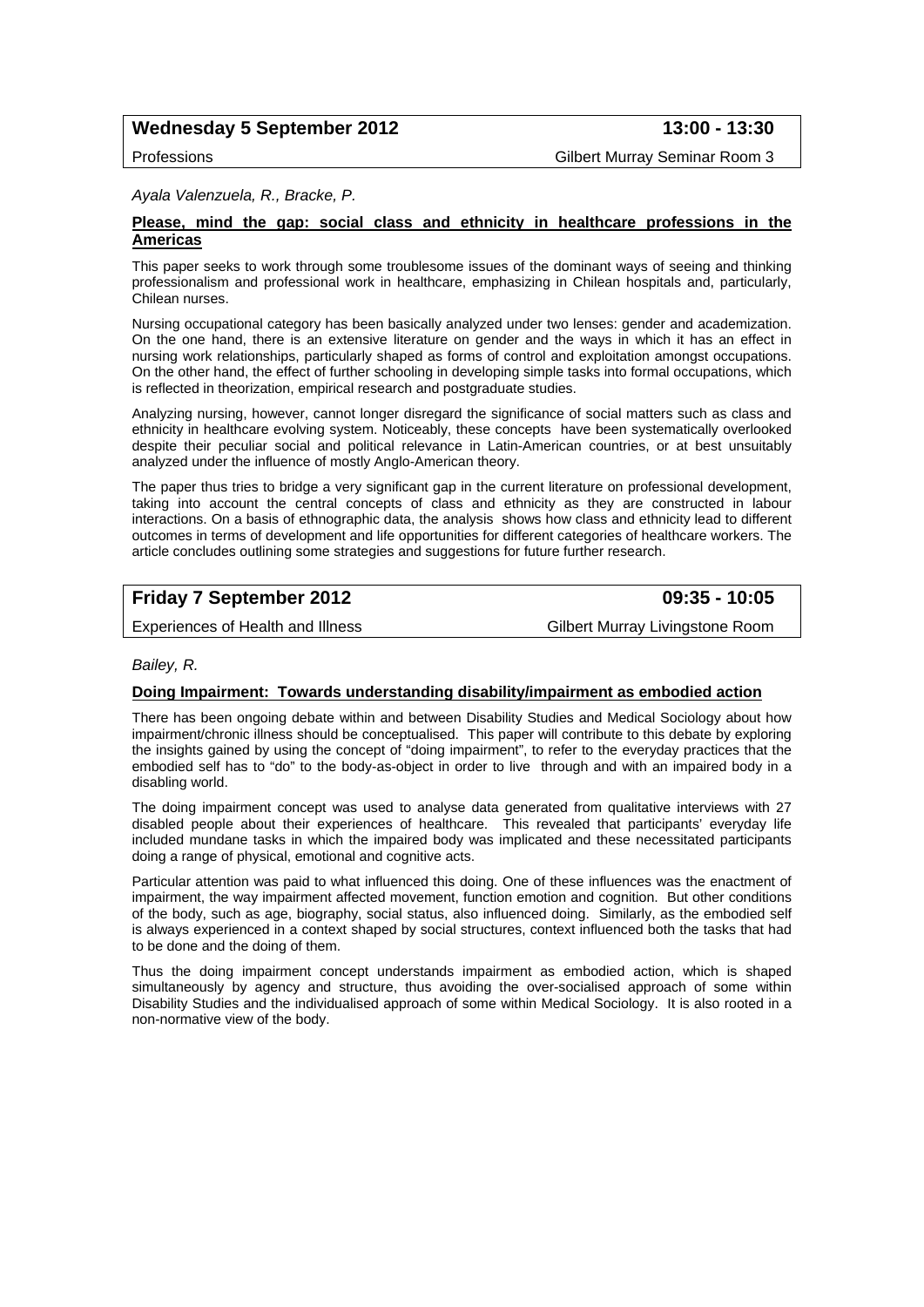**Wednesday 5 September 2012** **13:00 - 13:30**

Professions Gilbert Murray Seminar Room 3

*Ayala Valenzuela, R., Bracke, P.*

**Please, mind the gap: social class and ethnicity in healthcare professions in the Americas**

This paper seeks to work through some troublesome issues of the dominant ways of seeing and thinking professionalism and professional work in healthcare, emphasizing in Chilean hospitals and, particularly, Chilean nurses.

Nursing occupational category has been basically analyzed under two lenses: gender and academization. On the one hand, there is an extensive literature on gender and the ways in which it has an effect in nursing work relationships, particularly shaped as forms of control and exploitation amongst occupations. On the other hand, the effect of further schooling in developing simple tasks into formal occupations, which is reflected in theorization, empirical research and postgraduate studies.

Analyzing nursing, however, cannot longer disregard the significance of social matters such as class and ethnicity in healthcare evolving system. Noticeably, these concepts have been systematically overlooked despite their peculiar social and political relevance in Latin-American countries, or at best unsuitably analyzed under the influence of mostly Anglo-American theory.

The paper thus tries to bridge a very significant gap in the current literature on professional development, taking into account the central concepts of class and ethnicity as they are constructed in labour interactions. On a basis of ethnographic data, the analysis shows how class and ethnicity lead to different outcomes in terms of development and life opportunities for different categories of healthcare workers. The article concludes outlining some strategies and suggestions for future further research.

**Friday 7 September 2012** **09:35 - 10:05**

Experiences of Health and Illness Gilbert Murray Livingstone Room

*Bailey, R.*

**Doing Impairment: Towards understanding disability/impairment as embodied action**

There has been ongoing debate within and between Disability Studies and Medical Sociology about how impairment/chronic illness should be conceptualised. This paper will contribute to this debate by exploring the insights gained by using the concept of "doing impairment", to refer to the everyday practices that the embodied self has to "do" to the body-as-object in order to live through and with an impaired body in a disabling world.

The doing impairment concept was used to analyse data generated from qualitative interviews with 27 disabled people about their experiences of healthcare. This revealed that participants' everyday life included mundane tasks in which the impaired body was implicated and these necessitated participants doing a range of physical, emotional and cognitive acts.

Particular attention was paid to what influenced this doing. One of these influences was the enactment of impairment, the way impairment affected movement, function emotion and cognition. But other conditions of the body, such as age, biography, social status, also influenced doing. Similarly, as the embodied self is always experienced in a context shaped by social structures, context influenced both the tasks that had to be done and the doing of them.

Thus the doing impairment concept understands impairment as embodied action, which is shaped simultaneously by agency and structure, thus avoiding the over-socialised approach of some within Disability Studies and the individualised approach of some within Medical Sociology. It is also rooted in a non-normative view of the body.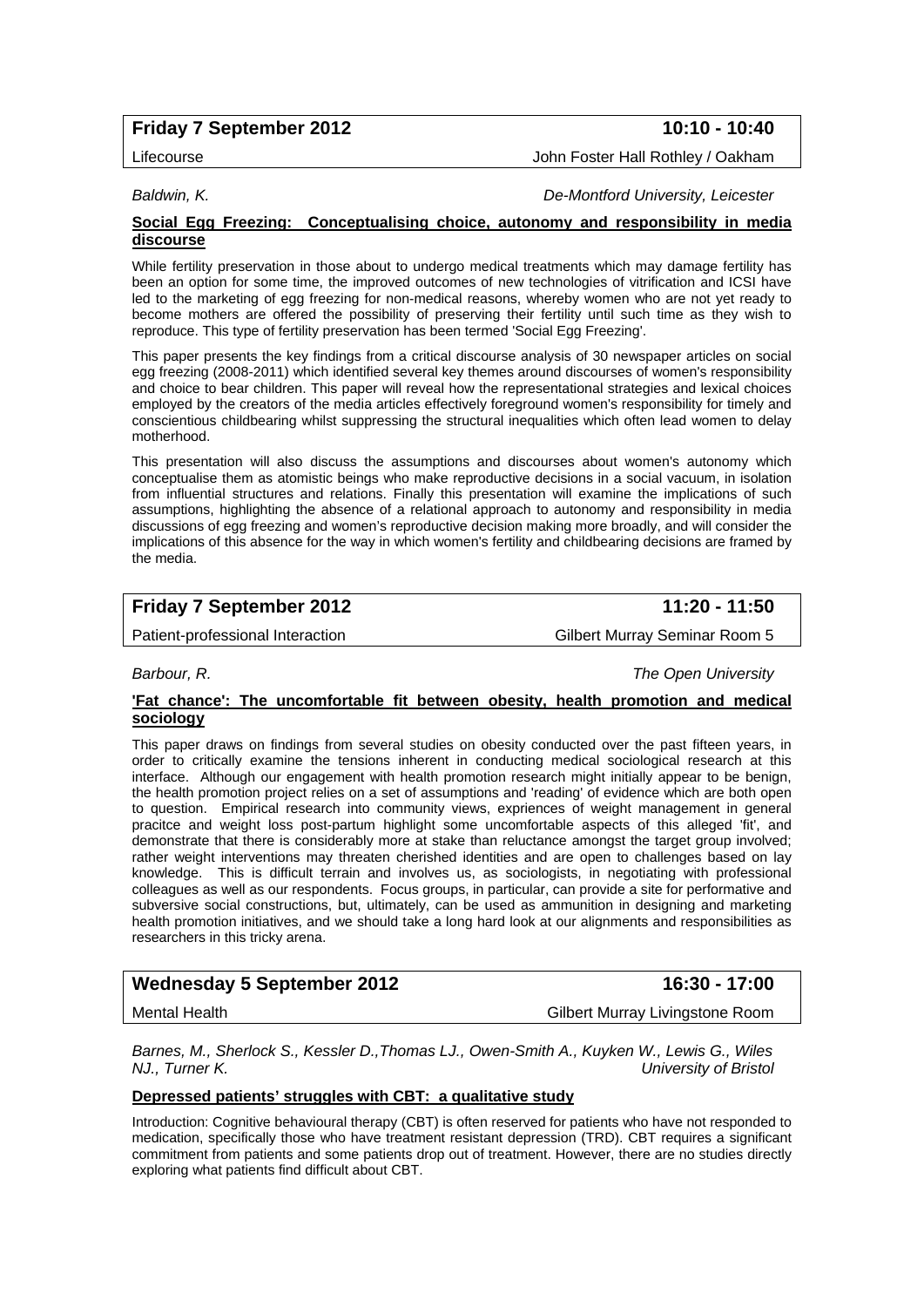**Friday 7 September 2012** **10:10 - 10:40**

Lifecourse John Foster Hall Rothley / Oakham

*Baldwin, K.* *De-Montford University, Leicester*

**Social Egg Freezing: Conceptualising choice, autonomy and responsibility in media discourse**

While fertility preservation in those about to undergo medical treatments which may damage fertility has been an option for some time, the improved outcomes of new technologies of vitrification and ICSI have led to the marketing of egg freezing for non-medical reasons, whereby women who are not yet ready to become mothers are offered the possibility of preserving their fertility until such time as they wish to reproduce. This type of fertility preservation has been termed 'Social Egg Freezing'.

This paper presents the key findings from a critical discourse analysis of 30 newspaper articles on social egg freezing (2008-2011) which identified several key themes around discourses of women's responsibility and choice to bear children. This paper will reveal how the representational strategies and lexical choices employed by the creators of the media articles effectively foreground women's responsibility for timely and conscientious childbearing whilst suppressing the structural inequalities which often lead women to delay motherhood.

This presentation will also discuss the assumptions and discourses about women's autonomy which conceptualise them as atomistic beings who make reproductive decisions in a social vacuum, in isolation from influential structures and relations. Finally this presentation will examine the implications of such assumptions, highlighting the absence of a relational approach to autonomy and responsibility in media discussions of egg freezing and women's reproductive decision making more broadly, and will consider the implications of this absence for the way in which women's fertility and childbearing decisions are framed by the media.

**Friday 7 September 2012** **11:20 - 11:50**

Patient-professional Interaction Gilbert Murray Seminar Room 5

*Barbour, R.* *The Open University*

**'Fat chance': The uncomfortable fit between obesity, health promotion and medical sociology**

This paper draws on findings from several studies on obesity conducted over the past fifteen years, in order to critically examine the tensions inherent in conducting medical sociological research at this interface. Although our engagement with health promotion research might initially appear to be benign, the health promotion project relies on a set of assumptions and 'reading' of evidence which are both open to question. Empirical research into community views, exprıences of weight management in general pracitce and weight loss post-partum highlight some uncomfortable aspects of this alleged 'fit', and demonstrate that there is considerably more at stake than reluctance amongst the target group involved; rather weight interventions may threaten cherished identities and are open to challenges based on lay knowledge. This is difficult terrain and involves us, as sociologists, in negotiating with professional colleagues as well as our respondents. Focus groups, in particular, can provide a site for performative and subversive social constructions, but, ultimately, can be used as ammunition in designing and marketing health promotion initiatives, and we should take a long hard look at our alignments and responsibilities as researchers in this tricky arena.

**Wednesday 5 September 2012** **16:30 - 17:00**

Mental Health Gilbert Murray Livingstone Room

*Barnes, M., Sherlock S., Kessler D.,Thomas LJ., Owen-Smith A., Kuyken W., Lewis G., Wiles NJ., Turner K.* *University of Bristol*

**Depressed patients' struggles with CBT: a qualitative study**

Introduction: Cognitive behavioural therapy (CBT) is often reserved for patients who have not responded to medication, specifically those who have treatment resistant depression (TRD). CBT requires a significant commitment from patients and some patients drop out of treatment. However, there are no studies directly exploring what patients find difficult about CBT.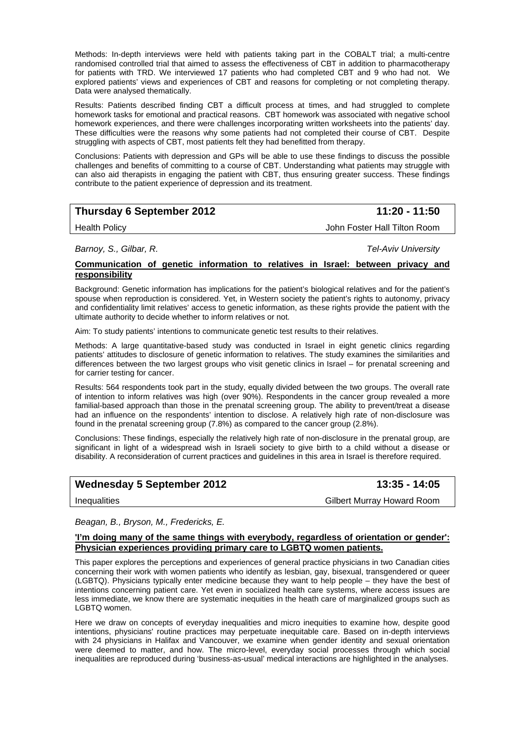Methods: In-depth interviews were held with patients taking part in the COBALT trial; a multi-centre randomised controlled trial that aimed to assess the effectiveness of CBT in addition to pharmacotherapy for patients with TRD. We interviewed 17 patients who had completed CBT and 9 who had not. We explored patients' views and experiences of CBT and reasons for completing or not completing therapy. Data were analysed thematically.

Results: Patients described finding CBT a difficult process at times, and had struggled to complete homework tasks for emotional and practical reasons. CBT homework was associated with negative school homework experiences, and there were challenges incorporating written worksheets into the patients' day. These difficulties were the reasons why some patients had not completed their course of CBT. Despite struggling with aspects of CBT, most patients felt they had benefitted from therapy.

Conclusions: Patients with depression and GPs will be able to use these findings to discuss the possible challenges and benefits of committing to a course of CBT. Understanding what patients may struggle with can also aid therapists in engaging the patient with CBT, thus ensuring greater success. These findings contribute to the patient experience of depression and its treatment.

| **Thursday 6 September 2012** | **11:20 - 11:50** |
|---|---|
| Health Policy | John Foster Hall Tilton Room |

*Barnoy, S., Gilbar, R.* *Tel-Aviv University*

**Communication of genetic information to relatives in Israel: between privacy and responsibility**

Background: Genetic information has implications for the patient's biological relatives and for the patient's spouse when reproduction is considered. Yet, in Western society the patient's rights to autonomy, privacy and confidentiality limit relatives' access to genetic information, as these rights provide the patient with the ultimate authority to decide whether to inform relatives or not.

Aim: To study patients' intentions to communicate genetic test results to their relatives.

Methods: A large quantitative-based study was conducted in Israel in eight genetic clinics regarding patients' attitudes to disclosure of genetic information to relatives. The study examines the similarities and differences between the two largest groups who visit genetic clinics in Israel – for prenatal screening and for carrier testing for cancer.

Results: 564 respondents took part in the study, equally divided between the two groups. The overall rate of intention to inform relatives was high (over 90%). Respondents in the cancer group revealed a more familial-based approach than those in the prenatal screening group. The ability to prevent/treat a disease had an influence on the respondents' intention to disclose. A relatively high rate of non-disclosure was found in the prenatal screening group (7.8%) as compared to the cancer group (2.8%).

Conclusions: These findings, especially the relatively high rate of non-disclosure in the prenatal group, are significant in light of a widespread wish in Israeli society to give birth to a child without a disease or disability. A reconsideration of current practices and guidelines in this area in Israel is therefore required.

| **Wednesday 5 September 2012** | **13:35 - 14:05** |
|---|---|
| Inequalities | Gilbert Murray Howard Room |

*Beagan, B., Bryson, M., Fredericks, E.*

**'I'm doing many of the same things with everybody, regardless of orientation or gender': Physician experiences providing primary care to LGBTQ women patients.**

This paper explores the perceptions and experiences of general practice physicians in two Canadian cities concerning their work with women patients who identify as lesbian, gay, bisexual, transgendered or queer (LGBTQ). Physicians typically enter medicine because they want to help people – they have the best of intentions concerning patient care. Yet even in socialized health care systems, where access issues are less immediate, we know there are systematic inequities in the heath care of marginalized groups such as LGBTQ women.

Here we draw on concepts of everyday inequalities and micro inequities to examine how, despite good intentions, physicians' routine practices may perpetuate inequitable care. Based on in-depth interviews with 24 physicians in Halifax and Vancouver, we examine when gender identity and sexual orientation were deemed to matter, and how. The micro-level, everyday social processes through which social inequalities are reproduced during 'business-as-usual' medical interactions are highlighted in the analyses.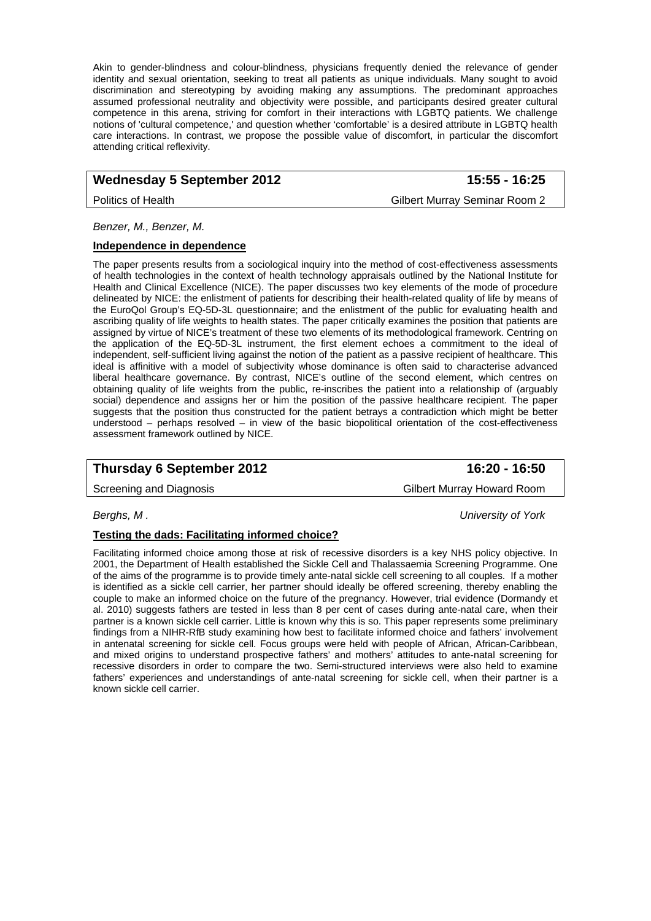Akin to gender-blindness and colour-blindness, physicians frequently denied the relevance of gender identity and sexual orientation, seeking to treat all patients as unique individuals. Many sought to avoid discrimination and stereotyping by avoiding making any assumptions. The predominant approaches assumed professional neutrality and objectivity were possible, and participants desired greater cultural competence in this arena, striving for comfort in their interactions with LGBTQ patients. We challenge notions of 'cultural competence,' and question whether 'comfortable' is a desired attribute in LGBTQ health care interactions. In contrast, we propose the possible value of discomfort, in particular the discomfort attending critical reflexivity.

| **Wednesday 5 September 2012** | **15:55 - 16:25** |
|---|---|
| Politics of Health | Gilbert Murray Seminar Room 2 |

*Benzer, M., Benzer, M.*

**Independence in dependence**

The paper presents results from a sociological inquiry into the method of cost-effectiveness assessments of health technologies in the context of health technology appraisals outlined by the National Institute for Health and Clinical Excellence (NICE). The paper discusses two key elements of the mode of procedure delineated by NICE: the enlistment of patients for describing their health-related quality of life by means of the EuroQol Group's EQ-5D-3L questionnaire; and the enlistment of the public for evaluating health and ascribing quality of life weights to health states. The paper critically examines the position that patients are assigned by virtue of NICE's treatment of these two elements of its methodological framework. Centring on the application of the EQ-5D-3L instrument, the first element echoes a commitment to the ideal of independent, self-sufficient living against the notion of the patient as a passive recipient of healthcare. This ideal is affinitive with a model of subjectivity whose dominance is often said to characterise advanced liberal healthcare governance. By contrast, NICE's outline of the second element, which centres on obtaining quality of life weights from the public, re-inscribes the patient into a relationship of (arguably social) dependence and assigns her or him the position of the passive healthcare recipient. The paper suggests that the position thus constructed for the patient betrays a contradiction which might be better understood – perhaps resolved – in view of the basic biopolitical orientation of the cost-effectiveness assessment framework outlined by NICE.

| **Thursday 6 September 2012** | **16:20 - 16:50** |
|---|---|
| Screening and Diagnosis | Gilbert Murray Howard Room |

*Berghs, M .* *University of York*

**Testing the dads: Facilitating informed choice?**

Facilitating informed choice among those at risk of recessive disorders is a key NHS policy objective. In 2001, the Department of Health established the Sickle Cell and Thalassaemia Screening Programme. One of the aims of the programme is to provide timely ante-natal sickle cell screening to all couples. If a mother is identified as a sickle cell carrier, her partner should ideally be offered screening, thereby enabling the couple to make an informed choice on the future of the pregnancy. However, trial evidence (Dormandy et al. 2010) suggests fathers are tested in less than 8 per cent of cases during ante-natal care, when their partner is a known sickle cell carrier. Little is known why this is so. This paper represents some preliminary findings from a NIHR-RfB study examining how best to facilitate informed choice and fathers' involvement in antenatal screening for sickle cell. Focus groups were held with people of African, African-Caribbean, and mixed origins to understand prospective fathers' and mothers' attitudes to ante-natal screening for recessive disorders in order to compare the two. Semi-structured interviews were also held to examine fathers' experiences and understandings of ante-natal screening for sickle cell, when their partner is a known sickle cell carrier.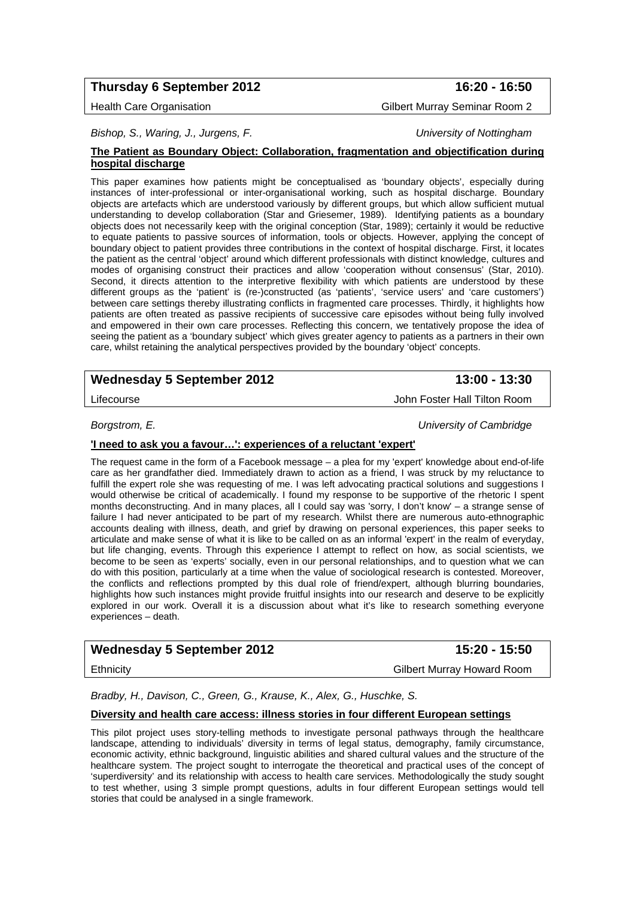**Thursday 6 September 2012** **16:20 - 16:50**

Health Care Organisation — Gilbert Murray Seminar Room 2

*Bishop, S., Waring, J., Jurgens, F.* — *University of Nottingham*

**The Patient as Boundary Object: Collaboration, fragmentation and objectification during hospital discharge**

This paper examines how patients might be conceptualised as 'boundary objects', especially during instances of inter-professional or inter-organisational working, such as hospital discharge. Boundary objects are artefacts which are understood variously by different groups, but which allow sufficient mutual understanding to develop collaboration (Star and Griesemer, 1989). Identifying patients as a boundary objects does not necessarily keep with the original conception (Star, 1989); certainly it would be reductive to equate patients to passive sources of information, tools or objects. However, applying the concept of boundary object to patient provides three contributions in the context of hospital discharge. First, it locates the patient as the central 'object' around which different professionals with distinct knowledge, cultures and modes of organising construct their practices and allow 'cooperation without consensus' (Star, 2010). Second, it directs attention to the interpretive flexibility with which patients are understood by these different groups as the 'patient' is (re-)constructed (as 'patients', 'service users' and 'care customers') between care settings thereby illustrating conflicts in fragmented care processes. Thirdly, it highlights how patients are often treated as passive recipients of successive care episodes without being fully involved and empowered in their own care processes. Reflecting this concern, we tentatively propose the idea of seeing the patient as a 'boundary subject' which gives greater agency to patients as a partners in their own care, whilst retaining the analytical perspectives provided by the boundary 'object' concepts.

**Wednesday 5 September 2012** **13:00 - 13:30**

Lifecourse — John Foster Hall Tilton Room

*Borgstrom, E.* — *University of Cambridge*

**'I need to ask you a favour…': experiences of a reluctant 'expert'**

The request came in the form of a Facebook message – a plea for my 'expert' knowledge about end-of-life care as her grandfather died. Immediately drawn to action as a friend, I was struck by my reluctance to fulfill the expert role she was requesting of me. I was left advocating practical solutions and suggestions I would otherwise be critical of academically. I found my response to be supportive of the rhetoric I spent months deconstructing. And in many places, all I could say was 'sorry, I don't know' – a strange sense of failure I had never anticipated to be part of my research. Whilst there are numerous auto-ethnographic accounts dealing with illness, death, and grief by drawing on personal experiences, this paper seeks to articulate and make sense of what it is like to be called on as an informal 'expert' in the realm of everyday, but life changing, events. Through this experience I attempt to reflect on how, as social scientists, we become to be seen as 'experts' socially, even in our personal relationships, and to question what we can do with this position, particularly at a time when the value of sociological research is contested. Moreover, the conflicts and reflections prompted by this dual role of friend/expert, although blurring boundaries, highlights how such instances might provide fruitful insights into our research and deserve to be explicitly explored in our work. Overall it is a discussion about what it's like to research something everyone experiences – death.

**Wednesday 5 September 2012** **15:20 - 15:50**

Ethnicity — Gilbert Murray Howard Room

*Bradby, H., Davison, C., Green, G., Krause, K., Alex, G., Huschke, S.*

**Diversity and health care access: illness stories in four different European settings**

This pilot project uses story-telling methods to investigate personal pathways through the healthcare landscape, attending to individuals' diversity in terms of legal status, demography, family circumstance, economic activity, ethnic background, linguistic abilities and shared cultural values and the structure of the healthcare system. The project sought to interrogate the theoretical and practical uses of the concept of 'superdiversity' and its relationship with access to health care services. Methodologically the study sought to test whether, using 3 simple prompt questions, adults in four different European settings would tell stories that could be analysed in a single framework.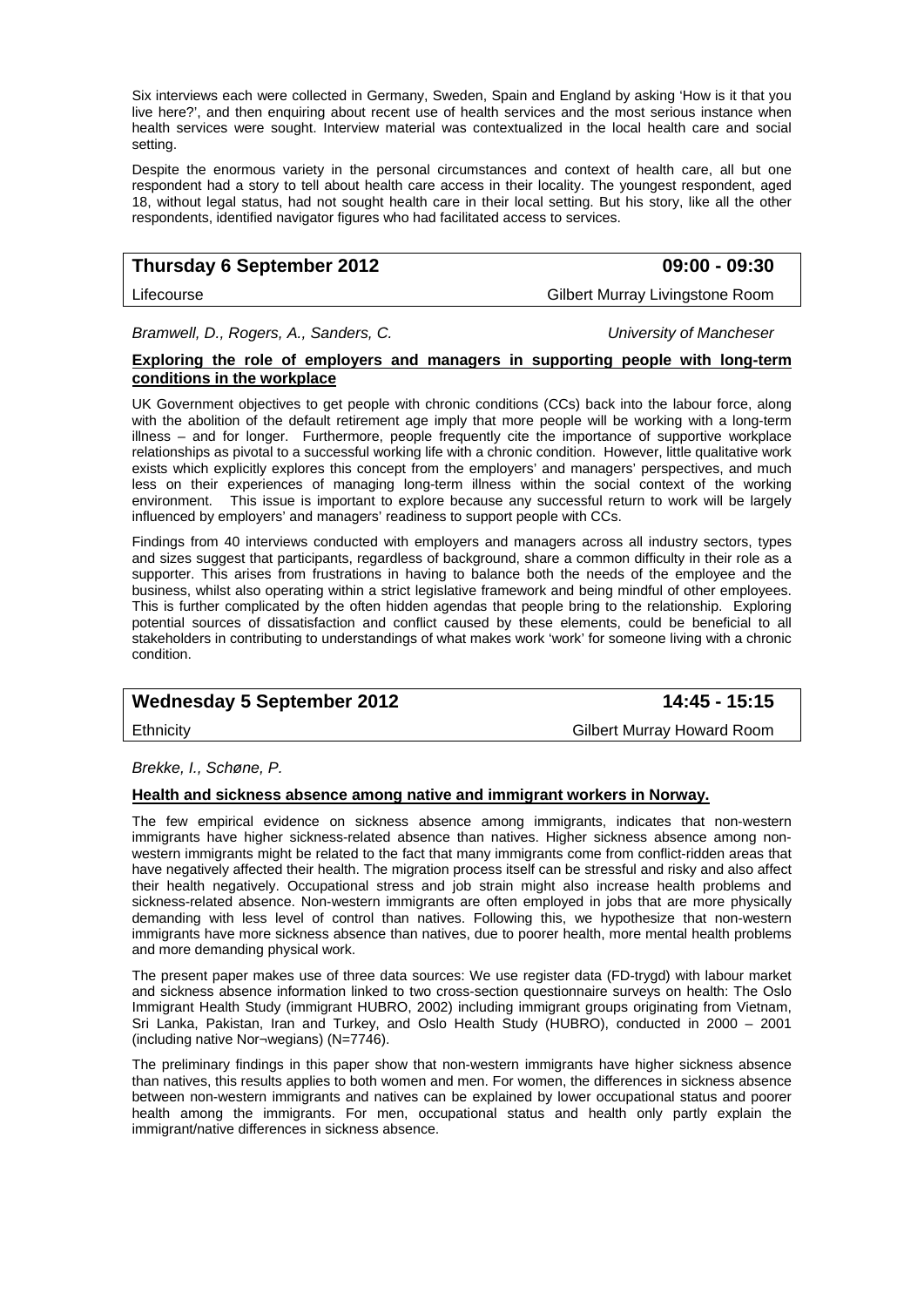Six interviews each were collected in Germany, Sweden, Spain and England by asking 'How is it that you live here?', and then enquiring about recent use of health services and the most serious instance when health services were sought. Interview material was contextualized in the local health care and social setting.

Despite the enormous variety in the personal circumstances and context of health care, all but one respondent had a story to tell about health care access in their locality. The youngest respondent, aged 18, without legal status, had not sought health care in their local setting. But his story, like all the other respondents, identified navigator figures who had facilitated access to services.

| **Thursday 6 September 2012** | **09:00 - 09:30** |
|---|---|
| Lifecourse | Gilbert Murray Livingstone Room |

*Bramwell, D., Rogers, A., Sanders, C.* *University of Mancheser*

**Exploring the role of employers and managers in supporting people with long-term conditions in the workplace**

UK Government objectives to get people with chronic conditions (CCs) back into the labour force, along with the abolition of the default retirement age imply that more people will be working with a long-term illness – and for longer. Furthermore, people frequently cite the importance of supportive workplace relationships as pivotal to a successful working life with a chronic condition. However, little qualitative work exists which explicitly explores this concept from the employers' and managers' perspectives, and much less on their experiences of managing long-term illness within the social context of the working environment. This issue is important to explore because any successful return to work will be largely influenced by employers' and managers' readiness to support people with CCs.

Findings from 40 interviews conducted with employers and managers across all industry sectors, types and sizes suggest that participants, regardless of background, share a common difficulty in their role as a supporter. This arises from frustrations in having to balance both the needs of the employee and the business, whilst also operating within a strict legislative framework and being mindful of other employees. This is further complicated by the often hidden agendas that people bring to the relationship. Exploring potential sources of dissatisfaction and conflict caused by these elements, could be beneficial to all stakeholders in contributing to understandings of what makes work 'work' for someone living with a chronic condition.

| **Wednesday 5 September 2012** | **14:45 - 15:15** |
|---|---|
| Ethnicity | Gilbert Murray Howard Room |

*Brekke, I., Schøne, P.*

**Health and sickness absence among native and immigrant workers in Norway.**

The few empirical evidence on sickness absence among immigrants, indicates that non-western immigrants have higher sickness-related absence than natives. Higher sickness absence among non-western immigrants might be related to the fact that many immigrants come from conflict-ridden areas that have negatively affected their health. The migration process itself can be stressful and risky and also affect their health negatively. Occupational stress and job strain might also increase health problems and sickness-related absence. Non-western immigrants are often employed in jobs that are more physically demanding with less level of control than natives. Following this, we hypothesize that non-western immigrants have more sickness absence than natives, due to poorer health, more mental health problems and more demanding physical work.

The present paper makes use of three data sources: We use register data (FD-trygd) with labour market and sickness absence information linked to two cross-section questionnaire surveys on health: The Oslo Immigrant Health Study (immigrant HUBRO, 2002) including immigrant groups originating from Vietnam, Sri Lanka, Pakistan, Iran and Turkey, and Oslo Health Study (HUBRO), conducted in 2000 – 2001 (including native Nor¬wegians) (N=7746).

The preliminary findings in this paper show that non-western immigrants have higher sickness absence than natives, this results applies to both women and men. For women, the differences in sickness absence between non-western immigrants and natives can be explained by lower occupational status and poorer health among the immigrants. For men, occupational status and health only partly explain the immigrant/native differences in sickness absence.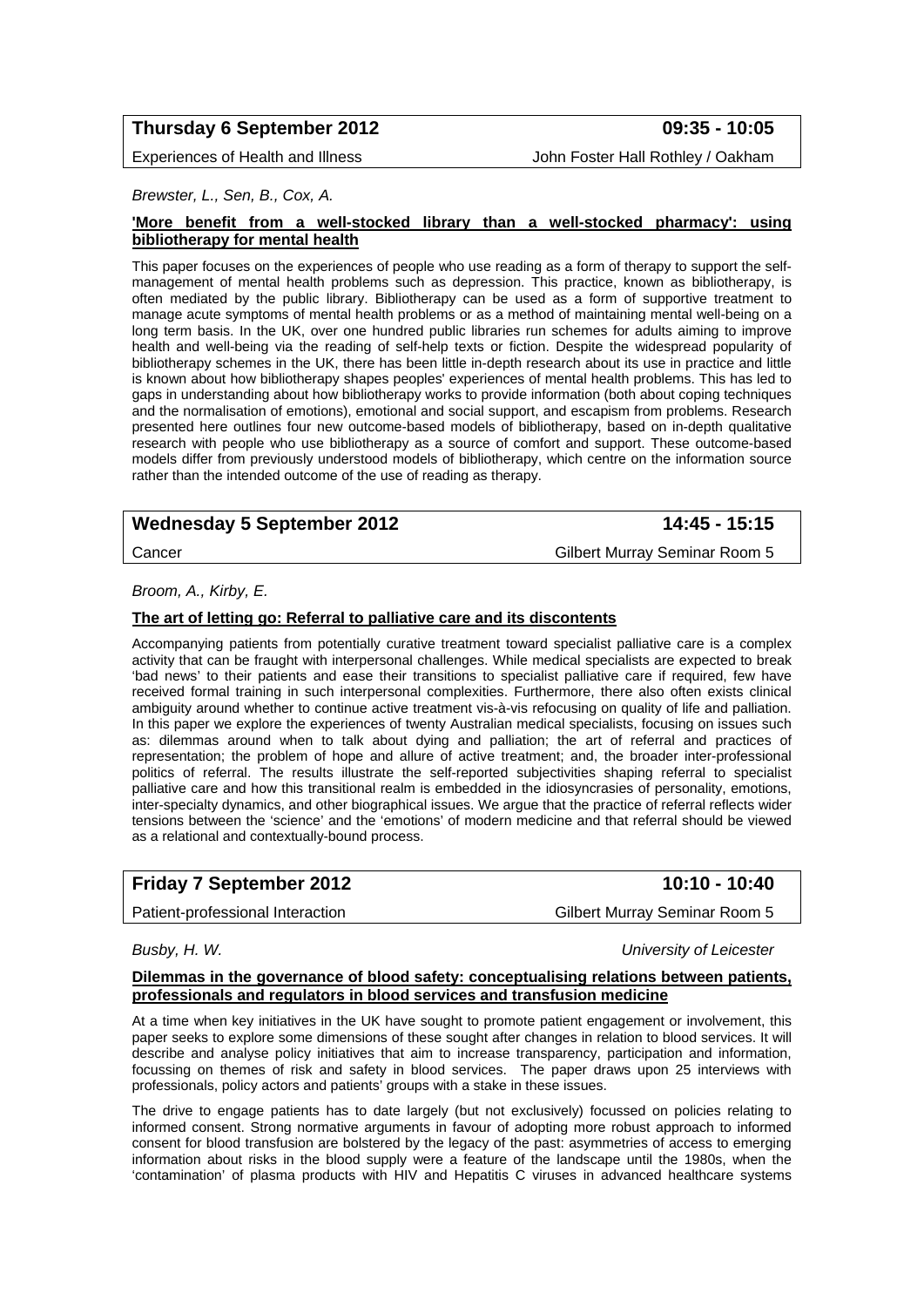## Thursday 6 September 2012 — 09:35 - 10:05

Experiences of Health and Illness — John Foster Hall Rothley / Oakham

*Brewster, L., Sen, B., Cox, A.*

**'More benefit from a well-stocked library than a well-stocked pharmacy': using bibliotherapy for mental health**

This paper focuses on the experiences of people who use reading as a form of therapy to support the self-management of mental health problems such as depression. This practice, known as bibliotherapy, is often mediated by the public library. Bibliotherapy can be used as a form of supportive treatment to manage acute symptoms of mental health problems or as a method of maintaining mental well-being on a long term basis. In the UK, over one hundred public libraries run schemes for adults aiming to improve health and well-being via the reading of self-help texts or fiction. Despite the widespread popularity of bibliotherapy schemes in the UK, there has been little in-depth research about its use in practice and little is known about how bibliotherapy shapes peoples' experiences of mental health problems. This has led to gaps in understanding about how bibliotherapy works to provide information (both about coping techniques and the normalisation of emotions), emotional and social support, and escapism from problems. Research presented here outlines four new outcome-based models of bibliotherapy, based on in-depth qualitative research with people who use bibliotherapy as a source of comfort and support. These outcome-based models differ from previously understood models of bibliotherapy, which centre on the information source rather than the intended outcome of the use of reading as therapy.

## Wednesday 5 September 2012 — 14:45 - 15:15

Cancer — Gilbert Murray Seminar Room 5

*Broom, A., Kirby, E.*

**The art of letting go: Referral to palliative care and its discontents**

Accompanying patients from potentially curative treatment toward specialist palliative care is a complex activity that can be fraught with interpersonal challenges. While medical specialists are expected to break 'bad news' to their patients and ease their transitions to specialist palliative care if required, few have received formal training in such interpersonal complexities. Furthermore, there also often exists clinical ambiguity around whether to continue active treatment vis-à-vis refocusing on quality of life and palliation. In this paper we explore the experiences of twenty Australian medical specialists, focusing on issues such as: dilemmas around when to talk about dying and palliation; the art of referral and practices of representation; the problem of hope and allure of active treatment; and, the broader inter-professional politics of referral. The results illustrate the self-reported subjectivities shaping referral to specialist palliative care and how this transitional realm is embedded in the idiosyncrasies of personality, emotions, inter-specialty dynamics, and other biographical issues. We argue that the practice of referral reflects wider tensions between the 'science' and the 'emotions' of modern medicine and that referral should be viewed as a relational and contextually-bound process.

## Friday 7 September 2012 — 10:10 - 10:40

Patient-professional Interaction — Gilbert Murray Seminar Room 5

*Busby, H. W.* — *University of Leicester*

**Dilemmas in the governance of blood safety: conceptualising relations between patients, professionals and regulators in blood services and transfusion medicine**

At a time when key initiatives in the UK have sought to promote patient engagement or involvement, this paper seeks to explore some dimensions of these sought after changes in relation to blood services. It will describe and analyse policy initiatives that aim to increase transparency, participation and information, focussing on themes of risk and safety in blood services. The paper draws upon 25 interviews with professionals, policy actors and patients' groups with a stake in these issues.

The drive to engage patients has to date largely (but not exclusively) focussed on policies relating to informed consent. Strong normative arguments in favour of adopting more robust approach to informed consent for blood transfusion are bolstered by the legacy of the past: asymmetries of access to emerging information about risks in the blood supply were a feature of the landscape until the 1980s, when the 'contamination' of plasma products with HIV and Hepatitis C viruses in advanced healthcare systems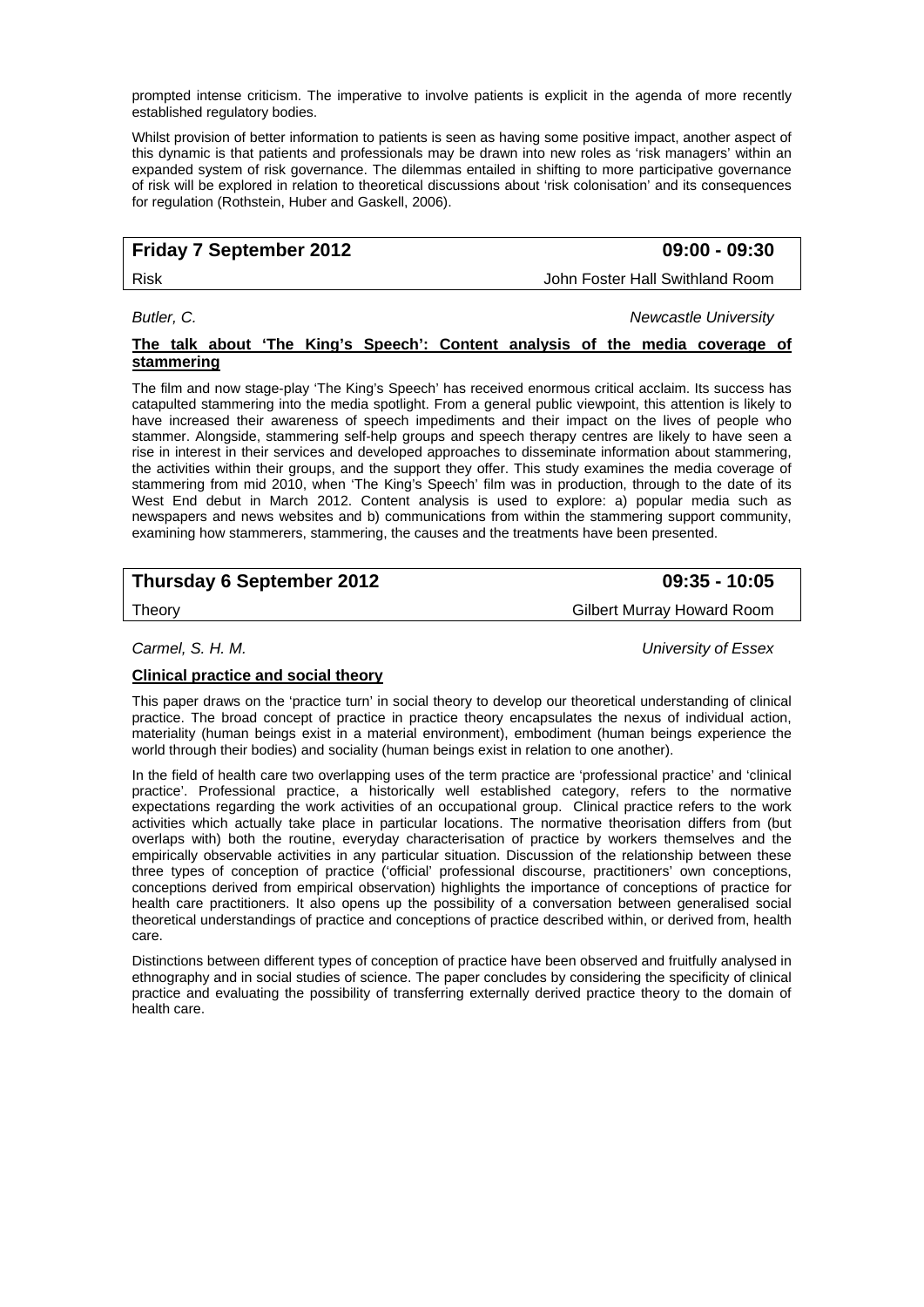prompted intense criticism. The imperative to involve patients is explicit in the agenda of more recently established regulatory bodies.

Whilst provision of better information to patients is seen as having some positive impact, another aspect of this dynamic is that patients and professionals may be drawn into new roles as 'risk managers' within an expanded system of risk governance. The dilemmas entailed in shifting to more participative governance of risk will be explored in relation to theoretical discussions about 'risk colonisation' and its consequences for regulation (Rothstein, Huber and Gaskell, 2006).

| **Friday 7 September 2012** | **09:00 - 09:30** |
| --- | --- |
| Risk | John Foster Hall Swithland Room |

*Butler, C.* — *Newcastle University*

**The talk about 'The King's Speech': Content analysis of the media coverage of stammering**

The film and now stage-play 'The King's Speech' has received enormous critical acclaim. Its success has catapulted stammering into the media spotlight. From a general public viewpoint, this attention is likely to have increased their awareness of speech impediments and their impact on the lives of people who stammer. Alongside, stammering self-help groups and speech therapy centres are likely to have seen a rise in interest in their services and developed approaches to disseminate information about stammering, the activities within their groups, and the support they offer. This study examines the media coverage of stammering from mid 2010, when 'The King's Speech' film was in production, through to the date of its West End debut in March 2012. Content analysis is used to explore: a) popular media such as newspapers and news websites and b) communications from within the stammering support community, examining how stammerers, stammering, the causes and the treatments have been presented.

| **Thursday 6 September 2012** | **09:35 - 10:05** |
| --- | --- |
| Theory | Gilbert Murray Howard Room |

*Carmel, S. H. M.* — *University of Essex*

**Clinical practice and social theory**

This paper draws on the 'practice turn' in social theory to develop our theoretical understanding of clinical practice. The broad concept of practice in practice theory encapsulates the nexus of individual action, materiality (human beings exist in a material environment), embodiment (human beings experience the world through their bodies) and sociality (human beings exist in relation to one another).

In the field of health care two overlapping uses of the term practice are 'professional practice' and 'clinical practice'. Professional practice, a historically well established category, refers to the normative expectations regarding the work activities of an occupational group. Clinical practice refers to the work activities which actually take place in particular locations. The normative theorisation differs from (but overlaps with) both the routine, everyday characterisation of practice by workers themselves and the empirically observable activities in any particular situation. Discussion of the relationship between these three types of conception of practice ('official' professional discourse, practitioners' own conceptions, conceptions derived from empirical observation) highlights the importance of conceptions of practice for health care practitioners. It also opens up the possibility of a conversation between generalised social theoretical understandings of practice and conceptions of practice described within, or derived from, health care.

Distinctions between different types of conception of practice have been observed and fruitfully analysed in ethnography and in social studies of science. The paper concludes by considering the specificity of clinical practice and evaluating the possibility of transferring externally derived practice theory to the domain of health care.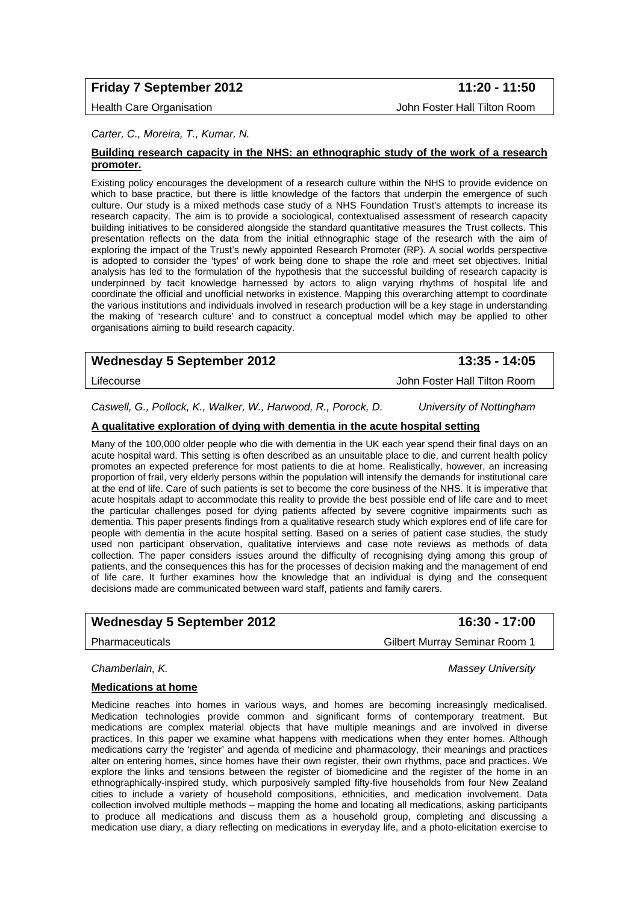**Friday 7 September 2012** **11:20 - 11:50**

Health Care Organisation — John Foster Hall Tilton Room

*Carter, C., Moreira, T., Kumar, N.*

**Building research capacity in the NHS: an ethnographic study of the work of a research promoter.**

Existing policy encourages the development of a research culture within the NHS to provide evidence on which to base practice, but there is little knowledge of the factors that underpin the emergence of such culture. Our study is a mixed methods case study of a NHS Foundation Trust's attempts to increase its research capacity. The aim is to provide a sociological, contextualised assessment of research capacity building initiatives to be considered alongside the standard quantitative measures the Trust collects. This presentation reflects on the data from the initial ethnographic stage of the research with the aim of exploring the impact of the Trust's newly appointed Research Promoter (RP). A social worlds perspective is adopted to consider the 'types' of work being done to shape the role and meet set objectives. Initial analysis has led to the formulation of the hypothesis that the successful building of research capacity is underpinned by tacit knowledge harnessed by actors to align varying rhythms of hospital life and coordinate the official and unofficial networks in existence. Mapping this overarching attempt to coordinate the various institutions and individuals involved in research production will be a key stage in understanding the making of 'research culture' and to construct a conceptual model which may be applied to other organisations aiming to build research capacity.

**Wednesday 5 September 2012** **13:35 - 14:05**

Lifecourse — John Foster Hall Tilton Room

*Caswell, G., Pollock, K., Walker, W., Harwood, R., Porock, D.* — *University of Nottingham*

**A qualitative exploration of dying with dementia in the acute hospital setting**

Many of the 100,000 older people who die with dementia in the UK each year spend their final days on an acute hospital ward. This setting is often described as an unsuitable place to die, and current health policy promotes an expected preference for most patients to die at home. Realistically, however, an increasing proportion of frail, very elderly persons within the population will intensify the demands for institutional care at the end of life. Care of such patients is set to become the core business of the NHS. It is imperative that acute hospitals adapt to accommodate this reality to provide the best possible end of life care and to meet the particular challenges posed for dying patients affected by severe cognitive impairments such as dementia. This paper presents findings from a qualitative research study which explores end of life care for people with dementia in the acute hospital setting. Based on a series of patient case studies, the study used non participant observation, qualitative interviews and case note reviews as methods of data collection. The paper considers issues around the difficulty of recognising dying among this group of patients, and the consequences this has for the processes of decision making and the management of end of life care. It further examines how the knowledge that an individual is dying and the consequent decisions made are communicated between ward staff, patients and family carers.

**Wednesday 5 September 2012** **16:30 - 17:00**

Pharmaceuticals — Gilbert Murray Seminar Room 1

*Chamberlain, K.* — *Massey University*

**Medications at home**

Medicine reaches into homes in various ways, and homes are becoming increasingly medicalised. Medication technologies provide common and significant forms of contemporary treatment. But medications are complex material objects that have multiple meanings and are involved in diverse practices. In this paper we examine what happens with medications when they enter homes. Although medications carry the 'register' and agenda of medicine and pharmacology, their meanings and practices alter on entering homes, since homes have their own register, their own rhythms, pace and practices. We explore the links and tensions between the register of biomedicine and the register of the home in an ethnographically-inspired study, which purposively sampled fifty-five households from four New Zealand cities to include a variety of household compositions, ethnicities, and medication involvement. Data collection involved multiple methods – mapping the home and locating all medications, asking participants to produce all medications and discuss them as a household group, completing and discussing a medication use diary, a diary reflecting on medications in everyday life, and a photo-elicitation exercise to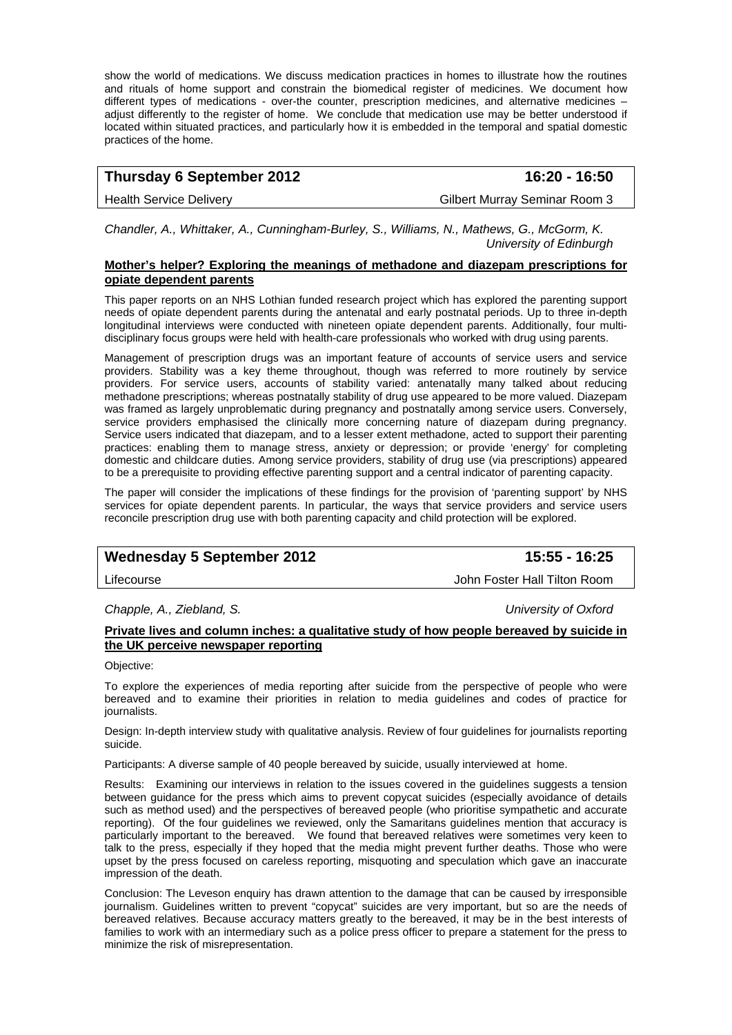show the world of medications. We discuss medication practices in homes to illustrate how the routines and rituals of home support and constrain the biomedical register of medicines. We document how different types of medications - over-the counter, prescription medicines, and alternative medicines – adjust differently to the register of home. We conclude that medication use may be better understood if located within situated practices, and particularly how it is embedded in the temporal and spatial domestic practices of the home.

| **Thursday 6 September 2012** | **16:20 - 16:50** |
|---|---|
| Health Service Delivery | Gilbert Murray Seminar Room 3 |

*Chandler, A., Whittaker, A., Cunningham-Burley, S., Williams, N., Mathews, G., McGorm, K.*
*University of Edinburgh*

**Mother's helper? Exploring the meanings of methadone and diazepam prescriptions for opiate dependent parents**

This paper reports on an NHS Lothian funded research project which has explored the parenting support needs of opiate dependent parents during the antenatal and early postnatal periods. Up to three in-depth longitudinal interviews were conducted with nineteen opiate dependent parents. Additionally, four multi-disciplinary focus groups were held with health-care professionals who worked with drug using parents.

Management of prescription drugs was an important feature of accounts of service users and service providers. Stability was a key theme throughout, though was referred to more routinely by service providers. For service users, accounts of stability varied: antenatally many talked about reducing methadone prescriptions; whereas postnatally stability of drug use appeared to be more valued. Diazepam was framed as largely unproblematic during pregnancy and postnatally among service users. Conversely, service providers emphasised the clinically more concerning nature of diazepam during pregnancy. Service users indicated that diazepam, and to a lesser extent methadone, acted to support their parenting practices: enabling them to manage stress, anxiety or depression; or provide 'energy' for completing domestic and childcare duties. Among service providers, stability of drug use (via prescriptions) appeared to be a prerequisite to providing effective parenting support and a central indicator of parenting capacity.

The paper will consider the implications of these findings for the provision of 'parenting support' by NHS services for opiate dependent parents. In particular, the ways that service providers and service users reconcile prescription drug use with both parenting capacity and child protection will be explored.

| **Wednesday 5 September 2012** | **15:55 - 16:25** |
|---|---|
| Lifecourse | John Foster Hall Tilton Room |

*Chapple, A., Ziebland, S.* *University of Oxford*

**Private lives and column inches: a qualitative study of how people bereaved by suicide in the UK perceive newspaper reporting**

Objective:

To explore the experiences of media reporting after suicide from the perspective of people who were bereaved and to examine their priorities in relation to media guidelines and codes of practice for journalists.

Design: In-depth interview study with qualitative analysis. Review of four guidelines for journalists reporting suicide.

Participants: A diverse sample of 40 people bereaved by suicide, usually interviewed at home.

Results: Examining our interviews in relation to the issues covered in the guidelines suggests a tension between guidance for the press which aims to prevent copycat suicides (especially avoidance of details such as method used) and the perspectives of bereaved people (who prioritise sympathetic and accurate reporting). Of the four guidelines we reviewed, only the Samaritans guidelines mention that accuracy is particularly important to the bereaved. We found that bereaved relatives were sometimes very keen to talk to the press, especially if they hoped that the media might prevent further deaths. Those who were upset by the press focused on careless reporting, misquoting and speculation which gave an inaccurate impression of the death.

Conclusion: The Leveson enquiry has drawn attention to the damage that can be caused by irresponsible journalism. Guidelines written to prevent "copycat" suicides are very important, but so are the needs of bereaved relatives. Because accuracy matters greatly to the bereaved, it may be in the best interests of families to work with an intermediary such as a police press officer to prepare a statement for the press to minimize the risk of misrepresentation.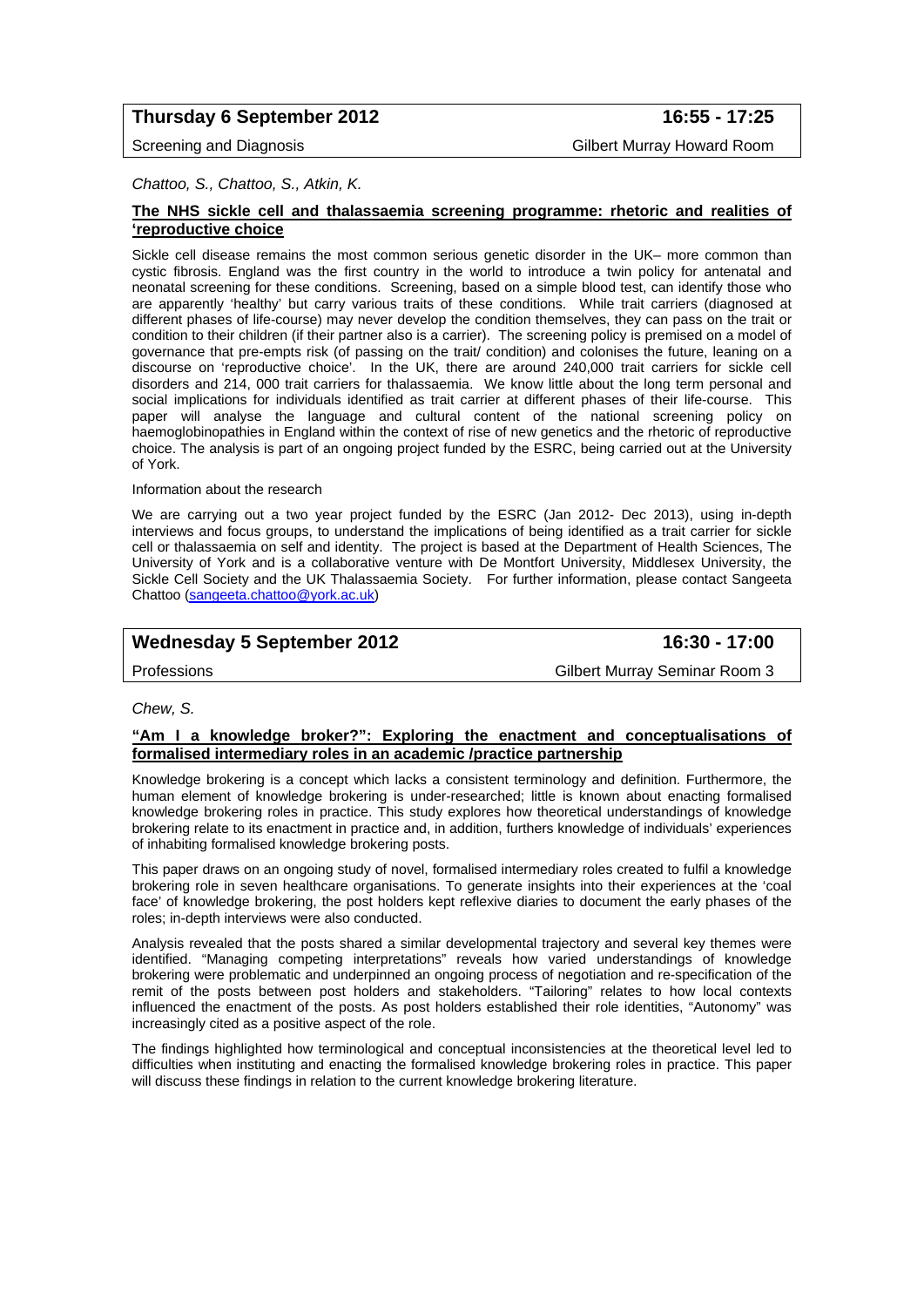**Thursday 6 September 2012** **16:55 - 17:25**

Screening and Diagnosis Gilbert Murray Howard Room

*Chattoo, S., Chattoo, S., Atkin, K.*

**The NHS sickle cell and thalassaemia screening programme: rhetoric and realities of 'reproductive choice**

Sickle cell disease remains the most common serious genetic disorder in the UK– more common than cystic fibrosis. England was the first country in the world to introduce a twin policy for antenatal and neonatal screening for these conditions. Screening, based on a simple blood test, can identify those who are apparently 'healthy' but carry various traits of these conditions. While trait carriers (diagnosed at different phases of life-course) may never develop the condition themselves, they can pass on the trait or condition to their children (if their partner also is a carrier). The screening policy is premised on a model of governance that pre-empts risk (of passing on the trait/ condition) and colonises the future, leaning on a discourse on 'reproductive choice'. In the UK, there are around 240,000 trait carriers for sickle cell disorders and 214, 000 trait carriers for thalassaemia. We know little about the long term personal and social implications for individuals identified as trait carrier at different phases of their life-course. This paper will analyse the language and cultural content of the national screening policy on haemoglobinopathies in England within the context of rise of new genetics and the rhetoric of reproductive choice. The analysis is part of an ongoing project funded by the ESRC, being carried out at the University of York.

Information about the research

We are carrying out a two year project funded by the ESRC (Jan 2012- Dec 2013), using in-depth interviews and focus groups, to understand the implications of being identified as a trait carrier for sickle cell or thalassaemia on self and identity. The project is based at the Department of Health Sciences, The University of York and is a collaborative venture with De Montfort University, Middlesex University, the Sickle Cell Society and the UK Thalassaemia Society. For further information, please contact Sangeeta Chattoo (sangeeta.chattoo@york.ac.uk)

**Wednesday 5 September 2012** **16:30 - 17:00**

Professions Gilbert Murray Seminar Room 3

*Chew, S.*

**"Am I a knowledge broker?": Exploring the enactment and conceptualisations of formalised intermediary roles in an academic /practice partnership**

Knowledge brokering is a concept which lacks a consistent terminology and definition. Furthermore, the human element of knowledge brokering is under-researched; little is known about enacting formalised knowledge brokering roles in practice. This study explores how theoretical understandings of knowledge brokering relate to its enactment in practice and, in addition, furthers knowledge of individuals' experiences of inhabiting formalised knowledge brokering posts.

This paper draws on an ongoing study of novel, formalised intermediary roles created to fulfil a knowledge brokering role in seven healthcare organisations. To generate insights into their experiences at the 'coal face' of knowledge brokering, the post holders kept reflexive diaries to document the early phases of the roles; in-depth interviews were also conducted.

Analysis revealed that the posts shared a similar developmental trajectory and several key themes were identified. "Managing competing interpretations" reveals how varied understandings of knowledge brokering were problematic and underpinned an ongoing process of negotiation and re-specification of the remit of the posts between post holders and stakeholders. "Tailoring" relates to how local contexts influenced the enactment of the posts. As post holders established their role identities, "Autonomy" was increasingly cited as a positive aspect of the role.

The findings highlighted how terminological and conceptual inconsistencies at the theoretical level led to difficulties when instituting and enacting the formalised knowledge brokering roles in practice. This paper will discuss these findings in relation to the current knowledge brokering literature.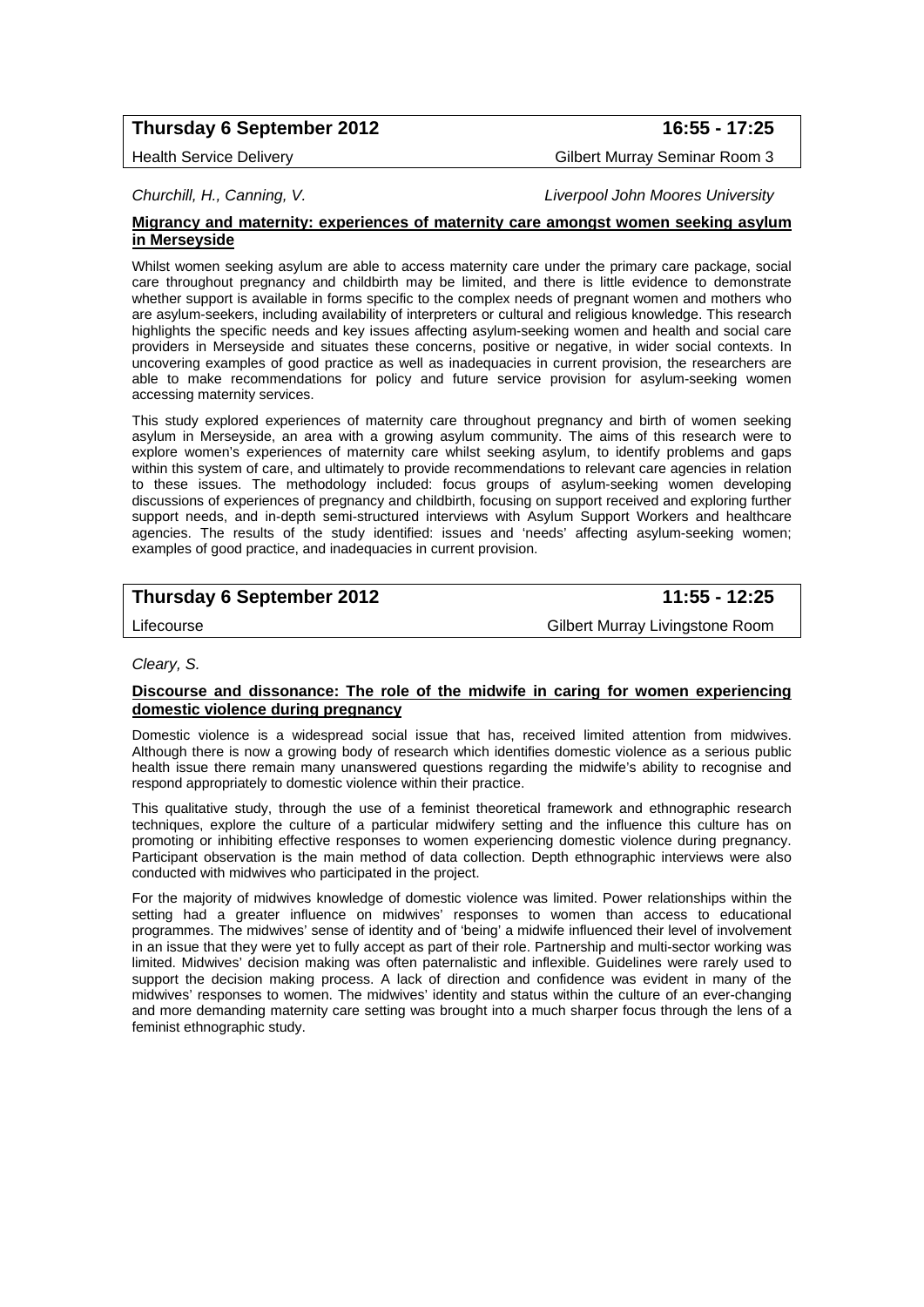**Thursday 6 September 2012** **16:55 - 17:25**

Health Service Delivery — Gilbert Murray Seminar Room 3

*Churchill, H., Canning, V.* — *Liverpool John Moores University*

**Migrancy and maternity: experiences of maternity care amongst women seeking asylum in Merseyside**

Whilst women seeking asylum are able to access maternity care under the primary care package, social care throughout pregnancy and childbirth may be limited, and there is little evidence to demonstrate whether support is available in forms specific to the complex needs of pregnant women and mothers who are asylum-seekers, including availability of interpreters or cultural and religious knowledge. This research highlights the specific needs and key issues affecting asylum-seeking women and health and social care providers in Merseyside and situates these concerns, positive or negative, in wider social contexts. In uncovering examples of good practice as well as inadequacies in current provision, the researchers are able to make recommendations for policy and future service provision for asylum-seeking women accessing maternity services.

This study explored experiences of maternity care throughout pregnancy and birth of women seeking asylum in Merseyside, an area with a growing asylum community. The aims of this research were to explore women's experiences of maternity care whilst seeking asylum, to identify problems and gaps within this system of care, and ultimately to provide recommendations to relevant care agencies in relation to these issues. The methodology included: focus groups of asylum-seeking women developing discussions of experiences of pregnancy and childbirth, focusing on support received and exploring further support needs, and in-depth semi-structured interviews with Asylum Support Workers and healthcare agencies. The results of the study identified: issues and 'needs' affecting asylum-seeking women; examples of good practice, and inadequacies in current provision.

**Thursday 6 September 2012** **11:55 - 12:25**

Lifecourse — Gilbert Murray Livingstone Room

*Cleary, S.*

**Discourse and dissonance: The role of the midwife in caring for women experiencing domestic violence during pregnancy**

Domestic violence is a widespread social issue that has, received limited attention from midwives. Although there is now a growing body of research which identifies domestic violence as a serious public health issue there remain many unanswered questions regarding the midwife's ability to recognise and respond appropriately to domestic violence within their practice.

This qualitative study, through the use of a feminist theoretical framework and ethnographic research techniques, explore the culture of a particular midwifery setting and the influence this culture has on promoting or inhibiting effective responses to women experiencing domestic violence during pregnancy. Participant observation is the main method of data collection. Depth ethnographic interviews were also conducted with midwives who participated in the project.

For the majority of midwives knowledge of domestic violence was limited. Power relationships within the setting had a greater influence on midwives' responses to women than access to educational programmes. The midwives' sense of identity and of 'being' a midwife influenced their level of involvement in an issue that they were yet to fully accept as part of their role. Partnership and multi-sector working was limited. Midwives' decision making was often paternalistic and inflexible. Guidelines were rarely used to support the decision making process. A lack of direction and confidence was evident in many of the midwives' responses to women. The midwives' identity and status within the culture of an ever-changing and more demanding maternity care setting was brought into a much sharper focus through the lens of a feminist ethnographic study.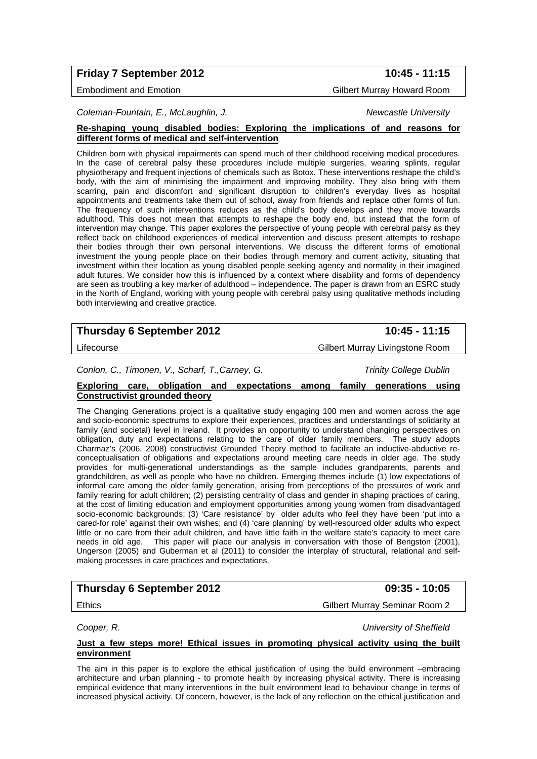**Friday 7 September 2012** **10:45 - 11:15**

Embodiment and Emotion — Gilbert Murray Howard Room

*Coleman-Fountain, E., McLaughlin, J.* — *Newcastle University*

**Re-shaping young disabled bodies: Exploring the implications of and reasons for different forms of medical and self-intervention**

Children born with physical impairments can spend much of their childhood receiving medical procedures. In the case of cerebral palsy these procedures include multiple surgeries, wearing splints, regular physiotherapy and frequent injections of chemicals such as Botox. These interventions reshape the child's body, with the aim of minimising the impairment and improving mobility. They also bring with them scarring, pain and discomfort and significant disruption to children's everyday lives as hospital appointments and treatments take them out of school, away from friends and replace other forms of fun. The frequency of such interventions reduces as the child's body develops and they move towards adulthood. This does not mean that attempts to reshape the body end, but instead that the form of intervention may change. This paper explores the perspective of young people with cerebral palsy as they reflect back on childhood experiences of medical intervention and discuss present attempts to reshape their bodies through their own personal interventions. We discuss the different forms of emotional investment the young people place on their bodies through memory and current activity, situating that investment within their location as young disabled people seeking agency and normality in their imagined adult futures. We consider how this is influenced by a context where disability and forms of dependency are seen as troubling a key marker of adulthood – independence. The paper is drawn from an ESRC study in the North of England, working with young people with cerebral palsy using qualitative methods including both interviewing and creative practice.

**Thursday 6 September 2012** **10:45 - 11:15**

Lifecourse — Gilbert Murray Livingstone Room

*Conlon, C., Timonen, V., Scharf, T.,Carney, G.* — *Trinity College Dublin*

**Exploring care, obligation and expectations among family generations using Constructivist grounded theory**

The Changing Generations project is a qualitative study engaging 100 men and women across the age and socio-economic spectrums to explore their experiences, practices and understandings of solidarity at family (and societal) level in Ireland. It provides an opportunity to understand changing perspectives on obligation, duty and expectations relating to the care of older family members. The study adopts Charmaz's (2006, 2008) constructivist Grounded Theory method to facilitate an inductive-abductive re-conceptualisation of obligations and expectations around meeting care needs in older age. The study provides for multi-generational understandings as the sample includes grandparents, parents and grandchildren, as well as people who have no children. Emerging themes include (1) low expectations of informal care among the older family generation, arising from perceptions of the pressures of work and family rearing for adult children; (2) persisting centrality of class and gender in shaping practices of caring, at the cost of limiting education and employment opportunities among young women from disadvantaged socio-economic backgrounds; (3) 'Care resistance' by older adults who feel they have been 'put into a cared-for role' against their own wishes; and (4) 'care planning' by well-resourced older adults who expect little or no care from their adult children, and have little faith in the welfare state's capacity to meet care needs in old age. This paper will place our analysis in conversation with those of Bengston (2001), Ungerson (2005) and Guberman et al (2011) to consider the interplay of structural, relational and self-making processes in care practices and expectations.

**Thursday 6 September 2012** **09:35 - 10:05**

Ethics — Gilbert Murray Seminar Room 2

*Cooper, R.* — *University of Sheffield*

**Just a few steps more! Ethical issues in promoting physical activity using the built environment**

The aim in this paper is to explore the ethical justification of using the build environment –embracing architecture and urban planning - to promote health by increasing physical activity. There is increasing empirical evidence that many interventions in the built environment lead to behaviour change in terms of increased physical activity. Of concern, however, is the lack of any reflection on the ethical justification and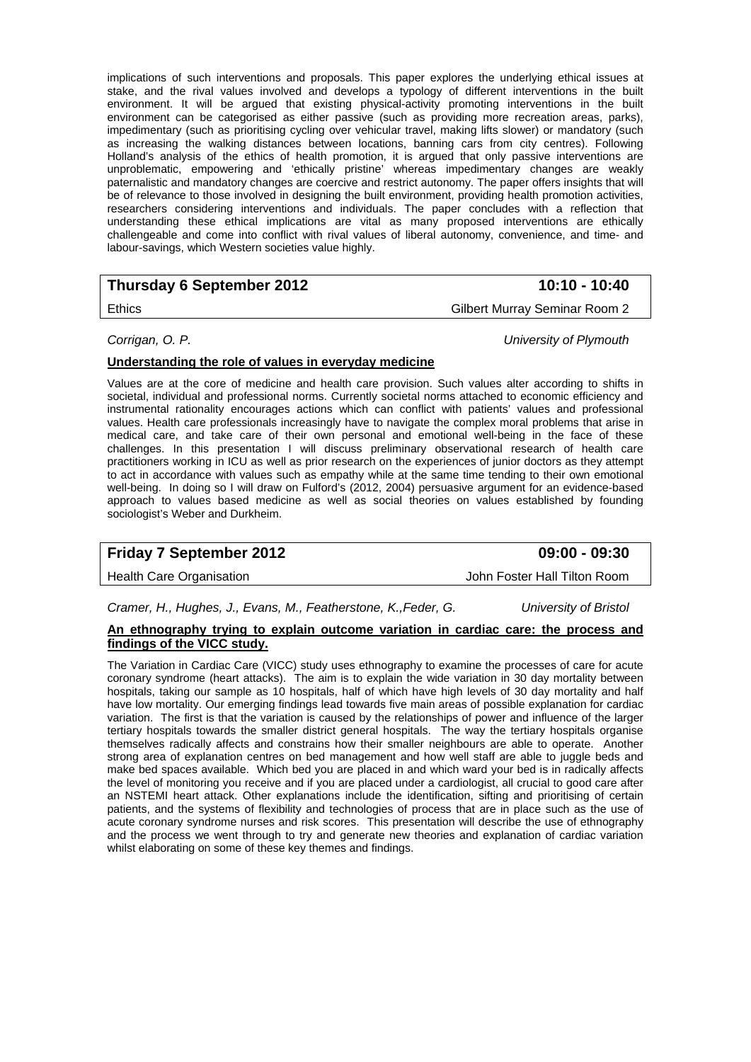implications of such interventions and proposals. This paper explores the underlying ethical issues at stake, and the rival values involved and develops a typology of different interventions in the built environment. It will be argued that existing physical-activity promoting interventions in the built environment can be categorised as either passive (such as providing more recreation areas, parks), impedimentary (such as prioritising cycling over vehicular travel, making lifts slower) or mandatory (such as increasing the walking distances between locations, banning cars from city centres). Following Holland's analysis of the ethics of health promotion, it is argued that only passive interventions are unproblematic, empowering and 'ethically pristine' whereas impedimentary changes are weakly paternalistic and mandatory changes are coercive and restrict autonomy. The paper offers insights that will be of relevance to those involved in designing the built environment, providing health promotion activities, researchers considering interventions and individuals. The paper concludes with a reflection that understanding these ethical implications are vital as many proposed interventions are ethically challengeable and come into conflict with rival values of liberal autonomy, convenience, and time- and labour-savings, which Western societies value highly.

## Thursday 6 September 2012 — 10:10 - 10:40

Ethics — Gilbert Murray Seminar Room 2

*Corrigan, O. P.* — *University of Plymouth*

**Understanding the role of values in everyday medicine**

Values are at the core of medicine and health care provision. Such values alter according to shifts in societal, individual and professional norms. Currently societal norms attached to economic efficiency and instrumental rationality encourages actions which can conflict with patients' values and professional values. Health care professionals increasingly have to navigate the complex moral problems that arise in medical care, and take care of their own personal and emotional well-being in the face of these challenges. In this presentation I will discuss preliminary observational research of health care practitioners working in ICU as well as prior research on the experiences of junior doctors as they attempt to act in accordance with values such as empathy while at the same time tending to their own emotional well-being. In doing so I will draw on Fulford's (2012, 2004) persuasive argument for an evidence-based approach to values based medicine as well as social theories on values established by founding sociologist's Weber and Durkheim.

## Friday 7 September 2012 — 09:00 - 09:30

Health Care Organisation — John Foster Hall Tilton Room

*Cramer, H., Hughes, J., Evans, M., Featherstone, K.,Feder, G.* — *University of Bristol*

**An ethnography trying to explain outcome variation in cardiac care: the process and findings of the VICC study.**

The Variation in Cardiac Care (VICC) study uses ethnography to examine the processes of care for acute coronary syndrome (heart attacks). The aim is to explain the wide variation in 30 day mortality between hospitals, taking our sample as 10 hospitals, half of which have high levels of 30 day mortality and half have low mortality. Our emerging findings lead towards five main areas of possible explanation for cardiac variation. The first is that the variation is caused by the relationships of power and influence of the larger tertiary hospitals towards the smaller district general hospitals. The way the tertiary hospitals organise themselves radically affects and constrains how their smaller neighbours are able to operate. Another strong area of explanation centres on bed management and how well staff are able to juggle beds and make bed spaces available. Which bed you are placed in and which ward your bed is in radically affects the level of monitoring you receive and if you are placed under a cardiologist, all crucial to good care after an NSTEMI heart attack. Other explanations include the identification, sifting and prioritising of certain patients, and the systems of flexibility and technologies of process that are in place such as the use of acute coronary syndrome nurses and risk scores. This presentation will describe the use of ethnography and the process we went through to try and generate new theories and explanation of cardiac variation whilst elaborating on some of these key themes and findings.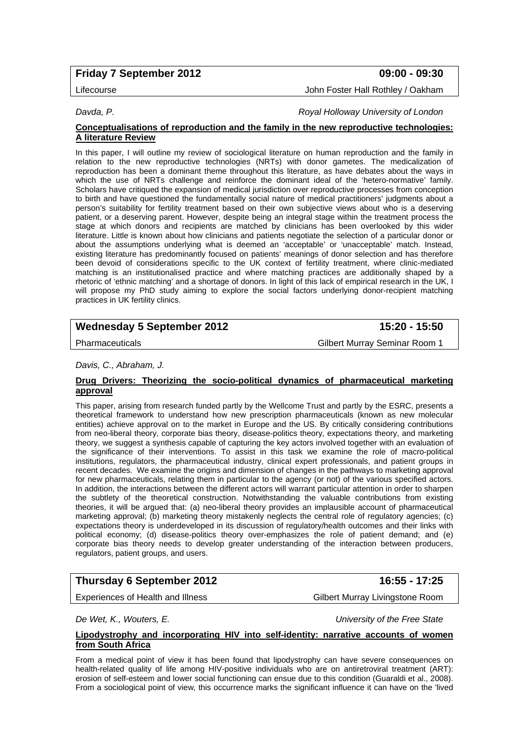**Friday 7 September 2012** **09:00 - 09:30**

Lifecourse John Foster Hall Rothley / Oakham

*Davda, P.* *Royal Holloway University of London*

**Conceptualisations of reproduction and the family in the new reproductive technologies: A literature Review**

In this paper, I will outline my review of sociological literature on human reproduction and the family in relation to the new reproductive technologies (NRTs) with donor gametes. The medicalization of reproduction has been a dominant theme throughout this literature, as have debates about the ways in which the use of NRTs challenge and reinforce the dominant ideal of the 'hetero-normative' family. Scholars have critiqued the expansion of medical jurisdiction over reproductive processes from conception to birth and have questioned the fundamentally social nature of medical practitioners' judgments about a person's suitability for fertility treatment based on their own subjective views about who is a deserving patient, or a deserving parent. However, despite being an integral stage within the treatment process the stage at which donors and recipients are matched by clinicians has been overlooked by this wider literature. Little is known about how clinicians and patients negotiate the selection of a particular donor or about the assumptions underlying what is deemed an 'acceptable' or 'unacceptable' match. Instead, existing literature has predominantly focused on patients' meanings of donor selection and has therefore been devoid of considerations specific to the UK context of fertility treatment, where clinic-mediated matching is an institutionalised practice and where matching practices are additionally shaped by a rhetoric of 'ethnic matching' and a shortage of donors. In light of this lack of empirical research in the UK, I will propose my PhD study aiming to explore the social factors underlying donor-recipient matching practices in UK fertility clinics.

**Wednesday 5 September 2012** **15:20 - 15:50**

Pharmaceuticals Gilbert Murray Seminar Room 1

*Davis, C., Abraham, J.*

**Drug Drivers: Theorizing the socio-political dynamics of pharmaceutical marketing approval**

This paper, arising from research funded partly by the Wellcome Trust and partly by the ESRC, presents a theoretical framework to understand how new prescription pharmaceuticals (known as new molecular entities) achieve approval on to the market in Europe and the US. By critically considering contributions from neo-liberal theory, corporate bias theory, disease-politics theory, expectations theory, and marketing theory, we suggest a synthesis capable of capturing the key actors involved together with an evaluation of the significance of their interventions. To assist in this task we examine the role of macro-political institutions, regulators, the pharmaceutical industry, clinical expert professionals, and patient groups in recent decades. We examine the origins and dimension of changes in the pathways to marketing approval for new pharmaceuticals, relating them in particular to the agency (or not) of the various specified actors. In addition, the interactions between the different actors will warrant particular attention in order to sharpen the subtlety of the theoretical construction. Notwithstanding the valuable contributions from existing theories, it will be argued that: (a) neo-liberal theory provides an implausible account of pharmaceutical marketing approval; (b) marketing theory mistakenly neglects the central role of regulatory agencies; (c) expectations theory is underdeveloped in its discussion of regulatory/health outcomes and their links with political economy; (d) disease-politics theory over-emphasizes the role of patient demand; and (e) corporate bias theory needs to develop greater understanding of the interaction between producers, regulators, patient groups, and users.

**Thursday 6 September 2012** **16:55 - 17:25**

Experiences of Health and Illness Gilbert Murray Livingstone Room

*De Wet, K., Wouters, E.* *University of the Free State*

**Lipodystrophy and incorporating HIV into self-identity: narrative accounts of women from South Africa**

From a medical point of view it has been found that lipodystrophy can have severe consequences on health-related quality of life among HIV-positive individuals who are on antiretroviral treatment (ART): erosion of self-esteem and lower social functioning can ensue due to this condition (Guaraldi et al., 2008). From a sociological point of view, this occurrence marks the significant influence it can have on the 'lived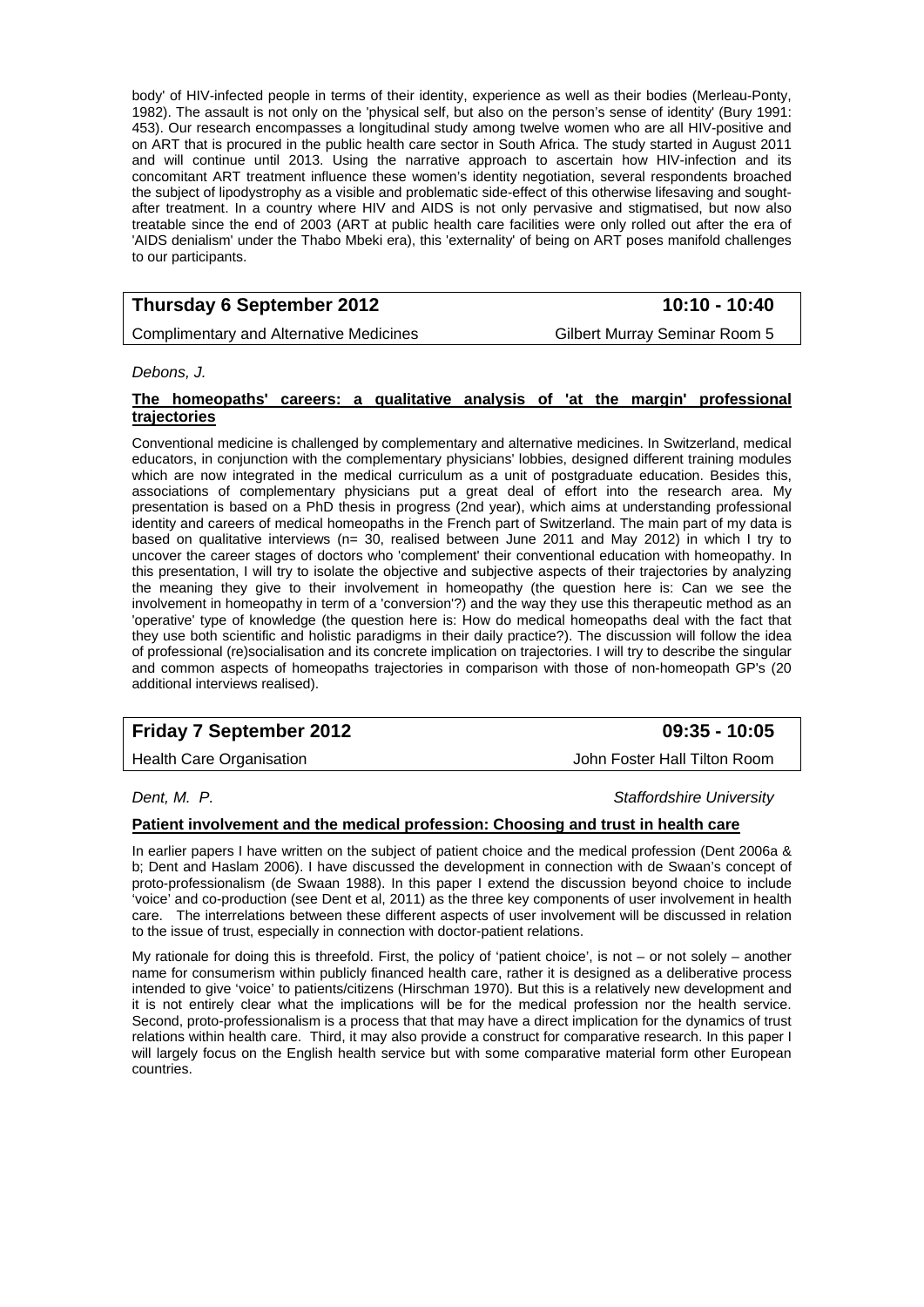body' of HIV-infected people in terms of their identity, experience as well as their bodies (Merleau-Ponty, 1982). The assault is not only on the 'physical self, but also on the person's sense of identity' (Bury 1991: 453). Our research encompasses a longitudinal study among twelve women who are all HIV-positive and on ART that is procured in the public health care sector in South Africa. The study started in August 2011 and will continue until 2013. Using the narrative approach to ascertain how HIV-infection and its concomitant ART treatment influence these women's identity negotiation, several respondents broached the subject of lipodystrophy as a visible and problematic side-effect of this otherwise lifesaving and sought-after treatment. In a country where HIV and AIDS is not only pervasive and stigmatised, but now also treatable since the end of 2003 (ART at public health care facilities were only rolled out after the era of 'AIDS denialism' under the Thabo Mbeki era), this 'externality' of being on ART poses manifold challenges to our participants.

| **Thursday 6 September 2012** | **10:10 - 10:40** |
|---|---|
| Complimentary and Alternative Medicines | Gilbert Murray Seminar Room 5 |

*Debons, J.*

**The homeopaths' careers: a qualitative analysis of 'at the margin' professional trajectories**

Conventional medicine is challenged by complementary and alternative medicines. In Switzerland, medical educators, in conjunction with the complementary physicians' lobbies, designed different training modules which are now integrated in the medical curriculum as a unit of postgraduate education. Besides this, associations of complementary physicians put a great deal of effort into the research area. My presentation is based on a PhD thesis in progress (2nd year), which aims at understanding professional identity and careers of medical homeopaths in the French part of Switzerland. The main part of my data is based on qualitative interviews (n= 30, realised between June 2011 and May 2012) in which I try to uncover the career stages of doctors who 'complement' their conventional education with homeopathy. In this presentation, I will try to isolate the objective and subjective aspects of their trajectories by analyzing the meaning they give to their involvement in homeopathy (the question here is: Can we see the involvement in homeopathy in term of a 'conversion'?) and the way they use this therapeutic method as an 'operative' type of knowledge (the question here is: How do medical homeopaths deal with the fact that they use both scientific and holistic paradigms in their daily practice?). The discussion will follow the idea of professional (re)socialisation and its concrete implication on trajectories. I will try to describe the singular and common aspects of homeopaths trajectories in comparison with those of non-homeopath GP's (20 additional interviews realised).

| **Friday 7 September 2012** | **09:35 - 10:05** |
|---|---|
| Health Care Organisation | John Foster Hall Tilton Room |

*Dent, M. P.* — *Staffordshire University*

**Patient involvement and the medical profession: Choosing and trust in health care**

In earlier papers I have written on the subject of patient choice and the medical profession (Dent 2006a & b; Dent and Haslam 2006). I have discussed the development in connection with de Swaan's concept of proto-professionalism (de Swaan 1988). In this paper I extend the discussion beyond choice to include 'voice' and co-production (see Dent et al, 2011) as the three key components of user involvement in health care. The interrelations between these different aspects of user involvement will be discussed in relation to the issue of trust, especially in connection with doctor-patient relations.

My rationale for doing this is threefold. First, the policy of 'patient choice', is not – or not solely – another name for consumerism within publicly financed health care, rather it is designed as a deliberative process intended to give 'voice' to patients/citizens (Hirschman 1970). But this is a relatively new development and it is not entirely clear what the implications will be for the medical profession nor the health service. Second, proto-professionalism is a process that that may have a direct implication for the dynamics of trust relations within health care. Third, it may also provide a construct for comparative research. In this paper I will largely focus on the English health service but with some comparative material form other European countries.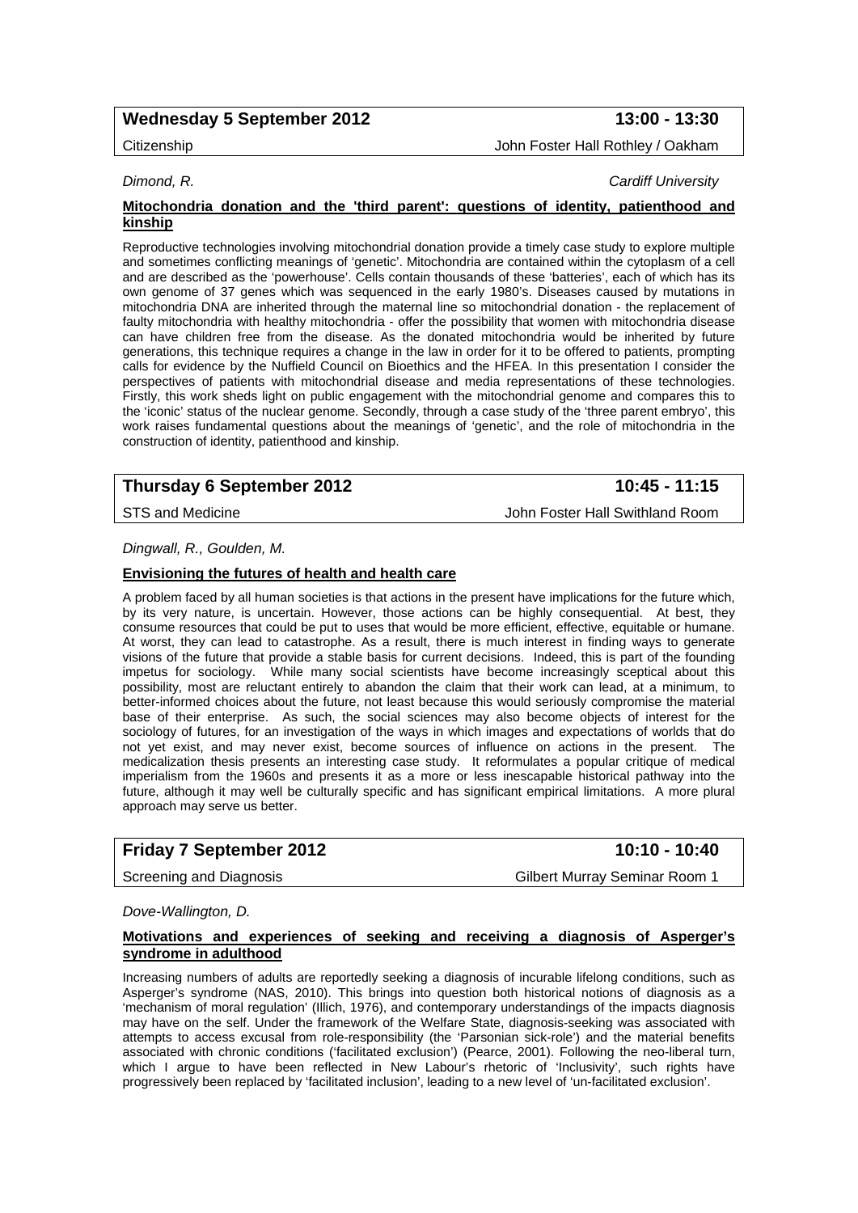**Wednesday 5 September 2012** **13:00 - 13:30**

Citizenship — John Foster Hall Rothley / Oakham

*Dimond, R.* — *Cardiff University*

**Mitochondria donation and the 'third parent': questions of identity, patienthood and kinship**

Reproductive technologies involving mitochondrial donation provide a timely case study to explore multiple and sometimes conflicting meanings of 'genetic'. Mitochondria are contained within the cytoplasm of a cell and are described as the 'powerhouse'. Cells contain thousands of these 'batteries', each of which has its own genome of 37 genes which was sequenced in the early 1980's. Diseases caused by mutations in mitochondria DNA are inherited through the maternal line so mitochondrial donation - the replacement of faulty mitochondria with healthy mitochondria - offer the possibility that women with mitochondria disease can have children free from the disease. As the donated mitochondria would be inherited by future generations, this technique requires a change in the law in order for it to be offered to patients, prompting calls for evidence by the Nuffield Council on Bioethics and the HFEA. In this presentation I consider the perspectives of patients with mitochondrial disease and media representations of these technologies. Firstly, this work sheds light on public engagement with the mitochondrial genome and compares this to the 'iconic' status of the nuclear genome. Secondly, through a case study of the 'three parent embryo', this work raises fundamental questions about the meanings of 'genetic', and the role of mitochondria in the construction of identity, patienthood and kinship.

**Thursday 6 September 2012** **10:45 - 11:15**

STS and Medicine — John Foster Hall Swithland Room

*Dingwall, R., Goulden, M.*

**Envisioning the futures of health and health care**

A problem faced by all human societies is that actions in the present have implications for the future which, by its very nature, is uncertain. However, those actions can be highly consequential. At best, they consume resources that could be put to uses that would be more efficient, effective, equitable or humane. At worst, they can lead to catastrophe. As a result, there is much interest in finding ways to generate visions of the future that provide a stable basis for current decisions. Indeed, this is part of the founding impetus for sociology. While many social scientists have become increasingly sceptical about this possibility, most are reluctant entirely to abandon the claim that their work can lead, at a minimum, to better-informed choices about the future, not least because this would seriously compromise the material base of their enterprise. As such, the social sciences may also become objects of interest for the sociology of futures, for an investigation of the ways in which images and expectations of worlds that do not yet exist, and may never exist, become sources of influence on actions in the present. The medicalization thesis presents an interesting case study. It reformulates a popular critique of medical imperialism from the 1960s and presents it as a more or less inescapable historical pathway into the future, although it may well be culturally specific and has significant empirical limitations. A more plural approach may serve us better.

**Friday 7 September 2012** **10:10 - 10:40**

Screening and Diagnosis — Gilbert Murray Seminar Room 1

*Dove-Wallington, D.*

**Motivations and experiences of seeking and receiving a diagnosis of Asperger's syndrome in adulthood**

Increasing numbers of adults are reportedly seeking a diagnosis of incurable lifelong conditions, such as Asperger's syndrome (NAS, 2010). This brings into question both historical notions of diagnosis as a 'mechanism of moral regulation' (Illich, 1976), and contemporary understandings of the impacts diagnosis may have on the self. Under the framework of the Welfare State, diagnosis-seeking was associated with attempts to access excusal from role-responsibility (the 'Parsonian sick-role') and the material benefits associated with chronic conditions ('facilitated exclusion') (Pearce, 2001). Following the neo-liberal turn, which I argue to have been reflected in New Labour's rhetoric of 'Inclusivity', such rights have progressively been replaced by 'facilitated inclusion', leading to a new level of 'un-facilitated exclusion'.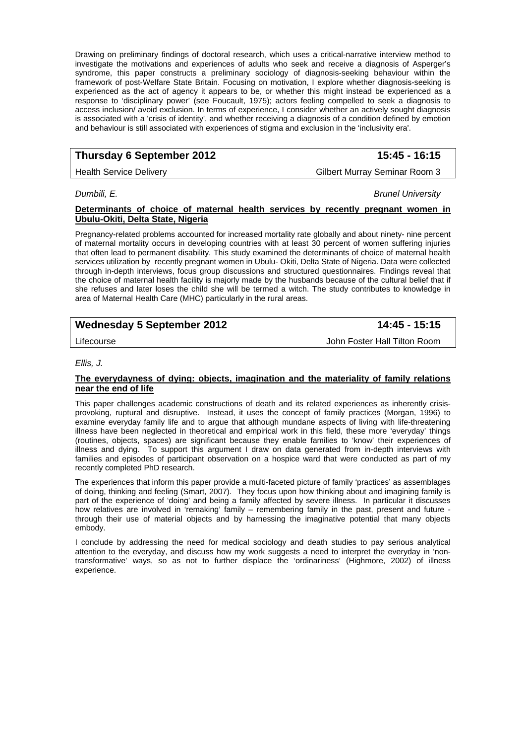Drawing on preliminary findings of doctoral research, which uses a critical-narrative interview method to investigate the motivations and experiences of adults who seek and receive a diagnosis of Asperger's syndrome, this paper constructs a preliminary sociology of diagnosis-seeking behaviour within the framework of post-Welfare State Britain. Focusing on motivation, I explore whether diagnosis-seeking is experienced as the act of agency it appears to be, or whether this might instead be experienced as a response to 'disciplinary power' (see Foucault, 1975); actors feeling compelled to seek a diagnosis to access inclusion/ avoid exclusion. In terms of experience, I consider whether an actively sought diagnosis is associated with a 'crisis of identity', and whether receiving a diagnosis of a condition defined by emotion and behaviour is still associated with experiences of stigma and exclusion in the 'inclusivity era'.

| **Thursday 6 September 2012** | **15:45 - 16:15** |
|---|---|
| Health Service Delivery | Gilbert Murray Seminar Room 3 |

*Dumbili, E.* *Brunel University*

**Determinants of choice of maternal health services by recently pregnant women in Ubulu-Okiti, Delta State, Nigeria**

Pregnancy-related problems accounted for increased mortality rate globally and about ninety- nine percent of maternal mortality occurs in developing countries with at least 30 percent of women suffering injuries that often lead to permanent disability. This study examined the determinants of choice of maternal health services utilization by recently pregnant women in Ubulu- Okiti, Delta State of Nigeria. Data were collected through in-depth interviews, focus group discussions and structured questionnaires. Findings reveal that the choice of maternal health facility is majorly made by the husbands because of the cultural belief that if she refuses and later loses the child she will be termed a witch. The study contributes to knowledge in area of Maternal Health Care (MHC) particularly in the rural areas.

| **Wednesday 5 September 2012** | **14:45 - 15:15** |
|---|---|
| Lifecourse | John Foster Hall Tilton Room |

*Ellis, J.*

**The everydayness of dying: objects, imagination and the materiality of family relations near the end of life**

This paper challenges academic constructions of death and its related experiences as inherently crisis-provoking, ruptural and disruptive. Instead, it uses the concept of family practices (Morgan, 1996) to examine everyday family life and to argue that although mundane aspects of living with life-threatening illness have been neglected in theoretical and empirical work in this field, these more 'everyday' things (routines, objects, spaces) are significant because they enable families to 'know' their experiences of illness and dying. To support this argument I draw on data generated from in-depth interviews with families and episodes of participant observation on a hospice ward that were conducted as part of my recently completed PhD research.

The experiences that inform this paper provide a multi-faceted picture of family 'practices' as assemblages of doing, thinking and feeling (Smart, 2007). They focus upon how thinking about and imagining family is part of the experience of 'doing' and being a family affected by severe illness. In particular it discusses how relatives are involved in 'remaking' family – remembering family in the past, present and future - through their use of material objects and by harnessing the imaginative potential that many objects embody.

I conclude by addressing the need for medical sociology and death studies to pay serious analytical attention to the everyday, and discuss how my work suggests a need to interpret the everyday in 'non-transformative' ways, so as not to further displace the 'ordinariness' (Highmore, 2002) of illness experience.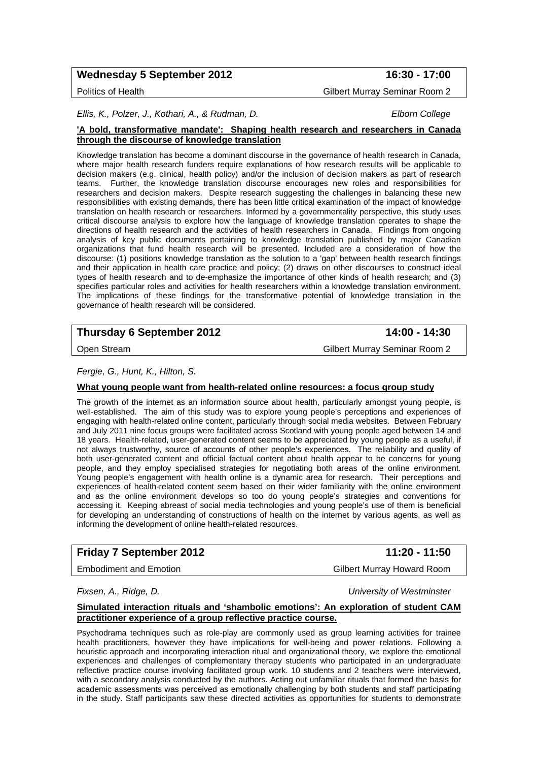**Wednesday 5 September 2012** **16:30 - 17:00**

Politics of Health Gilbert Murray Seminar Room 2

*Ellis, K., Polzer, J., Kothari, A., & Rudman, D.* *Elborn College*

**'A bold, transformative mandate': Shaping health research and researchers in Canada through the discourse of knowledge translation**

Knowledge translation has become a dominant discourse in the governance of health research in Canada, where major health research funders require explanations of how research results will be applicable to decision makers (e.g. clinical, health policy) and/or the inclusion of decision makers as part of research teams. Further, the knowledge translation discourse encourages new roles and responsibilities for researchers and decision makers. Despite research suggesting the challenges in balancing these new responsibilities with existing demands, there has been little critical examination of the impact of knowledge translation on health research or researchers. Informed by a governmentality perspective, this study uses critical discourse analysis to explore how the language of knowledge translation operates to shape the directions of health research and the activities of health researchers in Canada. Findings from ongoing analysis of key public documents pertaining to knowledge translation published by major Canadian organizations that fund health research will be presented. Included are a consideration of how the discourse: (1) positions knowledge translation as the solution to a 'gap' between health research findings and their application in health care practice and policy; (2) draws on other discourses to construct ideal types of health research and to de-emphasize the importance of other kinds of health research; and (3) specifies particular roles and activities for health researchers within a knowledge translation environment. The implications of these findings for the transformative potential of knowledge translation in the governance of health research will be considered.

**Thursday 6 September 2012** **14:00 - 14:30**

Open Stream Gilbert Murray Seminar Room 2

*Fergie, G., Hunt, K., Hilton, S.*

**What young people want from health-related online resources: a focus group study**

The growth of the internet as an information source about health, particularly amongst young people, is well-established. The aim of this study was to explore young people's perceptions and experiences of engaging with health-related online content, particularly through social media websites. Between February and July 2011 nine focus groups were facilitated across Scotland with young people aged between 14 and 18 years. Health-related, user-generated content seems to be appreciated by young people as a useful, if not always trustworthy, source of accounts of other people's experiences. The reliability and quality of both user-generated content and official factual content about health appear to be concerns for young people, and they employ specialised strategies for negotiating both areas of the online environment. Young people's engagement with health online is a dynamic area for research. Their perceptions and experiences of health-related content seem based on their wider familiarity with the online environment and as the online environment develops so too do young people's strategies and conventions for accessing it. Keeping abreast of social media technologies and young people's use of them is beneficial for developing an understanding of constructions of health on the internet by various agents, as well as informing the development of online health-related resources.

**Friday 7 September 2012** **11:20 - 11:50**

Embodiment and Emotion Gilbert Murray Howard Room

*Fixsen, A., Ridge, D.* *University of Westminster*

**Simulated interaction rituals and 'shambolic emotions': An exploration of student CAM practitioner experience of a group reflective practice course.**

Psychodrama techniques such as role-play are commonly used as group learning activities for trainee health practitioners, however they have implications for well-being and power relations. Following a heuristic approach and incorporating interaction ritual and organizational theory, we explore the emotional experiences and challenges of complementary therapy students who participated in an undergraduate reflective practice course involving facilitated group work. 10 students and 2 teachers were interviewed, with a secondary analysis conducted by the authors. Acting out unfamiliar rituals that formed the basis for academic assessments was perceived as emotionally challenging by both students and staff participating in the study. Staff participants saw these directed activities as opportunities for students to demonstrate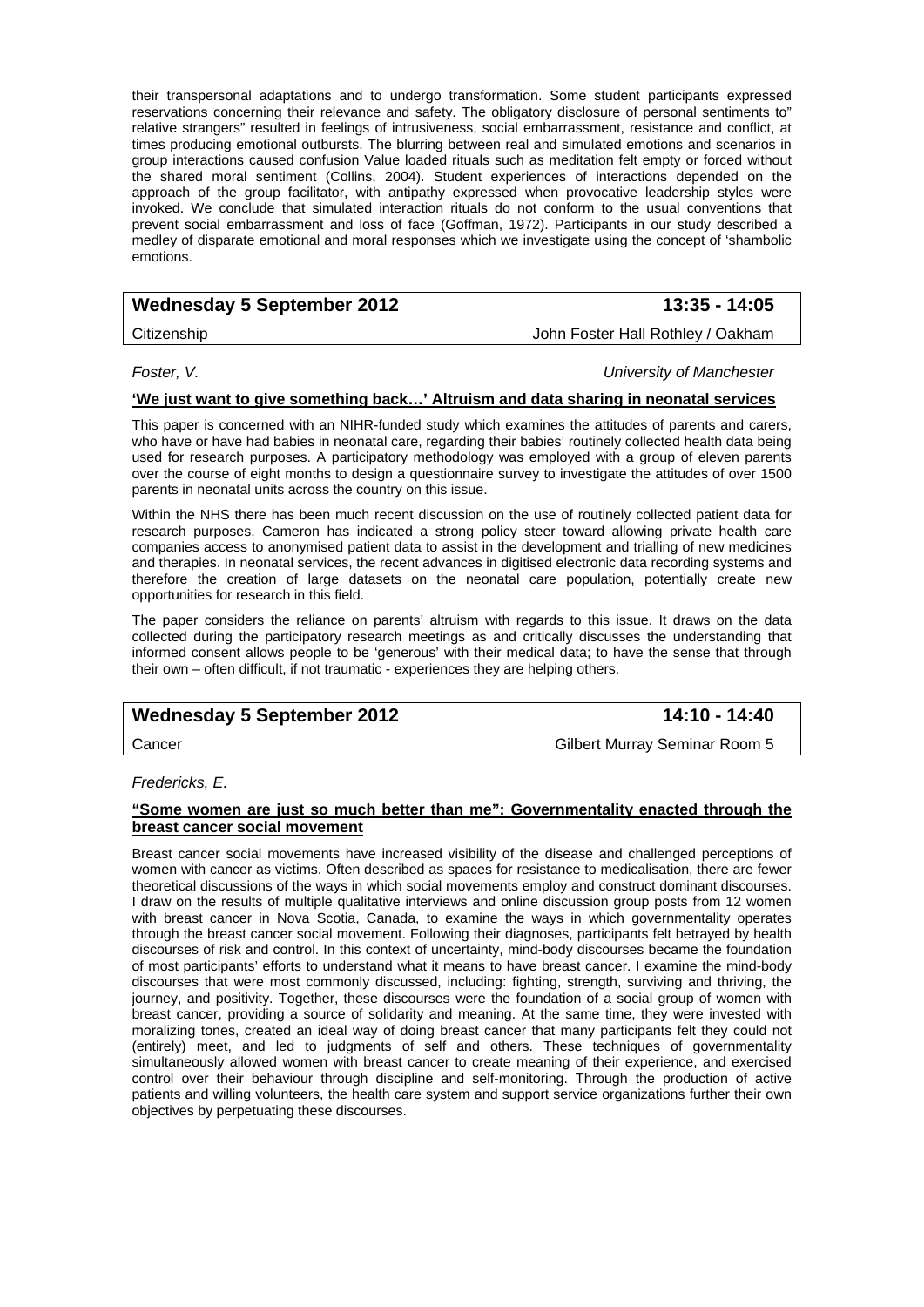their transpersonal adaptations and to undergo transformation. Some student participants expressed reservations concerning their relevance and safety. The obligatory disclosure of personal sentiments to" relative strangers" resulted in feelings of intrusiveness, social embarrassment, resistance and conflict, at times producing emotional outbursts. The blurring between real and simulated emotions and scenarios in group interactions caused confusion Value loaded rituals such as meditation felt empty or forced without the shared moral sentiment (Collins, 2004). Student experiences of interactions depended on the approach of the group facilitator, with antipathy expressed when provocative leadership styles were invoked. We conclude that simulated interaction rituals do not conform to the usual conventions that prevent social embarrassment and loss of face (Goffman, 1972). Participants in our study described a medley of disparate emotional and moral responses which we investigate using the concept of 'shambolic emotions.

## Wednesday 5 September 2012 — 13:35 - 14:05

Citizenship — John Foster Hall Rothley / Oakham

*Foster, V.* — *University of Manchester*

**'We just want to give something back…' Altruism and data sharing in neonatal services**

This paper is concerned with an NIHR-funded study which examines the attitudes of parents and carers, who have or have had babies in neonatal care, regarding their babies' routinely collected health data being used for research purposes. A participatory methodology was employed with a group of eleven parents over the course of eight months to design a questionnaire survey to investigate the attitudes of over 1500 parents in neonatal units across the country on this issue.

Within the NHS there has been much recent discussion on the use of routinely collected patient data for research purposes. Cameron has indicated a strong policy steer toward allowing private health care companies access to anonymised patient data to assist in the development and trialling of new medicines and therapies. In neonatal services, the recent advances in digitised electronic data recording systems and therefore the creation of large datasets on the neonatal care population, potentially create new opportunities for research in this field.

The paper considers the reliance on parents' altruism with regards to this issue. It draws on the data collected during the participatory research meetings as and critically discusses the understanding that informed consent allows people to be 'generous' with their medical data; to have the sense that through their own – often difficult, if not traumatic - experiences they are helping others.

## Wednesday 5 September 2012 — 14:10 - 14:40

Cancer — Gilbert Murray Seminar Room 5

*Fredericks, E.*

**"Some women are just so much better than me": Governmentality enacted through the breast cancer social movement**

Breast cancer social movements have increased visibility of the disease and challenged perceptions of women with cancer as victims. Often described as spaces for resistance to medicalisation, there are fewer theoretical discussions of the ways in which social movements employ and construct dominant discourses. I draw on the results of multiple qualitative interviews and online discussion group posts from 12 women with breast cancer in Nova Scotia, Canada, to examine the ways in which governmentality operates through the breast cancer social movement. Following their diagnoses, participants felt betrayed by health discourses of risk and control. In this context of uncertainty, mind-body discourses became the foundation of most participants' efforts to understand what it means to have breast cancer. I examine the mind-body discourses that were most commonly discussed, including: fighting, strength, surviving and thriving, the journey, and positivity. Together, these discourses were the foundation of a social group of women with breast cancer, providing a source of solidarity and meaning. At the same time, they were invested with moralizing tones, created an ideal way of doing breast cancer that many participants felt they could not (entirely) meet, and led to judgments of self and others. These techniques of governmentality simultaneously allowed women with breast cancer to create meaning of their experience, and exercised control over their behaviour through discipline and self-monitoring. Through the production of active patients and willing volunteers, the health care system and support service organizations further their own objectives by perpetuating these discourses.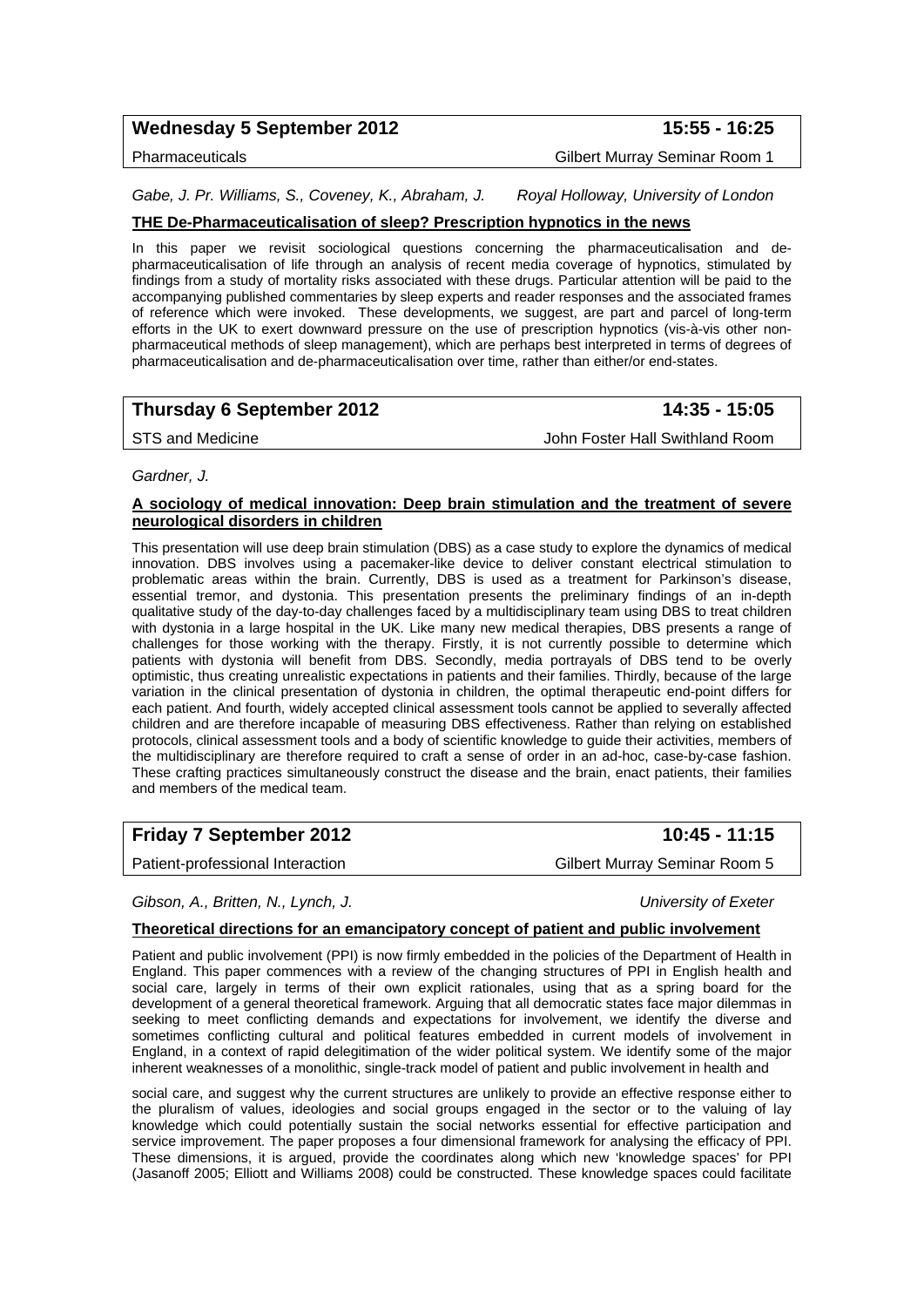**Wednesday 5 September 2012** **15:55 - 16:25**

Pharmaceuticals Gilbert Murray Seminar Room 1

*Gabe, J. Pr. Williams, S., Coveney, K., Abraham, J.* *Royal Holloway, University of London*

**THE De-Pharmaceuticalisation of sleep? Prescription hypnotics in the news**

In this paper we revisit sociological questions concerning the pharmaceuticalisation and de-pharmaceuticalisation of life through an analysis of recent media coverage of hypnotics, stimulated by findings from a study of mortality risks associated with these drugs. Particular attention will be paid to the accompanying published commentaries by sleep experts and reader responses and the associated frames of reference which were invoked. These developments, we suggest, are part and parcel of long-term efforts in the UK to exert downward pressure on the use of prescription hypnotics (vis-à-vis other non-pharmaceutical methods of sleep management), which are perhaps best interpreted in terms of degrees of pharmaceuticalisation and de-pharmaceuticalisation over time, rather than either/or end-states.

**Thursday 6 September 2012** **14:35 - 15:05**

STS and Medicine John Foster Hall Swithland Room

*Gardner, J.*

**A sociology of medical innovation: Deep brain stimulation and the treatment of severe neurological disorders in children**

This presentation will use deep brain stimulation (DBS) as a case study to explore the dynamics of medical innovation. DBS involves using a pacemaker-like device to deliver constant electrical stimulation to problematic areas within the brain. Currently, DBS is used as a treatment for Parkinson's disease, essential tremor, and dystonia. This presentation presents the preliminary findings of an in-depth qualitative study of the day-to-day challenges faced by a multidisciplinary team using DBS to treat children with dystonia in a large hospital in the UK. Like many new medical therapies, DBS presents a range of challenges for those working with the therapy. Firstly, it is not currently possible to determine which patients with dystonia will benefit from DBS. Secondly, media portrayals of DBS tend to be overly optimistic, thus creating unrealistic expectations in patients and their families. Thirdly, because of the large variation in the clinical presentation of dystonia in children, the optimal therapeutic end-point differs for each patient. And fourth, widely accepted clinical assessment tools cannot be applied to severally affected children and are therefore incapable of measuring DBS effectiveness. Rather than relying on established protocols, clinical assessment tools and a body of scientific knowledge to guide their activities, members of the multidisciplinary are therefore required to craft a sense of order in an ad-hoc, case-by-case fashion. These crafting practices simultaneously construct the disease and the brain, enact patients, their families and members of the medical team.

**Friday 7 September 2012** **10:45 - 11:15**

Patient-professional Interaction Gilbert Murray Seminar Room 5

*Gibson, A., Britten, N., Lynch, J.* *University of Exeter*

**Theoretical directions for an emancipatory concept of patient and public involvement**

Patient and public involvement (PPI) is now firmly embedded in the policies of the Department of Health in England. This paper commences with a review of the changing structures of PPI in English health and social care, largely in terms of their own explicit rationales, using that as a spring board for the development of a general theoretical framework. Arguing that all democratic states face major dilemmas in seeking to meet conflicting demands and expectations for involvement, we identify the diverse and sometimes conflicting cultural and political features embedded in current models of involvement in England, in a context of rapid delegitimation of the wider political system. We identify some of the major inherent weaknesses of a monolithic, single-track model of patient and public involvement in health and social care, and suggest why the current structures are unlikely to provide an effective response either to the pluralism of values, ideologies and social groups engaged in the sector or to the valuing of lay knowledge which could potentially sustain the social networks essential for effective participation and service improvement. The paper proposes a four dimensional framework for analysing the efficacy of PPI. These dimensions, it is argued, provide the coordinates along which new 'knowledge spaces' for PPI (Jasanoff 2005; Elliott and Williams 2008) could be constructed. These knowledge spaces could facilitate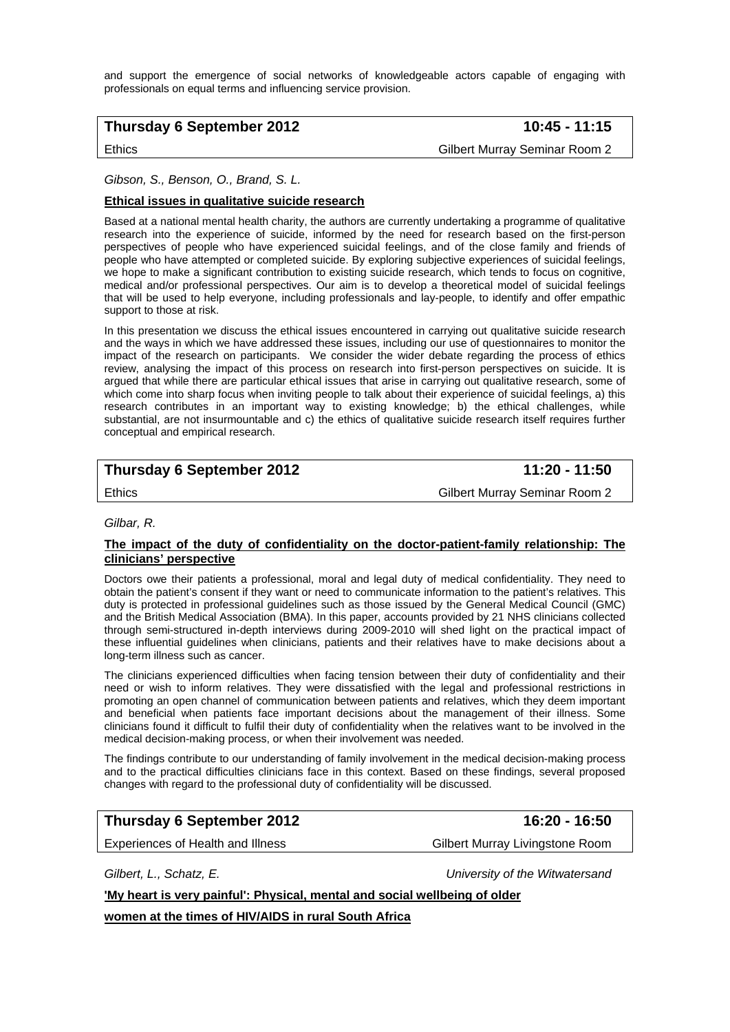and support the emergence of social networks of knowledgeable actors capable of engaging with professionals on equal terms and influencing service provision.

| **Thursday 6 September 2012** | **10:45 - 11:15** |
|---|---|
| Ethics | Gilbert Murray Seminar Room 2 |

*Gibson, S., Benson, O., Brand, S. L.*

**Ethical issues in qualitative suicide research**

Based at a national mental health charity, the authors are currently undertaking a programme of qualitative research into the experience of suicide, informed by the need for research based on the first-person perspectives of people who have experienced suicidal feelings, and of the close family and friends of people who have attempted or completed suicide. By exploring subjective experiences of suicidal feelings, we hope to make a significant contribution to existing suicide research, which tends to focus on cognitive, medical and/or professional perspectives. Our aim is to develop a theoretical model of suicidal feelings that will be used to help everyone, including professionals and lay-people, to identify and offer empathic support to those at risk.

In this presentation we discuss the ethical issues encountered in carrying out qualitative suicide research and the ways in which we have addressed these issues, including our use of questionnaires to monitor the impact of the research on participants. We consider the wider debate regarding the process of ethics review, analysing the impact of this process on research into first-person perspectives on suicide. It is argued that while there are particular ethical issues that arise in carrying out qualitative research, some of which come into sharp focus when inviting people to talk about their experience of suicidal feelings, a) this research contributes in an important way to existing knowledge; b) the ethical challenges, while substantial, are not insurmountable and c) the ethics of qualitative suicide research itself requires further conceptual and empirical research.

| **Thursday 6 September 2012** | **11:20 - 11:50** |
|---|---|
| Ethics | Gilbert Murray Seminar Room 2 |

*Gilbar, R.*

**The impact of the duty of confidentiality on the doctor-patient-family relationship: The clinicians' perspective**

Doctors owe their patients a professional, moral and legal duty of medical confidentiality. They need to obtain the patient's consent if they want or need to communicate information to the patient's relatives. This duty is protected in professional guidelines such as those issued by the General Medical Council (GMC) and the British Medical Association (BMA). In this paper, accounts provided by 21 NHS clinicians collected through semi-structured in-depth interviews during 2009-2010 will shed light on the practical impact of these influential guidelines when clinicians, patients and their relatives have to make decisions about a long-term illness such as cancer.

The clinicians experienced difficulties when facing tension between their duty of confidentiality and their need or wish to inform relatives. They were dissatisfied with the legal and professional restrictions in promoting an open channel of communication between patients and relatives, which they deem important and beneficial when patients face important decisions about the management of their illness. Some clinicians found it difficult to fulfil their duty of confidentiality when the relatives want to be involved in the medical decision-making process, or when their involvement was needed.

The findings contribute to our understanding of family involvement in the medical decision-making process and to the practical difficulties clinicians face in this context. Based on these findings, several proposed changes with regard to the professional duty of confidentiality will be discussed.

| **Thursday 6 September 2012** | **16:20 - 16:50** |
|---|---|
| Experiences of Health and Illness | Gilbert Murray Livingstone Room |

*Gilbert, L., Schatz, E.* — *University of the Witwatersand*

**'My heart is very painful': Physical, mental and social wellbeing of older women at the times of HIV/AIDS in rural South Africa**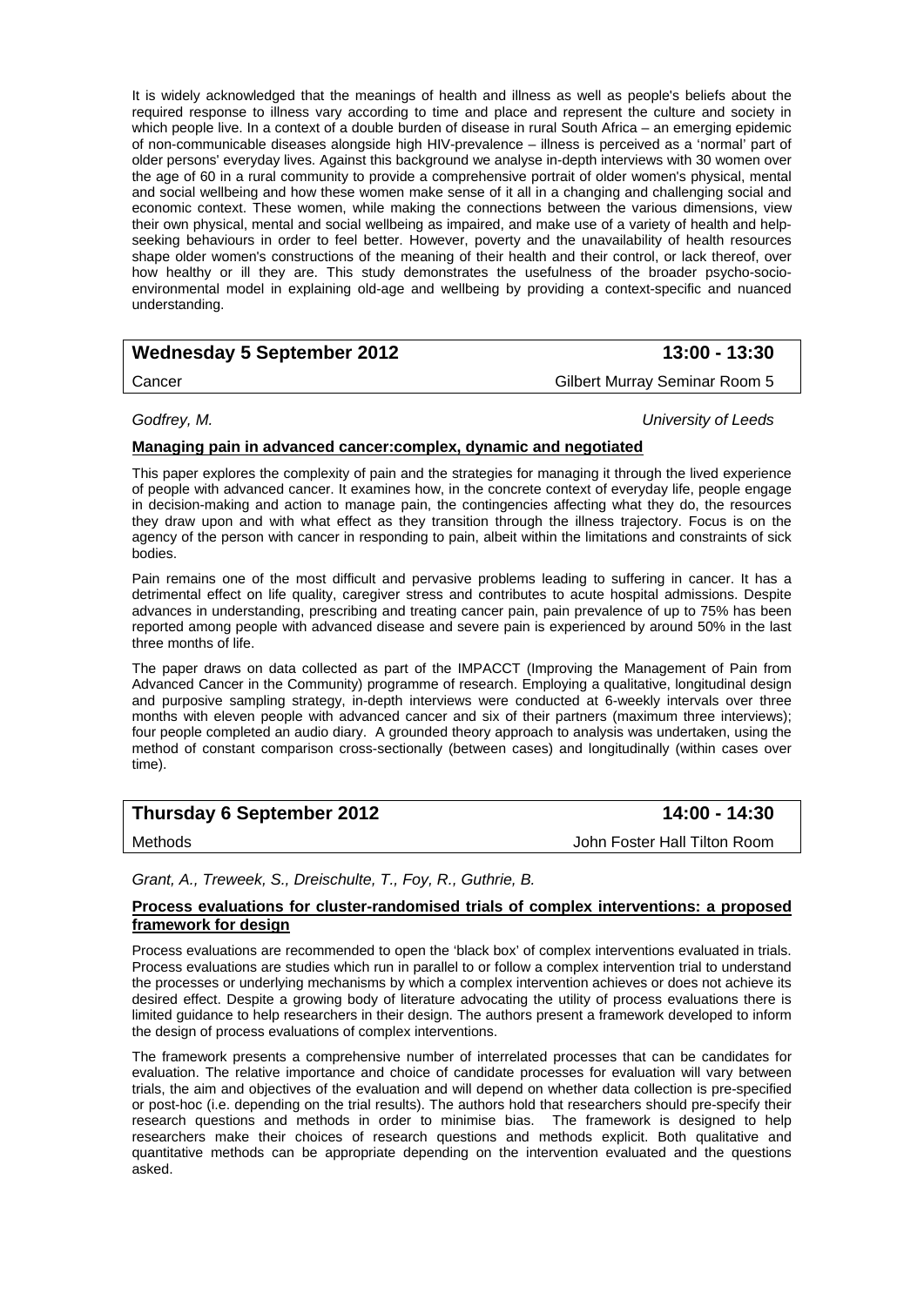It is widely acknowledged that the meanings of health and illness as well as people's beliefs about the required response to illness vary according to time and place and represent the culture and society in which people live. In a context of a double burden of disease in rural South Africa – an emerging epidemic of non-communicable diseases alongside high HIV-prevalence – illness is perceived as a 'normal' part of older persons' everyday lives. Against this background we analyse in-depth interviews with 30 women over the age of 60 in a rural community to provide a comprehensive portrait of older women's physical, mental and social wellbeing and how these women make sense of it all in a changing and challenging social and economic context. These women, while making the connections between the various dimensions, view their own physical, mental and social wellbeing as impaired, and make use of a variety of health and help-seeking behaviours in order to feel better. However, poverty and the unavailability of health resources shape older women's constructions of the meaning of their health and their control, or lack thereof, over how healthy or ill they are. This study demonstrates the usefulness of the broader psycho-socio-environmental model in explaining old-age and wellbeing by providing a context-specific and nuanced understanding.

| **Wednesday 5 September 2012** | **13:00 - 13:30** |
|---|---|
| Cancer | Gilbert Murray Seminar Room 5 |

*Godfrey, M.* — *University of Leeds*

**Managing pain in advanced cancer:complex, dynamic and negotiated**

This paper explores the complexity of pain and the strategies for managing it through the lived experience of people with advanced cancer. It examines how, in the concrete context of everyday life, people engage in decision-making and action to manage pain, the contingencies affecting what they do, the resources they draw upon and with what effect as they transition through the illness trajectory. Focus is on the agency of the person with cancer in responding to pain, albeit within the limitations and constraints of sick bodies.

Pain remains one of the most difficult and pervasive problems leading to suffering in cancer. It has a detrimental effect on life quality, caregiver stress and contributes to acute hospital admissions. Despite advances in understanding, prescribing and treating cancer pain, pain prevalence of up to 75% has been reported among people with advanced disease and severe pain is experienced by around 50% in the last three months of life.

The paper draws on data collected as part of the IMPACCT (Improving the Management of Pain from Advanced Cancer in the Community) programme of research. Employing a qualitative, longitudinal design and purposive sampling strategy, in-depth interviews were conducted at 6-weekly intervals over three months with eleven people with advanced cancer and six of their partners (maximum three interviews); four people completed an audio diary. A grounded theory approach to analysis was undertaken, using the method of constant comparison cross-sectionally (between cases) and longitudinally (within cases over time).

| **Thursday 6 September 2012** | **14:00 - 14:30** |
|---|---|
| Methods | John Foster Hall Tilton Room |

*Grant, A., Treweek, S., Dreischulte, T., Foy, R., Guthrie, B.*

**Process evaluations for cluster-randomised trials of complex interventions: a proposed framework for design**

Process evaluations are recommended to open the 'black box' of complex interventions evaluated in trials. Process evaluations are studies which run in parallel to or follow a complex intervention trial to understand the processes or underlying mechanisms by which a complex intervention achieves or does not achieve its desired effect. Despite a growing body of literature advocating the utility of process evaluations there is limited guidance to help researchers in their design. The authors present a framework developed to inform the design of process evaluations of complex interventions.

The framework presents a comprehensive number of interrelated processes that can be candidates for evaluation. The relative importance and choice of candidate processes for evaluation will vary between trials, the aim and objectives of the evaluation and will depend on whether data collection is pre-specified or post-hoc (i.e. depending on the trial results). The authors hold that researchers should pre-specify their research questions and methods in order to minimise bias. The framework is designed to help researchers make their choices of research questions and methods explicit. Both qualitative and quantitative methods can be appropriate depending on the intervention evaluated and the questions asked.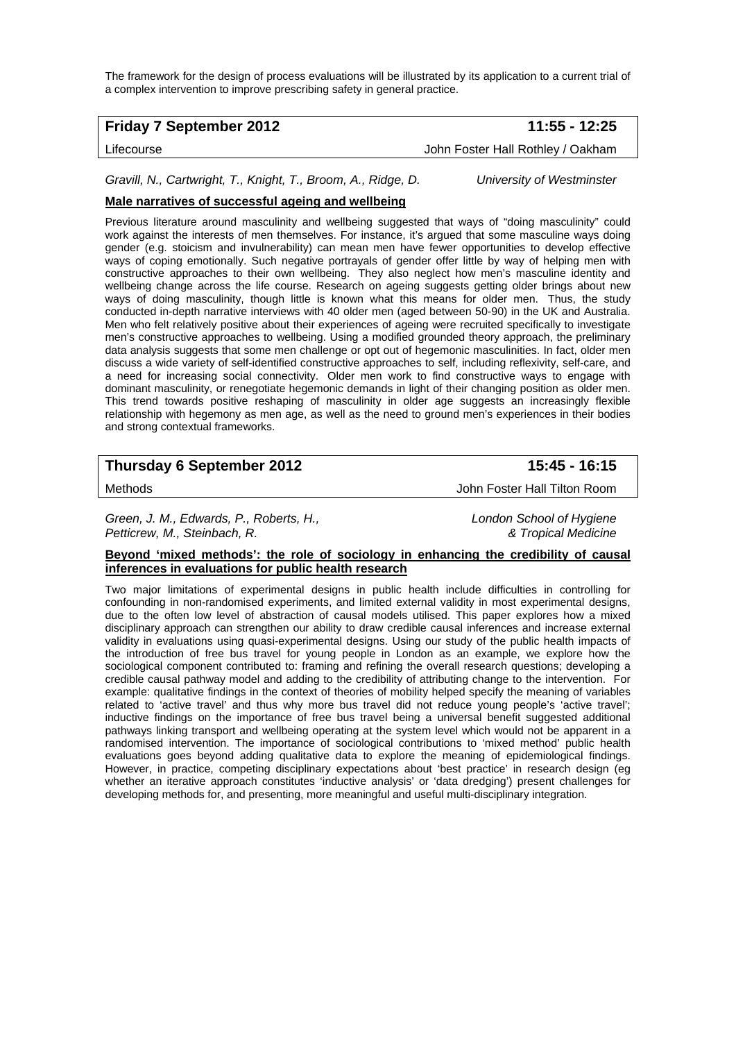The framework for the design of process evaluations will be illustrated by its application to a current trial of a complex intervention to improve prescribing safety in general practice.

| **Friday 7 September 2012** | **11:55 - 12:25** |
| --- | --- |
| Lifecourse | John Foster Hall Rothley / Oakham |

*Gravill, N., Cartwright, T., Knight, T., Broom, A., Ridge, D.* *University of Westminster*

**Male narratives of successful ageing and wellbeing**

Previous literature around masculinity and wellbeing suggested that ways of "doing masculinity" could work against the interests of men themselves. For instance, it's argued that some masculine ways doing gender (e.g. stoicism and invulnerability) can mean men have fewer opportunities to develop effective ways of coping emotionally. Such negative portrayals of gender offer little by way of helping men with constructive approaches to their own wellbeing. They also neglect how men's masculine identity and wellbeing change across the life course. Research on ageing suggests getting older brings about new ways of doing masculinity, though little is known what this means for older men. Thus, the study conducted in-depth narrative interviews with 40 older men (aged between 50-90) in the UK and Australia. Men who felt relatively positive about their experiences of ageing were recruited specifically to investigate men's constructive approaches to wellbeing. Using a modified grounded theory approach, the preliminary data analysis suggests that some men challenge or opt out of hegemonic masculinities. In fact, older men discuss a wide variety of self-identified constructive approaches to self, including reflexivity, self-care, and a need for increasing social connectivity. Older men work to find constructive ways to engage with dominant masculinity, or renegotiate hegemonic demands in light of their changing position as older men. This trend towards positive reshaping of masculinity in older age suggests an increasingly flexible relationship with hegemony as men age, as well as the need to ground men's experiences in their bodies and strong contextual frameworks.

| **Thursday 6 September 2012** | **15:45 - 16:15** |
| --- | --- |
| Methods | John Foster Hall Tilton Room |

*Green, J. M., Edwards, P., Roberts, H., Petticrew, M., Steinbach, R.* *London School of Hygiene & Tropical Medicine*

**Beyond 'mixed methods': the role of sociology in enhancing the credibility of causal inferences in evaluations for public health research**

Two major limitations of experimental designs in public health include difficulties in controlling for confounding in non-randomised experiments, and limited external validity in most experimental designs, due to the often low level of abstraction of causal models utilised. This paper explores how a mixed disciplinary approach can strengthen our ability to draw credible causal inferences and increase external validity in evaluations using quasi-experimental designs. Using our study of the public health impacts of the introduction of free bus travel for young people in London as an example, we explore how the sociological component contributed to: framing and refining the overall research questions; developing a credible causal pathway model and adding to the credibility of attributing change to the intervention. For example: qualitative findings in the context of theories of mobility helped specify the meaning of variables related to 'active travel' and thus why more bus travel did not reduce young people's 'active travel'; inductive findings on the importance of free bus travel being a universal benefit suggested additional pathways linking transport and wellbeing operating at the system level which would not be apparent in a randomised intervention. The importance of sociological contributions to 'mixed method' public health evaluations goes beyond adding qualitative data to explore the meaning of epidemiological findings. However, in practice, competing disciplinary expectations about 'best practice' in research design (eg whether an iterative approach constitutes 'inductive analysis' or 'data dredging') present challenges for developing methods for, and presenting, more meaningful and useful multi-disciplinary integration.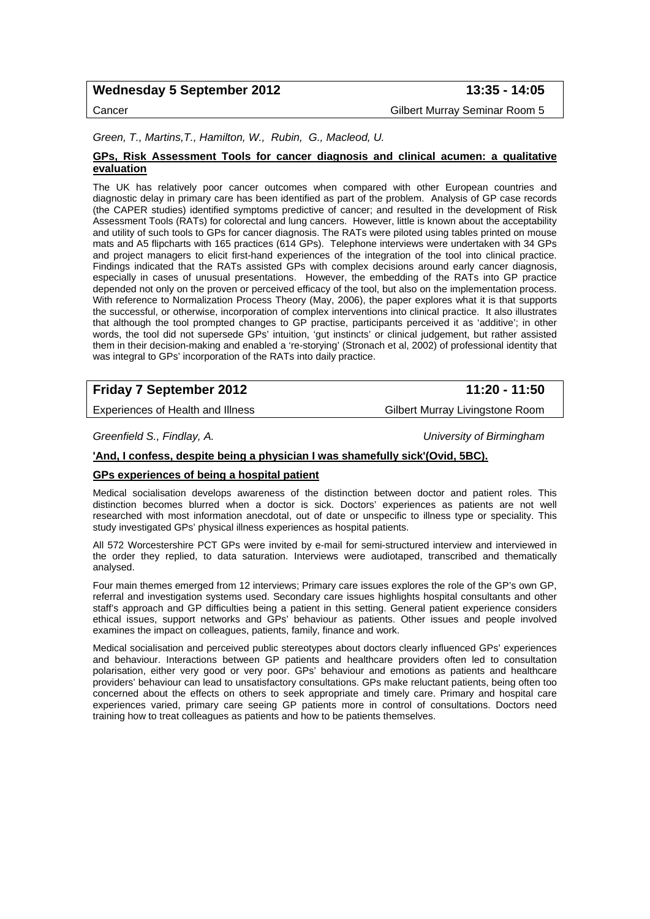**Wednesday 5 September 2012** **13:35 - 14:05**

Cancer — Gilbert Murray Seminar Room 5

*Green, T., Martins,T., Hamilton, W., Rubin, G., Macleod, U.*

**GPs, Risk Assessment Tools for cancer diagnosis and clinical acumen: a qualitative evaluation**

The UK has relatively poor cancer outcomes when compared with other European countries and diagnostic delay in primary care has been identified as part of the problem. Analysis of GP case records (the CAPER studies) identified symptoms predictive of cancer; and resulted in the development of Risk Assessment Tools (RATs) for colorectal and lung cancers. However, little is known about the acceptability and utility of such tools to GPs for cancer diagnosis. The RATs were piloted using tables printed on mouse mats and A5 flipcharts with 165 practices (614 GPs). Telephone interviews were undertaken with 34 GPs and project managers to elicit first-hand experiences of the integration of the tool into clinical practice. Findings indicated that the RATs assisted GPs with complex decisions around early cancer diagnosis, especially in cases of unusual presentations. However, the embedding of the RATs into GP practice depended not only on the proven or perceived efficacy of the tool, but also on the implementation process. With reference to Normalization Process Theory (May, 2006), the paper explores what it is that supports the successful, or otherwise, incorporation of complex interventions into clinical practice. It also illustrates that although the tool prompted changes to GP practise, participants perceived it as 'additive'; in other words, the tool did not supersede GPs' intuition, 'gut instincts' or clinical judgement, but rather assisted them in their decision-making and enabled a 're-storying' (Stronach et al, 2002) of professional identity that was integral to GPs' incorporation of the RATs into daily practice.

**Friday 7 September 2012** **11:20 - 11:50**

Experiences of Health and Illness — Gilbert Murray Livingstone Room

*Greenfield S., Findlay, A.* — *University of Birmingham*

**'And, I confess, despite being a physician I was shamefully sick'(Ovid, 5BC).**

**GPs experiences of being a hospital patient**

Medical socialisation develops awareness of the distinction between doctor and patient roles. This distinction becomes blurred when a doctor is sick. Doctors' experiences as patients are not well researched with most information anecdotal, out of date or unspecific to illness type or speciality. This study investigated GPs' physical illness experiences as hospital patients.

All 572 Worcestershire PCT GPs were invited by e-mail for semi-structured interview and interviewed in the order they replied, to data saturation. Interviews were audiotaped, transcribed and thematically analysed.

Four main themes emerged from 12 interviews; Primary care issues explores the role of the GP's own GP, referral and investigation systems used. Secondary care issues highlights hospital consultants and other staff's approach and GP difficulties being a patient in this setting. General patient experience considers ethical issues, support networks and GPs' behaviour as patients. Other issues and people involved examines the impact on colleagues, patients, family, finance and work.

Medical socialisation and perceived public stereotypes about doctors clearly influenced GPs' experiences and behaviour. Interactions between GP patients and healthcare providers often led to consultation polarisation, either very good or very poor. GPs' behaviour and emotions as patients and healthcare providers' behaviour can lead to unsatisfactory consultations. GPs make reluctant patients, being often too concerned about the effects on others to seek appropriate and timely care. Primary and hospital care experiences varied, primary care seeing GP patients more in control of consultations. Doctors need training how to treat colleagues as patients and how to be patients themselves.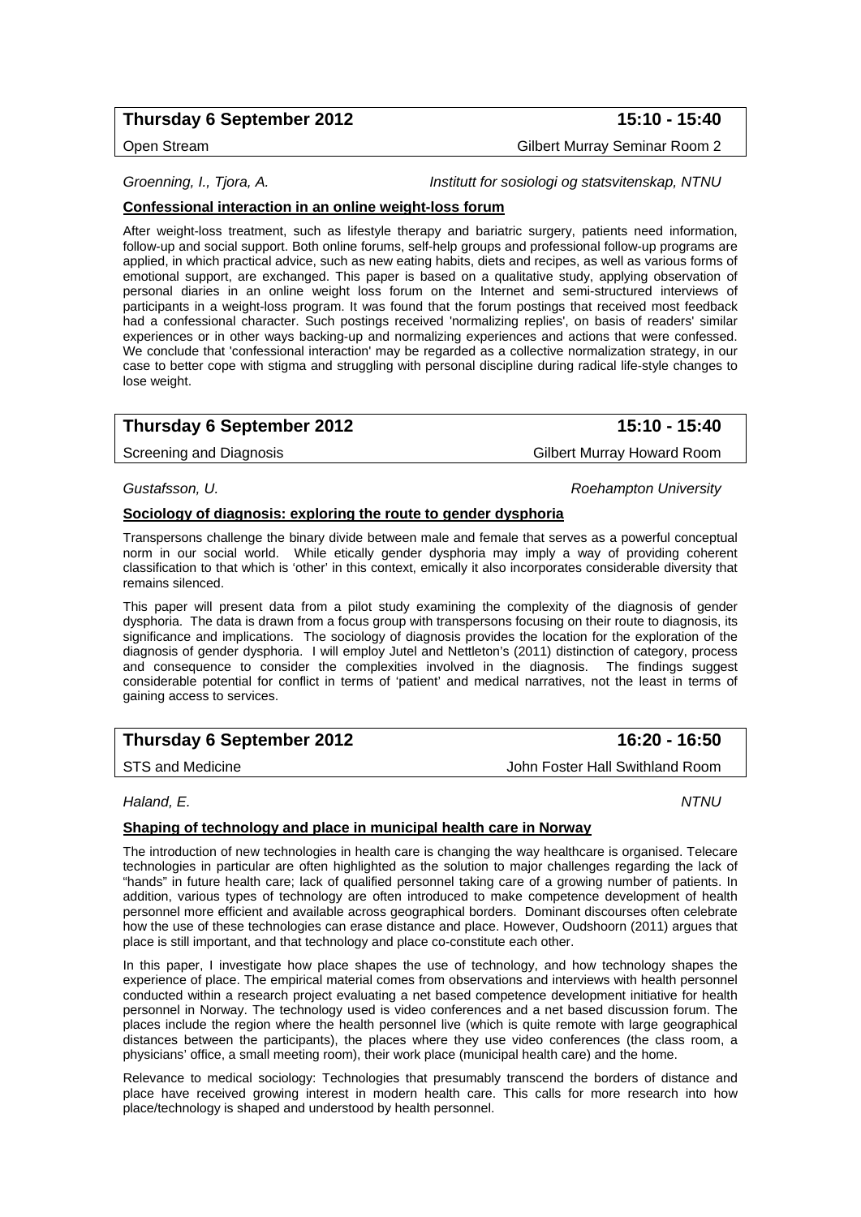**Thursday 6 September 2012** **15:10 - 15:40**

Open Stream Gilbert Murray Seminar Room 2

*Groenning, I., Tjora, A.* *Institutt for sosiologi og statsvitenskap, NTNU*

**Confessional interaction in an online weight-loss forum**

After weight-loss treatment, such as lifestyle therapy and bariatric surgery, patients need information, follow-up and social support. Both online forums, self-help groups and professional follow-up programs are applied, in which practical advice, such as new eating habits, diets and recipes, as well as various forms of emotional support, are exchanged. This paper is based on a qualitative study, applying observation of personal diaries in an online weight loss forum on the Internet and semi-structured interviews of participants in a weight-loss program. It was found that the forum postings that received most feedback had a confessional character. Such postings received 'normalizing replies', on basis of readers' similar experiences or in other ways backing-up and normalizing experiences and actions that were confessed. We conclude that 'confessional interaction' may be regarded as a collective normalization strategy, in our case to better cope with stigma and struggling with personal discipline during radical life-style changes to lose weight.

**Thursday 6 September 2012** **15:10 - 15:40**

Screening and Diagnosis Gilbert Murray Howard Room

*Gustafsson, U.* *Roehampton University*

**Sociology of diagnosis: exploring the route to gender dysphoria**

Transpersons challenge the binary divide between male and female that serves as a powerful conceptual norm in our social world. While etically gender dysphoria may imply a way of providing coherent classification to that which is 'other' in this context, emically it also incorporates considerable diversity that remains silenced.

This paper will present data from a pilot study examining the complexity of the diagnosis of gender dysphoria. The data is drawn from a focus group with transpersons focusing on their route to diagnosis, its significance and implications. The sociology of diagnosis provides the location for the exploration of the diagnosis of gender dysphoria. I will employ Jutel and Nettleton's (2011) distinction of category, process and consequence to consider the complexities involved in the diagnosis. The findings suggest considerable potential for conflict in terms of 'patient' and medical narratives, not the least in terms of gaining access to services.

**Thursday 6 September 2012** **16:20 - 16:50**

STS and Medicine John Foster Hall Swithland Room

*Haland, E.* *NTNU*

**Shaping of technology and place in municipal health care in Norway**

The introduction of new technologies in health care is changing the way healthcare is organised. Telecare technologies in particular are often highlighted as the solution to major challenges regarding the lack of "hands" in future health care; lack of qualified personnel taking care of a growing number of patients. In addition, various types of technology are often introduced to make competence development of health personnel more efficient and available across geographical borders. Dominant discourses often celebrate how the use of these technologies can erase distance and place. However, Oudshoorn (2011) argues that place is still important, and that technology and place co-constitute each other.

In this paper, I investigate how place shapes the use of technology, and how technology shapes the experience of place. The empirical material comes from observations and interviews with health personnel conducted within a research project evaluating a net based competence development initiative for health personnel in Norway. The technology used is video conferences and a net based discussion forum. The places include the region where the health personnel live (which is quite remote with large geographical distances between the participants), the places where they use video conferences (the class room, a physicians' office, a small meeting room), their work place (municipal health care) and the home.

Relevance to medical sociology: Technologies that presumably transcend the borders of distance and place have received growing interest in modern health care. This calls for more research into how place/technology is shaped and understood by health personnel.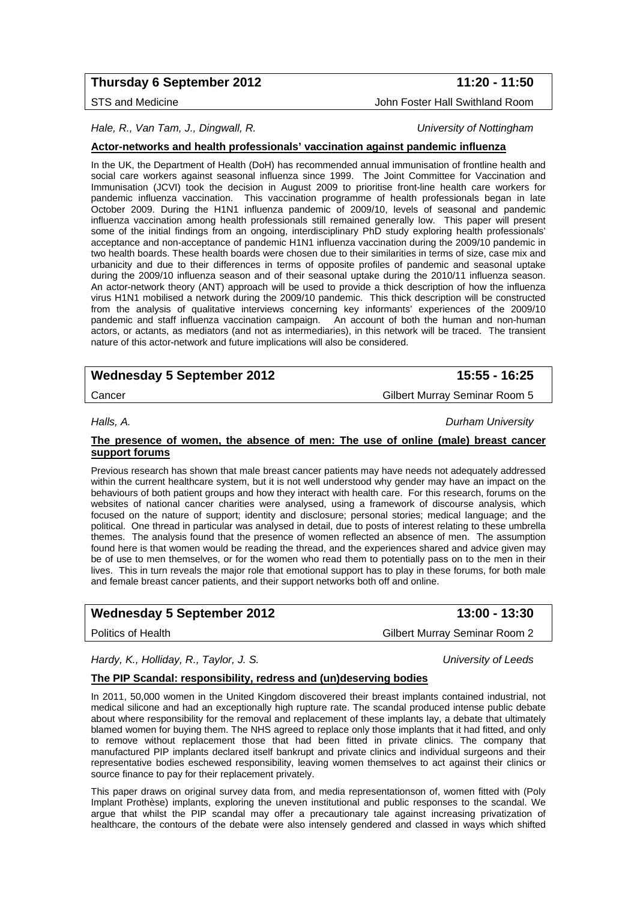**Thursday 6 September 2012** **11:20 - 11:50**

STS and Medicine — John Foster Hall Swithland Room

*Hale, R., Van Tam, J., Dingwall, R.* — *University of Nottingham*

**Actor-networks and health professionals' vaccination against pandemic influenza**

In the UK, the Department of Health (DoH) has recommended annual immunisation of frontline health and social care workers against seasonal influenza since 1999. The Joint Committee for Vaccination and Immunisation (JCVI) took the decision in August 2009 to prioritise front-line health care workers for pandemic influenza vaccination. This vaccination programme of health professionals began in late October 2009. During the H1N1 influenza pandemic of 2009/10, levels of seasonal and pandemic influenza vaccination among health professionals still remained generally low. This paper will present some of the initial findings from an ongoing, interdisciplinary PhD study exploring health professionals' acceptance and non-acceptance of pandemic H1N1 influenza vaccination during the 2009/10 pandemic in two health boards. These health boards were chosen due to their similarities in terms of size, case mix and urbanicity and due to their differences in terms of opposite profiles of pandemic and seasonal uptake during the 2009/10 influenza season and of their seasonal uptake during the 2010/11 influenza season. An actor-network theory (ANT) approach will be used to provide a thick description of how the influenza virus H1N1 mobilised a network during the 2009/10 pandemic. This thick description will be constructed from the analysis of qualitative interviews concerning key informants' experiences of the 2009/10 pandemic and staff influenza vaccination campaign. An account of both the human and non-human actors, or actants, as mediators (and not as intermediaries), in this network will be traced. The transient nature of this actor-network and future implications will also be considered.

**Wednesday 5 September 2012** **15:55 - 16:25**

Cancer — Gilbert Murray Seminar Room 5

*Halls, A.* — *Durham University*

**The presence of women, the absence of men: The use of online (male) breast cancer support forums**

Previous research has shown that male breast cancer patients may have needs not adequately addressed within the current healthcare system, but it is not well understood why gender may have an impact on the behaviours of both patient groups and how they interact with health care. For this research, forums on the websites of national cancer charities were analysed, using a framework of discourse analysis, which focused on the nature of support; identity and disclosure; personal stories; medical language; and the political. One thread in particular was analysed in detail, due to posts of interest relating to these umbrella themes. The analysis found that the presence of women reflected an absence of men. The assumption found here is that women would be reading the thread, and the experiences shared and advice given may be of use to men themselves, or for the women who read them to potentially pass on to the men in their lives. This in turn reveals the major role that emotional support has to play in these forums, for both male and female breast cancer patients, and their support networks both off and online.

**Wednesday 5 September 2012** **13:00 - 13:30**

Politics of Health — Gilbert Murray Seminar Room 2

*Hardy, K., Holliday, R., Taylor, J. S.* — *University of Leeds*

**The PIP Scandal: responsibility, redress and (un)deserving bodies**

In 2011, 50,000 women in the United Kingdom discovered their breast implants contained industrial, not medical silicone and had an exceptionally high rupture rate. The scandal produced intense public debate about where responsibility for the removal and replacement of these implants lay, a debate that ultimately blamed women for buying them. The NHS agreed to replace only those implants that it had fitted, and only to remove without replacement those that had been fitted in private clinics. The company that manufactured PIP implants declared itself bankrupt and private clinics and individual surgeons and their representative bodies eschewed responsibility, leaving women themselves to act against their clinics or source finance to pay for their replacement privately.

This paper draws on original survey data from, and media representationson of, women fitted with (Poly Implant Prothèse) implants, exploring the uneven institutional and public responses to the scandal. We argue that whilst the PIP scandal may offer a precautionary tale against increasing privatization of healthcare, the contours of the debate were also intensely gendered and classed in ways which shifted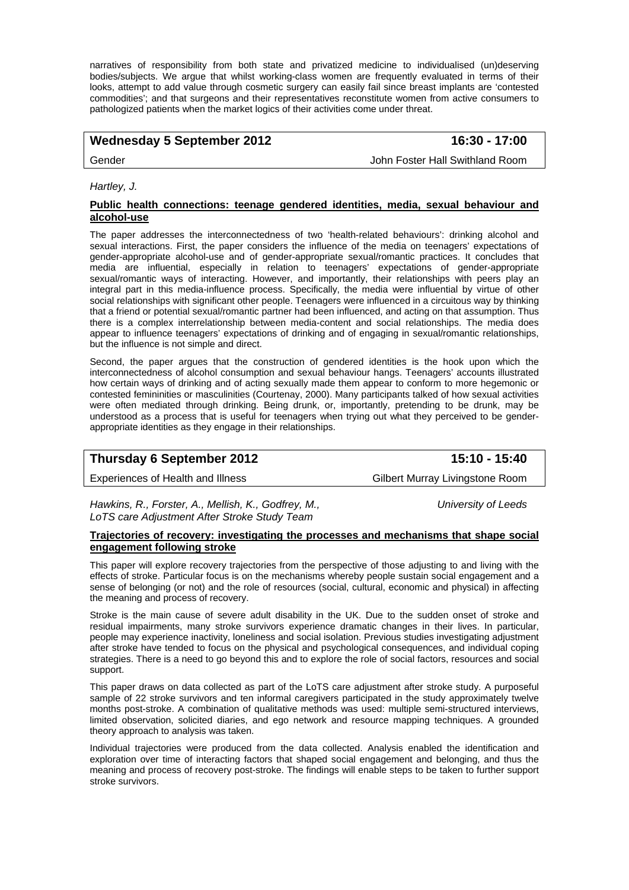narratives of responsibility from both state and privatized medicine to individualised (un)deserving bodies/subjects. We argue that whilst working-class women are frequently evaluated in terms of their looks, attempt to add value through cosmetic surgery can easily fail since breast implants are 'contested commodities'; and that surgeons and their representatives reconstitute women from active consumers to pathologized patients when the market logics of their activities come under threat.

| **Wednesday 5 September 2012** | **16:30 - 17:00** |
|---|---|
| Gender | John Foster Hall Swithland Room |

*Hartley, J.*

**Public health connections: teenage gendered identities, media, sexual behaviour and alcohol-use**

The paper addresses the interconnectedness of two 'health-related behaviours': drinking alcohol and sexual interactions. First, the paper considers the influence of the media on teenagers' expectations of gender-appropriate alcohol-use and of gender-appropriate sexual/romantic practices. It concludes that media are influential, especially in relation to teenagers' expectations of gender-appropriate sexual/romantic ways of interacting. However, and importantly, their relationships with peers play an integral part in this media-influence process. Specifically, the media were influential by virtue of other social relationships with significant other people. Teenagers were influenced in a circuitous way by thinking that a friend or potential sexual/romantic partner had been influenced, and acting on that assumption. Thus there is a complex interrelationship between media-content and social relationships. The media does appear to influence teenagers' expectations of drinking and of engaging in sexual/romantic relationships, but the influence is not simple and direct.

Second, the paper argues that the construction of gendered identities is the hook upon which the interconnectedness of alcohol consumption and sexual behaviour hangs. Teenagers' accounts illustrated how certain ways of drinking and of acting sexually made them appear to conform to more hegemonic or contested femininities or masculinities (Courtenay, 2000). Many participants talked of how sexual activities were often mediated through drinking. Being drunk, or, importantly, pretending to be drunk, may be understood as a process that is useful for teenagers when trying out what they perceived to be gender-appropriate identities as they engage in their relationships.

| **Thursday 6 September 2012** | **15:10 - 15:40** |
|---|---|
| Experiences of Health and Illness | Gilbert Murray Livingstone Room |

*Hawkins, R., Forster, A., Mellish, K., Godfrey, M., LoTS care Adjustment After Stroke Study Team* — *University of Leeds*

**Trajectories of recovery: investigating the processes and mechanisms that shape social engagement following stroke**

This paper will explore recovery trajectories from the perspective of those adjusting to and living with the effects of stroke. Particular focus is on the mechanisms whereby people sustain social engagement and a sense of belonging (or not) and the role of resources (social, cultural, economic and physical) in affecting the meaning and process of recovery.

Stroke is the main cause of severe adult disability in the UK. Due to the sudden onset of stroke and residual impairments, many stroke survivors experience dramatic changes in their lives. In particular, people may experience inactivity, loneliness and social isolation. Previous studies investigating adjustment after stroke have tended to focus on the physical and psychological consequences, and individual coping strategies. There is a need to go beyond this and to explore the role of social factors, resources and social support.

This paper draws on data collected as part of the LoTS care adjustment after stroke study. A purposeful sample of 22 stroke survivors and ten informal caregivers participated in the study approximately twelve months post-stroke. A combination of qualitative methods was used: multiple semi-structured interviews, limited observation, solicited diaries, and ego network and resource mapping techniques. A grounded theory approach to analysis was taken.

Individual trajectories were produced from the data collected. Analysis enabled the identification and exploration over time of interacting factors that shaped social engagement and belonging, and thus the meaning and process of recovery post-stroke. The findings will enable steps to be taken to further support stroke survivors.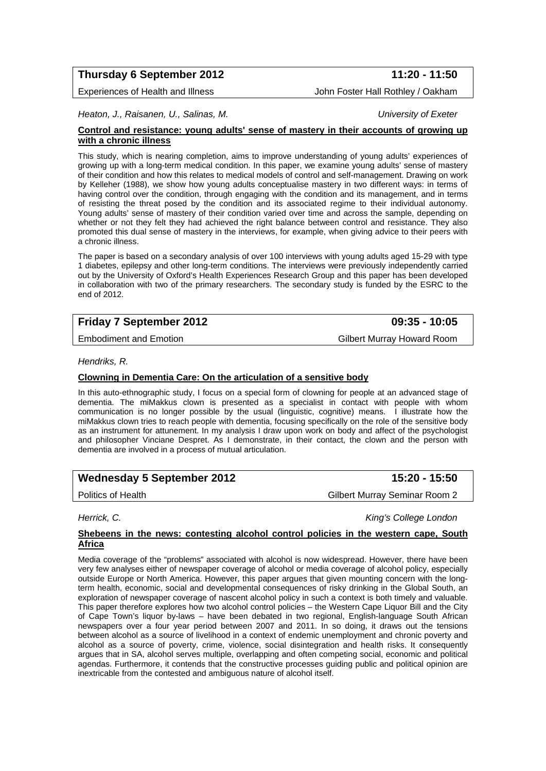**Thursday 6 September 2012** **11:20 - 11:50**

Experiences of Health and Illness — John Foster Hall Rothley / Oakham

*Heaton, J., Raisanen, U., Salinas, M.* — *University of Exeter*

**Control and resistance: young adults' sense of mastery in their accounts of growing up with a chronic illness**

This study, which is nearing completion, aims to improve understanding of young adults' experiences of growing up with a long-term medical condition. In this paper, we examine young adults' sense of mastery of their condition and how this relates to medical models of control and self-management. Drawing on work by Kelleher (1988), we show how young adults conceptualise mastery in two different ways: in terms of having control over the condition, through engaging with the condition and its management, and in terms of resisting the threat posed by the condition and its associated regime to their individual autonomy. Young adults' sense of mastery of their condition varied over time and across the sample, depending on whether or not they felt they had achieved the right balance between control and resistance. They also promoted this dual sense of mastery in the interviews, for example, when giving advice to their peers with a chronic illness.

The paper is based on a secondary analysis of over 100 interviews with young adults aged 15-29 with type 1 diabetes, epilepsy and other long-term conditions. The interviews were previously independently carried out by the University of Oxford's Health Experiences Research Group and this paper has been developed in collaboration with two of the primary researchers. The secondary study is funded by the ESRC to the end of 2012.

**Friday 7 September 2012** **09:35 - 10:05**

Embodiment and Emotion — Gilbert Murray Howard Room

*Hendriks, R.*

**Clowning in Dementia Care: On the articulation of a sensitive body**

In this auto-ethnographic study, I focus on a special form of clowning for people at an advanced stage of dementia. The miMakkus clown is presented as a specialist in contact with people with whom communication is no longer possible by the usual (linguistic, cognitive) means. I illustrate how the miMakkus clown tries to reach people with dementia, focusing specifically on the role of the sensitive body as an instrument for attunement. In my analysis I draw upon work on body and affect of the psychologist and philosopher Vinciane Despret. As I demonstrate, in their contact, the clown and the person with dementia are involved in a process of mutual articulation.

**Wednesday 5 September 2012** **15:20 - 15:50**

Politics of Health — Gilbert Murray Seminar Room 2

*Herrick, C.* — *King's College London*

**Shebeens in the news: contesting alcohol control policies in the western cape, South Africa**

Media coverage of the "problems" associated with alcohol is now widespread. However, there have been very few analyses either of newspaper coverage of alcohol or media coverage of alcohol policy, especially outside Europe or North America. However, this paper argues that given mounting concern with the long-term health, economic, social and developmental consequences of risky drinking in the Global South, an exploration of newspaper coverage of nascent alcohol policy in such a context is both timely and valuable. This paper therefore explores how two alcohol control policies – the Western Cape Liquor Bill and the City of Cape Town's liquor by-laws – have been debated in two regional, English-language South African newspapers over a four year period between 2007 and 2011. In so doing, it draws out the tensions between alcohol as a source of livelihood in a context of endemic unemployment and chronic poverty and alcohol as a source of poverty, crime, violence, social disintegration and health risks. It consequently argues that in SA, alcohol serves multiple, overlapping and often competing social, economic and political agendas. Furthermore, it contends that the constructive processes guiding public and political opinion are inextricable from the contested and ambiguous nature of alcohol itself.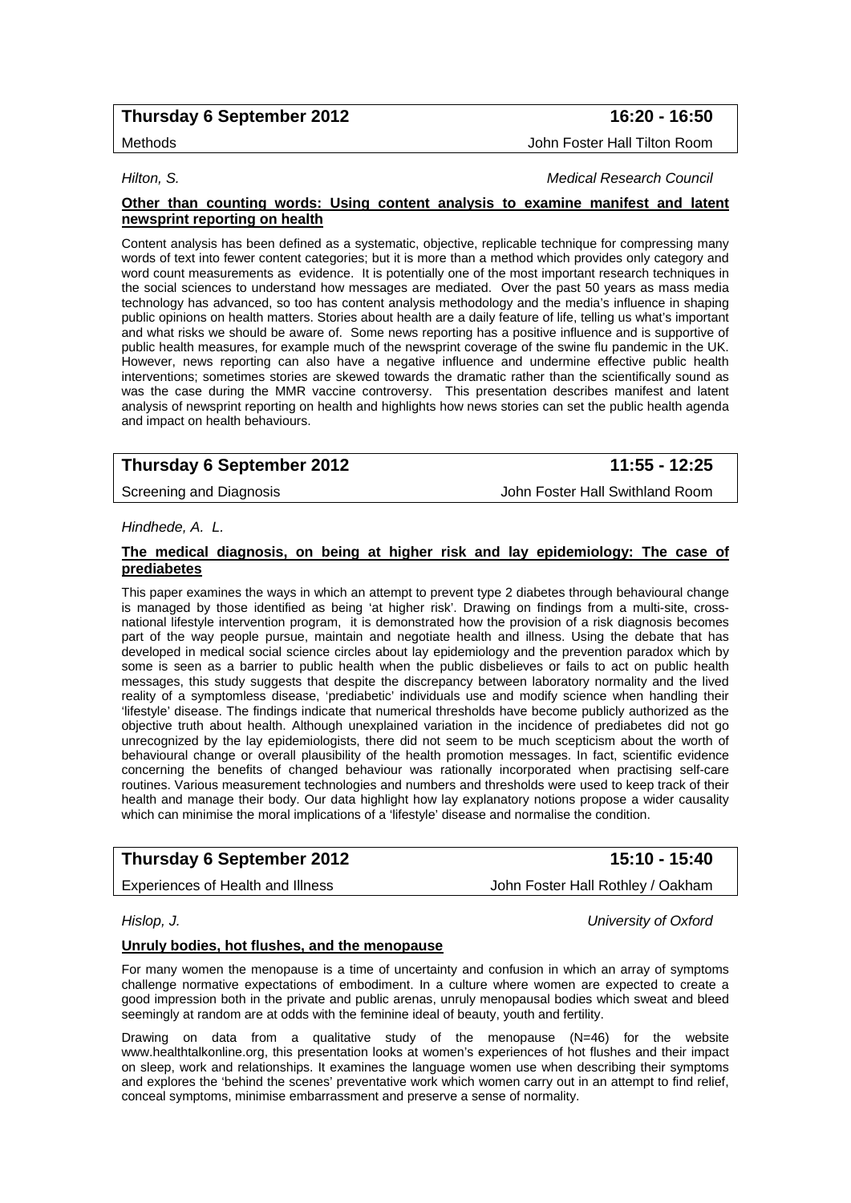**Thursday 6 September 2012** **16:20 - 16:50**

Methods John Foster Hall Tilton Room

*Hilton, S.* *Medical Research Council*

**Other than counting words: Using content analysis to examine manifest and latent newsprint reporting on health**

Content analysis has been defined as a systematic, objective, replicable technique for compressing many words of text into fewer content categories; but it is more than a method which provides only category and word count measurements as evidence. It is potentially one of the most important research techniques in the social sciences to understand how messages are mediated. Over the past 50 years as mass media technology has advanced, so too has content analysis methodology and the media's influence in shaping public opinions on health matters. Stories about health are a daily feature of life, telling us what's important and what risks we should be aware of. Some news reporting has a positive influence and is supportive of public health measures, for example much of the newsprint coverage of the swine flu pandemic in the UK. However, news reporting can also have a negative influence and undermine effective public health interventions; sometimes stories are skewed towards the dramatic rather than the scientifically sound as was the case during the MMR vaccine controversy. This presentation describes manifest and latent analysis of newsprint reporting on health and highlights how news stories can set the public health agenda and impact on health behaviours.

**Thursday 6 September 2012** **11:55 - 12:25**

Screening and Diagnosis John Foster Hall Swithland Room

*Hindhede, A. L.*

**The medical diagnosis, on being at higher risk and lay epidemiology: The case of prediabetes**

This paper examines the ways in which an attempt to prevent type 2 diabetes through behavioural change is managed by those identified as being 'at higher risk'. Drawing on findings from a multi-site, cross-national lifestyle intervention program, it is demonstrated how the provision of a risk diagnosis becomes part of the way people pursue, maintain and negotiate health and illness. Using the debate that has developed in medical social science circles about lay epidemiology and the prevention paradox which by some is seen as a barrier to public health when the public disbelieves or fails to act on public health messages, this study suggests that despite the discrepancy between laboratory normality and the lived reality of a symptomless disease, 'prediabetic' individuals use and modify science when handling their 'lifestyle' disease. The findings indicate that numerical thresholds have become publicly authorized as the objective truth about health. Although unexplained variation in the incidence of prediabetes did not go unrecognized by the lay epidemiologists, there did not seem to be much scepticism about the worth of behavioural change or overall plausibility of the health promotion messages. In fact, scientific evidence concerning the benefits of changed behaviour was rationally incorporated when practising self-care routines. Various measurement technologies and numbers and thresholds were used to keep track of their health and manage their body. Our data highlight how lay explanatory notions propose a wider causality which can minimise the moral implications of a 'lifestyle' disease and normalise the condition.

**Thursday 6 September 2012** **15:10 - 15:40**

Experiences of Health and Illness John Foster Hall Rothley / Oakham

*Hislop, J.* *University of Oxford*

**Unruly bodies, hot flushes, and the menopause**

For many women the menopause is a time of uncertainty and confusion in which an array of symptoms challenge normative expectations of embodiment. In a culture where women are expected to create a good impression both in the private and public arenas, unruly menopausal bodies which sweat and bleed seemingly at random are at odds with the feminine ideal of beauty, youth and fertility.

Drawing on data from a qualitative study of the menopause (N=46) for the website www.healthtalkonline.org, this presentation looks at women's experiences of hot flushes and their impact on sleep, work and relationships. It examines the language women use when describing their symptoms and explores the 'behind the scenes' preventative work which women carry out in an attempt to find relief, conceal symptoms, minimise embarrassment and preserve a sense of normality.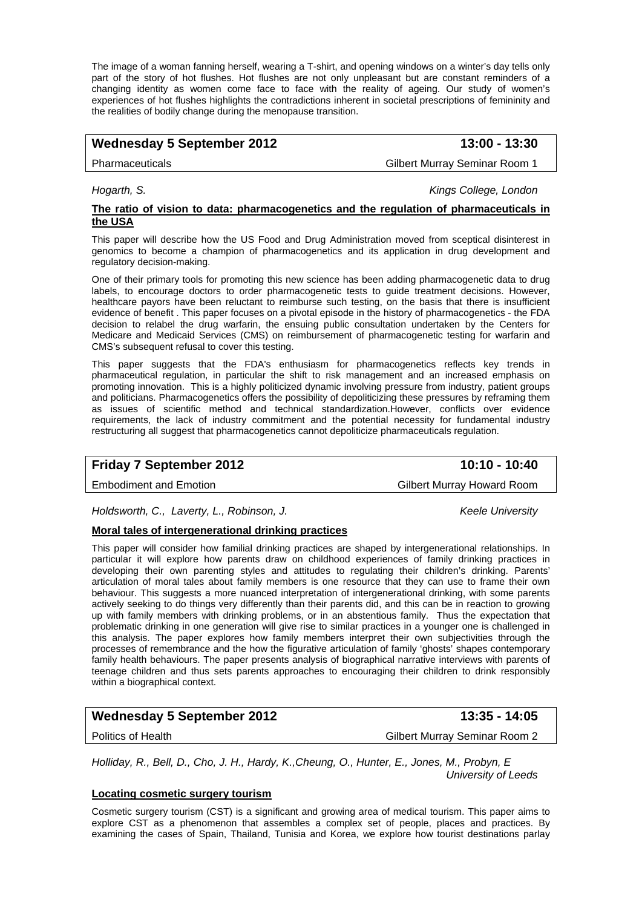The image of a woman fanning herself, wearing a T-shirt, and opening windows on a winter's day tells only part of the story of hot flushes. Hot flushes are not only unpleasant but are constant reminders of a changing identity as women come face to face with the reality of ageing. Our study of women's experiences of hot flushes highlights the contradictions inherent in societal prescriptions of femininity and the realities of bodily change during the menopause transition.

| **Wednesday 5 September 2012** | **13:00 - 13:30** |
|---|---|
| Pharmaceuticals | Gilbert Murray Seminar Room 1 |

*Hogarth, S.* — *Kings College, London*

**The ratio of vision to data: pharmacogenetics and the regulation of pharmaceuticals in the USA**

This paper will describe how the US Food and Drug Administration moved from sceptical disinterest in genomics to become a champion of pharmacogenetics and its application in drug development and regulatory decision-making.

One of their primary tools for promoting this new science has been adding pharmacogenetic data to drug labels, to encourage doctors to order pharmacogenetic tests to guide treatment decisions. However, healthcare payors have been reluctant to reimburse such testing, on the basis that there is insufficient evidence of benefit . This paper focuses on a pivotal episode in the history of pharmacogenetics - the FDA decision to relabel the drug warfarin, the ensuing public consultation undertaken by the Centers for Medicare and Medicaid Services (CMS) on reimbursement of pharmacogenetic testing for warfarin and CMS's subsequent refusal to cover this testing.

This paper suggests that the FDA's enthusiasm for pharmacogenetics reflects key trends in pharmaceutical regulation, in particular the shift to risk management and an increased emphasis on promoting innovation. This is a highly politicized dynamic involving pressure from industry, patient groups and politicians. Pharmacogenetics offers the possibility of depoliticizing these pressures by reframing them as issues of scientific method and technical standardization.However, conflicts over evidence requirements, the lack of industry commitment and the potential necessity for fundamental industry restructuring all suggest that pharmacogenetics cannot depoliticize pharmaceuticals regulation.

| **Friday 7 September 2012** | **10:10 - 10:40** |
|---|---|
| Embodiment and Emotion | Gilbert Murray Howard Room |

*Holdsworth, C., Laverty, L., Robinson, J.* — *Keele University*

**Moral tales of intergenerational drinking practices**

This paper will consider how familial drinking practices are shaped by intergenerational relationships. In particular it will explore how parents draw on childhood experiences of family drinking practices in developing their own parenting styles and attitudes to regulating their children's drinking. Parents' articulation of moral tales about family members is one resource that they can use to frame their own behaviour. This suggests a more nuanced interpretation of intergenerational drinking, with some parents actively seeking to do things very differently than their parents did, and this can be in reaction to growing up with family members with drinking problems, or in an abstentious family. Thus the expectation that problematic drinking in one generation will give rise to similar practices in a younger one is challenged in this analysis. The paper explores how family members interpret their own subjectivities through the processes of remembrance and the how the figurative articulation of family 'ghosts' shapes contemporary family health behaviours. The paper presents analysis of biographical narrative interviews with parents of teenage children and thus sets parents approaches to encouraging their children to drink responsibly within a biographical context.

| **Wednesday 5 September 2012** | **13:35 - 14:05** |
|---|---|
| Politics of Health | Gilbert Murray Seminar Room 2 |

*Holliday, R., Bell, D., Cho, J. H., Hardy, K.,Cheung, O., Hunter, E., Jones, M., Probyn, E* — *University of Leeds*

**Locating cosmetic surgery tourism**

Cosmetic surgery tourism (CST) is a significant and growing area of medical tourism. This paper aims to explore CST as a phenomenon that assembles a complex set of people, places and practices. By examining the cases of Spain, Thailand, Tunisia and Korea, we explore how tourist destinations parlay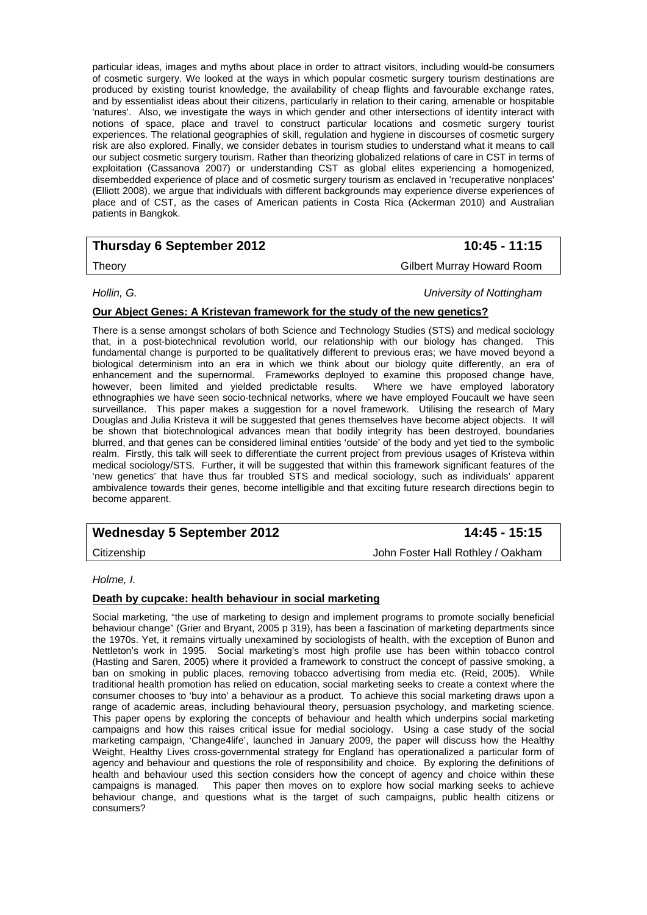particular ideas, images and myths about place in order to attract visitors, including would-be consumers of cosmetic surgery. We looked at the ways in which popular cosmetic surgery tourism destinations are produced by existing tourist knowledge, the availability of cheap flights and favourable exchange rates, and by essentialist ideas about their citizens, particularly in relation to their caring, amenable or hospitable 'natures'. Also, we investigate the ways in which gender and other intersections of identity interact with notions of space, place and travel to construct particular locations and cosmetic surgery tourist experiences. The relational geographies of skill, regulation and hygiene in discourses of cosmetic surgery risk are also explored. Finally, we consider debates in tourism studies to understand what it means to call our subject cosmetic surgery tourism. Rather than theorizing globalized relations of care in CST in terms of exploitation (Cassanova 2007) or understanding CST as global elites experiencing a homogenized, disembedded experience of place and of cosmetic surgery tourism as enclaved in 'recuperative nonplaces' (Elliott 2008), we argue that individuals with different backgrounds may experience diverse experiences of place and of CST, as the cases of American patients in Costa Rica (Ackerman 2010) and Australian patients in Bangkok.

| **Thursday 6 September 2012** | **10:45 - 11:15** |
|---|---|
| Theory | Gilbert Murray Howard Room |

*Hollin, G.* — *University of Nottingham*

**Our Abject Genes: A Kristevan framework for the study of the new genetics?**

There is a sense amongst scholars of both Science and Technology Studies (STS) and medical sociology that, in a post-biotechnical revolution world, our relationship with our biology has changed. This fundamental change is purported to be qualitatively different to previous eras; we have moved beyond a biological determinism into an era in which we think about our biology quite differently, an era of enhancement and the supernormal. Frameworks deployed to examine this proposed change have, however, been limited and yielded predictable results. Where we have employed laboratory ethnographies we have seen socio-technical networks, where we have employed Foucault we have seen surveillance. This paper makes a suggestion for a novel framework. Utilising the research of Mary Douglas and Julia Kristeva it will be suggested that genes themselves have become abject objects. It will be shown that biotechnological advances mean that bodily integrity has been destroyed, boundaries blurred, and that genes can be considered liminal entities 'outside' of the body and yet tied to the symbolic realm. Firstly, this talk will seek to differentiate the current project from previous usages of Kristeva within medical sociology/STS. Further, it will be suggested that within this framework significant features of the 'new genetics' that have thus far troubled STS and medical sociology, such as individuals' apparent ambivalence towards their genes, become intelligible and that exciting future research directions begin to become apparent.

| **Wednesday 5 September 2012** | **14:45 - 15:15** |
|---|---|
| Citizenship | John Foster Hall Rothley / Oakham |

*Holme, I.*

**Death by cupcake: health behaviour in social marketing**

Social marketing, "the use of marketing to design and implement programs to promote socially beneficial behaviour change" (Grier and Bryant, 2005 p 319), has been a fascination of marketing departments since the 1970s. Yet, it remains virtually unexamined by sociologists of health, with the exception of Bunon and Nettleton's work in 1995. Social marketing's most high profile use has been within tobacco control (Hasting and Saren, 2005) where it provided a framework to construct the concept of passive smoking, a ban on smoking in public places, removing tobacco advertising from media etc. (Reid, 2005). While traditional health promotion has relied on education, social marketing seeks to create a context where the consumer chooses to 'buy into' a behaviour as a product. To achieve this social marketing draws upon a range of academic areas, including behavioural theory, persuasion psychology, and marketing science. This paper opens by exploring the concepts of behaviour and health which underpins social marketing campaigns and how this raises critical issue for medial sociology. Using a case study of the social marketing campaign, 'Change4life', launched in January 2009, the paper will discuss how the Healthy Weight, Healthy Lives cross-governmental strategy for England has operationalized a particular form of agency and behaviour and questions the role of responsibility and choice. By exploring the definitions of health and behaviour used this section considers how the concept of agency and choice within these campaigns is managed. This paper then moves on to explore how social marking seeks to achieve behaviour change, and questions what is the target of such campaigns, public health citizens or consumers?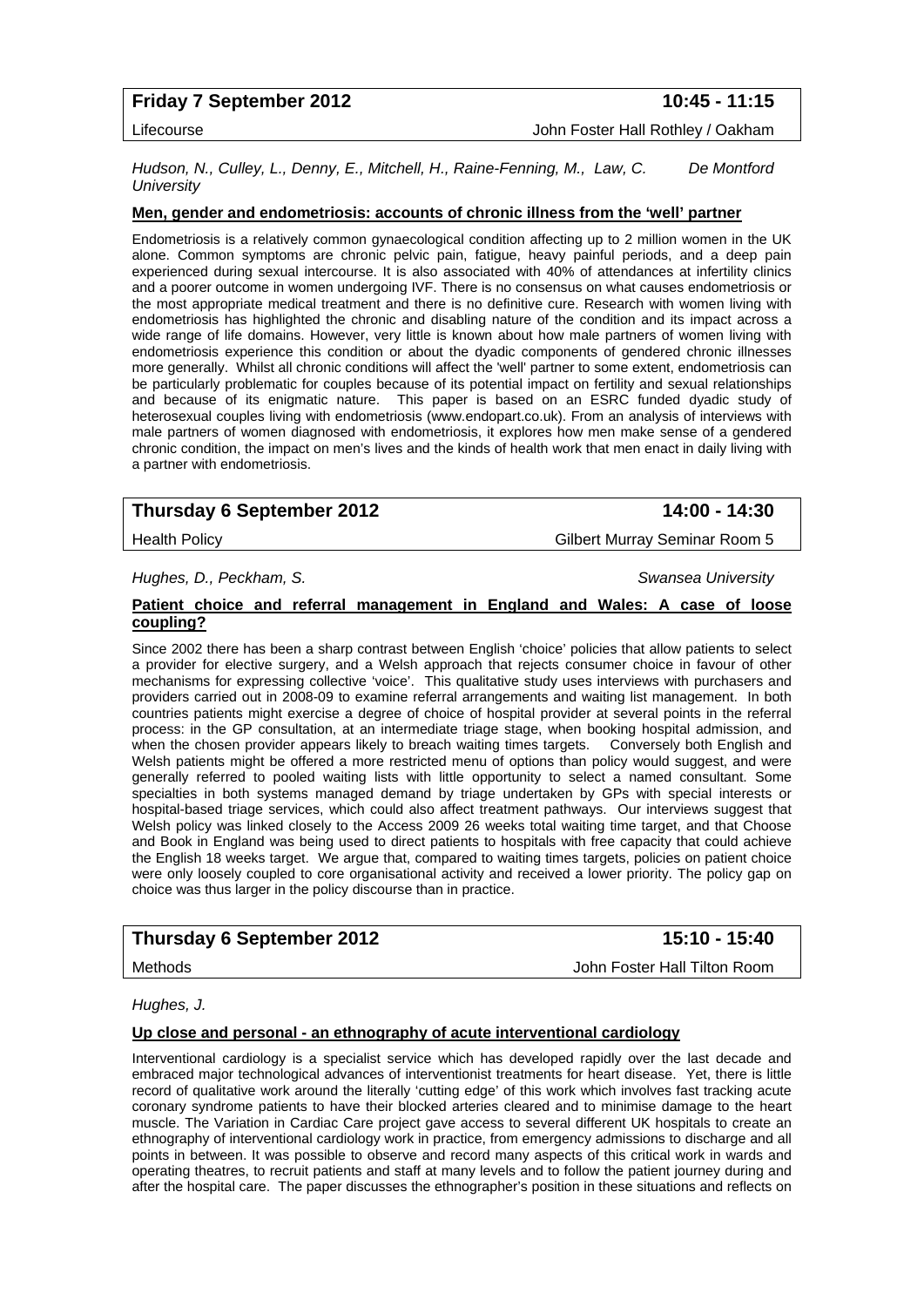**Friday 7 September 2012** **10:45 - 11:15**

Lifecourse — John Foster Hall Rothley / Oakham

*Hudson, N., Culley, L., Denny, E., Mitchell, H., Raine-Fenning, M., Law, C.* — *De Montford University*

**Men, gender and endometriosis: accounts of chronic illness from the 'well' partner**

Endometriosis is a relatively common gynaecological condition affecting up to 2 million women in the UK alone. Common symptoms are chronic pelvic pain, fatigue, heavy painful periods, and a deep pain experienced during sexual intercourse. It is also associated with 40% of attendances at infertility clinics and a poorer outcome in women undergoing IVF. There is no consensus on what causes endometriosis or the most appropriate medical treatment and there is no definitive cure. Research with women living with endometriosis has highlighted the chronic and disabling nature of the condition and its impact across a wide range of life domains. However, very little is known about how male partners of women living with endometriosis experience this condition or about the dyadic components of gendered chronic illnesses more generally. Whilst all chronic conditions will affect the 'well' partner to some extent, endometriosis can be particularly problematic for couples because of its potential impact on fertility and sexual relationships and because of its enigmatic nature. This paper is based on an ESRC funded dyadic study of heterosexual couples living with endometriosis (www.endopart.co.uk). From an analysis of interviews with male partners of women diagnosed with endometriosis, it explores how men make sense of a gendered chronic condition, the impact on men's lives and the kinds of health work that men enact in daily living with a partner with endometriosis.

**Thursday 6 September 2012** **14:00 - 14:30**

Health Policy — Gilbert Murray Seminar Room 5

*Hughes, D., Peckham, S.* — *Swansea University*

**Patient choice and referral management in England and Wales: A case of loose coupling?**

Since 2002 there has been a sharp contrast between English 'choice' policies that allow patients to select a provider for elective surgery, and a Welsh approach that rejects consumer choice in favour of other mechanisms for expressing collective 'voice'. This qualitative study uses interviews with purchasers and providers carried out in 2008-09 to examine referral arrangements and waiting list management. In both countries patients might exercise a degree of choice of hospital provider at several points in the referral process: in the GP consultation, at an intermediate triage stage, when booking hospital admission, and when the chosen provider appears likely to breach waiting times targets. Conversely both English and Welsh patients might be offered a more restricted menu of options than policy would suggest, and were generally referred to pooled waiting lists with little opportunity to select a named consultant. Some specialties in both systems managed demand by triage undertaken by GPs with special interests or hospital-based triage services, which could also affect treatment pathways. Our interviews suggest that Welsh policy was linked closely to the Access 2009 26 weeks total waiting time target, and that Choose and Book in England was being used to direct patients to hospitals with free capacity that could achieve the English 18 weeks target. We argue that, compared to waiting times targets, policies on patient choice were only loosely coupled to core organisational activity and received a lower priority. The policy gap on choice was thus larger in the policy discourse than in practice.

**Thursday 6 September 2012** **15:10 - 15:40**

Methods — John Foster Hall Tilton Room

*Hughes, J.*

**Up close and personal - an ethnography of acute interventional cardiology**

Interventional cardiology is a specialist service which has developed rapidly over the last decade and embraced major technological advances of interventionist treatments for heart disease. Yet, there is little record of qualitative work around the literally 'cutting edge' of this work which involves fast tracking acute coronary syndrome patients to have their blocked arteries cleared and to minimise damage to the heart muscle. The Variation in Cardiac Care project gave access to several different UK hospitals to create an ethnography of interventional cardiology work in practice, from emergency admissions to discharge and all points in between. It was possible to observe and record many aspects of this critical work in wards and operating theatres, to recruit patients and staff at many levels and to follow the patient journey during and after the hospital care. The paper discusses the ethnographer's position in these situations and reflects on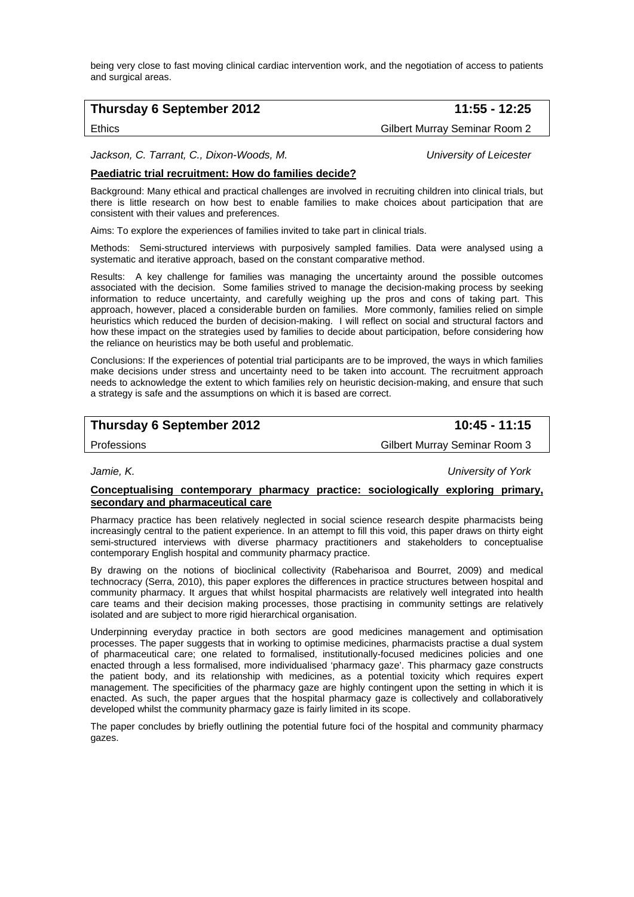being very close to fast moving clinical cardiac intervention work, and the negotiation of access to patients and surgical areas.

| **Thursday 6 September 2012** | **11:55 - 12:25** |
|---|---|
| Ethics | Gilbert Murray Seminar Room 2 |

*Jackson, C. Tarrant, C., Dixon-Woods, M.* *University of Leicester*

**Paediatric trial recruitment: How do families decide?**

Background: Many ethical and practical challenges are involved in recruiting children into clinical trials, but there is little research on how best to enable families to make choices about participation that are consistent with their values and preferences.

Aims: To explore the experiences of families invited to take part in clinical trials.

Methods: Semi-structured interviews with purposively sampled families. Data were analysed using a systematic and iterative approach, based on the constant comparative method.

Results: A key challenge for families was managing the uncertainty around the possible outcomes associated with the decision. Some families strived to manage the decision-making process by seeking information to reduce uncertainty, and carefully weighing up the pros and cons of taking part. This approach, however, placed a considerable burden on families. More commonly, families relied on simple heuristics which reduced the burden of decision-making. I will reflect on social and structural factors and how these impact on the strategies used by families to decide about participation, before considering how the reliance on heuristics may be both useful and problematic.

Conclusions: If the experiences of potential trial participants are to be improved, the ways in which families make decisions under stress and uncertainty need to be taken into account. The recruitment approach needs to acknowledge the extent to which families rely on heuristic decision-making, and ensure that such a strategy is safe and the assumptions on which it is based are correct.

| **Thursday 6 September 2012** | **10:45 - 11:15** |
|---|---|
| Professions | Gilbert Murray Seminar Room 3 |

*Jamie, K.* *University of York*

**Conceptualising contemporary pharmacy practice: sociologically exploring primary, secondary and pharmaceutical care**

Pharmacy practice has been relatively neglected in social science research despite pharmacists being increasingly central to the patient experience. In an attempt to fill this void, this paper draws on thirty eight semi-structured interviews with diverse pharmacy practitioners and stakeholders to conceptualise contemporary English hospital and community pharmacy practice.

By drawing on the notions of bioclinical collectivity (Rabeharisoa and Bourret, 2009) and medical technocracy (Serra, 2010), this paper explores the differences in practice structures between hospital and community pharmacy. It argues that whilst hospital pharmacists are relatively well integrated into health care teams and their decision making processes, those practising in community settings are relatively isolated and are subject to more rigid hierarchical organisation.

Underpinning everyday practice in both sectors are good medicines management and optimisation processes. The paper suggests that in working to optimise medicines, pharmacists practise a dual system of pharmaceutical care; one related to formalised, institutionally-focused medicines policies and one enacted through a less formalised, more individualised 'pharmacy gaze'. This pharmacy gaze constructs the patient body, and its relationship with medicines, as a potential toxicity which requires expert management. The specificities of the pharmacy gaze are highly contingent upon the setting in which it is enacted. As such, the paper argues that the hospital pharmacy gaze is collectively and collaboratively developed whilst the community pharmacy gaze is fairly limited in its scope.

The paper concludes by briefly outlining the potential future foci of the hospital and community pharmacy gazes.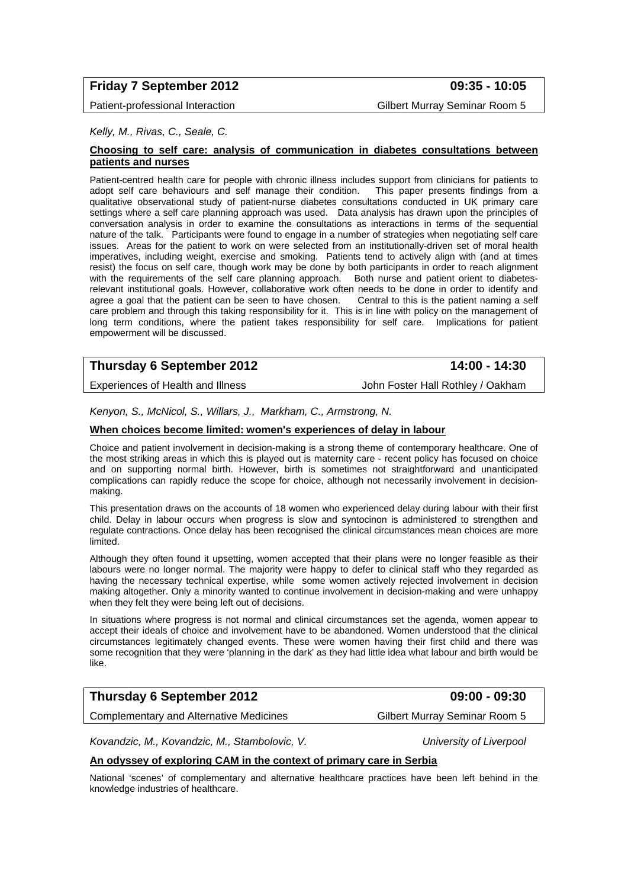**Friday 7 September 2012** **09:35 - 10:05**

Patient-professional Interaction — Gilbert Murray Seminar Room 5

*Kelly, M., Rivas, C., Seale, C.*

**Choosing to self care: analysis of communication in diabetes consultations between patients and nurses**

Patient-centred health care for people with chronic illness includes support from clinicians for patients to adopt self care behaviours and self manage their condition. This paper presents findings from a qualitative observational study of patient-nurse diabetes consultations conducted in UK primary care settings where a self care planning approach was used. Data analysis has drawn upon the principles of conversation analysis in order to examine the consultations as interactions in terms of the sequential nature of the talk. Participants were found to engage in a number of strategies when negotiating self care issues. Areas for the patient to work on were selected from an institutionally-driven set of moral health imperatives, including weight, exercise and smoking. Patients tend to actively align with (and at times resist) the focus on self care, though work may be done by both participants in order to reach alignment with the requirements of the self care planning approach. Both nurse and patient orient to diabetes-relevant institutional goals. However, collaborative work often needs to be done in order to identify and agree a goal that the patient can be seen to have chosen. Central to this is the patient naming a self care problem and through this taking responsibility for it. This is in line with policy on the management of long term conditions, where the patient takes responsibility for self care. Implications for patient empowerment will be discussed.

**Thursday 6 September 2012** **14:00 - 14:30**

Experiences of Health and Illness — John Foster Hall Rothley / Oakham

*Kenyon, S., McNicol, S., Willars, J., Markham, C., Armstrong, N.*

**When choices become limited: women's experiences of delay in labour**

Choice and patient involvement in decision-making is a strong theme of contemporary healthcare. One of the most striking areas in which this is played out is maternity care - recent policy has focused on choice and on supporting normal birth. However, birth is sometimes not straightforward and unanticipated complications can rapidly reduce the scope for choice, although not necessarily involvement in decision-making.

This presentation draws on the accounts of 18 women who experienced delay during labour with their first child. Delay in labour occurs when progress is slow and syntocinon is administered to strengthen and regulate contractions. Once delay has been recognised the clinical circumstances mean choices are more limited.

Although they often found it upsetting, women accepted that their plans were no longer feasible as their labours were no longer normal. The majority were happy to defer to clinical staff who they regarded as having the necessary technical expertise, while some women actively rejected involvement in decision making altogether. Only a minority wanted to continue involvement in decision-making and were unhappy when they felt they were being left out of decisions.

In situations where progress is not normal and clinical circumstances set the agenda, women appear to accept their ideals of choice and involvement have to be abandoned. Women understood that the clinical circumstances legitimately changed events. These were women having their first child and there was some recognition that they were 'planning in the dark' as they had little idea what labour and birth would be like.

**Thursday 6 September 2012** **09:00 - 09:30**

Complementary and Alternative Medicines — Gilbert Murray Seminar Room 5

*Kovandzic, M., Kovandzic, M., Stambolovic, V.* — *University of Liverpool*

**An odyssey of exploring CAM in the context of primary care in Serbia**

National 'scenes' of complementary and alternative healthcare practices have been left behind in the knowledge industries of healthcare.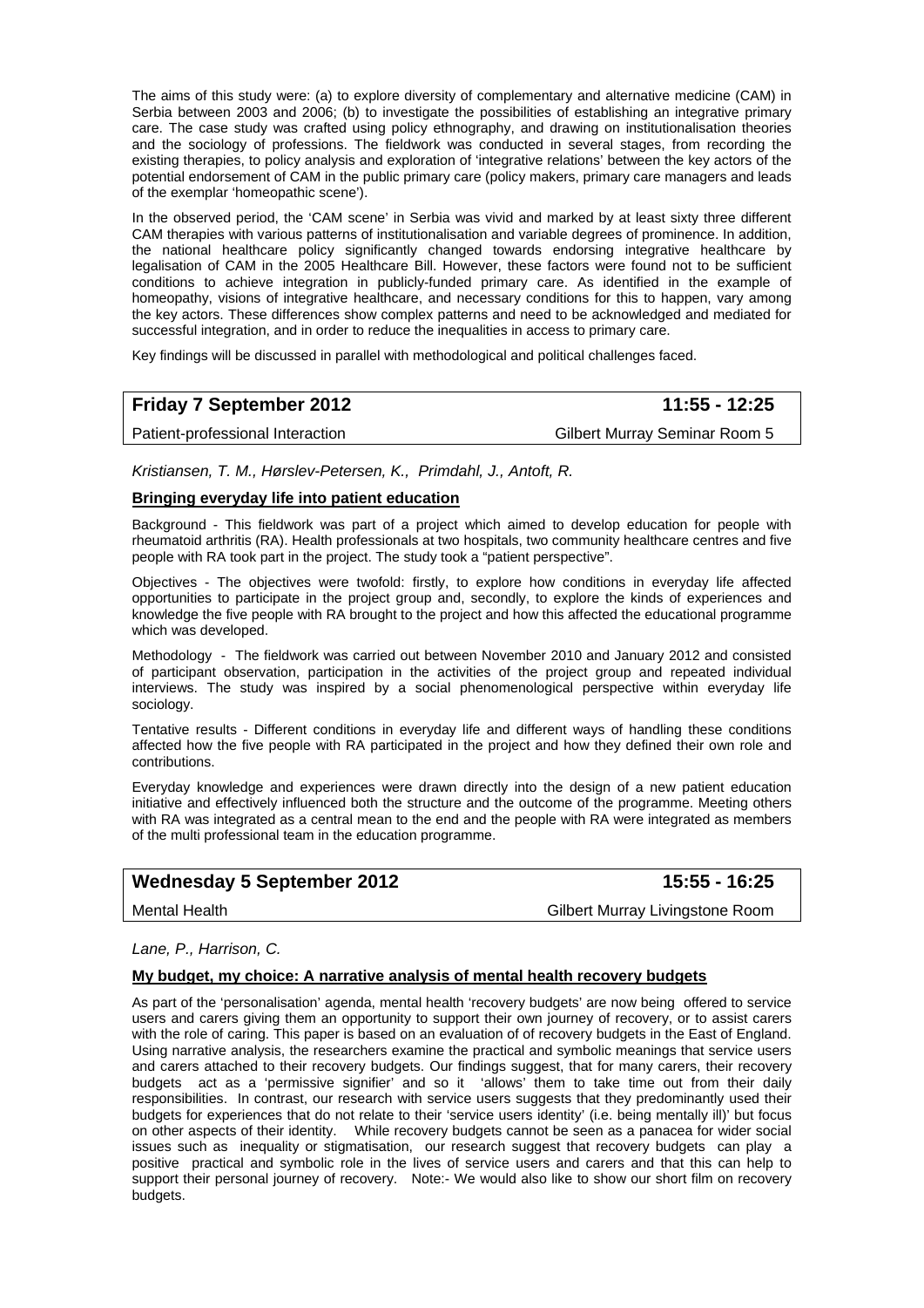The aims of this study were: (a) to explore diversity of complementary and alternative medicine (CAM) in Serbia between 2003 and 2006; (b) to investigate the possibilities of establishing an integrative primary care. The case study was crafted using policy ethnography, and drawing on institutionalisation theories and the sociology of professions. The fieldwork was conducted in several stages, from recording the existing therapies, to policy analysis and exploration of 'integrative relations' between the key actors of the potential endorsement of CAM in the public primary care (policy makers, primary care managers and leads of the exemplar 'homeopathic scene').

In the observed period, the 'CAM scene' in Serbia was vivid and marked by at least sixty three different CAM therapies with various patterns of institutionalisation and variable degrees of prominence. In addition, the national healthcare policy significantly changed towards endorsing integrative healthcare by legalisation of CAM in the 2005 Healthcare Bill. However, these factors were found not to be sufficient conditions to achieve integration in publicly-funded primary care. As identified in the example of homeopathy, visions of integrative healthcare, and necessary conditions for this to happen, vary among the key actors. These differences show complex patterns and need to be acknowledged and mediated for successful integration, and in order to reduce the inequalities in access to primary care.

Key findings will be discussed in parallel with methodological and political challenges faced.

| **Friday 7 September 2012** | **11:55 - 12:25** |
|---|---|
| Patient-professional Interaction | Gilbert Murray Seminar Room 5 |

*Kristiansen, T. M., Hørslev-Petersen, K., Primdahl, J., Antoft, R.*

**Bringing everyday life into patient education**

Background - This fieldwork was part of a project which aimed to develop education for people with rheumatoid arthritis (RA). Health professionals at two hospitals, two community healthcare centres and five people with RA took part in the project. The study took a "patient perspective".

Objectives - The objectives were twofold: firstly, to explore how conditions in everyday life affected opportunities to participate in the project group and, secondly, to explore the kinds of experiences and knowledge the five people with RA brought to the project and how this affected the educational programme which was developed.

Methodology - The fieldwork was carried out between November 2010 and January 2012 and consisted of participant observation, participation in the activities of the project group and repeated individual interviews. The study was inspired by a social phenomenological perspective within everyday life sociology.

Tentative results - Different conditions in everyday life and different ways of handling these conditions affected how the five people with RA participated in the project and how they defined their own role and contributions.

Everyday knowledge and experiences were drawn directly into the design of a new patient education initiative and effectively influenced both the structure and the outcome of the programme. Meeting others with RA was integrated as a central mean to the end and the people with RA were integrated as members of the multi professional team in the education programme.

| **Wednesday 5 September 2012** | **15:55 - 16:25** |
|---|---|
| Mental Health | Gilbert Murray Livingstone Room |

*Lane, P., Harrison, C.*

**My budget, my choice: A narrative analysis of mental health recovery budgets**

As part of the 'personalisation' agenda, mental health 'recovery budgets' are now being offered to service users and carers giving them an opportunity to support their own journey of recovery, or to assist carers with the role of caring. This paper is based on an evaluation of of recovery budgets in the East of England. Using narrative analysis, the researchers examine the practical and symbolic meanings that service users and carers attached to their recovery budgets. Our findings suggest, that for many carers, their recovery budgets act as a 'permissive signifier' and so it 'allows' them to take time out from their daily responsibilities. In contrast, our research with service users suggests that they predominantly used their budgets for experiences that do not relate to their 'service users identity' (i.e. being mentally ill)' but focus on other aspects of their identity. While recovery budgets cannot be seen as a panacea for wider social issues such as inequality or stigmatisation, our research suggest that recovery budgets can play a positive practical and symbolic role in the lives of service users and carers and that this can help to support their personal journey of recovery. Note:- We would also like to show our short film on recovery budgets.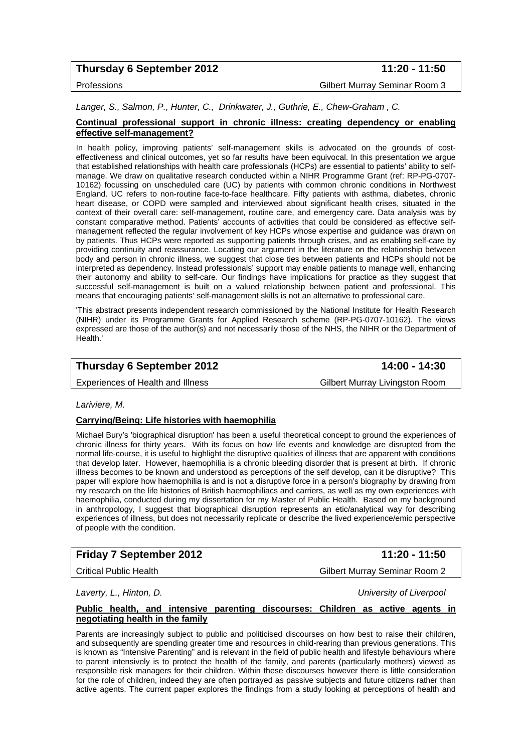**Thursday 6 September 2012** **11:20 - 11:50**

Professions Gilbert Murray Seminar Room 3

*Langer, S., Salmon, P., Hunter, C., Drinkwater, J., Guthrie, E., Chew-Graham , C.*

**Continual professional support in chronic illness: creating dependency or enabling effective self-management?**

In health policy, improving patients' self-management skills is advocated on the grounds of cost-effectiveness and clinical outcomes, yet so far results have been equivocal. In this presentation we argue that established relationships with health care professionals (HCPs) are essential to patients' ability to self-manage. We draw on qualitative research conducted within a NIHR Programme Grant (ref: RP-PG-0707-10162) focussing on unscheduled care (UC) by patients with common chronic conditions in Northwest England. UC refers to non-routine face-to-face healthcare. Fifty patients with asthma, diabetes, chronic heart disease, or COPD were sampled and interviewed about significant health crises, situated in the context of their overall care: self-management, routine care, and emergency care. Data analysis was by constant comparative method. Patients' accounts of activities that could be considered as effective self-management reflected the regular involvement of key HCPs whose expertise and guidance was drawn on by patients. Thus HCPs were reported as supporting patients through crises, and as enabling self-care by providing continuity and reassurance. Locating our argument in the literature on the relationship between body and person in chronic illness, we suggest that close ties between patients and HCPs should not be interpreted as dependency. Instead professionals' support may enable patients to manage well, enhancing their autonomy and ability to self-care. Our findings have implications for practice as they suggest that successful self-management is built on a valued relationship between patient and professional. This means that encouraging patients' self-management skills is not an alternative to professional care.

'This abstract presents independent research commissioned by the National Institute for Health Research (NIHR) under its Programme Grants for Applied Research scheme (RP-PG-0707-10162). The views expressed are those of the author(s) and not necessarily those of the NHS, the NIHR or the Department of Health.'

**Thursday 6 September 2012** **14:00 - 14:30**

Experiences of Health and Illness Gilbert Murray Livingston Room

*Lariviere, M.*

**Carrying/Being: Life histories with haemophilia**

Michael Bury's 'biographical disruption' has been a useful theoretical concept to ground the experiences of chronic illness for thirty years. With its focus on how life events and knowledge are disrupted from the normal life-course, it is useful to highlight the disruptive qualities of illness that are apparent with conditions that develop later. However, haemophilia is a chronic bleeding disorder that is present at birth. If chronic illness becomes to be known and understood as perceptions of the self develop, can it be disruptive? This paper will explore how haemophilia is and is not a disruptive force in a person's biography by drawing from my research on the life histories of British haemophiliacs and carriers, as well as my own experiences with haemophilia, conducted during my dissertation for my Master of Public Health. Based on my background in anthropology, I suggest that biographical disruption represents an etic/analytical way for describing experiences of illness, but does not necessarily replicate or describe the lived experience/emic perspective of people with the condition.

**Friday 7 September 2012** **11:20 - 11:50**

Critical Public Health Gilbert Murray Seminar Room 2

*Laverty, L., Hinton, D.* *University of Liverpool*

**Public health, and intensive parenting discourses: Children as active agents in negotiating health in the family**

Parents are increasingly subject to public and politicised discourses on how best to raise their children, and subsequently are spending greater time and resources in child-rearing than previous generations. This is known as "Intensive Parenting" and is relevant in the field of public health and lifestyle behaviours where to parent intensively is to protect the health of the family, and parents (particularly mothers) viewed as responsible risk managers for their children. Within these discourses however there is little consideration for the role of children, indeed they are often portrayed as passive subjects and future citizens rather than active agents. The current paper explores the findings from a study looking at perceptions of health and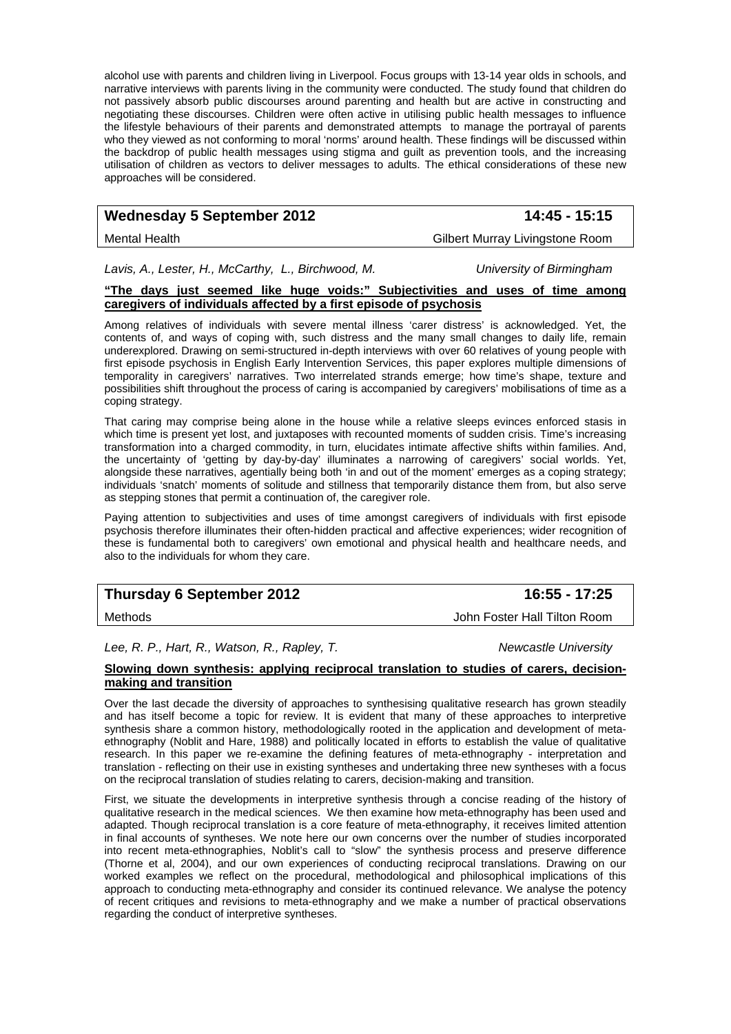alcohol use with parents and children living in Liverpool. Focus groups with 13-14 year olds in schools, and narrative interviews with parents living in the community were conducted. The study found that children do not passively absorb public discourses around parenting and health but are active in constructing and negotiating these discourses. Children were often active in utilising public health messages to influence the lifestyle behaviours of their parents and demonstrated attempts to manage the portrayal of parents who they viewed as not conforming to moral 'norms' around health. These findings will be discussed within the backdrop of public health messages using stigma and guilt as prevention tools, and the increasing utilisation of children as vectors to deliver messages to adults. The ethical considerations of these new approaches will be considered.

## Wednesday 5 September 2012 — 14:45 - 15:15

Mental Health — Gilbert Murray Livingstone Room

*Lavis, A., Lester, H., McCarthy, L., Birchwood, M.* — *University of Birmingham*

**"The days just seemed like huge voids:" Subjectivities and uses of time among caregivers of individuals affected by a first episode of psychosis**

Among relatives of individuals with severe mental illness 'carer distress' is acknowledged. Yet, the contents of, and ways of coping with, such distress and the many small changes to daily life, remain underexplored. Drawing on semi-structured in-depth interviews with over 60 relatives of young people with first episode psychosis in English Early Intervention Services, this paper explores multiple dimensions of temporality in caregivers' narratives. Two interrelated strands emerge; how time's shape, texture and possibilities shift throughout the process of caring is accompanied by caregivers' mobilisations of time as a coping strategy.

That caring may comprise being alone in the house while a relative sleeps evinces enforced stasis in which time is present yet lost, and juxtaposes with recounted moments of sudden crisis. Time's increasing transformation into a charged commodity, in turn, elucidates intimate affective shifts within families. And, the uncertainty of 'getting by day-by-day' illuminates a narrowing of caregivers' social worlds. Yet, alongside these narratives, agentially being both 'in and out of the moment' emerges as a coping strategy; individuals 'snatch' moments of solitude and stillness that temporarily distance them from, but also serve as stepping stones that permit a continuation of, the caregiver role.

Paying attention to subjectivities and uses of time amongst caregivers of individuals with first episode psychosis therefore illuminates their often-hidden practical and affective experiences; wider recognition of these is fundamental both to caregivers' own emotional and physical health and healthcare needs, and also to the individuals for whom they care.

## Thursday 6 September 2012 — 16:55 - 17:25

Methods — John Foster Hall Tilton Room

*Lee, R. P., Hart, R., Watson, R., Rapley, T.* — *Newcastle University*

**Slowing down synthesis: applying reciprocal translation to studies of carers, decision-making and transition**

Over the last decade the diversity of approaches to synthesising qualitative research has grown steadily and has itself become a topic for review. It is evident that many of these approaches to interpretive synthesis share a common history, methodologically rooted in the application and development of meta-ethnography (Noblit and Hare, 1988) and politically located in efforts to establish the value of qualitative research. In this paper we re-examine the defining features of meta-ethnography - interpretation and translation - reflecting on their use in existing syntheses and undertaking three new syntheses with a focus on the reciprocal translation of studies relating to carers, decision-making and transition.

First, we situate the developments in interpretive synthesis through a concise reading of the history of qualitative research in the medical sciences. We then examine how meta-ethnography has been used and adapted. Though reciprocal translation is a core feature of meta-ethnography, it receives limited attention in final accounts of syntheses. We note here our own concerns over the number of studies incorporated into recent meta-ethnographies, Noblit's call to "slow" the synthesis process and preserve difference (Thorne et al, 2004), and our own experiences of conducting reciprocal translations. Drawing on our worked examples we reflect on the procedural, methodological and philosophical implications of this approach to conducting meta-ethnography and consider its continued relevance. We analyse the potency of recent critiques and revisions to meta-ethnography and we make a number of practical observations regarding the conduct of interpretive syntheses.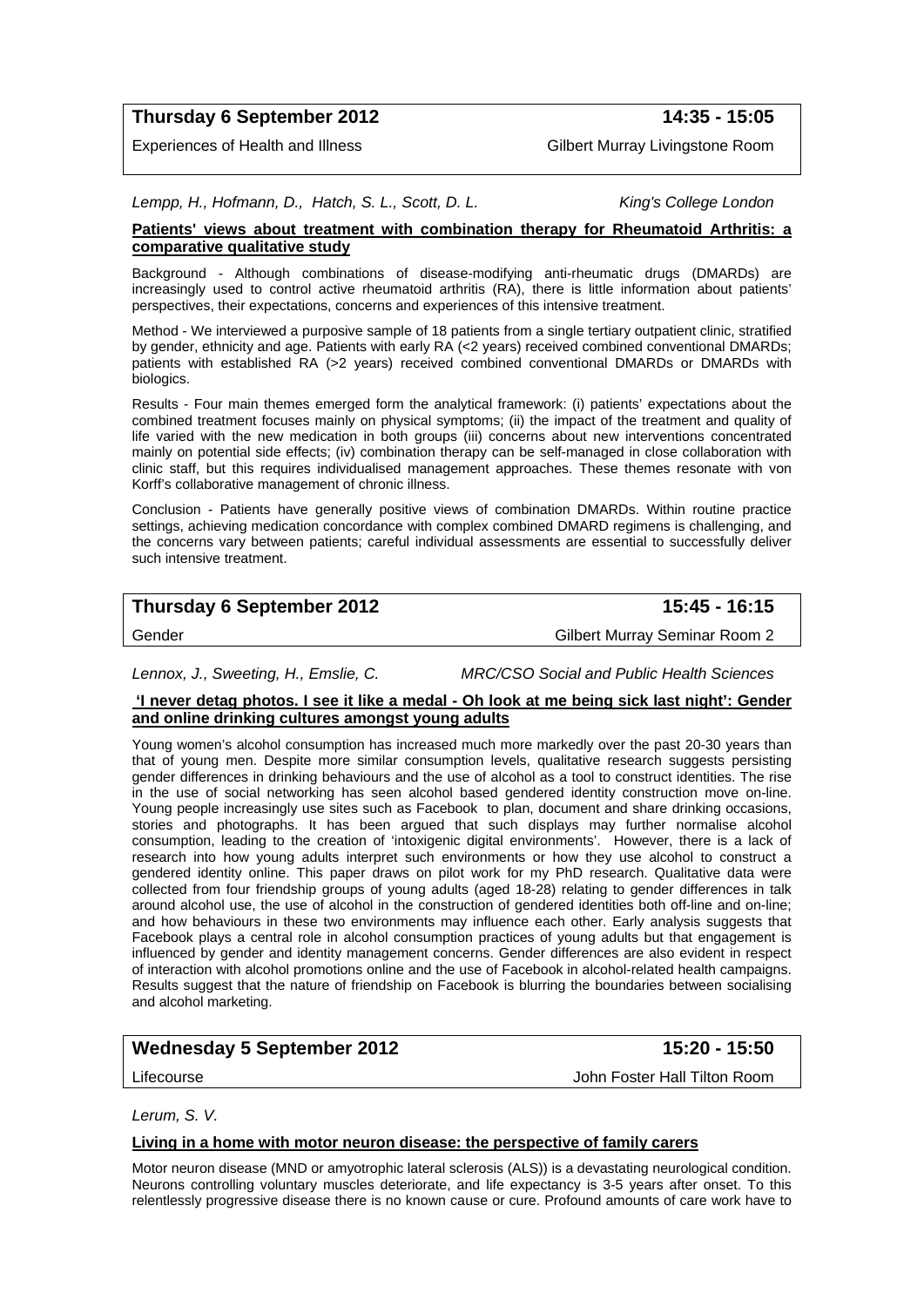**Thursday 6 September 2012** **14:35 - 15:05**

Experiences of Health and Illness — Gilbert Murray Livingstone Room

*Lempp, H., Hofmann, D., Hatch, S. L., Scott, D. L.* — *King's College London*

**Patients' views about treatment with combination therapy for Rheumatoid Arthritis: a comparative qualitative study**

Background - Although combinations of disease-modifying anti-rheumatic drugs (DMARDs) are increasingly used to control active rheumatoid arthritis (RA), there is little information about patients' perspectives, their expectations, concerns and experiences of this intensive treatment.

Method - We interviewed a purposive sample of 18 patients from a single tertiary outpatient clinic, stratified by gender, ethnicity and age. Patients with early RA (<2 years) received combined conventional DMARDs; patients with established RA (>2 years) received combined conventional DMARDs or DMARDs with biologics.

Results - Four main themes emerged form the analytical framework: (i) patients' expectations about the combined treatment focuses mainly on physical symptoms; (ii) the impact of the treatment and quality of life varied with the new medication in both groups (iii) concerns about new interventions concentrated mainly on potential side effects; (iv) combination therapy can be self-managed in close collaboration with clinic staff, but this requires individualised management approaches. These themes resonate with von Korff's collaborative management of chronic illness.

Conclusion - Patients have generally positive views of combination DMARDs. Within routine practice settings, achieving medication concordance with complex combined DMARD regimens is challenging, and the concerns vary between patients; careful individual assessments are essential to successfully deliver such intensive treatment.

**Thursday 6 September 2012** **15:45 - 16:15**

Gender — Gilbert Murray Seminar Room 2

*Lennox, J., Sweeting, H., Emslie, C.* — *MRC/CSO Social and Public Health Sciences*

**'I never detag photos. I see it like a medal - Oh look at me being sick last night': Gender and online drinking cultures amongst young adults**

Young women's alcohol consumption has increased much more markedly over the past 20-30 years than that of young men. Despite more similar consumption levels, qualitative research suggests persisting gender differences in drinking behaviours and the use of alcohol as a tool to construct identities. The rise in the use of social networking has seen alcohol based gendered identity construction move on-line. Young people increasingly use sites such as Facebook to plan, document and share drinking occasions, stories and photographs. It has been argued that such displays may further normalise alcohol consumption, leading to the creation of 'intoxigenic digital environments'. However, there is a lack of research into how young adults interpret such environments or how they use alcohol to construct a gendered identity online. This paper draws on pilot work for my PhD research. Qualitative data were collected from four friendship groups of young adults (aged 18-28) relating to gender differences in talk around alcohol use, the use of alcohol in the construction of gendered identities both off-line and on-line; and how behaviours in these two environments may influence each other. Early analysis suggests that Facebook plays a central role in alcohol consumption practices of young adults but that engagement is influenced by gender and identity management concerns. Gender differences are also evident in respect of interaction with alcohol promotions online and the use of Facebook in alcohol-related health campaigns. Results suggest that the nature of friendship on Facebook is blurring the boundaries between socialising and alcohol marketing.

**Wednesday 5 September 2012** **15:20 - 15:50**

Lifecourse — John Foster Hall Tilton Room

*Lerum, S. V.*

**Living in a home with motor neuron disease: the perspective of family carers**

Motor neuron disease (MND or amyotrophic lateral sclerosis (ALS)) is a devastating neurological condition. Neurons controlling voluntary muscles deteriorate, and life expectancy is 3-5 years after onset. To this relentlessly progressive disease there is no known cause or cure. Profound amounts of care work have to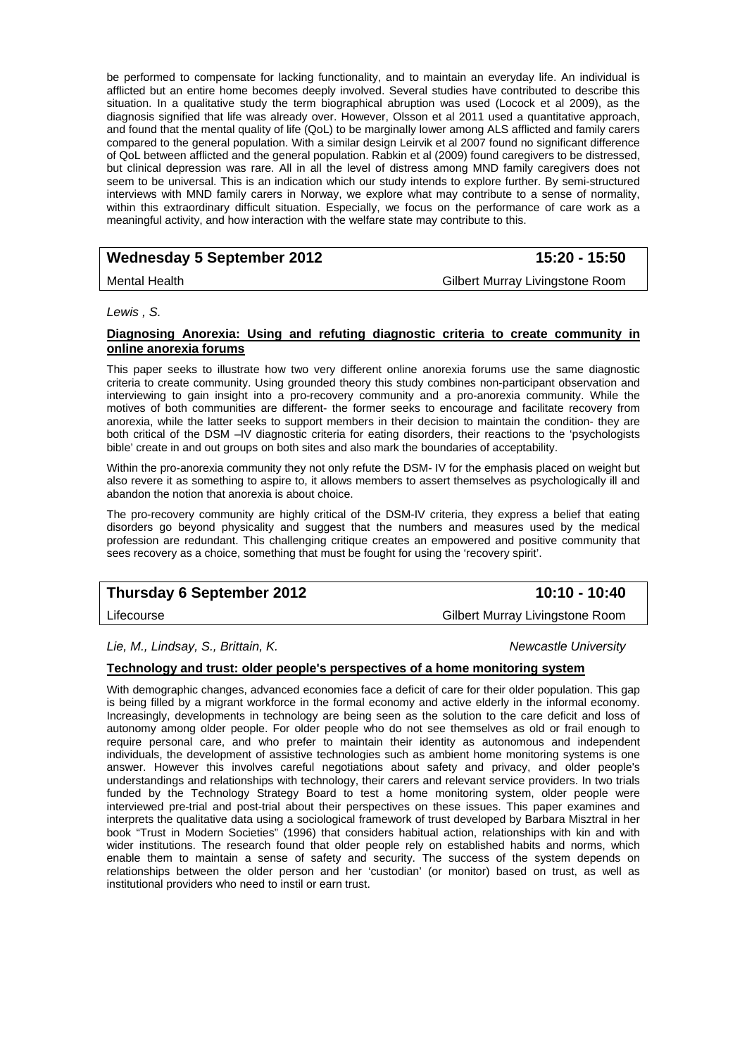be performed to compensate for lacking functionality, and to maintain an everyday life. An individual is afflicted but an entire home becomes deeply involved. Several studies have contributed to describe this situation. In a qualitative study the term biographical abruption was used (Locock et al 2009), as the diagnosis signified that life was already over. However, Olsson et al 2011 used a quantitative approach, and found that the mental quality of life (QoL) to be marginally lower among ALS afflicted and family carers compared to the general population. With a similar design Leirvik et al 2007 found no significant difference of QoL between afflicted and the general population. Rabkin et al (2009) found caregivers to be distressed, but clinical depression was rare. All in all the level of distress among MND family caregivers does not seem to be universal. This is an indication which our study intends to explore further. By semi-structured interviews with MND family carers in Norway, we explore what may contribute to a sense of normality, within this extraordinary difficult situation. Especially, we focus on the performance of care work as a meaningful activity, and how interaction with the welfare state may contribute to this.

| **Wednesday 5 September 2012** | **15:20 - 15:50** |
|---|---|
| Mental Health | Gilbert Murray Livingstone Room |

*Lewis , S.*

**Diagnosing Anorexia: Using and refuting diagnostic criteria to create community in online anorexia forums**

This paper seeks to illustrate how two very different online anorexia forums use the same diagnostic criteria to create community. Using grounded theory this study combines non-participant observation and interviewing to gain insight into a pro-recovery community and a pro-anorexia community. While the motives of both communities are different- the former seeks to encourage and facilitate recovery from anorexia, while the latter seeks to support members in their decision to maintain the condition- they are both critical of the DSM –IV diagnostic criteria for eating disorders, their reactions to the 'psychologists bible' create in and out groups on both sites and also mark the boundaries of acceptability.

Within the pro-anorexia community they not only refute the DSM- IV for the emphasis placed on weight but also revere it as something to aspire to, it allows members to assert themselves as psychologically ill and abandon the notion that anorexia is about choice.

The pro-recovery community are highly critical of the DSM-IV criteria, they express a belief that eating disorders go beyond physicality and suggest that the numbers and measures used by the medical profession are redundant. This challenging critique creates an empowered and positive community that sees recovery as a choice, something that must be fought for using the 'recovery spirit'.

| **Thursday 6 September 2012** | **10:10 - 10:40** |
|---|---|
| Lifecourse | Gilbert Murray Livingstone Room |

*Lie, M., Lindsay, S., Brittain, K.* *Newcastle University*

**Technology and trust: older people's perspectives of a home monitoring system**

With demographic changes, advanced economies face a deficit of care for their older population. This gap is being filled by a migrant workforce in the formal economy and active elderly in the informal economy. Increasingly, developments in technology are being seen as the solution to the care deficit and loss of autonomy among older people. For older people who do not see themselves as old or frail enough to require personal care, and who prefer to maintain their identity as autonomous and independent individuals, the development of assistive technologies such as ambient home monitoring systems is one answer. However this involves careful negotiations about safety and privacy, and older people's understandings and relationships with technology, their carers and relevant service providers. In two trials funded by the Technology Strategy Board to test a home monitoring system, older people were interviewed pre-trial and post-trial about their perspectives on these issues. This paper examines and interprets the qualitative data using a sociological framework of trust developed by Barbara Misztral in her book "Trust in Modern Societies" (1996) that considers habitual action, relationships with kin and with wider institutions. The research found that older people rely on established habits and norms, which enable them to maintain a sense of safety and security. The success of the system depends on relationships between the older person and her 'custodian' (or monitor) based on trust, as well as institutional providers who need to instil or earn trust.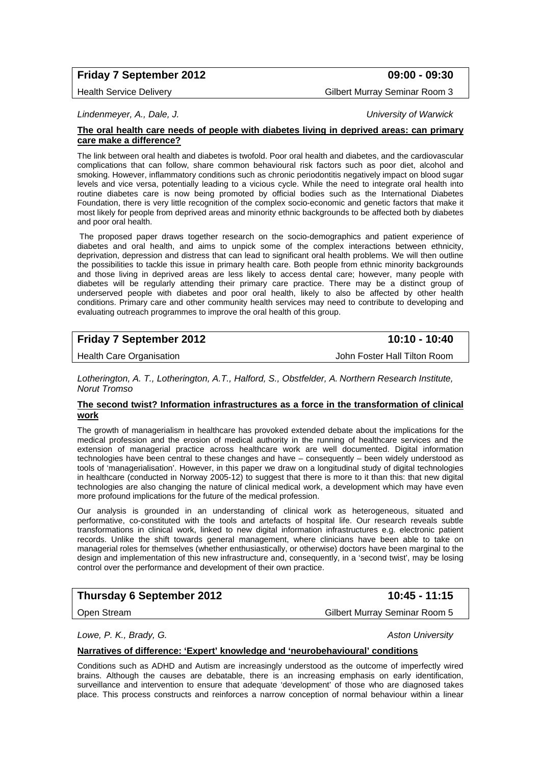**Friday 7 September 2012** **09:00 - 09:30**

Health Service Delivery Gilbert Murray Seminar Room 3

*Lindenmeyer, A., Dale, J.* *University of Warwick*

**The oral health care needs of people with diabetes living in deprived areas: can primary care make a difference?**

The link between oral health and diabetes is twofold. Poor oral health and diabetes, and the cardiovascular complications that can follow, share common behavioural risk factors such as poor diet, alcohol and smoking. However, inflammatory conditions such as chronic periodontitis negatively impact on blood sugar levels and vice versa, potentially leading to a vicious cycle. While the need to integrate oral health into routine diabetes care is now being promoted by official bodies such as the International Diabetes Foundation, there is very little recognition of the complex socio-economic and genetic factors that make it most likely for people from deprived areas and minority ethnic backgrounds to be affected both by diabetes and poor oral health.

The proposed paper draws together research on the socio-demographics and patient experience of diabetes and oral health, and aims to unpick some of the complex interactions between ethnicity, deprivation, depression and distress that can lead to significant oral health problems. We will then outline the possibilities to tackle this issue in primary health care. Both people from ethnic minority backgrounds and those living in deprived areas are less likely to access dental care; however, many people with diabetes will be regularly attending their primary care practice. There may be a distinct group of underserved people with diabetes and poor oral health, likely to also be affected by other health conditions. Primary care and other community health services may need to contribute to developing and evaluating outreach programmes to improve the oral health of this group.

**Friday 7 September 2012** **10:10 - 10:40**

Health Care Organisation John Foster Hall Tilton Room

*Lotherington, A. T., Lotherington, A.T., Halford, S., Obstfelder, A. Northern Research Institute, Norut Tromso*

**The second twist? Information infrastructures as a force in the transformation of clinical work**

The growth of managerialism in healthcare has provoked extended debate about the implications for the medical profession and the erosion of medical authority in the running of healthcare services and the extension of managerial practice across healthcare work are well documented. Digital information technologies have been central to these changes and have – consequently – been widely understood as tools of 'managerialisation'. However, in this paper we draw on a longitudinal study of digital technologies in healthcare (conducted in Norway 2005-12) to suggest that there is more to it than this: that new digital technologies are also changing the nature of clinical medical work, a development which may have even more profound implications for the future of the medical profession.

Our analysis is grounded in an understanding of clinical work as heterogeneous, situated and performative, co-constituted with the tools and artefacts of hospital life. Our research reveals subtle transformations in clinical work, linked to new digital information infrastructures e.g. electronic patient records. Unlike the shift towards general management, where clinicians have been able to take on managerial roles for themselves (whether enthusiastically, or otherwise) doctors have been marginal to the design and implementation of this new infrastructure and, consequently, in a 'second twist', may be losing control over the performance and development of their own practice.

**Thursday 6 September 2012** **10:45 - 11:15**

Open Stream Gilbert Murray Seminar Room 5

*Lowe, P. K., Brady, G.* *Aston University*

**Narratives of difference: 'Expert' knowledge and 'neurobehavioural' conditions**

Conditions such as ADHD and Autism are increasingly understood as the outcome of imperfectly wired brains. Although the causes are debatable, there is an increasing emphasis on early identification, surveillance and intervention to ensure that adequate 'development' of those who are diagnosed takes place. This process constructs and reinforces a narrow conception of normal behaviour within a linear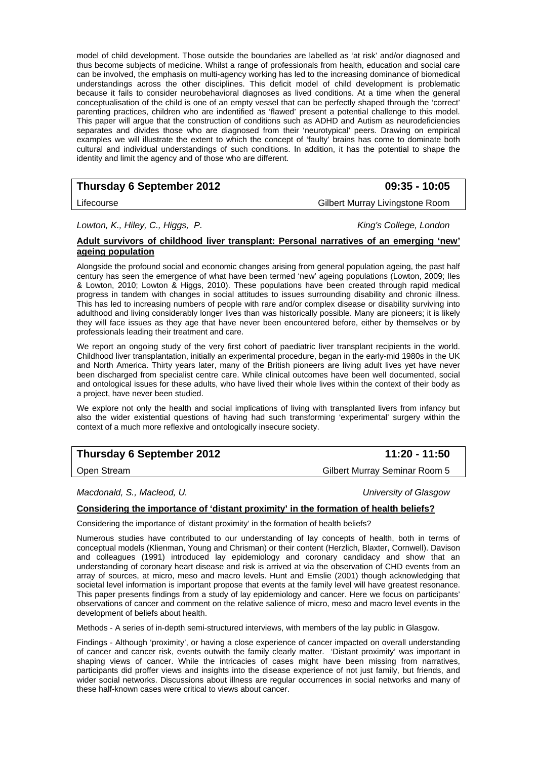model of child development. Those outside the boundaries are labelled as 'at risk' and/or diagnosed and thus become subjects of medicine. Whilst a range of professionals from health, education and social care can be involved, the emphasis on multi-agency working has led to the increasing dominance of biomedical understandings across the other disciplines. This deficit model of child development is problematic because it fails to consider neurobehavioral diagnoses as lived conditions. At a time when the general conceptualisation of the child is one of an empty vessel that can be perfectly shaped through the 'correct' parenting practices, children who are indentified as 'flawed' present a potential challenge to this model. This paper will argue that the construction of conditions such as ADHD and Autism as neurodeficiencies separates and divides those who are diagnosed from their 'neurotypical' peers. Drawing on empirical examples we will illustrate the extent to which the concept of 'faulty' brains has come to dominate both cultural and individual understandings of such conditions. In addition, it has the potential to shape the identity and limit the agency and of those who are different.

| **Thursday 6 September 2012** | **09:35 - 10:05** |
|---|---|
| Lifecourse | Gilbert Murray Livingstone Room |

*Lowton, K., Hiley, C., Higgs, P.* — *King's College, London*

**Adult survivors of childhood liver transplant: Personal narratives of an emerging 'new' ageing population**

Alongside the profound social and economic changes arising from general population ageing, the past half century has seen the emergence of what have been termed 'new' ageing populations (Lowton, 2009; Iles & Lowton, 2010; Lowton & Higgs, 2010). These populations have been created through rapid medical progress in tandem with changes in social attitudes to issues surrounding disability and chronic illness. This has led to increasing numbers of people with rare and/or complex disease or disability surviving into adulthood and living considerably longer lives than was historically possible. Many are pioneers; it is likely they will face issues as they age that have never been encountered before, either by themselves or by professionals leading their treatment and care.

We report an ongoing study of the very first cohort of paediatric liver transplant recipients in the world. Childhood liver transplantation, initially an experimental procedure, began in the early-mid 1980s in the UK and North America. Thirty years later, many of the British pioneers are living adult lives yet have never been discharged from specialist centre care. While clinical outcomes have been well documented, social and ontological issues for these adults, who have lived their whole lives within the context of their body as a project, have never been studied.

We explore not only the health and social implications of living with transplanted livers from infancy but also the wider existential questions of having had such transforming 'experimental' surgery within the context of a much more reflexive and ontologically insecure society.

| **Thursday 6 September 2012** | **11:20 - 11:50** |
|---|---|
| Open Stream | Gilbert Murray Seminar Room 5 |

*Macdonald, S., Macleod, U.* — *University of Glasgow*

**Considering the importance of 'distant proximity' in the formation of health beliefs?**

Considering the importance of 'distant proximity' in the formation of health beliefs?

Numerous studies have contributed to our understanding of lay concepts of health, both in terms of conceptual models (Klienman, Young and Chrisman) or their content (Herzlich, Blaxter, Cornwell). Davison and colleagues (1991) introduced lay epidemiology and coronary candidacy and show that an understanding of coronary heart disease and risk is arrived at via the observation of CHD events from an array of sources, at micro, meso and macro levels. Hunt and Emslie (2001) though acknowledging that societal level information is important propose that events at the family level will have greatest resonance. This paper presents findings from a study of lay epidemiology and cancer. Here we focus on participants' observations of cancer and comment on the relative salience of micro, meso and macro level events in the development of beliefs about health.

Methods - A series of in-depth semi-structured interviews, with members of the lay public in Glasgow.

Findings - Although 'proximity', or having a close experience of cancer impacted on overall understanding of cancer and cancer risk, events outwith the family clearly matter. 'Distant proximity' was important in shaping views of cancer. While the intricacies of cases might have been missing from narratives, participants did proffer views and insights into the disease experience of not just family, but friends, and wider social networks. Discussions about illness are regular occurrences in social networks and many of these half-known cases were critical to views about cancer.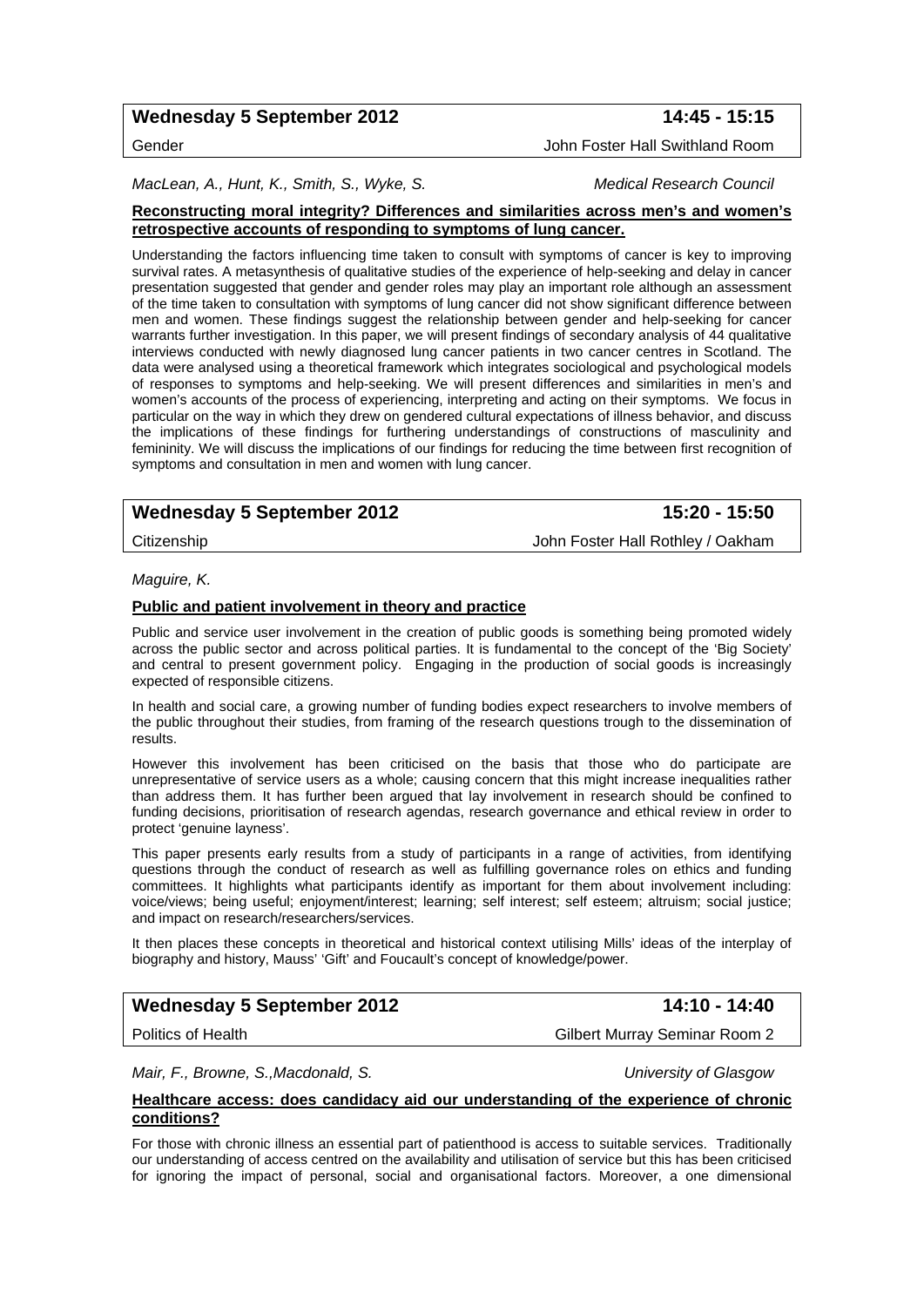**Wednesday 5 September 2012** **14:45 - 15:15**

Gender — John Foster Hall Swithland Room

*MacLean, A., Hunt, K., Smith, S., Wyke, S.* — *Medical Research Council*

**Reconstructing moral integrity? Differences and similarities across men's and women's retrospective accounts of responding to symptoms of lung cancer.**

Understanding the factors influencing time taken to consult with symptoms of cancer is key to improving survival rates. A metasynthesis of qualitative studies of the experience of help-seeking and delay in cancer presentation suggested that gender and gender roles may play an important role although an assessment of the time taken to consultation with symptoms of lung cancer did not show significant difference between men and women. These findings suggest the relationship between gender and help-seeking for cancer warrants further investigation. In this paper, we will present findings of secondary analysis of 44 qualitative interviews conducted with newly diagnosed lung cancer patients in two cancer centres in Scotland. The data were analysed using a theoretical framework which integrates sociological and psychological models of responses to symptoms and help-seeking. We will present differences and similarities in men's and women's accounts of the process of experiencing, interpreting and acting on their symptoms. We focus in particular on the way in which they drew on gendered cultural expectations of illness behavior, and discuss the implications of these findings for furthering understandings of constructions of masculinity and femininity. We will discuss the implications of our findings for reducing the time between first recognition of symptoms and consultation in men and women with lung cancer.

**Wednesday 5 September 2012** **15:20 - 15:50**

Citizenship — John Foster Hall Rothley / Oakham

*Maguire, K.*

**Public and patient involvement in theory and practice**

Public and service user involvement in the creation of public goods is something being promoted widely across the public sector and across political parties. It is fundamental to the concept of the 'Big Society' and central to present government policy. Engaging in the production of social goods is increasingly expected of responsible citizens.

In health and social care, a growing number of funding bodies expect researchers to involve members of the public throughout their studies, from framing of the research questions trough to the dissemination of results.

However this involvement has been criticised on the basis that those who do participate are unrepresentative of service users as a whole; causing concern that this might increase inequalities rather than address them. It has further been argued that lay involvement in research should be confined to funding decisions, prioritisation of research agendas, research governance and ethical review in order to protect 'genuine layness'.

This paper presents early results from a study of participants in a range of activities, from identifying questions through the conduct of research as well as fulfilling governance roles on ethics and funding committees. It highlights what participants identify as important for them about involvement including: voice/views; being useful; enjoyment/interest; learning; self interest; self esteem; altruism; social justice; and impact on research/researchers/services.

It then places these concepts in theoretical and historical context utilising Mills' ideas of the interplay of biography and history, Mauss' 'Gift' and Foucault's concept of knowledge/power.

**Wednesday 5 September 2012** **14:10 - 14:40**

Politics of Health — Gilbert Murray Seminar Room 2

*Mair, F., Browne, S.,Macdonald, S.* — *University of Glasgow*

**Healthcare access: does candidacy aid our understanding of the experience of chronic conditions?**

For those with chronic illness an essential part of patienthood is access to suitable services. Traditionally our understanding of access centred on the availability and utilisation of service but this has been criticised for ignoring the impact of personal, social and organisational factors. Moreover, a one dimensional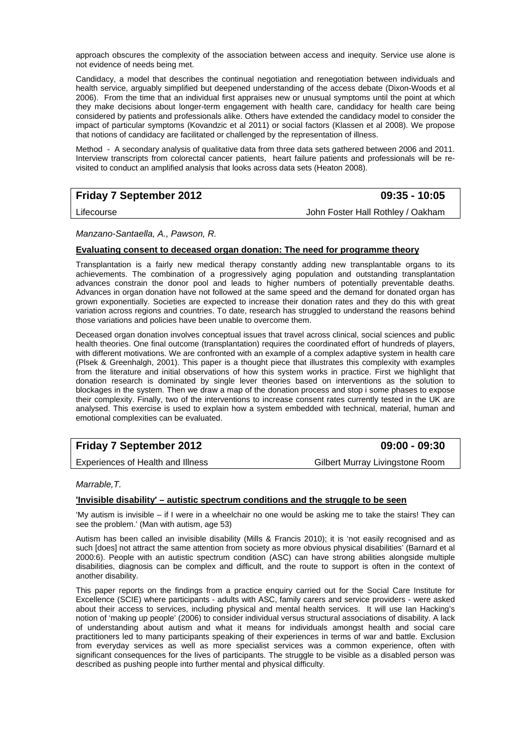approach obscures the complexity of the association between access and inequity. Service use alone is not evidence of needs being met.

Candidacy, a model that describes the continual negotiation and renegotiation between individuals and health service, arguably simplified but deepened understanding of the access debate (Dixon-Woods et al 2006). From the time that an individual first appraises new or unusual symptoms until the point at which they make decisions about longer-term engagement with health care, candidacy for health care being considered by patients and professionals alike. Others have extended the candidacy model to consider the impact of particular symptoms (Kovandzic et al 2011) or social factors (Klassen et al 2008). We propose that notions of candidacy are facilitated or challenged by the representation of illness.

Method - A secondary analysis of qualitative data from three data sets gathered between 2006 and 2011. Interview transcripts from colorectal cancer patients, heart failure patients and professionals will be re-visited to conduct an amplified analysis that looks across data sets (Heaton 2008).

| **Friday 7 September 2012** | **09:35 - 10:05** |
|---|---|
| Lifecourse | John Foster Hall Rothley / Oakham |

*Manzano-Santaella, A., Pawson, R.*

**Evaluating consent to deceased organ donation: The need for programme theory**

Transplantation is a fairly new medical therapy constantly adding new transplantable organs to its achievements. The combination of a progressively aging population and outstanding transplantation advances constrain the donor pool and leads to higher numbers of potentially preventable deaths. Advances in organ donation have not followed at the same speed and the demand for donated organ has grown exponentially. Societies are expected to increase their donation rates and they do this with great variation across regions and countries. To date, research has struggled to understand the reasons behind those variations and policies have been unable to overcome them.

Deceased organ donation involves conceptual issues that travel across clinical, social sciences and public health theories. One final outcome (transplantation) requires the coordinated effort of hundreds of players, with different motivations. We are confronted with an example of a complex adaptive system in health care (Plsek & Greenhalgh, 2001). This paper is a thought piece that illustrates this complexity with examples from the literature and initial observations of how this system works in practice. First we highlight that donation research is dominated by single lever theories based on interventions as the solution to blockages in the system. Then we draw a map of the donation process and stop i some phases to expose their complexity. Finally, two of the interventions to increase consent rates currently tested in the UK are analysed. This exercise is used to explain how a system embedded with technical, material, human and emotional complexities can be evaluated.

| **Friday 7 September 2012** | **09:00 - 09:30** |
|---|---|
| Experiences of Health and Illness | Gilbert Murray Livingstone Room |

*Marrable,T.*

**'Invisible disability' – autistic spectrum conditions and the struggle to be seen**

'My autism is invisible – if I were in a wheelchair no one would be asking me to take the stairs! They can see the problem.' (Man with autism, age 53)

Autism has been called an invisible disability (Mills & Francis 2010); it is 'not easily recognised and as such [does] not attract the same attention from society as more obvious physical disabilities' (Barnard et al 2000:6). People with an autistic spectrum condition (ASC) can have strong abilities alongside multiple disabilities, diagnosis can be complex and difficult, and the route to support is often in the context of another disability.

This paper reports on the findings from a practice enquiry carried out for the Social Care Institute for Excellence (SCIE) where participants - adults with ASC, family carers and service providers - were asked about their access to services, including physical and mental health services. It will use Ian Hacking's notion of 'making up people' (2006) to consider individual versus structural associations of disability. A lack of understanding about autism and what it means for individuals amongst health and social care practitioners led to many participants speaking of their experiences in terms of war and battle. Exclusion from everyday services as well as more specialist services was a common experience, often with significant consequences for the lives of participants. The struggle to be visible as a disabled person was described as pushing people into further mental and physical difficulty.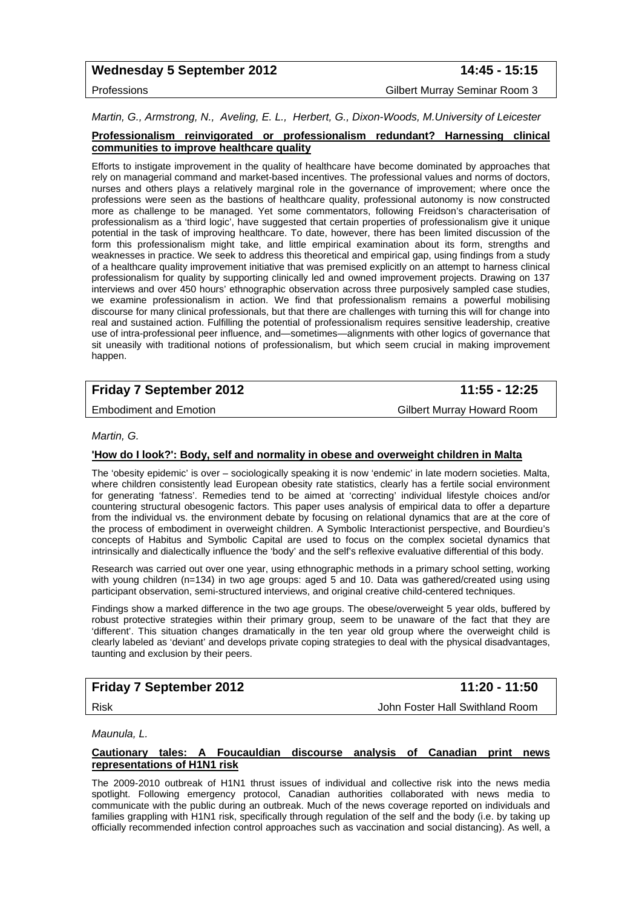**Wednesday 5 September 2012** **14:45 - 15:15**

Professions Gilbert Murray Seminar Room 3

*Martin, G., Armstrong, N., Aveling, E. L., Herbert, G., Dixon-Woods, M.University of Leicester*

**Professionalism reinvigorated or professionalism redundant? Harnessing clinical communities to improve healthcare quality**

Efforts to instigate improvement in the quality of healthcare have become dominated by approaches that rely on managerial command and market-based incentives. The professional values and norms of doctors, nurses and others plays a relatively marginal role in the governance of improvement; where once the professions were seen as the bastions of healthcare quality, professional autonomy is now constructed more as challenge to be managed. Yet some commentators, following Freidson's characterisation of professionalism as a 'third logic', have suggested that certain properties of professionalism give it unique potential in the task of improving healthcare. To date, however, there has been limited discussion of the form this professionalism might take, and little empirical examination about its form, strengths and weaknesses in practice. We seek to address this theoretical and empirical gap, using findings from a study of a healthcare quality improvement initiative that was premised explicitly on an attempt to harness clinical professionalism for quality by supporting clinically led and owned improvement projects. Drawing on 137 interviews and over 450 hours' ethnographic observation across three purposively sampled case studies, we examine professionalism in action. We find that professionalism remains a powerful mobilising discourse for many clinical professionals, but that there are challenges with turning this will for change into real and sustained action. Fulfilling the potential of professionalism requires sensitive leadership, creative use of intra-professional peer influence, and—sometimes—alignments with other logics of governance that sit uneasily with traditional notions of professionalism, but which seem crucial in making improvement happen.

**Friday 7 September 2012** **11:55 - 12:25**

Embodiment and Emotion Gilbert Murray Howard Room

*Martin, G.*

**'How do I look?': Body, self and normality in obese and overweight children in Malta**

The 'obesity epidemic' is over – sociologically speaking it is now 'endemic' in late modern societies. Malta, where children consistently lead European obesity rate statistics, clearly has a fertile social environment for generating 'fatness'. Remedies tend to be aimed at 'correcting' individual lifestyle choices and/or countering structural obesogenic factors. This paper uses analysis of empirical data to offer a departure from the individual vs. the environment debate by focusing on relational dynamics that are at the core of the process of embodiment in overweight children. A Symbolic Interactionist perspective, and Bourdieu's concepts of Habitus and Symbolic Capital are used to focus on the complex societal dynamics that intrinsically and dialectically influence the 'body' and the self's reflexive evaluative differential of this body.

Research was carried out over one year, using ethnographic methods in a primary school setting, working with young children (n=134) in two age groups: aged 5 and 10. Data was gathered/created using using participant observation, semi-structured interviews, and original creative child-centered techniques.

Findings show a marked difference in the two age groups. The obese/overweight 5 year olds, buffered by robust protective strategies within their primary group, seem to be unaware of the fact that they are 'different'. This situation changes dramatically in the ten year old group where the overweight child is clearly labeled as 'deviant' and develops private coping strategies to deal with the physical disadvantages, taunting and exclusion by their peers.

**Friday 7 September 2012** **11:20 - 11:50**

Risk John Foster Hall Swithland Room

*Maunula, L.*

**Cautionary tales: A Foucauldian discourse analysis of Canadian print news representations of H1N1 risk**

The 2009-2010 outbreak of H1N1 thrust issues of individual and collective risk into the news media spotlight. Following emergency protocol, Canadian authorities collaborated with news media to communicate with the public during an outbreak. Much of the news coverage reported on individuals and families grappling with H1N1 risk, specifically through regulation of the self and the body (i.e. by taking up officially recommended infection control approaches such as vaccination and social distancing). As well, a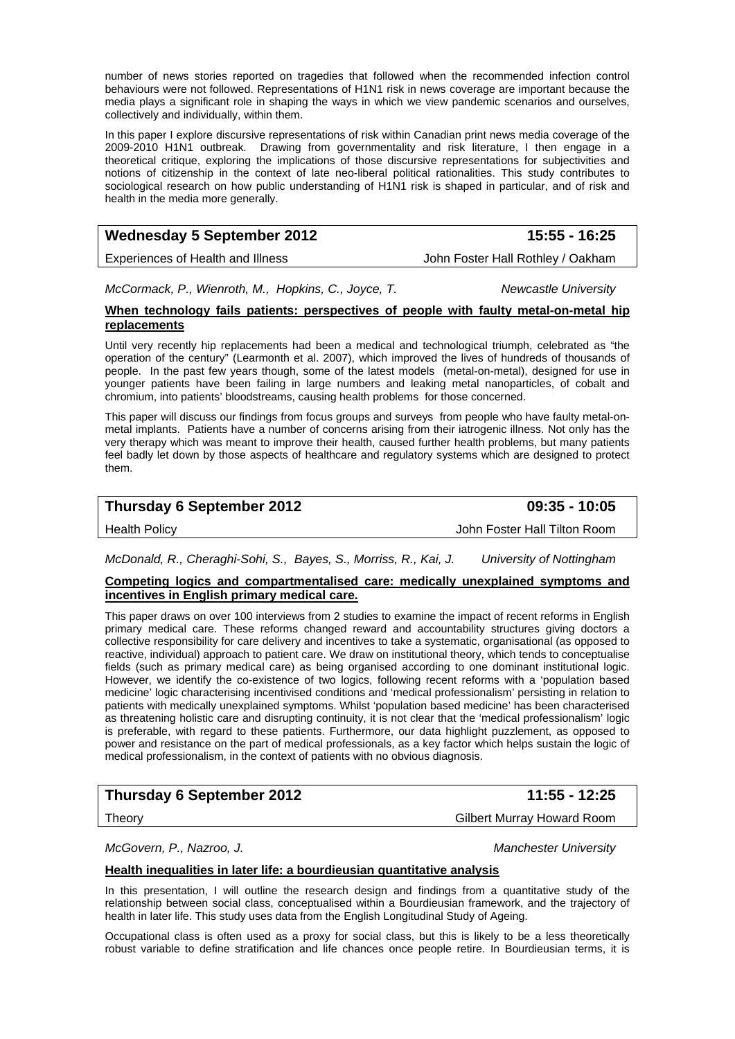number of news stories reported on tragedies that followed when the recommended infection control behaviours were not followed. Representations of H1N1 risk in news coverage are important because the media plays a significant role in shaping the ways in which we view pandemic scenarios and ourselves, collectively and individually, within them.

In this paper I explore discursive representations of risk within Canadian print news media coverage of the 2009-2010 H1N1 outbreak. Drawing from governmentality and risk literature, I then engage in a theoretical critique, exploring the implications of those discursive representations for subjectivities and notions of citizenship in the context of late neo-liberal political rationalities. This study contributes to sociological research on how public understanding of H1N1 risk is shaped in particular, and of risk and health in the media more generally.

| **Wednesday 5 September 2012** | **15:55 - 16:25** |
|---|---|
| Experiences of Health and Illness | John Foster Hall Rothley / Oakham |

*McCormack, P., Wienroth, M., Hopkins, C., Joyce, T.* — *Newcastle University*

**When technology fails patients: perspectives of people with faulty metal-on-metal hip replacements**

Until very recently hip replacements had been a medical and technological triumph, celebrated as "the operation of the century" (Learmonth et al. 2007), which improved the lives of hundreds of thousands of people. In the past few years though, some of the latest models (metal-on-metal), designed for use in younger patients have been failing in large numbers and leaking metal nanoparticles, of cobalt and chromium, into patients' bloodstreams, causing health problems for those concerned.

This paper will discuss our findings from focus groups and surveys from people who have faulty metal-on-metal implants. Patients have a number of concerns arising from their iatrogenic illness. Not only has the very therapy which was meant to improve their health, caused further health problems, but many patients feel badly let down by those aspects of healthcare and regulatory systems which are designed to protect them.

| **Thursday 6 September 2012** | **09:35 - 10:05** |
|---|---|
| Health Policy | John Foster Hall Tilton Room |

*McDonald, R., Cheraghi-Sohi, S., Bayes, S., Morriss, R., Kai, J.* — *University of Nottingham*

**Competing logics and compartmentalised care: medically unexplained symptoms and incentives in English primary medical care.**

This paper draws on over 100 interviews from 2 studies to examine the impact of recent reforms in English primary medical care. These reforms changed reward and accountability structures giving doctors a collective responsibility for care delivery and incentives to take a systematic, organisational (as opposed to reactive, individual) approach to patient care. We draw on institutional theory, which tends to conceptualise fields (such as primary medical care) as being organised according to one dominant institutional logic. However, we identify the co-existence of two logics, following recent reforms with a 'population based medicine' logic characterising incentivised conditions and 'medical professionalism' persisting in relation to patients with medically unexplained symptoms. Whilst 'population based medicine' has been characterised as threatening holistic care and disrupting continuity, it is not clear that the 'medical professionalism' logic is preferable, with regard to these patients. Furthermore, our data highlight puzzlement, as opposed to power and resistance on the part of medical professionals, as a key factor which helps sustain the logic of medical professionalism, in the context of patients with no obvious diagnosis.

| **Thursday 6 September 2012** | **11:55 - 12:25** |
|---|---|
| Theory | Gilbert Murray Howard Room |

*McGovern, P., Nazroo, J.* — *Manchester University*

**Health inequalities in later life: a bourdieusian quantitative analysis**

In this presentation, I will outline the research design and findings from a quantitative study of the relationship between social class, conceptualised within a Bourdieusian framework, and the trajectory of health in later life. This study uses data from the English Longitudinal Study of Ageing.

Occupational class is often used as a proxy for social class, but this is likely to be a less theoretically robust variable to define stratification and life chances once people retire. In Bourdieusian terms, it is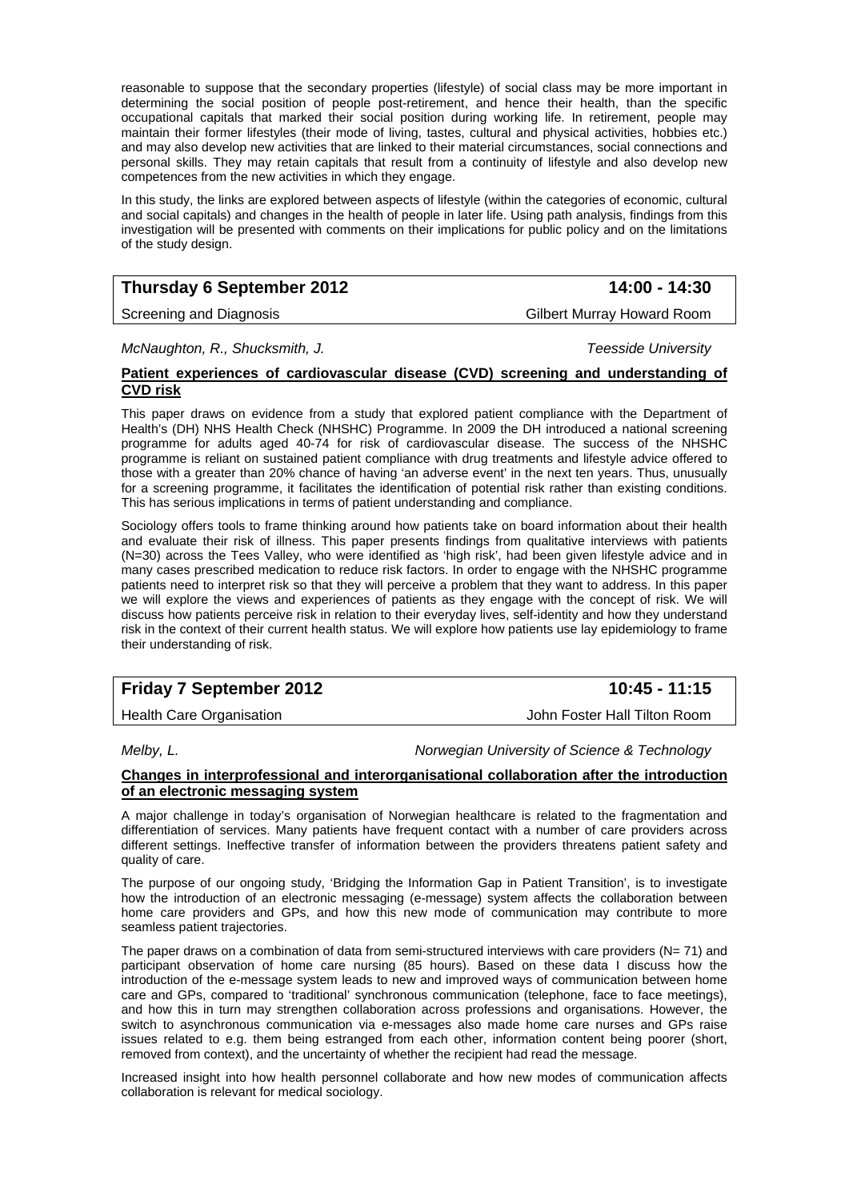reasonable to suppose that the secondary properties (lifestyle) of social class may be more important in determining the social position of people post-retirement, and hence their health, than the specific occupational capitals that marked their social position during working life. In retirement, people may maintain their former lifestyles (their mode of living, tastes, cultural and physical activities, hobbies etc.) and may also develop new activities that are linked to their material circumstances, social connections and personal skills. They may retain capitals that result from a continuity of lifestyle and also develop new competences from the new activities in which they engage.

In this study, the links are explored between aspects of lifestyle (within the categories of economic, cultural and social capitals) and changes in the health of people in later life. Using path analysis, findings from this investigation will be presented with comments on their implications for public policy and on the limitations of the study design.

| **Thursday 6 September 2012** | **14:00 - 14:30** |
|---|---|
| Screening and Diagnosis | Gilbert Murray Howard Room |

*McNaughton, R., Shucksmith, J.* — *Teesside University*

**Patient experiences of cardiovascular disease (CVD) screening and understanding of CVD risk**

This paper draws on evidence from a study that explored patient compliance with the Department of Health's (DH) NHS Health Check (NHSHC) Programme. In 2009 the DH introduced a national screening programme for adults aged 40-74 for risk of cardiovascular disease. The success of the NHSHC programme is reliant on sustained patient compliance with drug treatments and lifestyle advice offered to those with a greater than 20% chance of having 'an adverse event' in the next ten years. Thus, unusually for a screening programme, it facilitates the identification of potential risk rather than existing conditions. This has serious implications in terms of patient understanding and compliance.

Sociology offers tools to frame thinking around how patients take on board information about their health and evaluate their risk of illness. This paper presents findings from qualitative interviews with patients (N=30) across the Tees Valley, who were identified as 'high risk', had been given lifestyle advice and in many cases prescribed medication to reduce risk factors. In order to engage with the NHSHC programme patients need to interpret risk so that they will perceive a problem that they want to address. In this paper we will explore the views and experiences of patients as they engage with the concept of risk. We will discuss how patients perceive risk in relation to their everyday lives, self-identity and how they understand risk in the context of their current health status. We will explore how patients use lay epidemiology to frame their understanding of risk.

| **Friday 7 September 2012** | **10:45 - 11:15** |
|---|---|
| Health Care Organisation | John Foster Hall Tilton Room |

*Melby, L.* — *Norwegian University of Science & Technology*

**Changes in interprofessional and interorganisational collaboration after the introduction of an electronic messaging system**

A major challenge in today's organisation of Norwegian healthcare is related to the fragmentation and differentiation of services. Many patients have frequent contact with a number of care providers across different settings. Ineffective transfer of information between the providers threatens patient safety and quality of care.

The purpose of our ongoing study, 'Bridging the Information Gap in Patient Transition', is to investigate how the introduction of an electronic messaging (e-message) system affects the collaboration between home care providers and GPs, and how this new mode of communication may contribute to more seamless patient trajectories.

The paper draws on a combination of data from semi-structured interviews with care providers (N= 71) and participant observation of home care nursing (85 hours). Based on these data I discuss how the introduction of the e-message system leads to new and improved ways of communication between home care and GPs, compared to 'traditional' synchronous communication (telephone, face to face meetings), and how this in turn may strengthen collaboration across professions and organisations. However, the switch to asynchronous communication via e-messages also made home care nurses and GPs raise issues related to e.g. them being estranged from each other, information content being poorer (short, removed from context), and the uncertainty of whether the recipient had read the message.

Increased insight into how health personnel collaborate and how new modes of communication affects collaboration is relevant for medical sociology.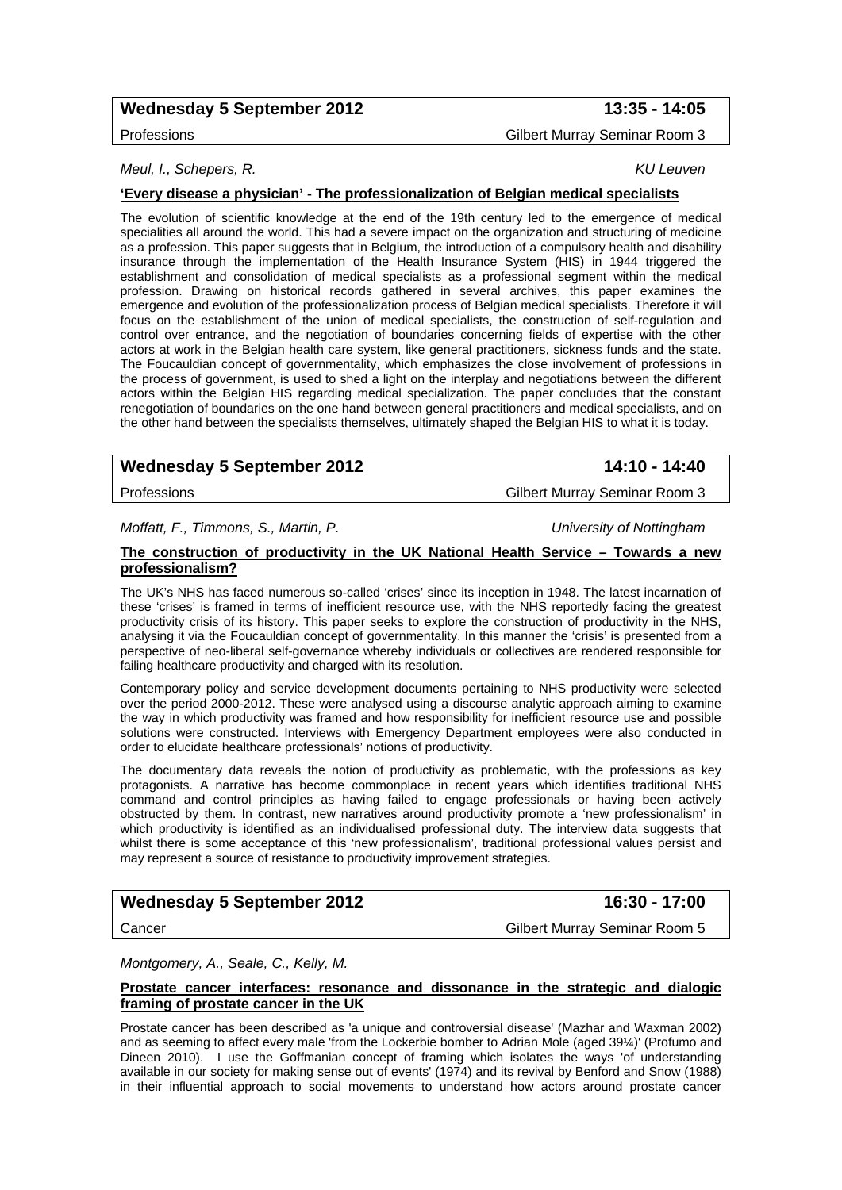## Wednesday 5 September 2012 — 13:35 - 14:05

Professions — Gilbert Murray Seminar Room 3

*Meul, I., Schepers, R.* — *KU Leuven*

**'Every disease a physician' - The professionalization of Belgian medical specialists**

The evolution of scientific knowledge at the end of the 19th century led to the emergence of medical specialities all around the world. This had a severe impact on the organization and structuring of medicine as a profession. This paper suggests that in Belgium, the introduction of a compulsory health and disability insurance through the implementation of the Health Insurance System (HIS) in 1944 triggered the establishment and consolidation of medical specialists as a professional segment within the medical profession. Drawing on historical records gathered in several archives, this paper examines the emergence and evolution of the professionalization process of Belgian medical specialists. Therefore it will focus on the establishment of the union of medical specialists, the construction of self-regulation and control over entrance, and the negotiation of boundaries concerning fields of expertise with the other actors at work in the Belgian health care system, like general practitioners, sickness funds and the state. The Foucauldian concept of governmentality, which emphasizes the close involvement of professions in the process of government, is used to shed a light on the interplay and negotiations between the different actors within the Belgian HIS regarding medical specialization. The paper concludes that the constant renegotiation of boundaries on the one hand between general practitioners and medical specialists, and on the other hand between the specialists themselves, ultimately shaped the Belgian HIS to what it is today.

## Wednesday 5 September 2012 — 14:10 - 14:40

Professions — Gilbert Murray Seminar Room 3

*Moffatt, F., Timmons, S., Martin, P.* — *University of Nottingham*

**The construction of productivity in the UK National Health Service – Towards a new professionalism?**

The UK's NHS has faced numerous so-called 'crises' since its inception in 1948. The latest incarnation of these 'crises' is framed in terms of inefficient resource use, with the NHS reportedly facing the greatest productivity crisis of its history. This paper seeks to explore the construction of productivity in the NHS, analysing it via the Foucauldian concept of governmentality. In this manner the 'crisis' is presented from a perspective of neo-liberal self-governance whereby individuals or collectives are rendered responsible for failing healthcare productivity and charged with its resolution.

Contemporary policy and service development documents pertaining to NHS productivity were selected over the period 2000-2012. These were analysed using a discourse analytic approach aiming to examine the way in which productivity was framed and how responsibility for inefficient resource use and possible solutions were constructed. Interviews with Emergency Department employees were also conducted in order to elucidate healthcare professionals' notions of productivity.

The documentary data reveals the notion of productivity as problematic, with the professions as key protagonists. A narrative has become commonplace in recent years which identifies traditional NHS command and control principles as having failed to engage professionals or having been actively obstructed by them. In contrast, new narratives around productivity promote a 'new professionalism' in which productivity is identified as an individualised professional duty. The interview data suggests that whilst there is some acceptance of this 'new professionalism', traditional professional values persist and may represent a source of resistance to productivity improvement strategies.

## Wednesday 5 September 2012 — 16:30 - 17:00

Cancer — Gilbert Murray Seminar Room 5

*Montgomery, A., Seale, C., Kelly, M.*

**Prostate cancer interfaces: resonance and dissonance in the strategic and dialogic framing of prostate cancer in the UK**

Prostate cancer has been described as 'a unique and controversial disease' (Mazhar and Waxman 2002) and as seeming to affect every male 'from the Lockerbie bomber to Adrian Mole (aged 39¼)' (Profumo and Dineen 2010). I use the Goffmanian concept of framing which isolates the ways 'of understanding available in our society for making sense out of events' (1974) and its revival by Benford and Snow (1988) in their influential approach to social movements to understand how actors around prostate cancer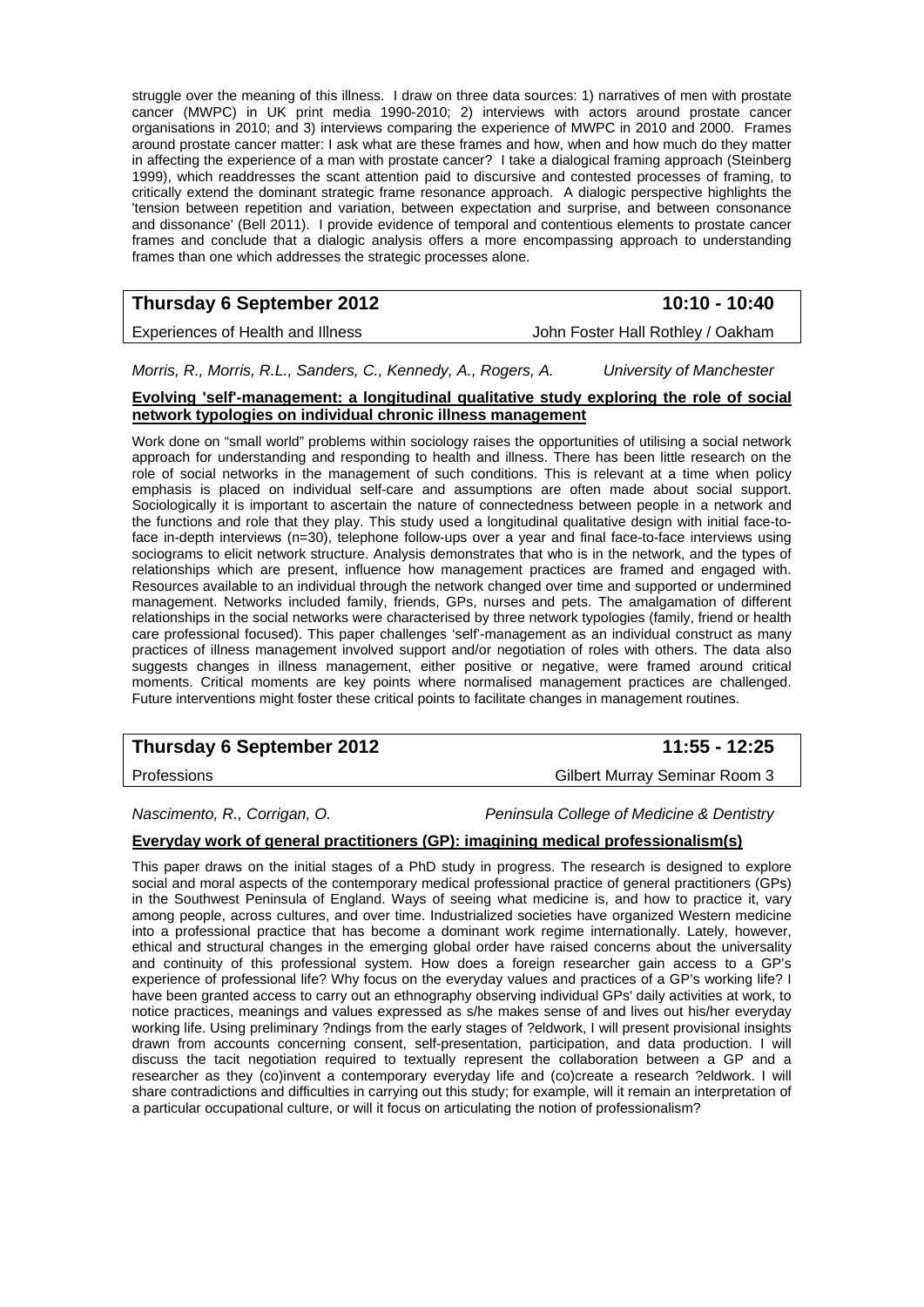struggle over the meaning of this illness. I draw on three data sources: 1) narratives of men with prostate cancer (MWPC) in UK print media 1990-2010; 2) interviews with actors around prostate cancer organisations in 2010; and 3) interviews comparing the experience of MWPC in 2010 and 2000. Frames around prostate cancer matter: I ask what are these frames and how, when and how much do they matter in affecting the experience of a man with prostate cancer? I take a dialogical framing approach (Steinberg 1999), which readdresses the scant attention paid to discursive and contested processes of framing, to critically extend the dominant strategic frame resonance approach. A dialogic perspective highlights the 'tension between repetition and variation, between expectation and surprise, and between consonance and dissonance' (Bell 2011). I provide evidence of temporal and contentious elements to prostate cancer frames and conclude that a dialogic analysis offers a more encompassing approach to understanding frames than one which addresses the strategic processes alone.

| **Thursday 6 September 2012** | **10:10 - 10:40** |
|---|---|
| Experiences of Health and Illness | John Foster Hall Rothley / Oakham |

*Morris, R., Morris, R.L., Sanders, C., Kennedy, A., Rogers, A.* *University of Manchester*

**Evolving 'self'-management: a longitudinal qualitative study exploring the role of social network typologies on individual chronic illness management**

Work done on "small world" problems within sociology raises the opportunities of utilising a social network approach for understanding and responding to health and illness. There has been little research on the role of social networks in the management of such conditions. This is relevant at a time when policy emphasis is placed on individual self-care and assumptions are often made about social support. Sociologically it is important to ascertain the nature of connectedness between people in a network and the functions and role that they play. This study used a longitudinal qualitative design with initial face-to-face in-depth interviews (n=30), telephone follow-ups over a year and final face-to-face interviews using sociograms to elicit network structure. Analysis demonstrates that who is in the network, and the types of relationships which are present, influence how management practices are framed and engaged with. Resources available to an individual through the network changed over time and supported or undermined management. Networks included family, friends, GPs, nurses and pets. The amalgamation of different relationships in the social networks were characterised by three network typologies (family, friend or health care professional focused). This paper challenges 'self'-management as an individual construct as many practices of illness management involved support and/or negotiation of roles with others. The data also suggests changes in illness management, either positive or negative, were framed around critical moments. Critical moments are key points where normalised management practices are challenged. Future interventions might foster these critical points to facilitate changes in management routines.

| **Thursday 6 September 2012** | **11:55 - 12:25** |
|---|---|
| Professions | Gilbert Murray Seminar Room 3 |

*Nascimento, R., Corrigan, O.* *Peninsula College of Medicine & Dentistry*

**Everyday work of general practitioners (GP): imagining medical professionalism(s)**

This paper draws on the initial stages of a PhD study in progress. The research is designed to explore social and moral aspects of the contemporary medical professional practice of general practitioners (GPs) in the Southwest Peninsula of England. Ways of seeing what medicine is, and how to practice it, vary among people, across cultures, and over time. Industrialized societies have organized Western medicine into a professional practice that has become a dominant work regime internationally. Lately, however, ethical and structural changes in the emerging global order have raised concerns about the universality and continuity of this professional system. How does a foreign researcher gain access to a GP's experience of professional life? Why focus on the everyday values and practices of a GP's working life? I have been granted access to carry out an ethnography observing individual GPs' daily activities at work, to notice practices, meanings and values expressed as s/he makes sense of and lives out his/her everyday working life. Using preliminary ?ndings from the early stages of ?eldwork, I will present provisional insights drawn from accounts concerning consent, self-presentation, participation, and data production. I will discuss the tacit negotiation required to textually represent the collaboration between a GP and a researcher as they (co)invent a contemporary everyday life and (co)create a research ?eldwork. I will share contradictions and difficulties in carrying out this study; for example, will it remain an interpretation of a particular occupational culture, or will it focus on articulating the notion of professionalism?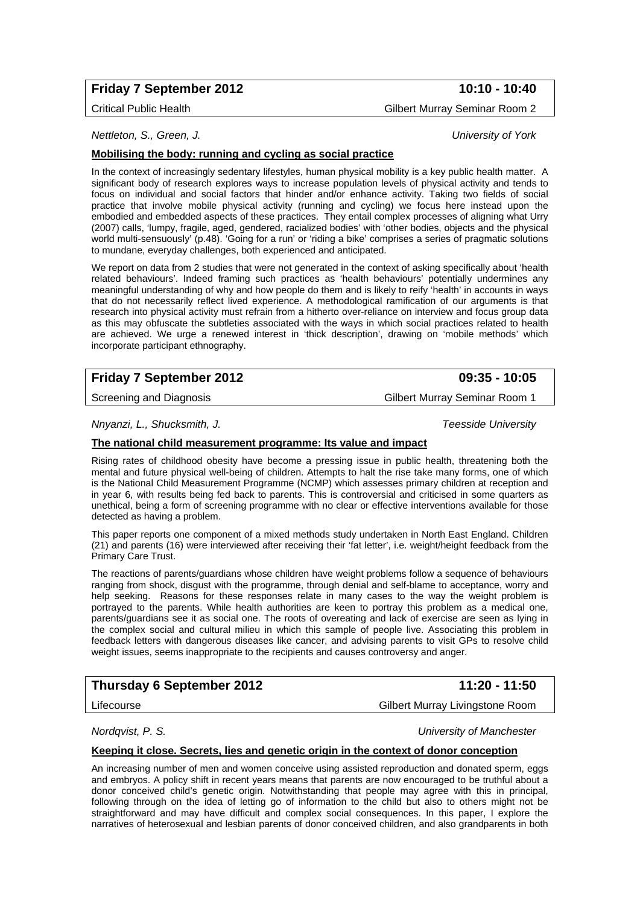## Friday 7 September 2012 — 10:10 - 10:40

Critical Public Health — Gilbert Murray Seminar Room 2

*Nettleton, S., Green, J.* — *University of York*

**Mobilising the body: running and cycling as social practice**

In the context of increasingly sedentary lifestyles, human physical mobility is a key public health matter. A significant body of research explores ways to increase population levels of physical activity and tends to focus on individual and social factors that hinder and/or enhance activity. Taking two fields of social practice that involve mobile physical activity (running and cycling) we focus here instead upon the embodied and embedded aspects of these practices. They entail complex processes of aligning what Urry (2007) calls, 'lumpy, fragile, aged, gendered, racialized bodies' with 'other bodies, objects and the physical world multi-sensuously' (p.48). 'Going for a run' or 'riding a bike' comprises a series of pragmatic solutions to mundane, everyday challenges, both experienced and anticipated.

We report on data from 2 studies that were not generated in the context of asking specifically about 'health related behaviours'. Indeed framing such practices as 'health behaviours' potentially undermines any meaningful understanding of why and how people do them and is likely to reify 'health' in accounts in ways that do not necessarily reflect lived experience. A methodological ramification of our arguments is that research into physical activity must refrain from a hitherto over-reliance on interview and focus group data as this may obfuscate the subtleties associated with the ways in which social practices related to health are achieved. We urge a renewed interest in 'thick description', drawing on 'mobile methods' which incorporate participant ethnography.

## Friday 7 September 2012 — 09:35 - 10:05

Screening and Diagnosis — Gilbert Murray Seminar Room 1

*Nnyanzi, L., Shucksmith, J.* — *Teesside University*

**The national child measurement programme: Its value and impact**

Rising rates of childhood obesity have become a pressing issue in public health, threatening both the mental and future physical well-being of children. Attempts to halt the rise take many forms, one of which is the National Child Measurement Programme (NCMP) which assesses primary children at reception and in year 6, with results being fed back to parents. This is controversial and criticised in some quarters as unethical, being a form of screening programme with no clear or effective interventions available for those detected as having a problem.

This paper reports one component of a mixed methods study undertaken in North East England. Children (21) and parents (16) were interviewed after receiving their 'fat letter', i.e. weight/height feedback from the Primary Care Trust.

The reactions of parents/guardians whose children have weight problems follow a sequence of behaviours ranging from shock, disgust with the programme, through denial and self-blame to acceptance, worry and help seeking. Reasons for these responses relate in many cases to the way the weight problem is portrayed to the parents. While health authorities are keen to portray this problem as a medical one, parents/guardians see it as social one. The roots of overeating and lack of exercise are seen as lying in the complex social and cultural milieu in which this sample of people live. Associating this problem in feedback letters with dangerous diseases like cancer, and advising parents to visit GPs to resolve child weight issues, seems inappropriate to the recipients and causes controversy and anger.

## Thursday 6 September 2012 — 11:20 - 11:50

Lifecourse — Gilbert Murray Livingstone Room

*Nordqvist, P. S.* — *University of Manchester*

**Keeping it close. Secrets, lies and genetic origin in the context of donor conception**

An increasing number of men and women conceive using assisted reproduction and donated sperm, eggs and embryos. A policy shift in recent years means that parents are now encouraged to be truthful about a donor conceived child's genetic origin. Notwithstanding that people may agree with this in principal, following through on the idea of letting go of information to the child but also to others might not be straightforward and may have difficult and complex social consequences. In this paper, I explore the narratives of heterosexual and lesbian parents of donor conceived children, and also grandparents in both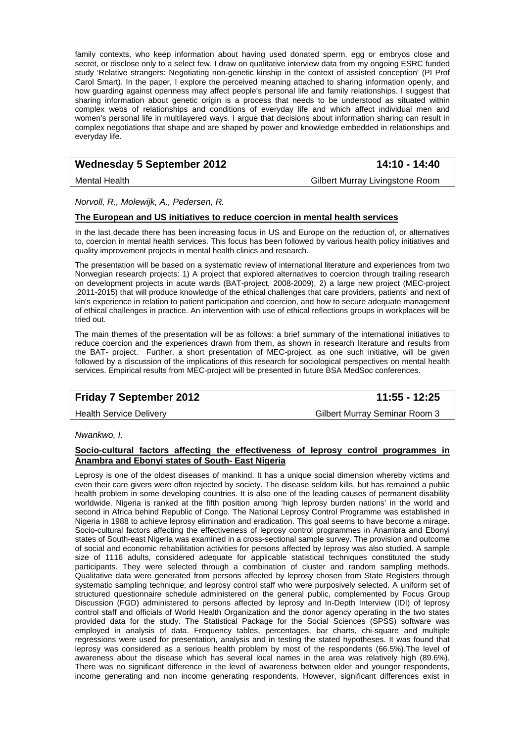family contexts, who keep information about having used donated sperm, egg or embryos close and secret, or disclose only to a select few. I draw on qualitative interview data from my ongoing ESRC funded study 'Relative strangers: Negotiating non-genetic kinship in the context of assisted conception' (PI Prof Carol Smart). In the paper, I explore the perceived meaning attached to sharing information openly, and how guarding against openness may affect people's personal life and family relationships. I suggest that sharing information about genetic origin is a process that needs to be understood as situated within complex webs of relationships and conditions of everyday life and which affect individual men and women's personal life in multilayered ways. I argue that decisions about information sharing can result in complex negotiations that shape and are shaped by power and knowledge embedded in relationships and everyday life.

| **Wednesday 5 September 2012** | **14:10 - 14:40** |
|---|---|
| Mental Health | Gilbert Murray Livingstone Room |

*Norvoll, R., Molewijk, A., Pedersen, R.*

**The European and US initiatives to reduce coercion in mental health services**

In the last decade there has been increasing focus in US and Europe on the reduction of, or alternatives to, coercion in mental health services. This focus has been followed by various health policy initiatives and quality improvement projects in mental health clinics and research.

The presentation will be based on a systematic review of international literature and experiences from two Norwegian research projects: 1) A project that explored alternatives to coercion through trailing research on development projects in acute wards (BAT-project, 2008-2009), 2) a large new project (MEC-project ,2011-2015) that will produce knowledge of the ethical challenges that care providers, patients' and next of kin's experience in relation to patient participation and coercion, and how to secure adequate management of ethical challenges in practice. An intervention with use of ethical reflections groups in workplaces will be tried out.

The main themes of the presentation will be as follows: a brief summary of the international initiatives to reduce coercion and the experiences drawn from them, as shown in research literature and results from the BAT- project. Further, a short presentation of MEC-project, as one such initiative, will be given followed by a discussion of the implications of this research for sociological perspectives on mental health services. Empirical results from MEC-project will be presented in future BSA MedSoc conferences.

| **Friday 7 September 2012** | **11:55 - 12:25** |
|---|---|
| Health Service Delivery | Gilbert Murray Seminar Room 3 |

*Nwankwo, I.*

**Socio-cultural factors affecting the effectiveness of leprosy control programmes in Anambra and Ebonyi states of South- East Nigeria**

Leprosy is one of the oldest diseases of mankind. It has a unique social dimension whereby victims and even their care givers were often rejected by society. The disease seldom kills, but has remained a public health problem in some developing countries. It is also one of the leading causes of permanent disability worldwide. Nigeria is ranked at the fifth position among 'high leprosy burden nations' in the world and second in Africa behind Republic of Congo. The National Leprosy Control Programme was established in Nigeria in 1988 to achieve leprosy elimination and eradication. This goal seems to have become a mirage. Socio-cultural factors affecting the effectiveness of leprosy control programmes in Anambra and Ebonyi states of South-east Nigeria was examined in a cross-sectional sample survey. The provision and outcome of social and economic rehabilitation activities for persons affected by leprosy was also studied. A sample size of 1116 adults, considered adequate for applicable statistical techniques constituted the study participants. They were selected through a combination of cluster and random sampling methods. Qualitative data were generated from persons affected by leprosy chosen from State Registers through systematic sampling technique; and leprosy control staff who were purposively selected. A uniform set of structured questionnaire schedule administered on the general public, complemented by Focus Group Discussion (FGD) administered to persons affected by leprosy and In-Depth Interview (IDI) of leprosy control staff and officials of World Health Organization and the donor agency operating in the two states provided data for the study. The Statistical Package for the Social Sciences (SPSS) software was employed in analysis of data. Frequency tables, percentages, bar charts, chi-square and multiple regressions were used for presentation, analysis and in testing the stated hypotheses. It was found that leprosy was considered as a serious health problem by most of the respondents (66.5%).The level of awareness about the disease which has several local names in the area was relatively high (89.6%). There was no significant difference in the level of awareness between older and younger respondents, income generating and non income generating respondents. However, significant differences exist in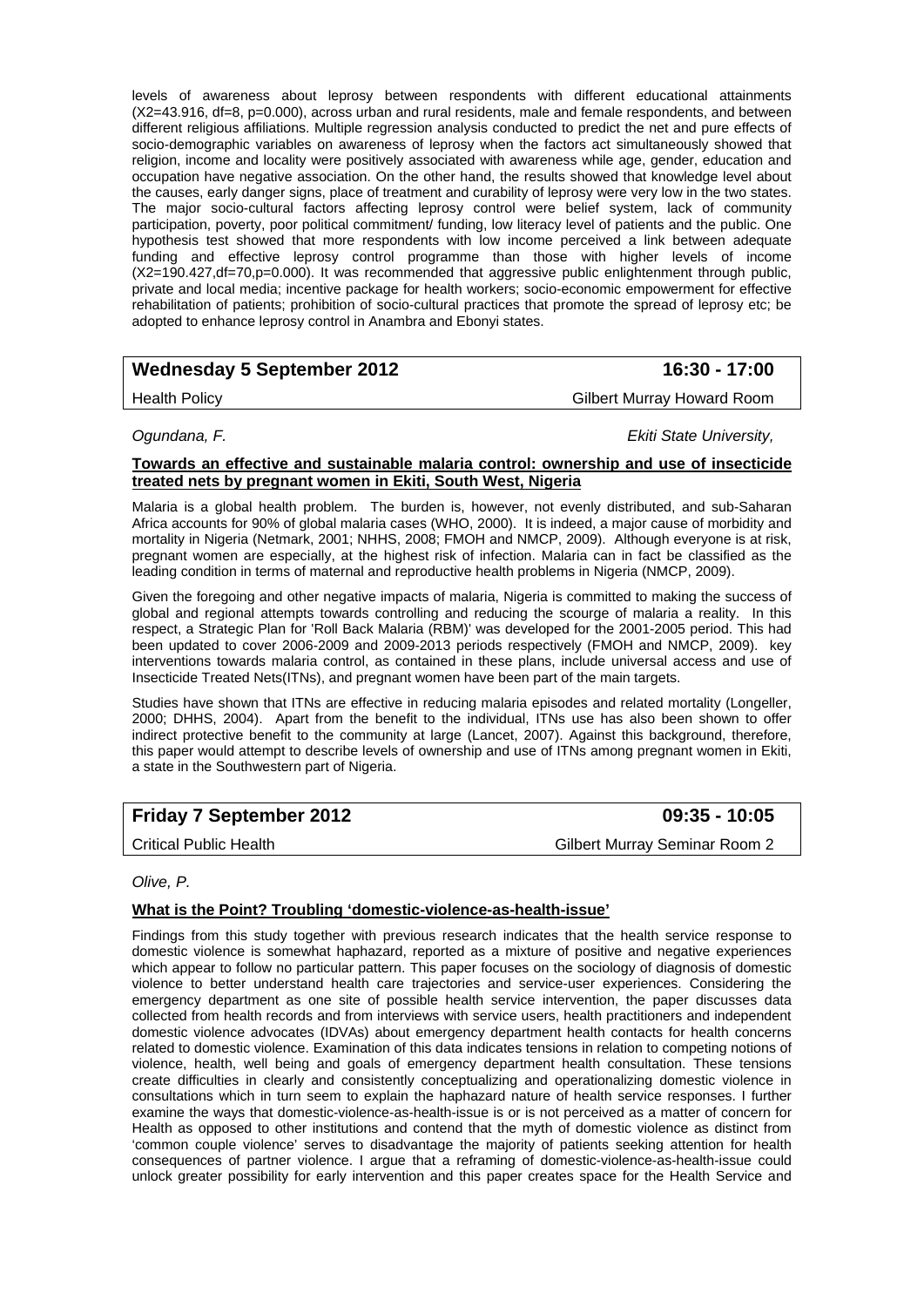levels of awareness about leprosy between respondents with different educational attainments ($X2=43.916$, $df=8$, $p=0.000$), across urban and rural residents, male and female respondents, and between different religious affiliations. Multiple regression analysis conducted to predict the net and pure effects of socio-demographic variables on awareness of leprosy when the factors act simultaneously showed that religion, income and locality were positively associated with awareness while age, gender, education and occupation have negative association. On the other hand, the results showed that knowledge level about the causes, early danger signs, place of treatment and curability of leprosy were very low in the two states. The major socio-cultural factors affecting leprosy control were belief system, lack of community participation, poverty, poor political commitment/ funding, low literacy level of patients and the public. One hypothesis test showed that more respondents with low income perceived a link between adequate funding and effective leprosy control programme than those with higher levels of income ($X2=190.427$, $df=70$, $p=0.000$). It was recommended that aggressive public enlightenment through public, private and local media; incentive package for health workers; socio-economic empowerment for effective rehabilitation of patients; prohibition of socio-cultural practices that promote the spread of leprosy etc; be adopted to enhance leprosy control in Anambra and Ebonyi states.

## Wednesday 5 September 2012 — 16:30 - 17:00

Health Policy — Gilbert Murray Howard Room

*Ogundana, F.* — *Ekiti State University,*

**Towards an effective and sustainable malaria control: ownership and use of insecticide treated nets by pregnant women in Ekiti, South West, Nigeria**

Malaria is a global health problem. The burden is, however, not evenly distributed, and sub-Saharan Africa accounts for 90% of global malaria cases (WHO, 2000). It is indeed, a major cause of morbidity and mortality in Nigeria (Netmark, 2001; NHHS, 2008; FMOH and NMCP, 2009). Although everyone is at risk, pregnant women are especially, at the highest risk of infection. Malaria can in fact be classified as the leading condition in terms of maternal and reproductive health problems in Nigeria (NMCP, 2009).

Given the foregoing and other negative impacts of malaria, Nigeria is committed to making the success of global and regional attempts towards controlling and reducing the scourge of malaria a reality. In this respect, a Strategic Plan for 'Roll Back Malaria (RBM)' was developed for the 2001-2005 period. This had been updated to cover 2006-2009 and 2009-2013 periods respectively (FMOH and NMCP, 2009). key interventions towards malaria control, as contained in these plans, include universal access and use of Insecticide Treated Nets(ITNs), and pregnant women have been part of the main targets.

Studies have shown that ITNs are effective in reducing malaria episodes and related mortality (Longeller, 2000; DHHS, 2004). Apart from the benefit to the individual, ITNs use has also been shown to offer indirect protective benefit to the community at large (Lancet, 2007). Against this background, therefore, this paper would attempt to describe levels of ownership and use of ITNs among pregnant women in Ekiti, a state in the Southwestern part of Nigeria.

## Friday 7 September 2012 — 09:35 - 10:05

Critical Public Health — Gilbert Murray Seminar Room 2

*Olive, P.*

**What is the Point? Troubling 'domestic-violence-as-health-issue'**

Findings from this study together with previous research indicates that the health service response to domestic violence is somewhat haphazard, reported as a mixture of positive and negative experiences which appear to follow no particular pattern. This paper focuses on the sociology of diagnosis of domestic violence to better understand health care trajectories and service-user experiences. Considering the emergency department as one site of possible health service intervention, the paper discusses data collected from health records and from interviews with service users, health practitioners and independent domestic violence advocates (IDVAs) about emergency department health contacts for health concerns related to domestic violence. Examination of this data indicates tensions in relation to competing notions of violence, health, well being and goals of emergency department health consultation. These tensions create difficulties in clearly and consistently conceptualizing and operationalizing domestic violence in consultations which in turn seem to explain the haphazard nature of health service responses. I further examine the ways that domestic-violence-as-health-issue is or is not perceived as a matter of concern for Health as opposed to other institutions and contend that the myth of domestic violence as distinct from 'common couple violence' serves to disadvantage the majority of patients seeking attention for health consequences of partner violence. I argue that a reframing of domestic-violence-as-health-issue could unlock greater possibility for early intervention and this paper creates space for the Health Service and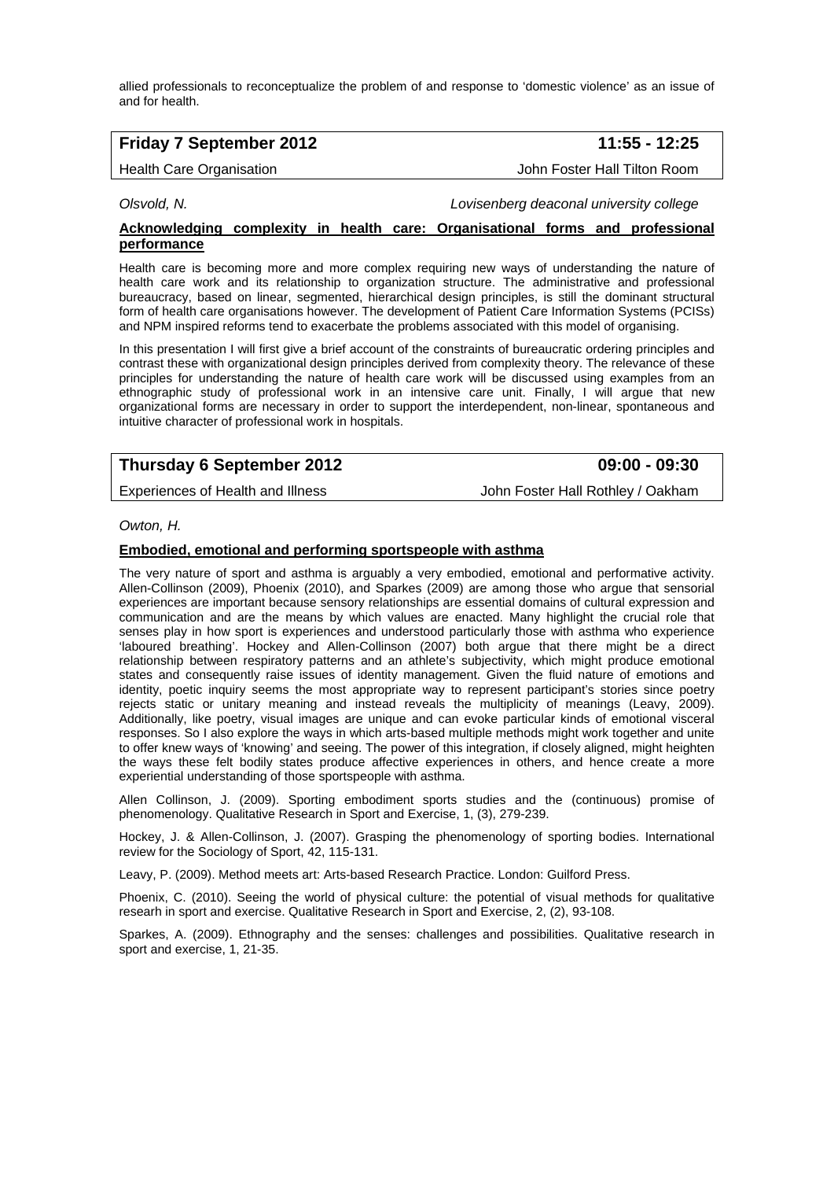allied professionals to reconceptualize the problem of and response to 'domestic violence' as an issue of and for health.

| **Friday 7 September 2012** | **11:55 - 12:25** |
|---|---|
| Health Care Organisation | John Foster Hall Tilton Room |

*Olsvold, N.* *Lovisenberg deaconal university college*

**Acknowledging complexity in health care: Organisational forms and professional performance**

Health care is becoming more and more complex requiring new ways of understanding the nature of health care work and its relationship to organization structure. The administrative and professional bureaucracy, based on linear, segmented, hierarchical design principles, is still the dominant structural form of health care organisations however. The development of Patient Care Information Systems (PCISs) and NPM inspired reforms tend to exacerbate the problems associated with this model of organising.

In this presentation I will first give a brief account of the constraints of bureaucratic ordering principles and contrast these with organizational design principles derived from complexity theory. The relevance of these principles for understanding the nature of health care work will be discussed using examples from an ethnographic study of professional work in an intensive care unit. Finally, I will argue that new organizational forms are necessary in order to support the interdependent, non-linear, spontaneous and intuitive character of professional work in hospitals.

| **Thursday 6 September 2012** | **09:00 - 09:30** |
|---|---|
| Experiences of Health and Illness | John Foster Hall Rothley / Oakham |

*Owton, H.*

**Embodied, emotional and performing sportspeople with asthma**

The very nature of sport and asthma is arguably a very embodied, emotional and performative activity. Allen-Collinson (2009), Phoenix (2010), and Sparkes (2009) are among those who argue that sensorial experiences are important because sensory relationships are essential domains of cultural expression and communication and are the means by which values are enacted. Many highlight the crucial role that senses play in how sport is experiences and understood particularly those with asthma who experience 'laboured breathing'. Hockey and Allen-Collinson (2007) both argue that there might be a direct relationship between respiratory patterns and an athlete's subjectivity, which might produce emotional states and consequently raise issues of identity management. Given the fluid nature of emotions and identity, poetic inquiry seems the most appropriate way to represent participant's stories since poetry rejects static or unitary meaning and instead reveals the multiplicity of meanings (Leavy, 2009). Additionally, like poetry, visual images are unique and can evoke particular kinds of emotional visceral responses. So I also explore the ways in which arts-based multiple methods might work together and unite to offer knew ways of 'knowing' and seeing. The power of this integration, if closely aligned, might heighten the ways these felt bodily states produce affective experiences in others, and hence create a more experiential understanding of those sportspeople with asthma.

Allen Collinson, J. (2009). Sporting embodiment sports studies and the (continuous) promise of phenomenology. Qualitative Research in Sport and Exercise, 1, (3), 279-239.

Hockey, J. & Allen-Collinson, J. (2007). Grasping the phenomenology of sporting bodies. International review for the Sociology of Sport, 42, 115-131.

Leavy, P. (2009). Method meets art: Arts-based Research Practice. London: Guilford Press.

Phoenix, C. (2010). Seeing the world of physical culture: the potential of visual methods for qualitative researh in sport and exercise. Qualitative Research in Sport and Exercise, 2, (2), 93-108.

Sparkes, A. (2009). Ethnography and the senses: challenges and possibilities. Qualitative research in sport and exercise, 1, 21-35.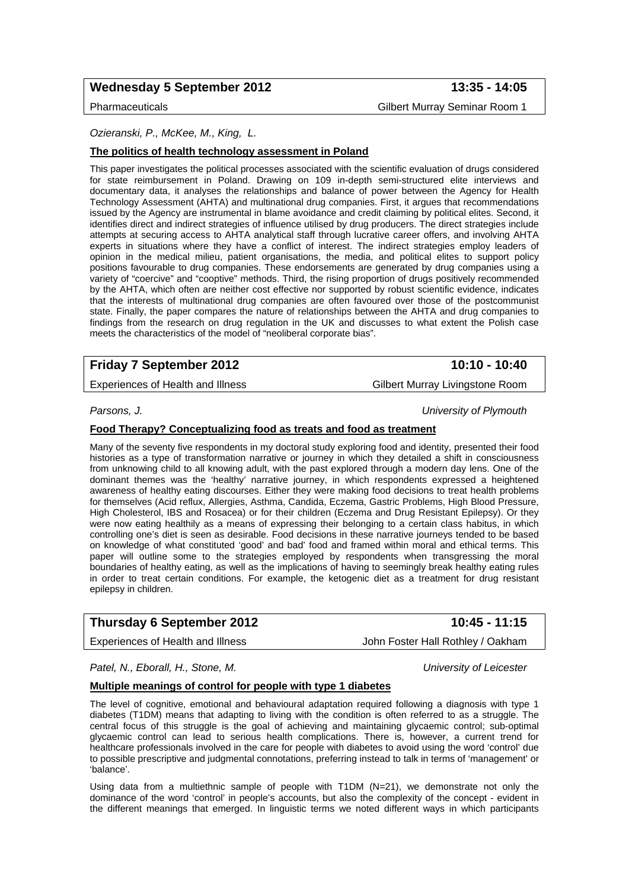**Wednesday 5 September 2012** **13:35 - 14:05**

Pharmaceuticals Gilbert Murray Seminar Room 1

*Ozieranski, P., McKee, M., King, L.*

**The politics of health technology assessment in Poland**

This paper investigates the political processes associated with the scientific evaluation of drugs considered for state reimbursement in Poland. Drawing on 109 in-depth semi-structured elite interviews and documentary data, it analyses the relationships and balance of power between the Agency for Health Technology Assessment (AHTA) and multinational drug companies. First, it argues that recommendations issued by the Agency are instrumental in blame avoidance and credit claiming by political elites. Second, it identifies direct and indirect strategies of influence utilised by drug producers. The direct strategies include attempts at securing access to AHTA analytical staff through lucrative career offers, and involving AHTA experts in situations where they have a conflict of interest. The indirect strategies employ leaders of opinion in the medical milieu, patient organisations, the media, and political elites to support policy positions favourable to drug companies. These endorsements are generated by drug companies using a variety of "coercive" and "cooptive" methods. Third, the rising proportion of drugs positively recommended by the AHTA, which often are neither cost effective nor supported by robust scientific evidence, indicates that the interests of multinational drug companies are often favoured over those of the postcommunist state. Finally, the paper compares the nature of relationships between the AHTA and drug companies to findings from the research on drug regulation in the UK and discusses to what extent the Polish case meets the characteristics of the model of "neoliberal corporate bias".

**Friday 7 September 2012** **10:10 - 10:40**

Experiences of Health and Illness Gilbert Murray Livingstone Room

*Parsons, J.* *University of Plymouth*

**Food Therapy? Conceptualizing food as treats and food as treatment**

Many of the seventy five respondents in my doctoral study exploring food and identity, presented their food histories as a type of transformation narrative or journey in which they detailed a shift in consciousness from unknowing child to all knowing adult, with the past explored through a modern day lens. One of the dominant themes was the 'healthy' narrative journey, in which respondents expressed a heightened awareness of healthy eating discourses. Either they were making food decisions to treat health problems for themselves (Acid reflux, Allergies, Asthma, Candida, Eczema, Gastric Problems, High Blood Pressure, High Cholesterol, IBS and Rosacea) or for their children (Eczema and Drug Resistant Epilepsy). Or they were now eating healthily as a means of expressing their belonging to a certain class habitus, in which controlling one's diet is seen as desirable. Food decisions in these narrative journeys tended to be based on knowledge of what constituted 'good' and bad' food and framed within moral and ethical terms. This paper will outline some to the strategies employed by respondents when transgressing the moral boundaries of healthy eating, as well as the implications of having to seemingly break healthy eating rules in order to treat certain conditions. For example, the ketogenic diet as a treatment for drug resistant epilepsy in children.

**Thursday 6 September 2012** **10:45 - 11:15**

Experiences of Health and Illness John Foster Hall Rothley / Oakham

*Patel, N., Eborall, H., Stone, M.* *University of Leicester*

**Multiple meanings of control for people with type 1 diabetes**

The level of cognitive, emotional and behavioural adaptation required following a diagnosis with type 1 diabetes (T1DM) means that adapting to living with the condition is often referred to as a struggle. The central focus of this struggle is the goal of achieving and maintaining glycaemic control; sub-optimal glycaemic control can lead to serious health complications. There is, however, a current trend for healthcare professionals involved in the care for people with diabetes to avoid using the word 'control' due to possible prescriptive and judgmental connotations, preferring instead to talk in terms of 'management' or 'balance'.

Using data from a multiethnic sample of people with T1DM (N=21), we demonstrate not only the dominance of the word 'control' in people's accounts, but also the complexity of the concept - evident in the different meanings that emerged. In linguistic terms we noted different ways in which participants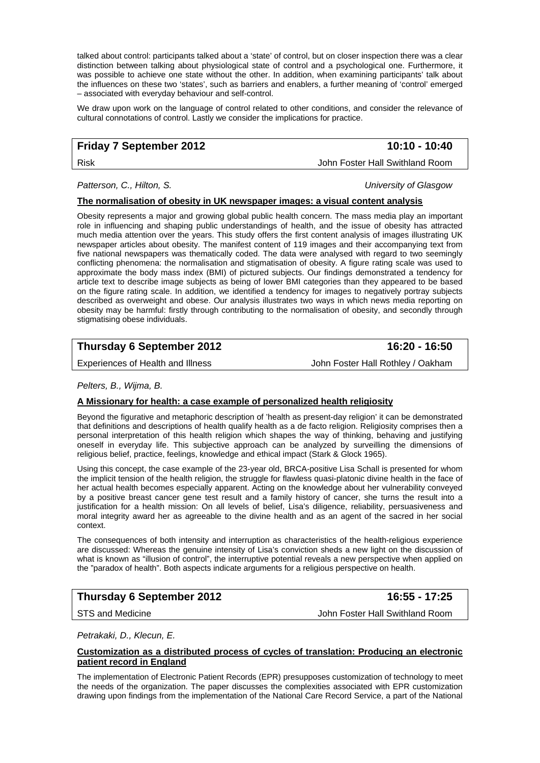talked about control: participants talked about a 'state' of control, but on closer inspection there was a clear distinction between talking about physiological state of control and a psychological one. Furthermore, it was possible to achieve one state without the other. In addition, when examining participants' talk about the influences on these two 'states', such as barriers and enablers, a further meaning of 'control' emerged – associated with everyday behaviour and self-control.

We draw upon work on the language of control related to other conditions, and consider the relevance of cultural connotations of control. Lastly we consider the implications for practice.

| **Friday 7 September 2012** | **10:10 - 10:40** |
|---|---|
| Risk | John Foster Hall Swithland Room |

*Patterson, C., Hilton, S.* — *University of Glasgow*

**The normalisation of obesity in UK newspaper images: a visual content analysis**

Obesity represents a major and growing global public health concern. The mass media play an important role in influencing and shaping public understandings of health, and the issue of obesity has attracted much media attention over the years. This study offers the first content analysis of images illustrating UK newspaper articles about obesity. The manifest content of 119 images and their accompanying text from five national newspapers was thematically coded. The data were analysed with regard to two seemingly conflicting phenomena: the normalisation and stigmatisation of obesity. A figure rating scale was used to approximate the body mass index (BMI) of pictured subjects. Our findings demonstrated a tendency for article text to describe image subjects as being of lower BMI categories than they appeared to be based on the figure rating scale. In addition, we identified a tendency for images to negatively portray subjects described as overweight and obese. Our analysis illustrates two ways in which news media reporting on obesity may be harmful: firstly through contributing to the normalisation of obesity, and secondly through stigmatising obese individuals.

| **Thursday 6 September 2012** | **16:20 - 16:50** |
|---|---|
| Experiences of Health and Illness | John Foster Hall Rothley / Oakham |

*Pelters, B., Wijma, B.*

**A Missionary for health: a case example of personalized health religiosity**

Beyond the figurative and metaphoric description of 'health as present-day religion' it can be demonstrated that definitions and descriptions of health qualify health as a de facto religion. Religiosity comprises then a personal interpretation of this health religion which shapes the way of thinking, behaving and justifying oneself in everyday life. This subjective approach can be analyzed by surveilling the dimensions of religious belief, practice, feelings, knowledge and ethical impact (Stark & Glock 1965).

Using this concept, the case example of the 23-year old, BRCA-positive Lisa Schall is presented for whom the implicit tension of the health religion, the struggle for flawless quasi-platonic divine health in the face of her actual health becomes especially apparent. Acting on the knowledge about her vulnerability conveyed by a positive breast cancer gene test result and a family history of cancer, she turns the result into a justification for a health mission: On all levels of belief, Lisa's diligence, reliability, persuasiveness and moral integrity award her as agreeable to the divine health and as an agent of the sacred in her social context.

The consequences of both intensity and interruption as characteristics of the health-religious experience are discussed: Whereas the genuine intensity of Lisa's conviction sheds a new light on the discussion of what is known as "illusion of control", the interruptive potential reveals a new perspective when applied on the "paradox of health". Both aspects indicate arguments for a religious perspective on health.

| **Thursday 6 September 2012** | **16:55 - 17:25** |
|---|---|
| STS and Medicine | John Foster Hall Swithland Room |

*Petrakaki, D., Klecun, E.*

**Customization as a distributed process of cycles of translation: Producing an electronic patient record in England**

The implementation of Electronic Patient Records (EPR) presupposes customization of technology to meet the needs of the organization. The paper discusses the complexities associated with EPR customization drawing upon findings from the implementation of the National Care Record Service, a part of the National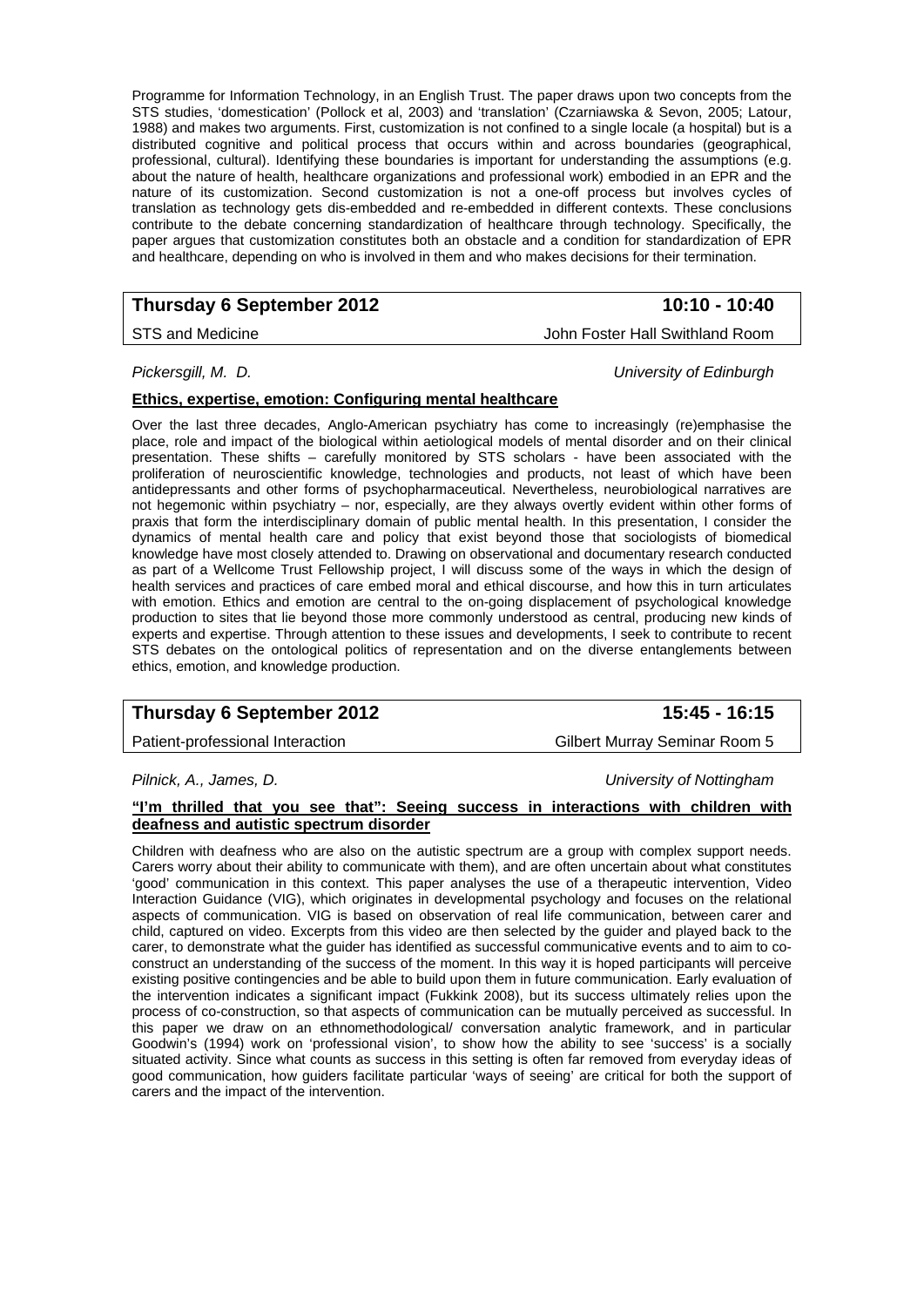Programme for Information Technology, in an English Trust. The paper draws upon two concepts from the STS studies, 'domestication' (Pollock et al, 2003) and 'translation' (Czarniawska & Sevon, 2005; Latour, 1988) and makes two arguments. First, customization is not confined to a single locale (a hospital) but is a distributed cognitive and political process that occurs within and across boundaries (geographical, professional, cultural). Identifying these boundaries is important for understanding the assumptions (e.g. about the nature of health, healthcare organizations and professional work) embodied in an EPR and the nature of its customization. Second customization is not a one-off process but involves cycles of translation as technology gets dis-embedded and re-embedded in different contexts. These conclusions contribute to the debate concerning standardization of healthcare through technology. Specifically, the paper argues that customization constitutes both an obstacle and a condition for standardization of EPR and healthcare, depending on who is involved in them and who makes decisions for their termination.

| **Thursday 6 September 2012** | **10:10 - 10:40** |
|---|---|
| STS and Medicine | John Foster Hall Swithland Room |

*Pickersgill, M. D.* *University of Edinburgh*

**Ethics, expertise, emotion: Configuring mental healthcare**

Over the last three decades, Anglo-American psychiatry has come to increasingly (re)emphasise the place, role and impact of the biological within aetiological models of mental disorder and on their clinical presentation. These shifts – carefully monitored by STS scholars - have been associated with the proliferation of neuroscientific knowledge, technologies and products, not least of which have been antidepressants and other forms of psychopharmaceutical. Nevertheless, neurobiological narratives are not hegemonic within psychiatry – nor, especially, are they always overtly evident within other forms of praxis that form the interdisciplinary domain of public mental health. In this presentation, I consider the dynamics of mental health care and policy that exist beyond those that sociologists of biomedical knowledge have most closely attended to. Drawing on observational and documentary research conducted as part of a Wellcome Trust Fellowship project, I will discuss some of the ways in which the design of health services and practices of care embed moral and ethical discourse, and how this in turn articulates with emotion. Ethics and emotion are central to the on-going displacement of psychological knowledge production to sites that lie beyond those more commonly understood as central, producing new kinds of experts and expertise. Through attention to these issues and developments, I seek to contribute to recent STS debates on the ontological politics of representation and on the diverse entanglements between ethics, emotion, and knowledge production.

| **Thursday 6 September 2012** | **15:45 - 16:15** |
|---|---|
| Patient-professional Interaction | Gilbert Murray Seminar Room 5 |

*Pilnick, A., James, D.* *University of Nottingham*

**"I'm thrilled that you see that": Seeing success in interactions with children with deafness and autistic spectrum disorder**

Children with deafness who are also on the autistic spectrum are a group with complex support needs. Carers worry about their ability to communicate with them), and are often uncertain about what constitutes 'good' communication in this context. This paper analyses the use of a therapeutic intervention, Video Interaction Guidance (VIG), which originates in developmental psychology and focuses on the relational aspects of communication. VIG is based on observation of real life communication, between carer and child, captured on video. Excerpts from this video are then selected by the guider and played back to the carer, to demonstrate what the guider has identified as successful communicative events and to aim to co-construct an understanding of the success of the moment. In this way it is hoped participants will perceive existing positive contingencies and be able to build upon them in future communication. Early evaluation of the intervention indicates a significant impact (Fukkink 2008), but its success ultimately relies upon the process of co-construction, so that aspects of communication can be mutually perceived as successful. In this paper we draw on an ethnomethodological/ conversation analytic framework, and in particular Goodwin's (1994) work on 'professional vision', to show how the ability to see 'success' is a socially situated activity. Since what counts as success in this setting is often far removed from everyday ideas of good communication, how guiders facilitate particular 'ways of seeing' are critical for both the support of carers and the impact of the intervention.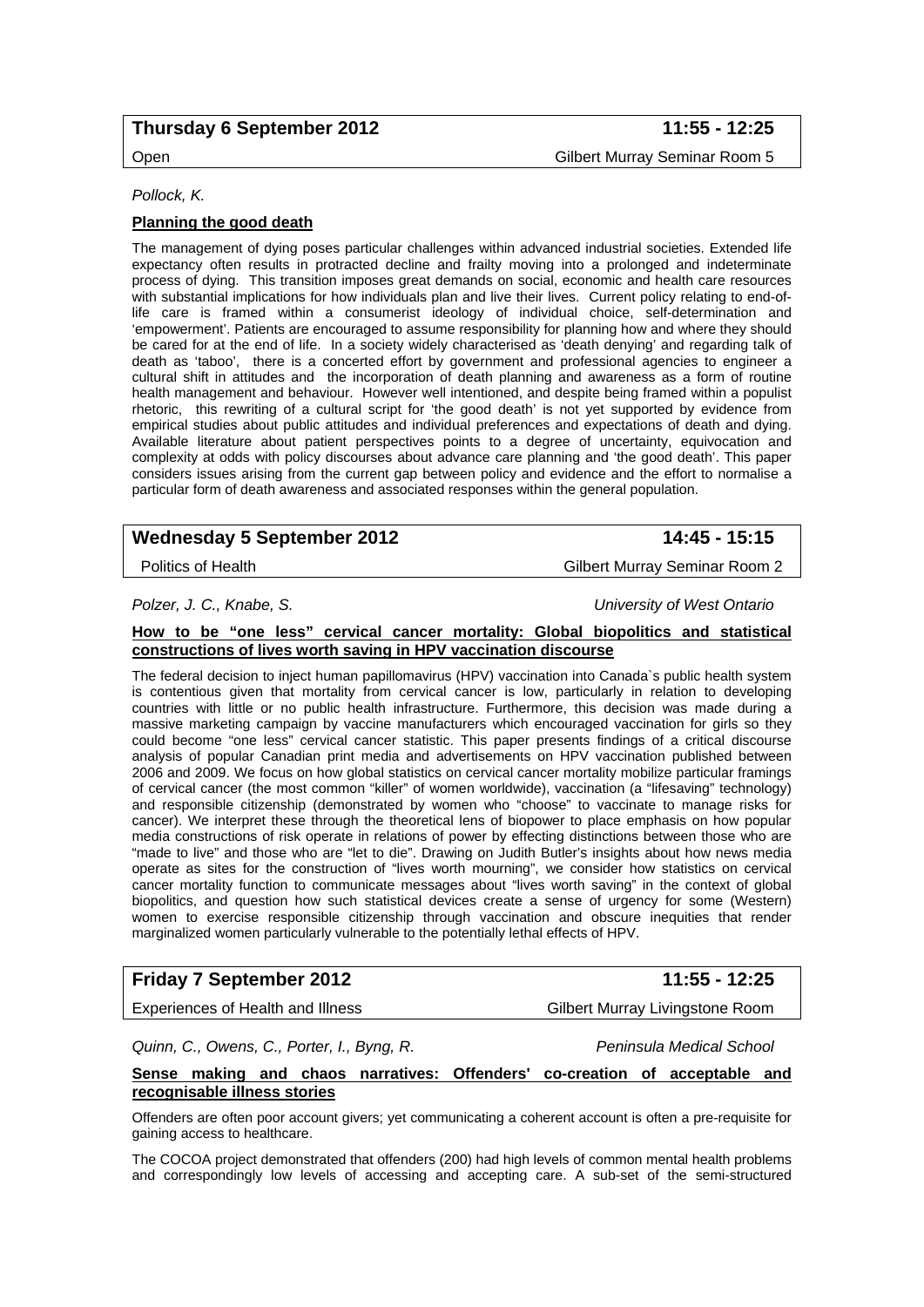**Thursday 6 September 2012** **11:55 - 12:25**

Open Gilbert Murray Seminar Room 5

*Pollock, K.*

**Planning the good death**

The management of dying poses particular challenges within advanced industrial societies. Extended life expectancy often results in protracted decline and frailty moving into a prolonged and indeterminate process of dying. This transition imposes great demands on social, economic and health care resources with substantial implications for how individuals plan and live their lives. Current policy relating to end-of-life care is framed within a consumerist ideology of individual choice, self-determination and 'empowerment'. Patients are encouraged to assume responsibility for planning how and where they should be cared for at the end of life. In a society widely characterised as 'death denying' and regarding talk of death as 'taboo', there is a concerted effort by government and professional agencies to engineer a cultural shift in attitudes and the incorporation of death planning and awareness as a form of routine health management and behaviour. However well intentioned, and despite being framed within a populist rhetoric, this rewriting of a cultural script for 'the good death' is not yet supported by evidence from empirical studies about public attitudes and individual preferences and expectations of death and dying. Available literature about patient perspectives points to a degree of uncertainty, equivocation and complexity at odds with policy discourses about advance care planning and 'the good death'. This paper considers issues arising from the current gap between policy and evidence and the effort to normalise a particular form of death awareness and associated responses within the general population.

**Wednesday 5 September 2012** **14:45 - 15:15**

Politics of Health Gilbert Murray Seminar Room 2

*Polzer, J. C., Knabe, S.* *University of West Ontario*

**How to be "one less" cervical cancer mortality: Global biopolitics and statistical constructions of lives worth saving in HPV vaccination discourse**

The federal decision to inject human papillomavirus (HPV) vaccination into Canada`s public health system is contentious given that mortality from cervical cancer is low, particularly in relation to developing countries with little or no public health infrastructure. Furthermore, this decision was made during a massive marketing campaign by vaccine manufacturers which encouraged vaccination for girls so they could become "one less" cervical cancer statistic. This paper presents findings of a critical discourse analysis of popular Canadian print media and advertisements on HPV vaccination published between 2006 and 2009. We focus on how global statistics on cervical cancer mortality mobilize particular framings of cervical cancer (the most common "killer" of women worldwide), vaccination (a "lifesaving" technology) and responsible citizenship (demonstrated by women who "choose" to vaccinate to manage risks for cancer). We interpret these through the theoretical lens of biopower to place emphasis on how popular media constructions of risk operate in relations of power by effecting distinctions between those who are "made to live" and those who are "let to die". Drawing on Judith Butler's insights about how news media operate as sites for the construction of "lives worth mourning", we consider how statistics on cervical cancer mortality function to communicate messages about "lives worth saving" in the context of global biopolitics, and question how such statistical devices create a sense of urgency for some (Western) women to exercise responsible citizenship through vaccination and obscure inequities that render marginalized women particularly vulnerable to the potentially lethal effects of HPV.

**Friday 7 September 2012** **11:55 - 12:25**

Experiences of Health and Illness Gilbert Murray Livingstone Room

*Quinn, C., Owens, C., Porter, I., Byng, R.* *Peninsula Medical School*

**Sense making and chaos narratives: Offenders' co-creation of acceptable and recognisable illness stories**

Offenders are often poor account givers; yet communicating a coherent account is often a pre-requisite for gaining access to healthcare.

The COCOA project demonstrated that offenders (200) had high levels of common mental health problems and correspondingly low levels of accessing and accepting care. A sub-set of the semi-structured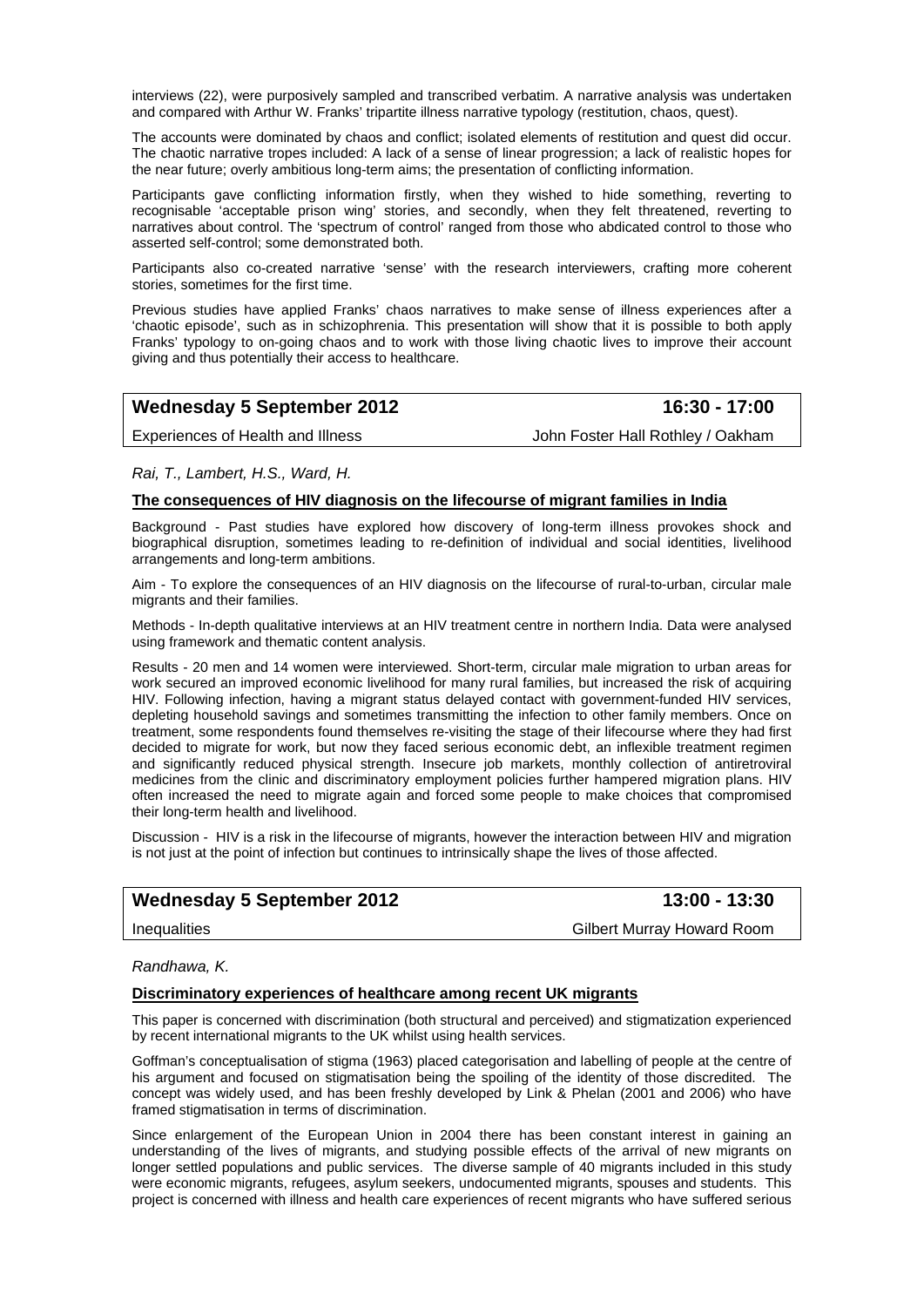interviews (22), were purposively sampled and transcribed verbatim. A narrative analysis was undertaken and compared with Arthur W. Franks' tripartite illness narrative typology (restitution, chaos, quest).

The accounts were dominated by chaos and conflict; isolated elements of restitution and quest did occur. The chaotic narrative tropes included: A lack of a sense of linear progression; a lack of realistic hopes for the near future; overly ambitious long-term aims; the presentation of conflicting information.

Participants gave conflicting information firstly, when they wished to hide something, reverting to recognisable 'acceptable prison wing' stories, and secondly, when they felt threatened, reverting to narratives about control. The 'spectrum of control' ranged from those who abdicated control to those who asserted self-control; some demonstrated both.

Participants also co-created narrative 'sense' with the research interviewers, crafting more coherent stories, sometimes for the first time.

Previous studies have applied Franks' chaos narratives to make sense of illness experiences after a 'chaotic episode', such as in schizophrenia. This presentation will show that it is possible to both apply Franks' typology to on-going chaos and to work with those living chaotic lives to improve their account giving and thus potentially their access to healthcare.

| **Wednesday 5 September 2012** | **16:30 - 17:00** |
| --- | --- |
| Experiences of Health and Illness | John Foster Hall Rothley / Oakham |

*Rai, T., Lambert, H.S., Ward, H.*

**The consequences of HIV diagnosis on the lifecourse of migrant families in India**

Background - Past studies have explored how discovery of long-term illness provokes shock and biographical disruption, sometimes leading to re-definition of individual and social identities, livelihood arrangements and long-term ambitions.

Aim - To explore the consequences of an HIV diagnosis on the lifecourse of rural-to-urban, circular male migrants and their families.

Methods - In-depth qualitative interviews at an HIV treatment centre in northern India. Data were analysed using framework and thematic content analysis.

Results - 20 men and 14 women were interviewed. Short-term, circular male migration to urban areas for work secured an improved economic livelihood for many rural families, but increased the risk of acquiring HIV. Following infection, having a migrant status delayed contact with government-funded HIV services, depleting household savings and sometimes transmitting the infection to other family members. Once on treatment, some respondents found themselves re-visiting the stage of their lifecourse where they had first decided to migrate for work, but now they faced serious economic debt, an inflexible treatment regimen and significantly reduced physical strength. Insecure job markets, monthly collection of antiretroviral medicines from the clinic and discriminatory employment policies further hampered migration plans. HIV often increased the need to migrate again and forced some people to make choices that compromised their long-term health and livelihood.

Discussion - HIV is a risk in the lifecourse of migrants, however the interaction between HIV and migration is not just at the point of infection but continues to intrinsically shape the lives of those affected.

| **Wednesday 5 September 2012** | **13:00 - 13:30** |
| --- | --- |
| Inequalities | Gilbert Murray Howard Room |

*Randhawa, K.*

**Discriminatory experiences of healthcare among recent UK migrants**

This paper is concerned with discrimination (both structural and perceived) and stigmatization experienced by recent international migrants to the UK whilst using health services.

Goffman's conceptualisation of stigma (1963) placed categorisation and labelling of people at the centre of his argument and focused on stigmatisation being the spoiling of the identity of those discredited. The concept was widely used, and has been freshly developed by Link & Phelan (2001 and 2006) who have framed stigmatisation in terms of discrimination.

Since enlargement of the European Union in 2004 there has been constant interest in gaining an understanding of the lives of migrants, and studying possible effects of the arrival of new migrants on longer settled populations and public services. The diverse sample of 40 migrants included in this study were economic migrants, refugees, asylum seekers, undocumented migrants, spouses and students. This project is concerned with illness and health care experiences of recent migrants who have suffered serious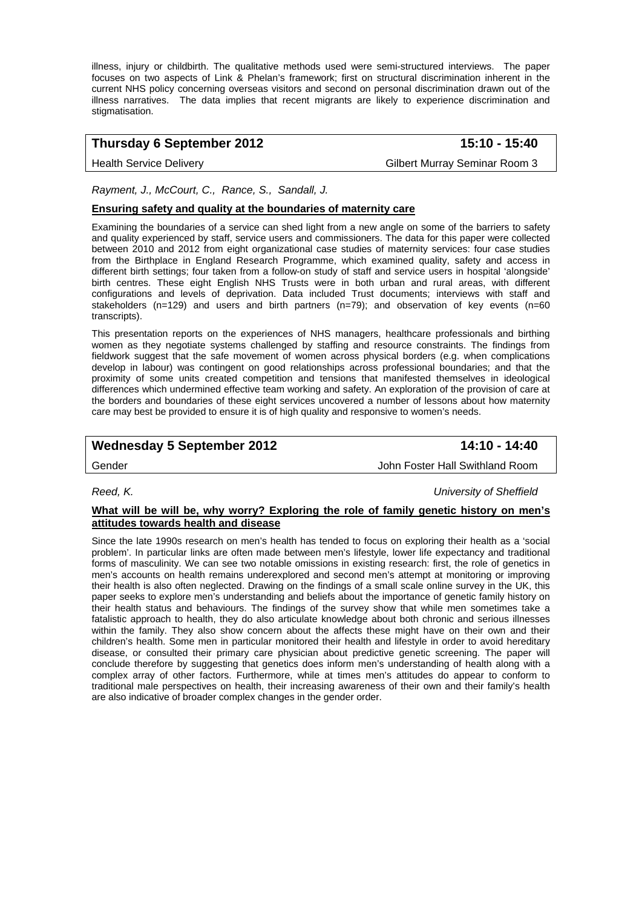illness, injury or childbirth. The qualitative methods used were semi-structured interviews. The paper focuses on two aspects of Link & Phelan's framework; first on structural discrimination inherent in the current NHS policy concerning overseas visitors and second on personal discrimination drawn out of the illness narratives. The data implies that recent migrants are likely to experience discrimination and stigmatisation.

| **Thursday 6 September 2012** | **15:10 - 15:40** |
|---|---|
| Health Service Delivery | Gilbert Murray Seminar Room 3 |

*Rayment, J., McCourt, C., Rance, S., Sandall, J.*

**Ensuring safety and quality at the boundaries of maternity care**

Examining the boundaries of a service can shed light from a new angle on some of the barriers to safety and quality experienced by staff, service users and commissioners. The data for this paper were collected between 2010 and 2012 from eight organizational case studies of maternity services: four case studies from the Birthplace in England Research Programme, which examined quality, safety and access in different birth settings; four taken from a follow-on study of staff and service users in hospital 'alongside' birth centres. These eight English NHS Trusts were in both urban and rural areas, with different configurations and levels of deprivation. Data included Trust documents; interviews with staff and stakeholders (n=129) and users and birth partners (n=79); and observation of key events (n=60 transcripts).

This presentation reports on the experiences of NHS managers, healthcare professionals and birthing women as they negotiate systems challenged by staffing and resource constraints. The findings from fieldwork suggest that the safe movement of women across physical borders (e.g. when complications develop in labour) was contingent on good relationships across professional boundaries; and that the proximity of some units created competition and tensions that manifested themselves in ideological differences which undermined effective team working and safety. An exploration of the provision of care at the borders and boundaries of these eight services uncovered a number of lessons about how maternity care may best be provided to ensure it is of high quality and responsive to women's needs.

| **Wednesday 5 September 2012** | **14:10 - 14:40** |
|---|---|
| Gender | John Foster Hall Swithland Room |

*Reed, K.* *University of Sheffield*

**What will be will be, why worry? Exploring the role of family genetic history on men's attitudes towards health and disease**

Since the late 1990s research on men's health has tended to focus on exploring their health as a 'social problem'. In particular links are often made between men's lifestyle, lower life expectancy and traditional forms of masculinity. We can see two notable omissions in existing research: first, the role of genetics in men's accounts on health remains underexplored and second men's attempt at monitoring or improving their health is also often neglected. Drawing on the findings of a small scale online survey in the UK, this paper seeks to explore men's understanding and beliefs about the importance of genetic family history on their health status and behaviours. The findings of the survey show that while men sometimes take a fatalistic approach to health, they do also articulate knowledge about both chronic and serious illnesses within the family. They also show concern about the affects these might have on their own and their children's health. Some men in particular monitored their health and lifestyle in order to avoid hereditary disease, or consulted their primary care physician about predictive genetic screening. The paper will conclude therefore by suggesting that genetics does inform men's understanding of health along with a complex array of other factors. Furthermore, while at times men's attitudes do appear to conform to traditional male perspectives on health, their increasing awareness of their own and their family's health are also indicative of broader complex changes in the gender order.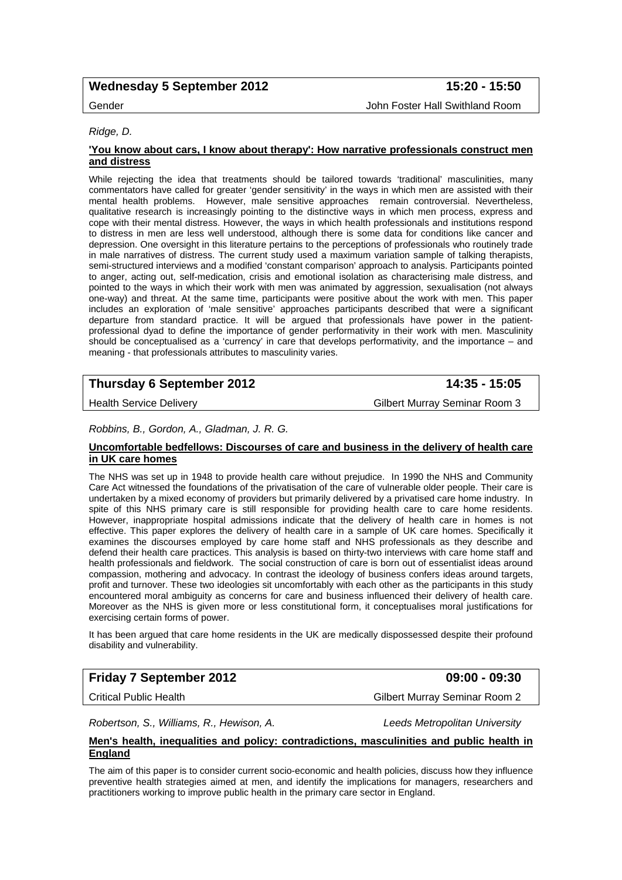**Wednesday 5 September 2012** **15:20 - 15:50**

Gender John Foster Hall Swithland Room

*Ridge, D.*

**'You know about cars, I know about therapy': How narrative professionals construct men and distress**

While rejecting the idea that treatments should be tailored towards 'traditional' masculinities, many commentators have called for greater 'gender sensitivity' in the ways in which men are assisted with their mental health problems. However, male sensitive approaches remain controversial. Nevertheless, qualitative research is increasingly pointing to the distinctive ways in which men process, express and cope with their mental distress. However, the ways in which health professionals and institutions respond to distress in men are less well understood, although there is some data for conditions like cancer and depression. One oversight in this literature pertains to the perceptions of professionals who routinely trade in male narratives of distress. The current study used a maximum variation sample of talking therapists, semi-structured interviews and a modified 'constant comparison' approach to analysis. Participants pointed to anger, acting out, self-medication, crisis and emotional isolation as characterising male distress, and pointed to the ways in which their work with men was animated by aggression, sexualisation (not always one-way) and threat. At the same time, participants were positive about the work with men. This paper includes an exploration of 'male sensitive' approaches participants described that were a significant departure from standard practice. It will be argued that professionals have power in the patient-professional dyad to define the importance of gender performativity in their work with men. Masculinity should be conceptualised as a 'currency' in care that develops performativity, and the importance – and meaning - that professionals attributes to masculinity varies.

**Thursday 6 September 2012** **14:35 - 15:05**

Health Service Delivery Gilbert Murray Seminar Room 3

*Robbins, B., Gordon, A., Gladman, J. R. G.*

**Uncomfortable bedfellows: Discourses of care and business in the delivery of health care in UK care homes**

The NHS was set up in 1948 to provide health care without prejudice. In 1990 the NHS and Community Care Act witnessed the foundations of the privatisation of the care of vulnerable older people. Their care is undertaken by a mixed economy of providers but primarily delivered by a privatised care home industry. In spite of this NHS primary care is still responsible for providing health care to care home residents. However, inappropriate hospital admissions indicate that the delivery of health care in homes is not effective. This paper explores the delivery of health care in a sample of UK care homes. Specifically it examines the discourses employed by care home staff and NHS professionals as they describe and defend their health care practices. This analysis is based on thirty-two interviews with care home staff and health professionals and fieldwork. The social construction of care is born out of essentialist ideas around compassion, mothering and advocacy. In contrast the ideology of business confers ideas around targets, profit and turnover. These two ideologies sit uncomfortably with each other as the participants in this study encountered moral ambiguity as concerns for care and business influenced their delivery of health care. Moreover as the NHS is given more or less constitutional form, it conceptualises moral justifications for exercising certain forms of power.

It has been argued that care home residents in the UK are medically dispossessed despite their profound disability and vulnerability.

**Friday 7 September 2012** **09:00 - 09:30**

Critical Public Health Gilbert Murray Seminar Room 2

*Robertson, S., Williams, R., Hewison, A.* *Leeds Metropolitan University*

**Men's health, inequalities and policy: contradictions, masculinities and public health in England**

The aim of this paper is to consider current socio-economic and health policies, discuss how they influence preventive health strategies aimed at men, and identify the implications for managers, researchers and practitioners working to improve public health in the primary care sector in England.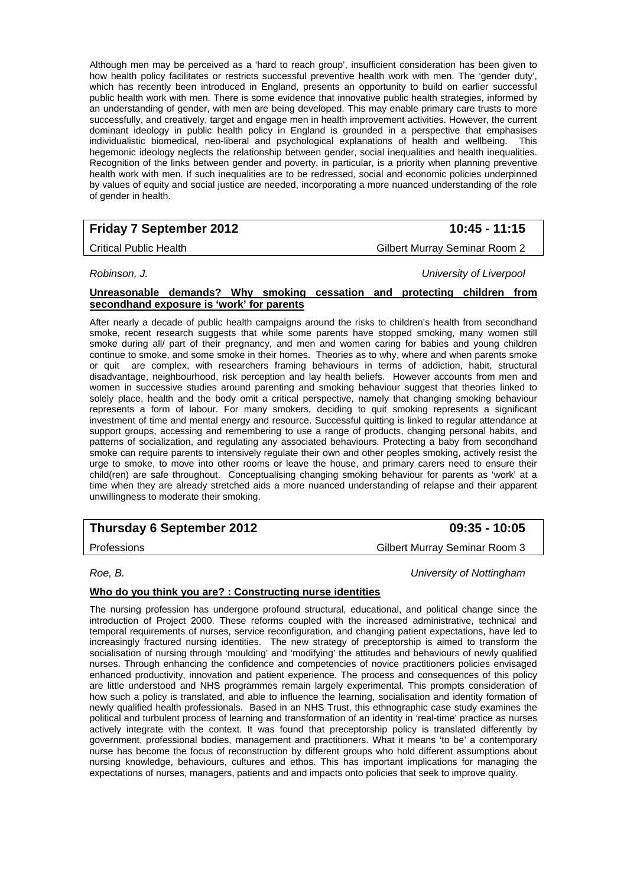Although men may be perceived as a 'hard to reach group', insufficient consideration has been given to how health policy facilitates or restricts successful preventive health work with men. The 'gender duty', which has recently been introduced in England, presents an opportunity to build on earlier successful public health work with men. There is some evidence that innovative public health strategies, informed by an understanding of gender, with men are being developed. This may enable primary care trusts to more successfully, and creatively, target and engage men in health improvement activities. However, the current dominant ideology in public health policy in England is grounded in a perspective that emphasises individualistic biomedical, neo-liberal and psychological explanations of health and wellbeing. This hegemonic ideology neglects the relationship between gender, social inequalities and health inequalities. Recognition of the links between gender and poverty, in particular, is a priority when planning preventive health work with men. If such inequalities are to be redressed, social and economic policies underpinned by values of equity and social justice are needed, incorporating a more nuanced understanding of the role of gender in health.

## Friday 7 September 2012 — 10:45 - 11:15

Critical Public Health — Gilbert Murray Seminar Room 2

*Robinson, J.* — *University of Liverpool*

**Unreasonable demands? Why smoking cessation and protecting children from secondhand exposure is 'work' for parents**

After nearly a decade of public health campaigns around the risks to children's health from secondhand smoke, recent research suggests that while some parents have stopped smoking, many women still smoke during all/ part of their pregnancy, and men and women caring for babies and young children continue to smoke, and some smoke in their homes. Theories as to why, where and when parents smoke or quit are complex, with researchers framing behaviours in terms of addiction, habit, structural disadvantage, neighbourhood, risk perception and lay health beliefs. However accounts from men and women in successive studies around parenting and smoking behaviour suggest that theories linked to solely place, health and the body omit a critical perspective, namely that changing smoking behaviour represents a form of labour. For many smokers, deciding to quit smoking represents a significant investment of time and mental energy and resource. Successful quitting is linked to regular attendance at support groups, accessing and remembering to use a range of products, changing personal habits, and patterns of socialization, and regulating any associated behaviours. Protecting a baby from secondhand smoke can require parents to intensively regulate their own and other peoples smoking, actively resist the urge to smoke, to move into other rooms or leave the house, and primary carers need to ensure their child(ren) are safe throughout. Conceptualising changing smoking behaviour for parents as 'work' at a time when they are already stretched aids a more nuanced understanding of relapse and their apparent unwillingness to moderate their smoking.

## Thursday 6 September 2012 — 09:35 - 10:05

Professions — Gilbert Murray Seminar Room 3

*Roe, B.* — *University of Nottingham*

**Who do you think you are? : Constructing nurse identities**

The nursing profession has undergone profound structural, educational, and political change since the introduction of Project 2000. These reforms coupled with the increased administrative, technical and temporal requirements of nurses, service reconfiguration, and changing patient expectations, have led to increasingly fractured nursing identities. The new strategy of preceptorship is aimed to transform the socialisation of nursing through 'moulding' and 'modifying' the attitudes and behaviours of newly qualified nurses. Through enhancing the confidence and competencies of novice practitioners policies envisaged enhanced productivity, innovation and patient experience. The process and consequences of this policy are little understood and NHS programmes remain largely experimental. This prompts consideration of how such a policy is translated, and able to influence the learning, socialisation and identity formation of newly qualified health professionals. Based in an NHS Trust, this ethnographic case study examines the political and turbulent process of learning and transformation of an identity in 'real-time' practice as nurses actively integrate with the context. It was found that preceptorship policy is translated differently by government, professional bodies, management and practitioners. What it means 'to be' a contemporary nurse has become the focus of reconstruction by different groups who hold different assumptions about nursing knowledge, behaviours, cultures and ethos. This has important implications for managing the expectations of nurses, managers, patients and and impacts onto policies that seek to improve quality.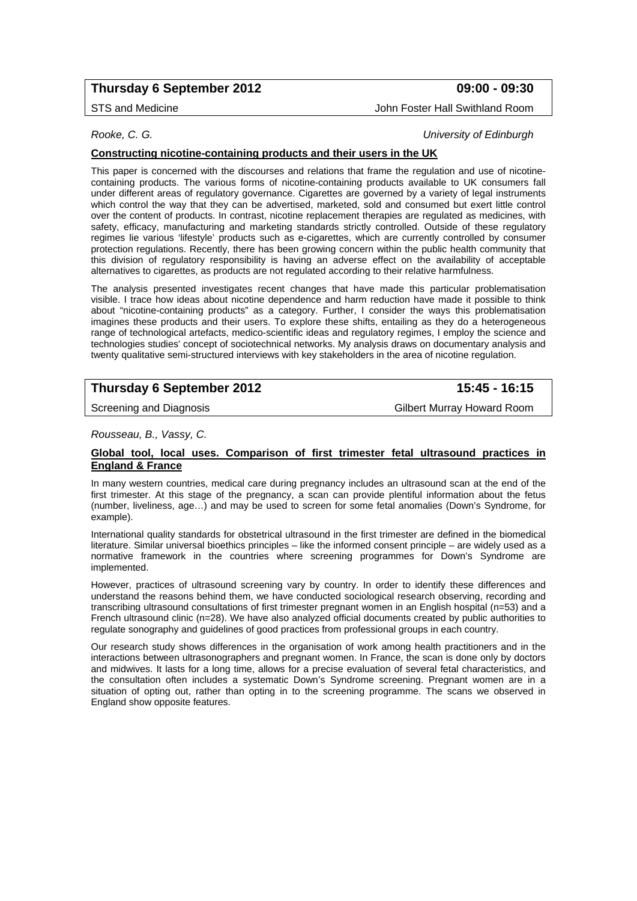## Thursday 6 September 2012 — 09:00 - 09:30

STS and Medicine — John Foster Hall Swithland Room

*Rooke, C. G.* — *University of Edinburgh*

**Constructing nicotine-containing products and their users in the UK**

This paper is concerned with the discourses and relations that frame the regulation and use of nicotine-containing products. The various forms of nicotine-containing products available to UK consumers fall under different areas of regulatory governance. Cigarettes are governed by a variety of legal instruments which control the way that they can be advertised, marketed, sold and consumed but exert little control over the content of products. In contrast, nicotine replacement therapies are regulated as medicines, with safety, efficacy, manufacturing and marketing standards strictly controlled. Outside of these regulatory regimes lie various 'lifestyle' products such as e-cigarettes, which are currently controlled by consumer protection regulations. Recently, there has been growing concern within the public health community that this division of regulatory responsibility is having an adverse effect on the availability of acceptable alternatives to cigarettes, as products are not regulated according to their relative harmfulness.

The analysis presented investigates recent changes that have made this particular problematisation visible. I trace how ideas about nicotine dependence and harm reduction have made it possible to think about "nicotine-containing products" as a category. Further, I consider the ways this problematisation imagines these products and their users. To explore these shifts, entailing as they do a heterogeneous range of technological artefacts, medico-scientific ideas and regulatory regimes, I employ the science and technologies studies' concept of sociotechnical networks. My analysis draws on documentary analysis and twenty qualitative semi-structured interviews with key stakeholders in the area of nicotine regulation.

## Thursday 6 September 2012 — 15:45 - 16:15

Screening and Diagnosis — Gilbert Murray Howard Room

*Rousseau, B., Vassy, C.*

**Global tool, local uses. Comparison of first trimester fetal ultrasound practices in England & France**

In many western countries, medical care during pregnancy includes an ultrasound scan at the end of the first trimester. At this stage of the pregnancy, a scan can provide plentiful information about the fetus (number, liveliness, age…) and may be used to screen for some fetal anomalies (Down's Syndrome, for example).

International quality standards for obstetrical ultrasound in the first trimester are defined in the biomedical literature. Similar universal bioethics principles – like the informed consent principle – are widely used as a normative framework in the countries where screening programmes for Down's Syndrome are implemented.

However, practices of ultrasound screening vary by country. In order to identify these differences and understand the reasons behind them, we have conducted sociological research observing, recording and transcribing ultrasound consultations of first trimester pregnant women in an English hospital (n=53) and a French ultrasound clinic (n=28). We have also analyzed official documents created by public authorities to regulate sonography and guidelines of good practices from professional groups in each country.

Our research study shows differences in the organisation of work among health practitioners and in the interactions between ultrasonographers and pregnant women. In France, the scan is done only by doctors and midwives. It lasts for a long time, allows for a precise evaluation of several fetal characteristics, and the consultation often includes a systematic Down's Syndrome screening. Pregnant women are in a situation of opting out, rather than opting in to the screening programme. The scans we observed in England show opposite features.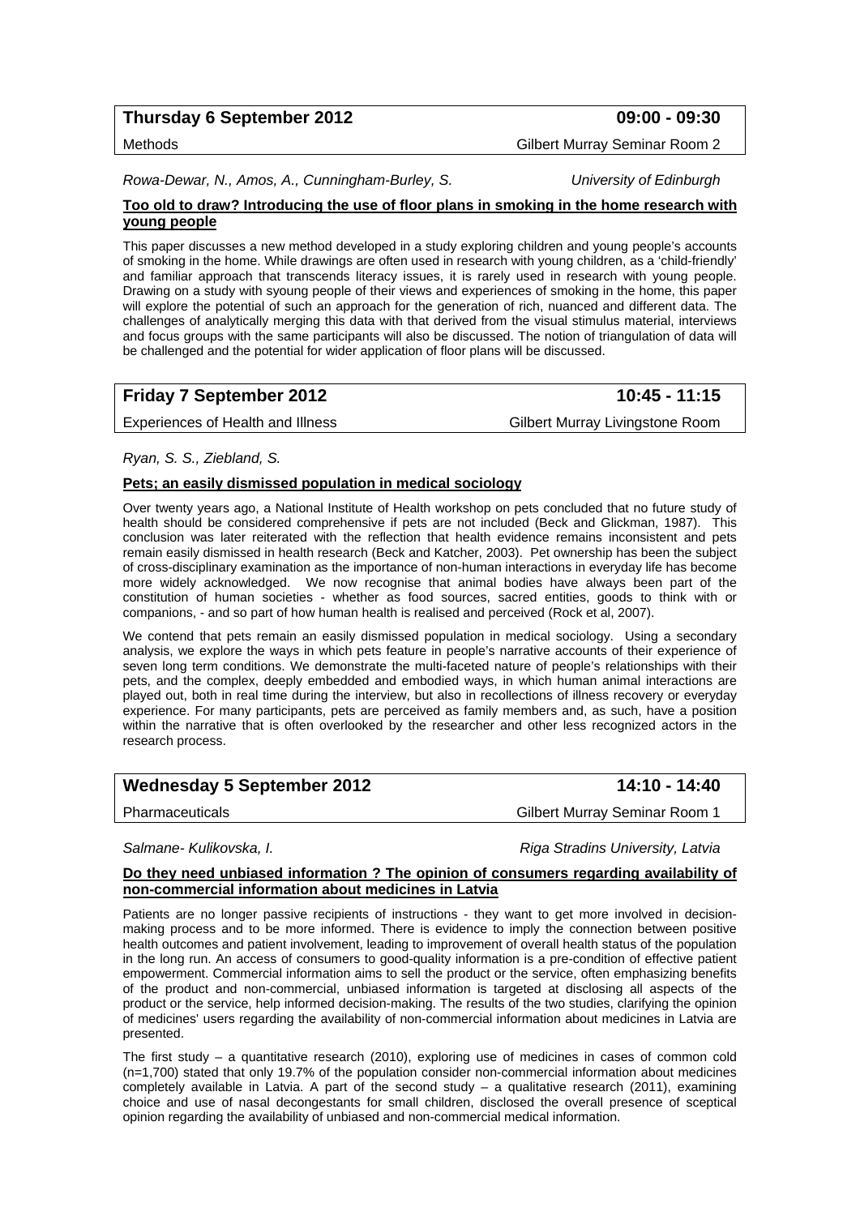## Thursday 6 September 2012 09:00 - 09:30

Methods Gilbert Murray Seminar Room 2

*Rowa-Dewar, N., Amos, A., Cunningham-Burley, S.* *University of Edinburgh*

**Too old to draw? Introducing the use of floor plans in smoking in the home research with young people**

This paper discusses a new method developed in a study exploring children and young people's accounts of smoking in the home. While drawings are often used in research with young children, as a 'child-friendly' and familiar approach that transcends literacy issues, it is rarely used in research with young people. Drawing on a study with syoung people of their views and experiences of smoking in the home, this paper will explore the potential of such an approach for the generation of rich, nuanced and different data. The challenges of analytically merging this data with that derived from the visual stimulus material, interviews and focus groups with the same participants will also be discussed. The notion of triangulation of data will be challenged and the potential for wider application of floor plans will be discussed.

## Friday 7 September 2012 10:45 - 11:15

Experiences of Health and Illness Gilbert Murray Livingstone Room

*Ryan, S. S., Ziebland, S.*

**Pets; an easily dismissed population in medical sociology**

Over twenty years ago, a National Institute of Health workshop on pets concluded that no future study of health should be considered comprehensive if pets are not included (Beck and Glickman, 1987). This conclusion was later reiterated with the reflection that health evidence remains inconsistent and pets remain easily dismissed in health research (Beck and Katcher, 2003). Pet ownership has been the subject of cross-disciplinary examination as the importance of non-human interactions in everyday life has become more widely acknowledged. We now recognise that animal bodies have always been part of the constitution of human societies - whether as food sources, sacred entities, goods to think with or companions, - and so part of how human health is realised and perceived (Rock et al, 2007).

We contend that pets remain an easily dismissed population in medical sociology. Using a secondary analysis, we explore the ways in which pets feature in people's narrative accounts of their experience of seven long term conditions. We demonstrate the multi-faceted nature of people's relationships with their pets, and the complex, deeply embedded and embodied ways, in which human animal interactions are played out, both in real time during the interview, but also in recollections of illness recovery or everyday experience. For many participants, pets are perceived as family members and, as such, have a position within the narrative that is often overlooked by the researcher and other less recognized actors in the research process.

## Wednesday 5 September 2012 14:10 - 14:40

Pharmaceuticals Gilbert Murray Seminar Room 1

*Salmane- Kulikovska, I.* *Riga Stradins University, Latvia*

**Do they need unbiased information ? The opinion of consumers regarding availability of non-commercial information about medicines in Latvia**

Patients are no longer passive recipients of instructions - they want to get more involved in decision-making process and to be more informed. There is evidence to imply the connection between positive health outcomes and patient involvement, leading to improvement of overall health status of the population in the long run. An access of consumers to good-quality information is a pre-condition of effective patient empowerment. Commercial information aims to sell the product or the service, often emphasizing benefits of the product and non-commercial, unbiased information is targeted at disclosing all aspects of the product or the service, help informed decision-making. The results of the two studies, clarifying the opinion of medicines' users regarding the availability of non-commercial information about medicines in Latvia are presented.

The first study – a quantitative research (2010), exploring use of medicines in cases of common cold (n=1,700) stated that only 19.7% of the population consider non-commercial information about medicines completely available in Latvia. A part of the second study – a qualitative research (2011), examining choice and use of nasal decongestants for small children, disclosed the overall presence of sceptical opinion regarding the availability of unbiased and non-commercial medical information.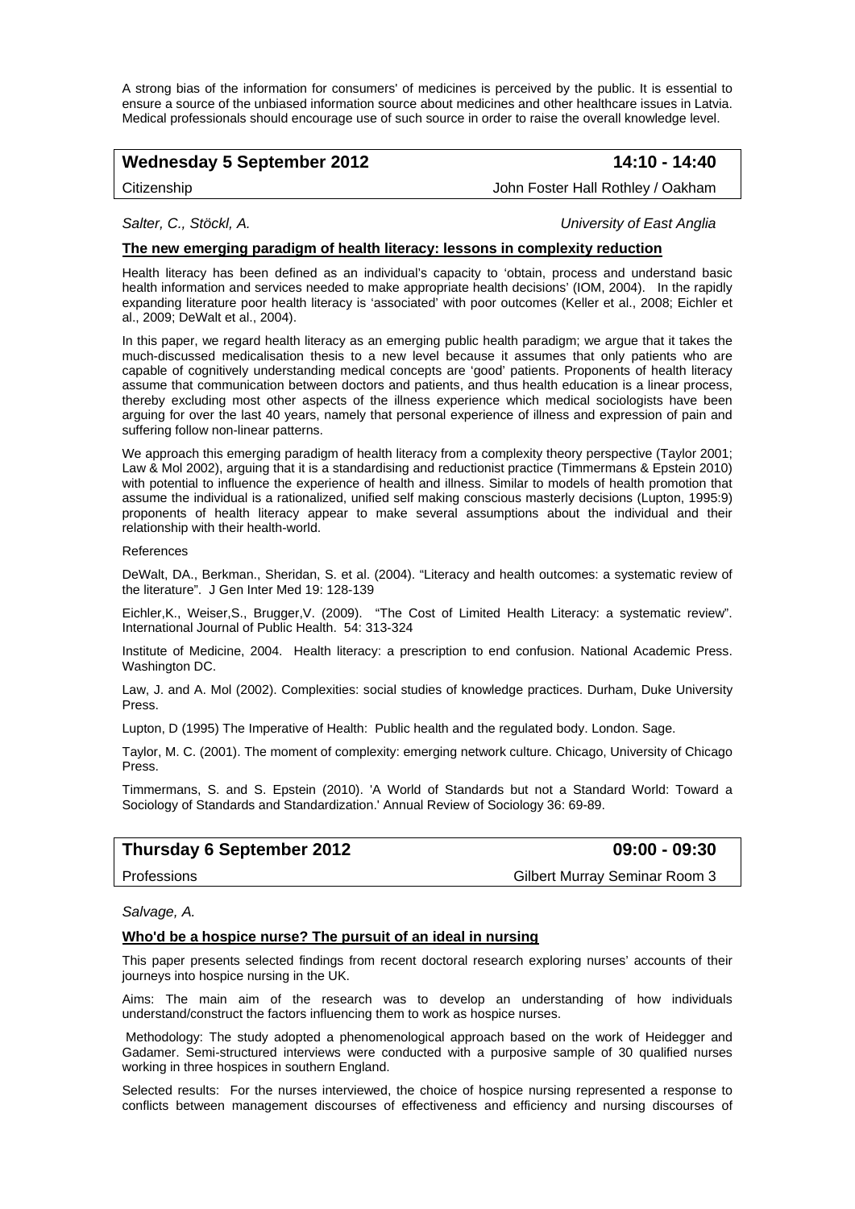A strong bias of the information for consumers' of medicines is perceived by the public. It is essential to ensure a source of the unbiased information source about medicines and other healthcare issues in Latvia. Medical professionals should encourage use of such source in order to raise the overall knowledge level.

| **Wednesday 5 September 2012** | **14:10 - 14:40** |
|---|---|
| Citizenship | John Foster Hall Rothley / Oakham |

*Salter, C., Stöckl, A.* *University of East Anglia*

**The new emerging paradigm of health literacy: lessons in complexity reduction**

Health literacy has been defined as an individual's capacity to 'obtain, process and understand basic health information and services needed to make appropriate health decisions' (IOM, 2004). In the rapidly expanding literature poor health literacy is 'associated' with poor outcomes (Keller et al., 2008; Eichler et al., 2009; DeWalt et al., 2004).

In this paper, we regard health literacy as an emerging public health paradigm; we argue that it takes the much-discussed medicalisation thesis to a new level because it assumes that only patients who are capable of cognitively understanding medical concepts are 'good' patients. Proponents of health literacy assume that communication between doctors and patients, and thus health education is a linear process, thereby excluding most other aspects of the illness experience which medical sociologists have been arguing for over the last 40 years, namely that personal experience of illness and expression of pain and suffering follow non-linear patterns.

We approach this emerging paradigm of health literacy from a complexity theory perspective (Taylor 2001; Law & Mol 2002), arguing that it is a standardising and reductionist practice (Timmermans & Epstein 2010) with potential to influence the experience of health and illness. Similar to models of health promotion that assume the individual is a rationalized, unified self making conscious masterly decisions (Lupton, 1995:9) proponents of health literacy appear to make several assumptions about the individual and their relationship with their health-world.

References

DeWalt, DA., Berkman., Sheridan, S. et al. (2004). "Literacy and health outcomes: a systematic review of the literature". J Gen Inter Med 19: 128-139

Eichler,K., Weiser,S., Brugger,V. (2009). "The Cost of Limited Health Literacy: a systematic review". International Journal of Public Health. 54: 313-324

Institute of Medicine, 2004. Health literacy: a prescription to end confusion. National Academic Press. Washington DC.

Law, J. and A. Mol (2002). Complexities: social studies of knowledge practices. Durham, Duke University Press.

Lupton, D (1995) The Imperative of Health: Public health and the regulated body. London. Sage.

Taylor, M. C. (2001). The moment of complexity: emerging network culture. Chicago, University of Chicago Press.

Timmermans, S. and S. Epstein (2010). 'A World of Standards but not a Standard World: Toward a Sociology of Standards and Standardization.' Annual Review of Sociology 36: 69-89.

| **Thursday 6 September 2012** | **09:00 - 09:30** |
|---|---|
| Professions | Gilbert Murray Seminar Room 3 |

*Salvage, A.*

**Who'd be a hospice nurse? The pursuit of an ideal in nursing**

This paper presents selected findings from recent doctoral research exploring nurses' accounts of their journeys into hospice nursing in the UK.

Aims: The main aim of the research was to develop an understanding of how individuals understand/construct the factors influencing them to work as hospice nurses.

Methodology: The study adopted a phenomenological approach based on the work of Heidegger and Gadamer. Semi-structured interviews were conducted with a purposive sample of 30 qualified nurses working in three hospices in southern England.

Selected results: For the nurses interviewed, the choice of hospice nursing represented a response to conflicts between management discourses of effectiveness and efficiency and nursing discourses of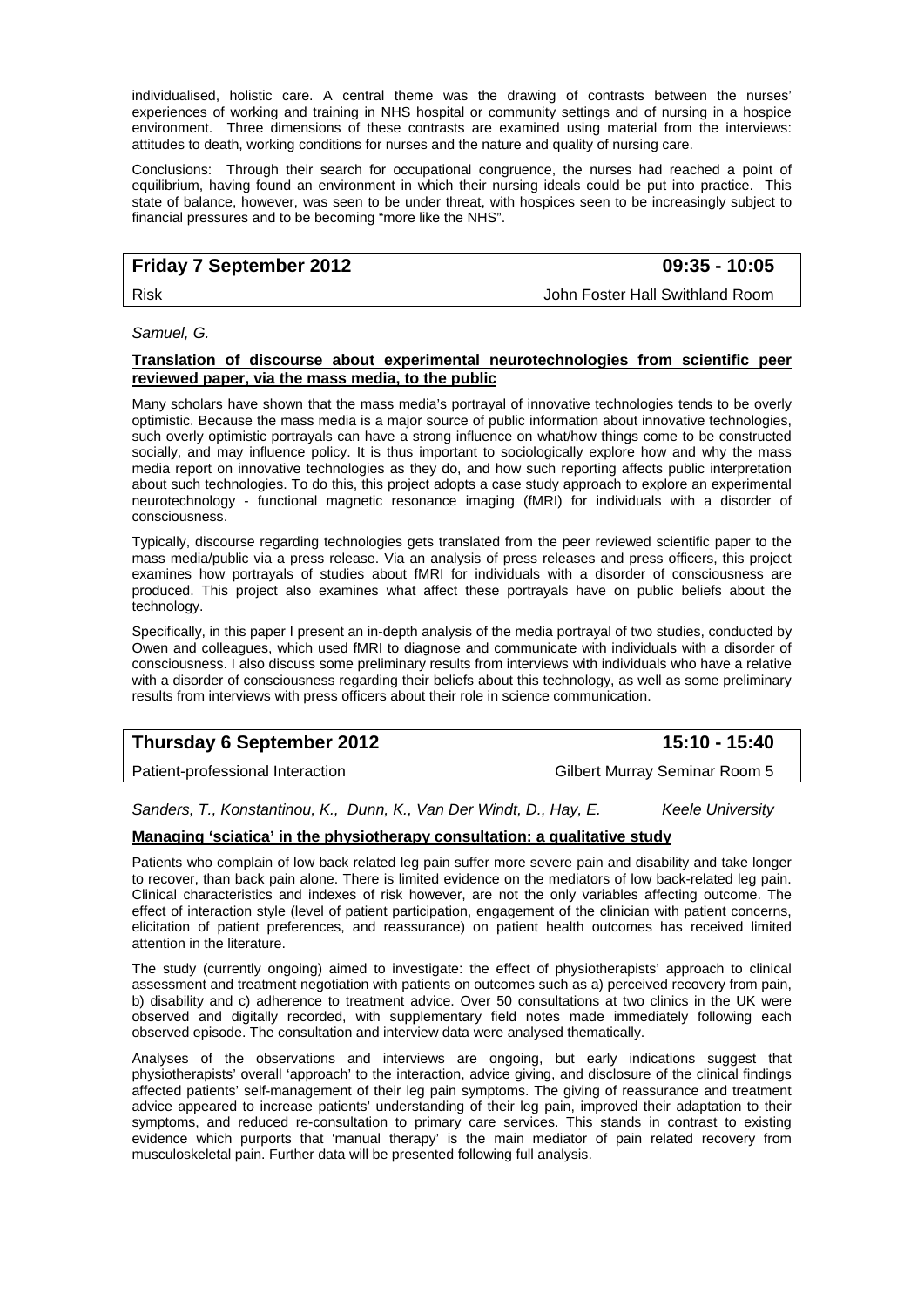individualised, holistic care. A central theme was the drawing of contrasts between the nurses' experiences of working and training in NHS hospital or community settings and of nursing in a hospice environment. Three dimensions of these contrasts are examined using material from the interviews: attitudes to death, working conditions for nurses and the nature and quality of nursing care.

Conclusions: Through their search for occupational congruence, the nurses had reached a point of equilibrium, having found an environment in which their nursing ideals could be put into practice. This state of balance, however, was seen to be under threat, with hospices seen to be increasingly subject to financial pressures and to be becoming "more like the NHS".

| **Friday 7 September 2012** | **09:35 - 10:05** |
|---|---|
| Risk | John Foster Hall Swithland Room |

*Samuel, G.*

**Translation of discourse about experimental neurotechnologies from scientific peer reviewed paper, via the mass media, to the public**

Many scholars have shown that the mass media's portrayal of innovative technologies tends to be overly optimistic. Because the mass media is a major source of public information about innovative technologies, such overly optimistic portrayals can have a strong influence on what/how things come to be constructed socially, and may influence policy. It is thus important to sociologically explore how and why the mass media report on innovative technologies as they do, and how such reporting affects public interpretation about such technologies. To do this, this project adopts a case study approach to explore an experimental neurotechnology - functional magnetic resonance imaging (fMRI) for individuals with a disorder of consciousness.

Typically, discourse regarding technologies gets translated from the peer reviewed scientific paper to the mass media/public via a press release. Via an analysis of press releases and press officers, this project examines how portrayals of studies about fMRI for individuals with a disorder of consciousness are produced. This project also examines what affect these portrayals have on public beliefs about the technology.

Specifically, in this paper I present an in-depth analysis of the media portrayal of two studies, conducted by Owen and colleagues, which used fMRI to diagnose and communicate with individuals with a disorder of consciousness. I also discuss some preliminary results from interviews with individuals who have a relative with a disorder of consciousness regarding their beliefs about this technology, as well as some preliminary results from interviews with press officers about their role in science communication.

| **Thursday 6 September 2012** | **15:10 - 15:40** |
|---|---|
| Patient-professional Interaction | Gilbert Murray Seminar Room 5 |

*Sanders, T., Konstantinou, K., Dunn, K., Van Der Windt, D., Hay, E.* *Keele University*

**Managing 'sciatica' in the physiotherapy consultation: a qualitative study**

Patients who complain of low back related leg pain suffer more severe pain and disability and take longer to recover, than back pain alone. There is limited evidence on the mediators of low back-related leg pain. Clinical characteristics and indexes of risk however, are not the only variables affecting outcome. The effect of interaction style (level of patient participation, engagement of the clinician with patient concerns, elicitation of patient preferences, and reassurance) on patient health outcomes has received limited attention in the literature.

The study (currently ongoing) aimed to investigate: the effect of physiotherapists' approach to clinical assessment and treatment negotiation with patients on outcomes such as a) perceived recovery from pain, b) disability and c) adherence to treatment advice. Over 50 consultations at two clinics in the UK were observed and digitally recorded, with supplementary field notes made immediately following each observed episode. The consultation and interview data were analysed thematically.

Analyses of the observations and interviews are ongoing, but early indications suggest that physiotherapists' overall 'approach' to the interaction, advice giving, and disclosure of the clinical findings affected patients' self-management of their leg pain symptoms. The giving of reassurance and treatment advice appeared to increase patients' understanding of their leg pain, improved their adaptation to their symptoms, and reduced re-consultation to primary care services. This stands in contrast to existing evidence which purports that 'manual therapy' is the main mediator of pain related recovery from musculoskeletal pain. Further data will be presented following full analysis.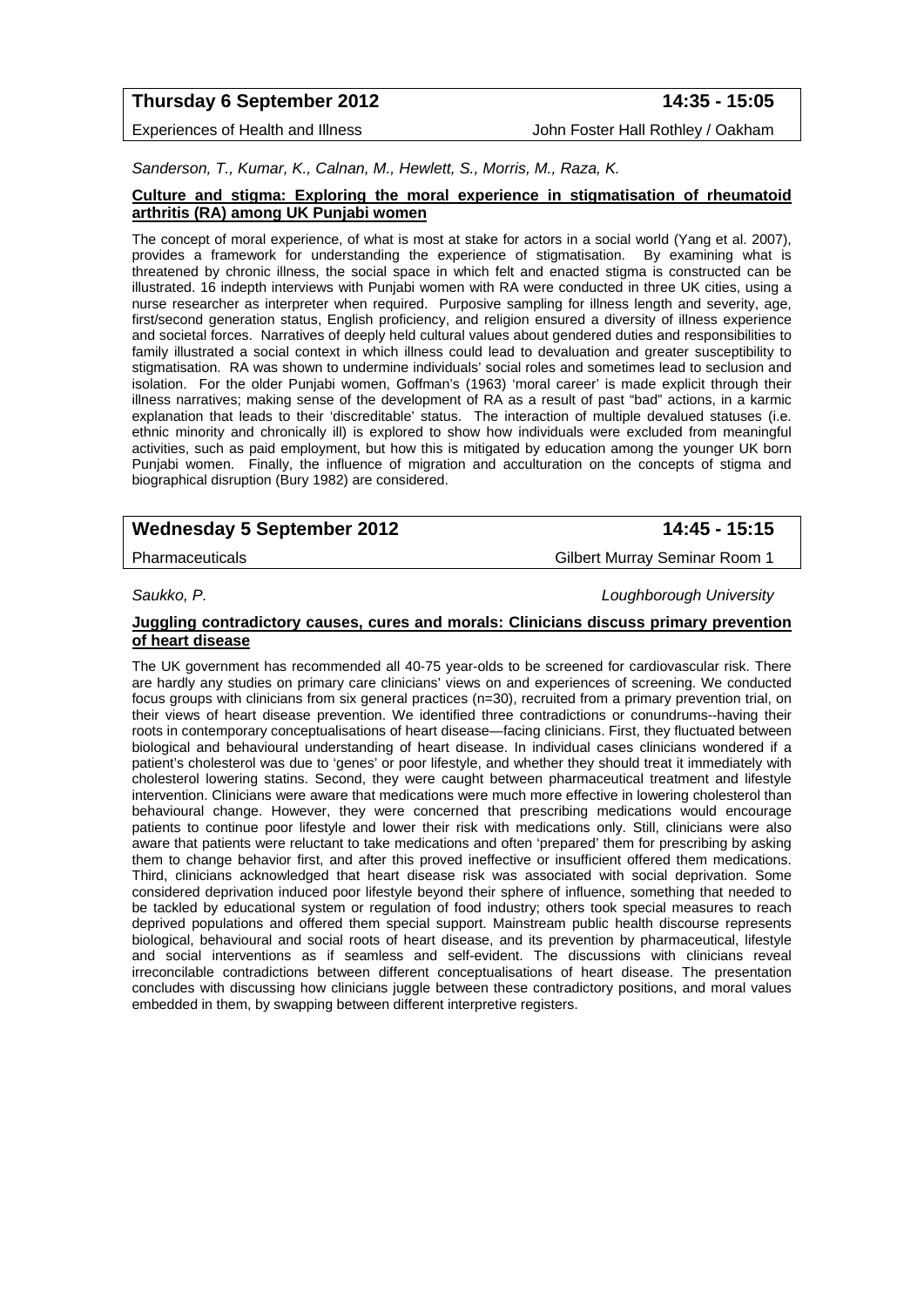**Thursday 6 September 2012** **14:35 - 15:05**

Experiences of Health and Illness John Foster Hall Rothley / Oakham

*Sanderson, T., Kumar, K., Calnan, M., Hewlett, S., Morris, M., Raza, K.*

**Culture and stigma: Exploring the moral experience in stigmatisation of rheumatoid arthritis (RA) among UK Punjabi women**

The concept of moral experience, of what is most at stake for actors in a social world (Yang et al. 2007), provides a framework for understanding the experience of stigmatisation. By examining what is threatened by chronic illness, the social space in which felt and enacted stigma is constructed can be illustrated. 16 indepth interviews with Punjabi women with RA were conducted in three UK cities, using a nurse researcher as interpreter when required. Purposive sampling for illness length and severity, age, first/second generation status, English proficiency, and religion ensured a diversity of illness experience and societal forces. Narratives of deeply held cultural values about gendered duties and responsibilities to family illustrated a social context in which illness could lead to devaluation and greater susceptibility to stigmatisation. RA was shown to undermine individuals' social roles and sometimes lead to seclusion and isolation. For the older Punjabi women, Goffman's (1963) 'moral career' is made explicit through their illness narratives; making sense of the development of RA as a result of past "bad" actions, in a karmic explanation that leads to their 'discreditable' status. The interaction of multiple devalued statuses (i.e. ethnic minority and chronically ill) is explored to show how individuals were excluded from meaningful activities, such as paid employment, but how this is mitigated by education among the younger UK born Punjabi women. Finally, the influence of migration and acculturation on the concepts of stigma and biographical disruption (Bury 1982) are considered.

**Wednesday 5 September 2012** **14:45 - 15:15**

Pharmaceuticals Gilbert Murray Seminar Room 1

*Saukko, P.* *Loughborough University*

**Juggling contradictory causes, cures and morals: Clinicians discuss primary prevention of heart disease**

The UK government has recommended all 40-75 year-olds to be screened for cardiovascular risk. There are hardly any studies on primary care clinicians' views on and experiences of screening. We conducted focus groups with clinicians from six general practices (n=30), recruited from a primary prevention trial, on their views of heart disease prevention. We identified three contradictions or conundrums--having their roots in contemporary conceptualisations of heart disease—facing clinicians. First, they fluctuated between biological and behavioural understanding of heart disease. In individual cases clinicians wondered if a patient's cholesterol was due to 'genes' or poor lifestyle, and whether they should treat it immediately with cholesterol lowering statins. Second, they were caught between pharmaceutical treatment and lifestyle intervention. Clinicians were aware that medications were much more effective in lowering cholesterol than behavioural change. However, they were concerned that prescribing medications would encourage patients to continue poor lifestyle and lower their risk with medications only. Still, clinicians were also aware that patients were reluctant to take medications and often 'prepared' them for prescribing by asking them to change behavior first, and after this proved ineffective or insufficient offered them medications. Third, clinicians acknowledged that heart disease risk was associated with social deprivation. Some considered deprivation induced poor lifestyle beyond their sphere of influence, something that needed to be tackled by educational system or regulation of food industry; others took special measures to reach deprived populations and offered them special support. Mainstream public health discourse represents biological, behavioural and social roots of heart disease, and its prevention by pharmaceutical, lifestyle and social interventions as if seamless and self-evident. The discussions with clinicians reveal irreconcilable contradictions between different conceptualisations of heart disease. The presentation concludes with discussing how clinicians juggle between these contradictory positions, and moral values embedded in them, by swapping between different interpretive registers.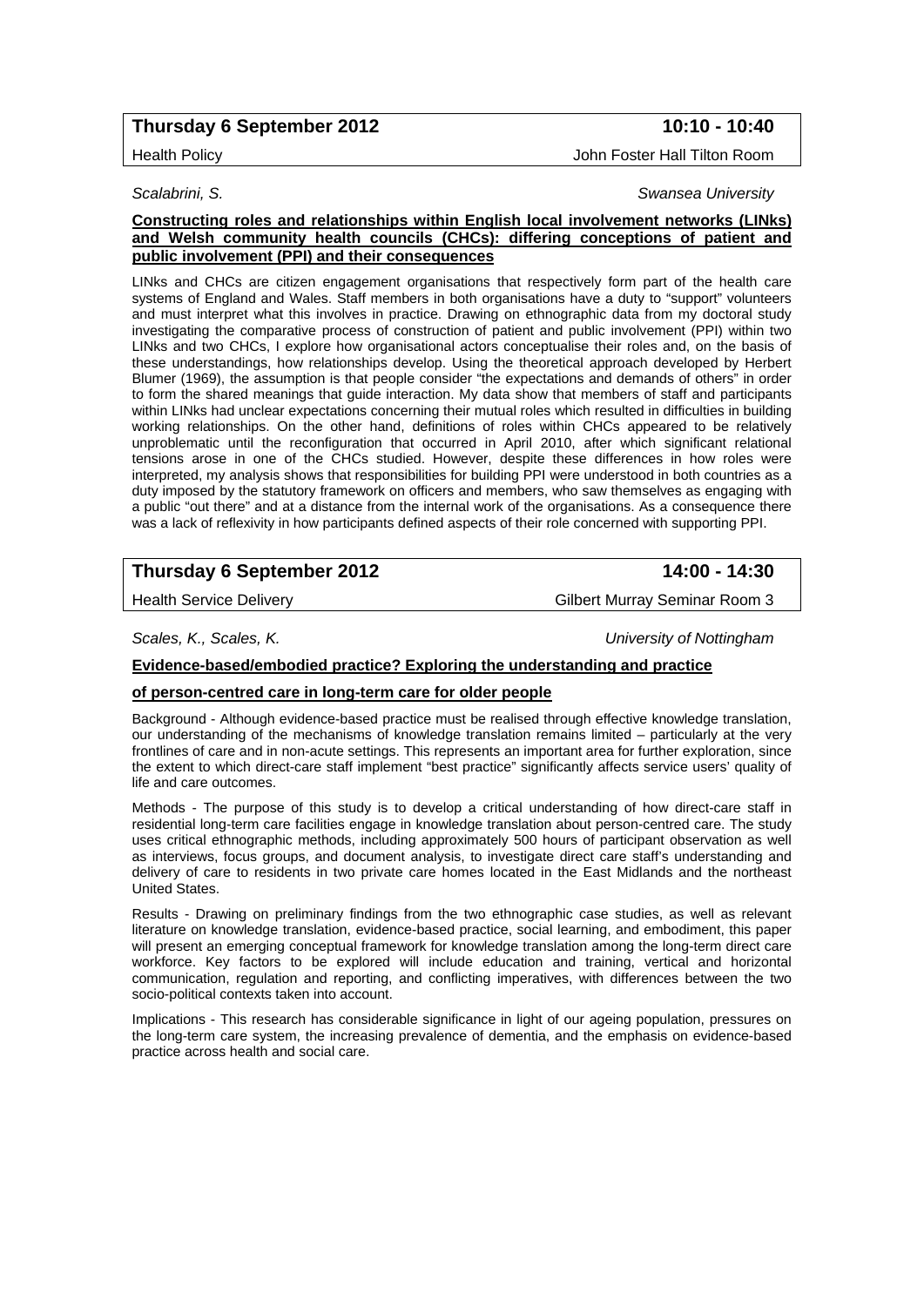**Thursday 6 September 2012** **10:10 - 10:40**

Health Policy John Foster Hall Tilton Room

*Scalabrini, S.* *Swansea University*

**Constructing roles and relationships within English local involvement networks (LINks) and Welsh community health councils (CHCs): differing conceptions of patient and public involvement (PPI) and their consequences**

LINks and CHCs are citizen engagement organisations that respectively form part of the health care systems of England and Wales. Staff members in both organisations have a duty to "support" volunteers and must interpret what this involves in practice. Drawing on ethnographic data from my doctoral study investigating the comparative process of construction of patient and public involvement (PPI) within two LINks and two CHCs, I explore how organisational actors conceptualise their roles and, on the basis of these understandings, how relationships develop. Using the theoretical approach developed by Herbert Blumer (1969), the assumption is that people consider "the expectations and demands of others" in order to form the shared meanings that guide interaction. My data show that members of staff and participants within LINks had unclear expectations concerning their mutual roles which resulted in difficulties in building working relationships. On the other hand, definitions of roles within CHCs appeared to be relatively unproblematic until the reconfiguration that occurred in April 2010, after which significant relational tensions arose in one of the CHCs studied. However, despite these differences in how roles were interpreted, my analysis shows that responsibilities for building PPI were understood in both countries as a duty imposed by the statutory framework on officers and members, who saw themselves as engaging with a public "out there" and at a distance from the internal work of the organisations. As a consequence there was a lack of reflexivity in how participants defined aspects of their role concerned with supporting PPI.

**Thursday 6 September 2012** **14:00 - 14:30**

Health Service Delivery Gilbert Murray Seminar Room 3

*Scales, K., Scales, K.* *University of Nottingham*

**Evidence-based/embodied practice? Exploring the understanding and practice of person-centred care in long-term care for older people**

Background - Although evidence-based practice must be realised through effective knowledge translation, our understanding of the mechanisms of knowledge translation remains limited – particularly at the very frontlines of care and in non-acute settings. This represents an important area for further exploration, since the extent to which direct-care staff implement "best practice" significantly affects service users' quality of life and care outcomes.

Methods - The purpose of this study is to develop a critical understanding of how direct-care staff in residential long-term care facilities engage in knowledge translation about person-centred care. The study uses critical ethnographic methods, including approximately 500 hours of participant observation as well as interviews, focus groups, and document analysis, to investigate direct care staff's understanding and delivery of care to residents in two private care homes located in the East Midlands and the northeast United States.

Results - Drawing on preliminary findings from the two ethnographic case studies, as well as relevant literature on knowledge translation, evidence-based practice, social learning, and embodiment, this paper will present an emerging conceptual framework for knowledge translation among the long-term direct care workforce. Key factors to be explored will include education and training, vertical and horizontal communication, regulation and reporting, and conflicting imperatives, with differences between the two socio-political contexts taken into account.

Implications - This research has considerable significance in light of our ageing population, pressures on the long-term care system, the increasing prevalence of dementia, and the emphasis on evidence-based practice across health and social care.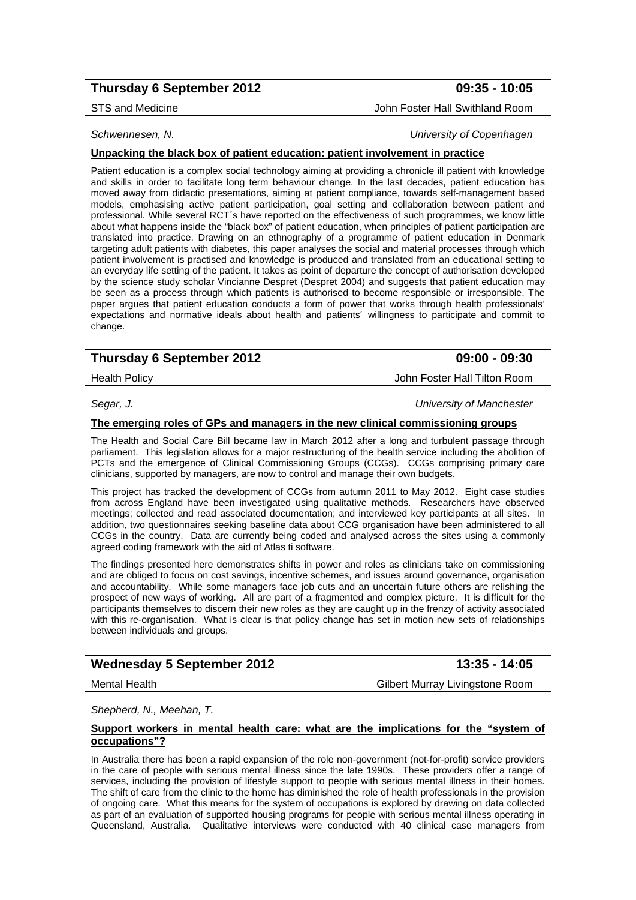**Thursday 6 September 2012** **09:35 - 10:05**

STS and Medicine — John Foster Hall Swithland Room

*Schwennesen, N.* — *University of Copenhagen*

**Unpacking the black box of patient education: patient involvement in practice**

Patient education is a complex social technology aiming at providing a chronicle ill patient with knowledge and skills in order to facilitate long term behaviour change. In the last decades, patient education has moved away from didactic presentations, aiming at patient compliance, towards self-management based models, emphasising active patient participation, goal setting and collaboration between patient and professional. While several RCT´s have reported on the effectiveness of such programmes, we know little about what happens inside the "black box" of patient education, when principles of patient participation are translated into practice. Drawing on an ethnography of a programme of patient education in Denmark targeting adult patients with diabetes, this paper analyses the social and material processes through which patient involvement is practised and knowledge is produced and translated from an educational setting to an everyday life setting of the patient. It takes as point of departure the concept of authorisation developed by the science study scholar Vincianne Despret (Despret 2004) and suggests that patient education may be seen as a process through which patients is authorised to become responsible or irresponsible. The paper argues that patient education conducts a form of power that works through health professionals' expectations and normative ideals about health and patients´ willingness to participate and commit to change.

**Thursday 6 September 2012** **09:00 - 09:30**

Health Policy — John Foster Hall Tilton Room

*Segar, J.* — *University of Manchester*

**The emerging roles of GPs and managers in the new clinical commissioning groups**

The Health and Social Care Bill became law in March 2012 after a long and turbulent passage through parliament. This legislation allows for a major restructuring of the health service including the abolition of PCTs and the emergence of Clinical Commissioning Groups (CCGs). CCGs comprising primary care clinicians, supported by managers, are now to control and manage their own budgets.

This project has tracked the development of CCGs from autumn 2011 to May 2012. Eight case studies from across England have been investigated using qualitative methods. Researchers have observed meetings; collected and read associated documentation; and interviewed key participants at all sites. In addition, two questionnaires seeking baseline data about CCG organisation have been administered to all CCGs in the country. Data are currently being coded and analysed across the sites using a commonly agreed coding framework with the aid of Atlas ti software.

The findings presented here demonstrates shifts in power and roles as clinicians take on commissioning and are obliged to focus on cost savings, incentive schemes, and issues around governance, organisation and accountability. While some managers face job cuts and an uncertain future others are relishing the prospect of new ways of working. All are part of a fragmented and complex picture. It is difficult for the participants themselves to discern their new roles as they are caught up in the frenzy of activity associated with this re-organisation. What is clear is that policy change has set in motion new sets of relationships between individuals and groups.

**Wednesday 5 September 2012** **13:35 - 14:05**

Mental Health — Gilbert Murray Livingstone Room

*Shepherd, N., Meehan, T.*

**Support workers in mental health care: what are the implications for the "system of occupations"?**

In Australia there has been a rapid expansion of the role non-government (not-for-profit) service providers in the care of people with serious mental illness since the late 1990s. These providers offer a range of services, including the provision of lifestyle support to people with serious mental illness in their homes. The shift of care from the clinic to the home has diminished the role of health professionals in the provision of ongoing care. What this means for the system of occupations is explored by drawing on data collected as part of an evaluation of supported housing programs for people with serious mental illness operating in Queensland, Australia. Qualitative interviews were conducted with 40 clinical case managers from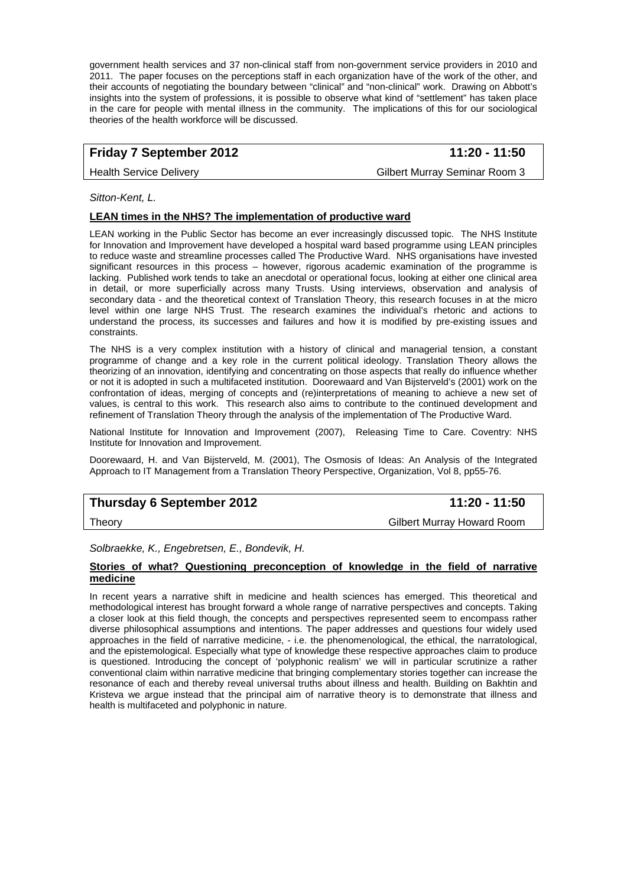government health services and 37 non-clinical staff from non-government service providers in 2010 and 2011. The paper focuses on the perceptions staff in each organization have of the work of the other, and their accounts of negotiating the boundary between "clinical" and "non-clinical" work. Drawing on Abbott's insights into the system of professions, it is possible to observe what kind of "settlement" has taken place in the care for people with mental illness in the community. The implications of this for our sociological theories of the health workforce will be discussed.

| **Friday 7 September 2012** | **11:20 - 11:50** |
|---|---|
| Health Service Delivery | Gilbert Murray Seminar Room 3 |

*Sitton-Kent, L.*

**LEAN times in the NHS? The implementation of productive ward**

LEAN working in the Public Sector has become an ever increasingly discussed topic. The NHS Institute for Innovation and Improvement have developed a hospital ward based programme using LEAN principles to reduce waste and streamline processes called The Productive Ward. NHS organisations have invested significant resources in this process – however, rigorous academic examination of the programme is lacking. Published work tends to take an anecdotal or operational focus, looking at either one clinical area in detail, or more superficially across many Trusts. Using interviews, observation and analysis of secondary data - and the theoretical context of Translation Theory, this research focuses in at the micro level within one large NHS Trust. The research examines the individual's rhetoric and actions to understand the process, its successes and failures and how it is modified by pre-existing issues and constraints.

The NHS is a very complex institution with a history of clinical and managerial tension, a constant programme of change and a key role in the current political ideology. Translation Theory allows the theorizing of an innovation, identifying and concentrating on those aspects that really do influence whether or not it is adopted in such a multifaceted institution. Doorewaard and Van Bijsterveld's (2001) work on the confrontation of ideas, merging of concepts and (re)interpretations of meaning to achieve a new set of values, is central to this work. This research also aims to contribute to the continued development and refinement of Translation Theory through the analysis of the implementation of The Productive Ward.

National Institute for Innovation and Improvement (2007), Releasing Time to Care. Coventry: NHS Institute for Innovation and Improvement.

Doorewaard, H. and Van Bijsterveld, M. (2001), The Osmosis of Ideas: An Analysis of the Integrated Approach to IT Management from a Translation Theory Perspective, Organization, Vol 8, pp55-76.

| **Thursday 6 September 2012** | **11:20 - 11:50** |
|---|---|
| Theory | Gilbert Murray Howard Room |

*Solbraekke, K., Engebretsen, E., Bondevik, H.*

**Stories of what? Questioning preconception of knowledge in the field of narrative medicine**

In recent years a narrative shift in medicine and health sciences has emerged. This theoretical and methodological interest has brought forward a whole range of narrative perspectives and concepts. Taking a closer look at this field though, the concepts and perspectives represented seem to encompass rather diverse philosophical assumptions and intentions. The paper addresses and questions four widely used approaches in the field of narrative medicine, - i.e. the phenomenological, the ethical, the narratological, and the epistemological. Especially what type of knowledge these respective approaches claim to produce is questioned. Introducing the concept of 'polyphonic realism' we will in particular scrutinize a rather conventional claim within narrative medicine that bringing complementary stories together can increase the resonance of each and thereby reveal universal truths about illness and health. Building on Bakhtin and Kristeva we argue instead that the principal aim of narrative theory is to demonstrate that illness and health is multifaceted and polyphonic in nature.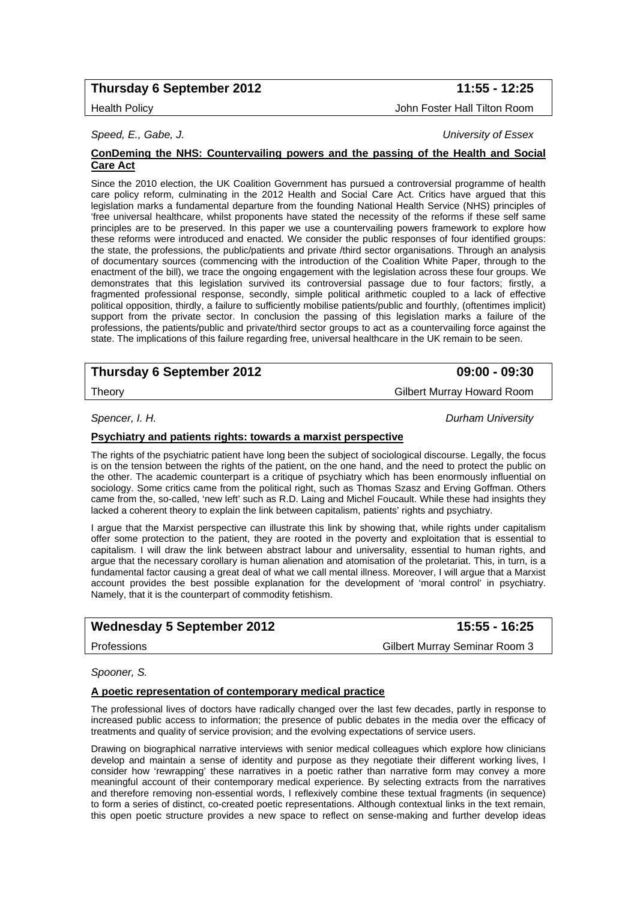**Thursday 6 September 2012** **11:55 - 12:25**

Health Policy John Foster Hall Tilton Room

*Speed, E., Gabe, J.* *University of Essex*

**ConDeming the NHS: Countervailing powers and the passing of the Health and Social Care Act**

Since the 2010 election, the UK Coalition Government has pursued a controversial programme of health care policy reform, culminating in the 2012 Health and Social Care Act. Critics have argued that this legislation marks a fundamental departure from the founding National Health Service (NHS) principles of 'free universal healthcare, whilst proponents have stated the necessity of the reforms if these self same principles are to be preserved. In this paper we use a countervailing powers framework to explore how these reforms were introduced and enacted. We consider the public responses of four identified groups: the state, the professions, the public/patients and private /third sector organisations. Through an analysis of documentary sources (commencing with the introduction of the Coalition White Paper, through to the enactment of the bill), we trace the ongoing engagement with the legislation across these four groups. We demonstrates that this legislation survived its controversial passage due to four factors; firstly, a fragmented professional response, secondly, simple political arithmetic coupled to a lack of effective political opposition, thirdly, a failure to sufficiently mobilise patients/public and fourthly, (oftentimes implicit) support from the private sector. In conclusion the passing of this legislation marks a failure of the professions, the patients/public and private/third sector groups to act as a countervailing force against the state. The implications of this failure regarding free, universal healthcare in the UK remain to be seen.

**Thursday 6 September 2012** **09:00 - 09:30**

Theory Gilbert Murray Howard Room

*Spencer, I. H.* *Durham University*

**Psychiatry and patients rights: towards a marxist perspective**

The rights of the psychiatric patient have long been the subject of sociological discourse. Legally, the focus is on the tension between the rights of the patient, on the one hand, and the need to protect the public on the other. The academic counterpart is a critique of psychiatry which has been enormously influential on sociology. Some critics came from the political right, such as Thomas Szasz and Erving Goffman. Others came from the, so-called, 'new left' such as R.D. Laing and Michel Foucault. While these had insights they lacked a coherent theory to explain the link between capitalism, patients' rights and psychiatry.

I argue that the Marxist perspective can illustrate this link by showing that, while rights under capitalism offer some protection to the patient, they are rooted in the poverty and exploitation that is essential to capitalism. I will draw the link between abstract labour and universality, essential to human rights, and argue that the necessary corollary is human alienation and atomisation of the proletariat. This, in turn, is a fundamental factor causing a great deal of what we call mental illness. Moreover, I will argue that a Marxist account provides the best possible explanation for the development of 'moral control' in psychiatry. Namely, that it is the counterpart of commodity fetishism.

**Wednesday 5 September 2012** **15:55 - 16:25**

Professions Gilbert Murray Seminar Room 3

*Spooner, S.*

**A poetic representation of contemporary medical practice**

The professional lives of doctors have radically changed over the last few decades, partly in response to increased public access to information; the presence of public debates in the media over the efficacy of treatments and quality of service provision; and the evolving expectations of service users.

Drawing on biographical narrative interviews with senior medical colleagues which explore how clinicians develop and maintain a sense of identity and purpose as they negotiate their different working lives, I consider how 'rewrapping' these narratives in a poetic rather than narrative form may convey a more meaningful account of their contemporary medical experience. By selecting extracts from the narratives and therefore removing non-essential words, I reflexively combine these textual fragments (in sequence) to form a series of distinct, co-created poetic representations. Although contextual links in the text remain, this open poetic structure provides a new space to reflect on sense-making and further develop ideas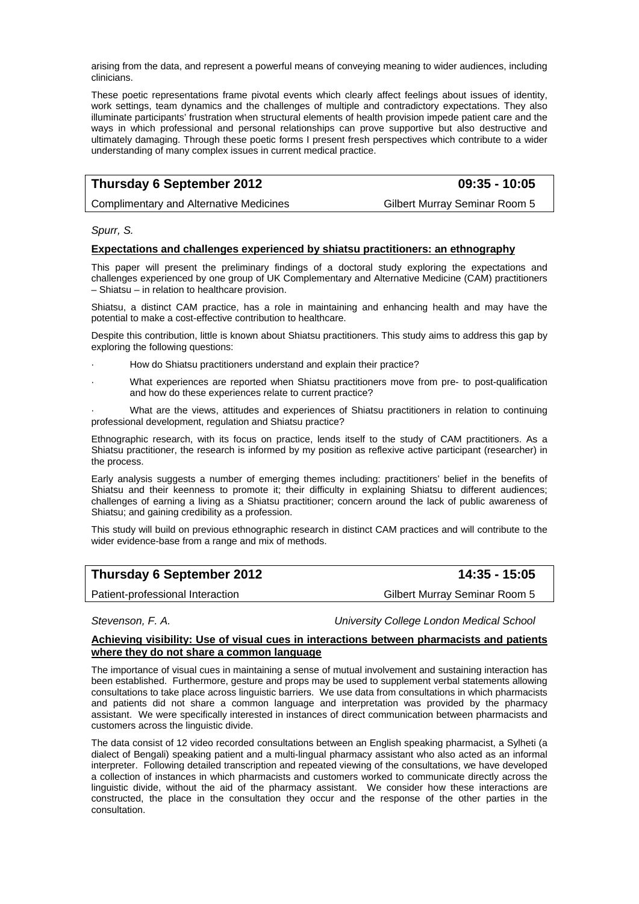arising from the data, and represent a powerful means of conveying meaning to wider audiences, including clinicians.

These poetic representations frame pivotal events which clearly affect feelings about issues of identity, work settings, team dynamics and the challenges of multiple and contradictory expectations. They also illuminate participants' frustration when structural elements of health provision impede patient care and the ways in which professional and personal relationships can prove supportive but also destructive and ultimately damaging. Through these poetic forms I present fresh perspectives which contribute to a wider understanding of many complex issues in current medical practice.

| **Thursday 6 September 2012** | **09:35 - 10:05** |
|---|---|
| Complimentary and Alternative Medicines | Gilbert Murray Seminar Room 5 |

*Spurr, S.*

**Expectations and challenges experienced by shiatsu practitioners: an ethnography**

This paper will present the preliminary findings of a doctoral study exploring the expectations and challenges experienced by one group of UK Complementary and Alternative Medicine (CAM) practitioners – Shiatsu – in relation to healthcare provision.

Shiatsu, a distinct CAM practice, has a role in maintaining and enhancing health and may have the potential to make a cost-effective contribution to healthcare.

Despite this contribution, little is known about Shiatsu practitioners. This study aims to address this gap by exploring the following questions:

- How do Shiatsu practitioners understand and explain their practice?
- What experiences are reported when Shiatsu practitioners move from pre- to post-qualification and how do these experiences relate to current practice?
- What are the views, attitudes and experiences of Shiatsu practitioners in relation to continuing professional development, regulation and Shiatsu practice?

Ethnographic research, with its focus on practice, lends itself to the study of CAM practitioners. As a Shiatsu practitioner, the research is informed by my position as reflexive active participant (researcher) in the process.

Early analysis suggests a number of emerging themes including: practitioners' belief in the benefits of Shiatsu and their keenness to promote it; their difficulty in explaining Shiatsu to different audiences; challenges of earning a living as a Shiatsu practitioner; concern around the lack of public awareness of Shiatsu; and gaining credibility as a profession.

This study will build on previous ethnographic research in distinct CAM practices and will contribute to the wider evidence-base from a range and mix of methods.

| **Thursday 6 September 2012** | **14:35 - 15:05** |
|---|---|
| Patient-professional Interaction | Gilbert Murray Seminar Room 5 |

*Stevenson, F. A.* — *University College London Medical School*

**Achieving visibility: Use of visual cues in interactions between pharmacists and patients where they do not share a common language**

The importance of visual cues in maintaining a sense of mutual involvement and sustaining interaction has been established. Furthermore, gesture and props may be used to supplement verbal statements allowing consultations to take place across linguistic barriers. We use data from consultations in which pharmacists and patients did not share a common language and interpretation was provided by the pharmacy assistant. We were specifically interested in instances of direct communication between pharmacists and customers across the linguistic divide.

The data consist of 12 video recorded consultations between an English speaking pharmacist, a Sylheti (a dialect of Bengali) speaking patient and a multi-lingual pharmacy assistant who also acted as an informal interpreter. Following detailed transcription and repeated viewing of the consultations, we have developed a collection of instances in which pharmacists and customers worked to communicate directly across the linguistic divide, without the aid of the pharmacy assistant. We consider how these interactions are constructed, the place in the consultation they occur and the response of the other parties in the consultation.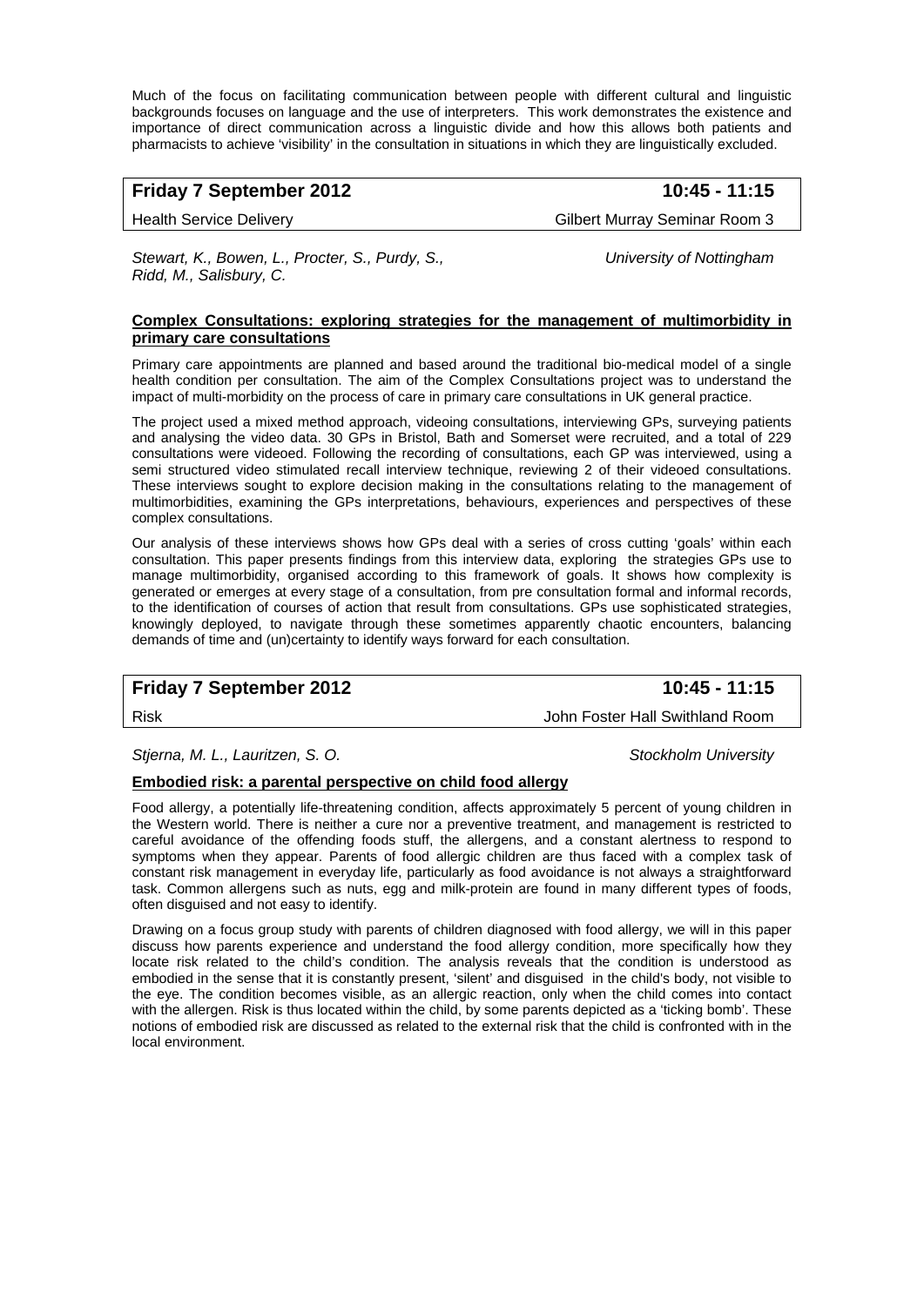Much of the focus on facilitating communication between people with different cultural and linguistic backgrounds focuses on language and the use of interpreters. This work demonstrates the existence and importance of direct communication across a linguistic divide and how this allows both patients and pharmacists to achieve 'visibility' in the consultation in situations in which they are linguistically excluded.

## Friday 7 September 2012 — 10:45 - 11:15

Health Service Delivery — Gilbert Murray Seminar Room 3

*Stewart, K., Bowen, L., Procter, S., Purdy, S., Ridd, M., Salisbury, C.* — *University of Nottingham*

**Complex Consultations: exploring strategies for the management of multimorbidity in primary care consultations**

Primary care appointments are planned and based around the traditional bio-medical model of a single health condition per consultation. The aim of the Complex Consultations project was to understand the impact of multi-morbidity on the process of care in primary care consultations in UK general practice.

The project used a mixed method approach, videoing consultations, interviewing GPs, surveying patients and analysing the video data. 30 GPs in Bristol, Bath and Somerset were recruited, and a total of 229 consultations were videoed. Following the recording of consultations, each GP was interviewed, using a semi structured video stimulated recall interview technique, reviewing 2 of their videoed consultations. These interviews sought to explore decision making in the consultations relating to the management of multimorbidities, examining the GPs interpretations, behaviours, experiences and perspectives of these complex consultations.

Our analysis of these interviews shows how GPs deal with a series of cross cutting 'goals' within each consultation. This paper presents findings from this interview data, exploring the strategies GPs use to manage multimorbidity, organised according to this framework of goals. It shows how complexity is generated or emerges at every stage of a consultation, from pre consultation formal and informal records, to the identification of courses of action that result from consultations. GPs use sophisticated strategies, knowingly deployed, to navigate through these sometimes apparently chaotic encounters, balancing demands of time and (un)certainty to identify ways forward for each consultation.

## Friday 7 September 2012 — 10:45 - 11:15

Risk — John Foster Hall Swithland Room

*Stjerna, M. L., Lauritzen, S. O.* — *Stockholm University*

**Embodied risk: a parental perspective on child food allergy**

Food allergy, a potentially life-threatening condition, affects approximately 5 percent of young children in the Western world. There is neither a cure nor a preventive treatment, and management is restricted to careful avoidance of the offending foods stuff, the allergens, and a constant alertness to respond to symptoms when they appear. Parents of food allergic children are thus faced with a complex task of constant risk management in everyday life, particularly as food avoidance is not always a straightforward task. Common allergens such as nuts, egg and milk-protein are found in many different types of foods, often disguised and not easy to identify.

Drawing on a focus group study with parents of children diagnosed with food allergy, we will in this paper discuss how parents experience and understand the food allergy condition, more specifically how they locate risk related to the child's condition. The analysis reveals that the condition is understood as embodied in the sense that it is constantly present, 'silent' and disguised in the child's body, not visible to the eye. The condition becomes visible, as an allergic reaction, only when the child comes into contact with the allergen. Risk is thus located within the child, by some parents depicted as a 'ticking bomb'. These notions of embodied risk are discussed as related to the external risk that the child is confronted with in the local environment.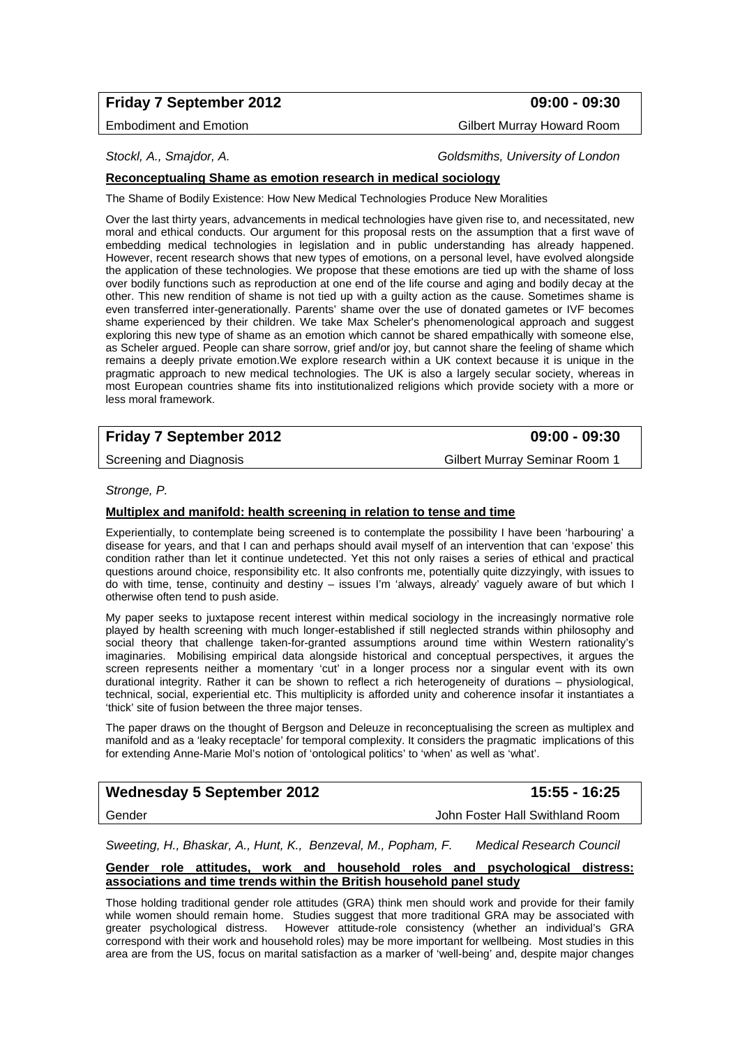**Friday 7 September 2012** **09:00 - 09:30**

Embodiment and Emotion — Gilbert Murray Howard Room

*Stockl, A., Smajdor, A.* — *Goldsmiths, University of London*

**Reconceptualing Shame as emotion research in medical sociology**

The Shame of Bodily Existence: How New Medical Technologies Produce New Moralities

Over the last thirty years, advancements in medical technologies have given rise to, and necessitated, new moral and ethical conducts. Our argument for this proposal rests on the assumption that a first wave of embedding medical technologies in legislation and in public understanding has already happened. However, recent research shows that new types of emotions, on a personal level, have evolved alongside the application of these technologies. We propose that these emotions are tied up with the shame of loss over bodily functions such as reproduction at one end of the life course and aging and bodily decay at the other. This new rendition of shame is not tied up with a guilty action as the cause. Sometimes shame is even transferred inter-generationally. Parents' shame over the use of donated gametes or IVF becomes shame experienced by their children. We take Max Scheler's phenomenological approach and suggest exploring this new type of shame as an emotion which cannot be shared empathically with someone else, as Scheler argued. People can share sorrow, grief and/or joy, but cannot share the feeling of shame which remains a deeply private emotion.We explore research within a UK context because it is unique in the pragmatic approach to new medical technologies. The UK is also a largely secular society, whereas in most European countries shame fits into institutionalized religions which provide society with a more or less moral framework.

**Friday 7 September 2012** **09:00 - 09:30**

Screening and Diagnosis — Gilbert Murray Seminar Room 1

*Stronge, P.*

**Multiplex and manifold: health screening in relation to tense and time**

Experientially, to contemplate being screened is to contemplate the possibility I have been 'harbouring' a disease for years, and that I can and perhaps should avail myself of an intervention that can 'expose' this condition rather than let it continue undetected. Yet this not only raises a series of ethical and practical questions around choice, responsibility etc. It also confronts me, potentially quite dizzyingly, with issues to do with time, tense, continuity and destiny – issues I'm 'always, already' vaguely aware of but which I otherwise often tend to push aside.

My paper seeks to juxtapose recent interest within medical sociology in the increasingly normative role played by health screening with much longer-established if still neglected strands within philosophy and social theory that challenge taken-for-granted assumptions around time within Western rationality's imaginaries. Mobilising empirical data alongside historical and conceptual perspectives, it argues the screen represents neither a momentary 'cut' in a longer process nor a singular event with its own durational integrity. Rather it can be shown to reflect a rich heterogeneity of durations – physiological, technical, social, experiential etc. This multiplicity is afforded unity and coherence insofar it instantiates a 'thick' site of fusion between the three major tenses.

The paper draws on the thought of Bergson and Deleuze in reconceptualising the screen as multiplex and manifold and as a 'leaky receptacle' for temporal complexity. It considers the pragmatic implications of this for extending Anne-Marie Mol's notion of 'ontological politics' to 'when' as well as 'what'.

**Wednesday 5 September 2012** **15:55 - 16:25**

Gender — John Foster Hall Swithland Room

*Sweeting, H., Bhaskar, A., Hunt, K., Benzeval, M., Popham, F.* — *Medical Research Council*

**Gender role attitudes, work and household roles and psychological distress: associations and time trends within the British household panel study**

Those holding traditional gender role attitudes (GRA) think men should work and provide for their family while women should remain home. Studies suggest that more traditional GRA may be associated with greater psychological distress. However attitude-role consistency (whether an individual's GRA correspond with their work and household roles) may be more important for wellbeing. Most studies in this area are from the US, focus on marital satisfaction as a marker of 'well-being' and, despite major changes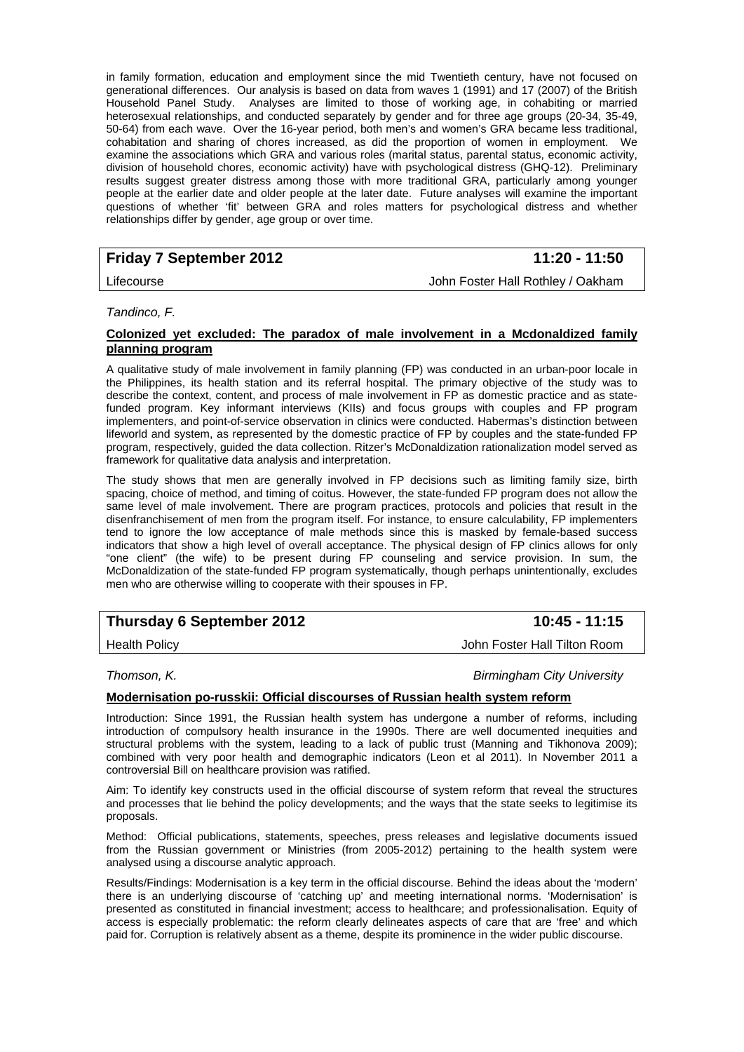in family formation, education and employment since the mid Twentieth century, have not focused on generational differences. Our analysis is based on data from waves 1 (1991) and 17 (2007) of the British Household Panel Study. Analyses are limited to those of working age, in cohabiting or married heterosexual relationships, and conducted separately by gender and for three age groups (20-34, 35-49, 50-64) from each wave. Over the 16-year period, both men's and women's GRA became less traditional, cohabitation and sharing of chores increased, as did the proportion of women in employment. We examine the associations which GRA and various roles (marital status, parental status, economic activity, division of household chores, economic activity) have with psychological distress (GHQ-12). Preliminary results suggest greater distress among those with more traditional GRA, particularly among younger people at the earlier date and older people at the later date. Future analyses will examine the important questions of whether 'fit' between GRA and roles matters for psychological distress and whether relationships differ by gender, age group or over time.

## Friday 7 September 2012 — 11:20 - 11:50

Lifecourse — John Foster Hall Rothley / Oakham

*Tandinco, F.*

### Colonized yet excluded: The paradox of male involvement in a Mcdonaldized family planning program

A qualitative study of male involvement in family planning (FP) was conducted in an urban-poor locale in the Philippines, its health station and its referral hospital. The primary objective of the study was to describe the context, content, and process of male involvement in FP as domestic practice and as state-funded program. Key informant interviews (KIIs) and focus groups with couples and FP program implementers, and point-of-service observation in clinics were conducted. Habermas's distinction between lifeworld and system, as represented by the domestic practice of FP by couples and the state-funded FP program, respectively, guided the data collection. Ritzer's McDonaldization rationalization model served as framework for qualitative data analysis and interpretation.

The study shows that men are generally involved in FP decisions such as limiting family size, birth spacing, choice of method, and timing of coitus. However, the state-funded FP program does not allow the same level of male involvement. There are program practices, protocols and policies that result in the disenfranchisement of men from the program itself. For instance, to ensure calculability, FP implementers tend to ignore the low acceptance of male methods since this is masked by female-based success indicators that show a high level of overall acceptance. The physical design of FP clinics allows for only "one client" (the wife) to be present during FP counseling and service provision. In sum, the McDonaldization of the state-funded FP program systematically, though perhaps unintentionally, excludes men who are otherwise willing to cooperate with their spouses in FP.

## Thursday 6 September 2012 — 10:45 - 11:15

Health Policy — John Foster Hall Tilton Room

*Thomson, K.* — *Birmingham City University*

### Modernisation po-russkii: Official discourses of Russian health system reform

Introduction: Since 1991, the Russian health system has undergone a number of reforms, including introduction of compulsory health insurance in the 1990s. There are well documented inequities and structural problems with the system, leading to a lack of public trust (Manning and Tikhonova 2009); combined with very poor health and demographic indicators (Leon et al 2011). In November 2011 a controversial Bill on healthcare provision was ratified.

Aim: To identify key constructs used in the official discourse of system reform that reveal the structures and processes that lie behind the policy developments; and the ways that the state seeks to legitimise its proposals.

Method: Official publications, statements, speeches, press releases and legislative documents issued from the Russian government or Ministries (from 2005-2012) pertaining to the health system were analysed using a discourse analytic approach.

Results/Findings: Modernisation is a key term in the official discourse. Behind the ideas about the 'modern' there is an underlying discourse of 'catching up' and meeting international norms. 'Modernisation' is presented as constituted in financial investment; access to healthcare; and professionalisation. Equity of access is especially problematic: the reform clearly delineates aspects of care that are 'free' and which paid for. Corruption is relatively absent as a theme, despite its prominence in the wider public discourse.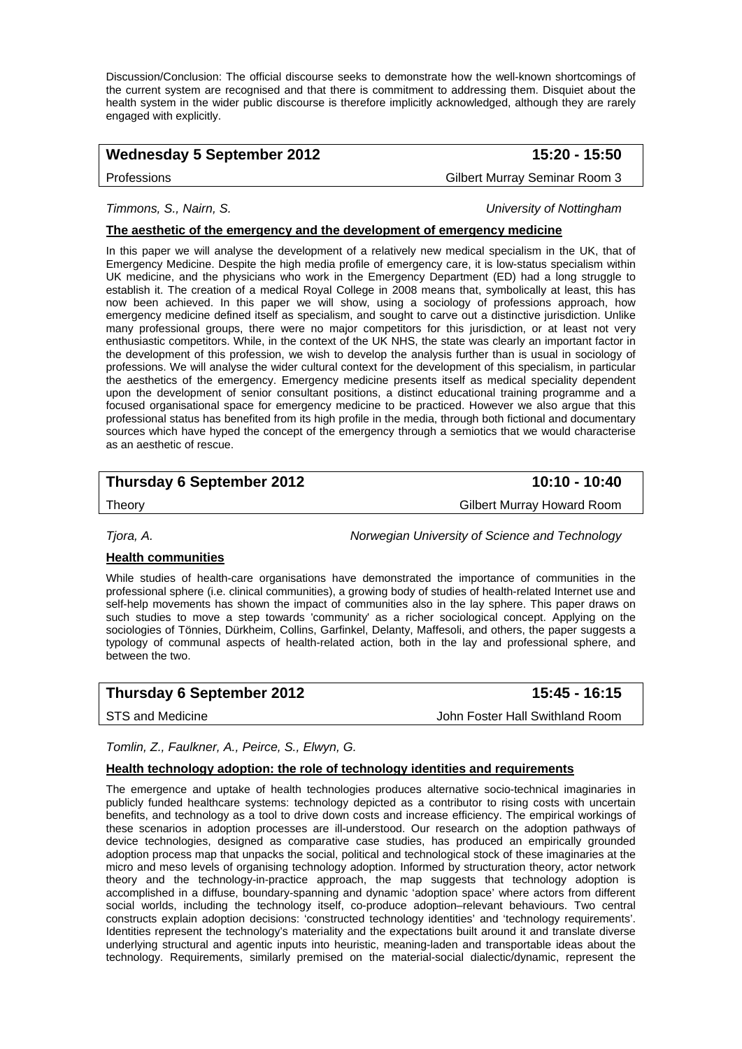Discussion/Conclusion: The official discourse seeks to demonstrate how the well-known shortcomings of the current system are recognised and that there is commitment to addressing them. Disquiet about the health system in the wider public discourse is therefore implicitly acknowledged, although they are rarely engaged with explicitly.

| **Wednesday 5 September 2012** | **15:20 - 15:50** |
|---|---|
| Professions | Gilbert Murray Seminar Room 3 |

*Timmons, S., Nairn, S.* — *University of Nottingham*

**The aesthetic of the emergency and the development of emergency medicine**

In this paper we will analyse the development of a relatively new medical specialism in the UK, that of Emergency Medicine. Despite the high media profile of emergency care, it is low-status specialism within UK medicine, and the physicians who work in the Emergency Department (ED) had a long struggle to establish it. The creation of a medical Royal College in 2008 means that, symbolically at least, this has now been achieved. In this paper we will show, using a sociology of professions approach, how emergency medicine defined itself as specialism, and sought to carve out a distinctive jurisdiction. Unlike many professional groups, there were no major competitors for this jurisdiction, or at least not very enthusiastic competitors. While, in the context of the UK NHS, the state was clearly an important factor in the development of this profession, we wish to develop the analysis further than is usual in sociology of professions. We will analyse the wider cultural context for the development of this specialism, in particular the aesthetics of the emergency. Emergency medicine presents itself as medical speciality dependent upon the development of senior consultant positions, a distinct educational training programme and a focused organisational space for emergency medicine to be practiced. However we also argue that this professional status has benefited from its high profile in the media, through both fictional and documentary sources which have hyped the concept of the emergency through a semiotics that we would characterise as an aesthetic of rescue.

| **Thursday 6 September 2012** | **10:10 - 10:40** |
|---|---|
| Theory | Gilbert Murray Howard Room |

*Tjora, A.* — *Norwegian University of Science and Technology*

**Health communities**

While studies of health-care organisations have demonstrated the importance of communities in the professional sphere (i.e. clinical communities), a growing body of studies of health-related Internet use and self-help movements has shown the impact of communities also in the lay sphere. This paper draws on such studies to move a step towards 'community' as a richer sociological concept. Applying on the sociologies of Tönnies, Dürkheim, Collins, Garfinkel, Delanty, Maffesoli, and others, the paper suggests a typology of communal aspects of health-related action, both in the lay and professional sphere, and between the two.

| **Thursday 6 September 2012** | **15:45 - 16:15** |
|---|---|
| STS and Medicine | John Foster Hall Swithland Room |

*Tomlin, Z., Faulkner, A., Peirce, S., Elwyn, G.*

**Health technology adoption: the role of technology identities and requirements**

The emergence and uptake of health technologies produces alternative socio-technical imaginaries in publicly funded healthcare systems: technology depicted as a contributor to rising costs with uncertain benefits, and technology as a tool to drive down costs and increase efficiency. The empirical workings of these scenarios in adoption processes are ill-understood. Our research on the adoption pathways of device technologies, designed as comparative case studies, has produced an empirically grounded adoption process map that unpacks the social, political and technological stock of these imaginaries at the micro and meso levels of organising technology adoption. Informed by structuration theory, actor network theory and the technology-in-practice approach, the map suggests that technology adoption is accomplished in a diffuse, boundary-spanning and dynamic 'adoption space' where actors from different social worlds, including the technology itself, co-produce adoption–relevant behaviours. Two central constructs explain adoption decisions: 'constructed technology identities' and 'technology requirements'. Identities represent the technology's materiality and the expectations built around it and translate diverse underlying structural and agentic inputs into heuristic, meaning-laden and transportable ideas about the technology. Requirements, similarly premised on the material-social dialectic/dynamic, represent the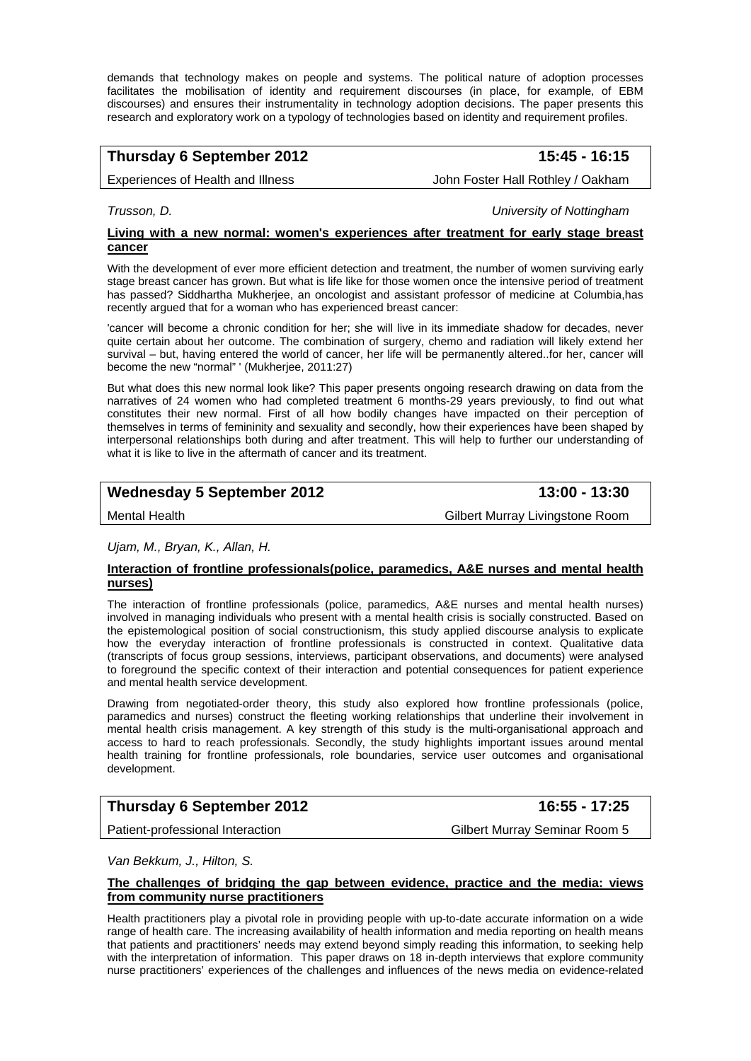demands that technology makes on people and systems. The political nature of adoption processes facilitates the mobilisation of identity and requirement discourses (in place, for example, of EBM discourses) and ensures their instrumentality in technology adoption decisions. The paper presents this research and exploratory work on a typology of technologies based on identity and requirement profiles.

| **Thursday 6 September 2012** | **15:45 - 16:15** |
|---|---|
| Experiences of Health and Illness | John Foster Hall Rothley / Oakham |

*Trusson, D.* *University of Nottingham*

**Living with a new normal: women's experiences after treatment for early stage breast cancer**

With the development of ever more efficient detection and treatment, the number of women surviving early stage breast cancer has grown. But what is life like for those women once the intensive period of treatment has passed? Siddhartha Mukherjee, an oncologist and assistant professor of medicine at Columbia,has recently argued that for a woman who has experienced breast cancer:

'cancer will become a chronic condition for her; she will live in its immediate shadow for decades, never quite certain about her outcome. The combination of surgery, chemo and radiation will likely extend her survival – but, having entered the world of cancer, her life will be permanently altered..for her, cancer will become the new "normal" ' (Mukherjee, 2011:27)

But what does this new normal look like? This paper presents ongoing research drawing on data from the narratives of 24 women who had completed treatment 6 months-29 years previously, to find out what constitutes their new normal. First of all how bodily changes have impacted on their perception of themselves in terms of femininity and sexuality and secondly, how their experiences have been shaped by interpersonal relationships both during and after treatment. This will help to further our understanding of what it is like to live in the aftermath of cancer and its treatment.

| **Wednesday 5 September 2012** | **13:00 - 13:30** |
|---|---|
| Mental Health | Gilbert Murray Livingstone Room |

*Ujam, M., Bryan, K., Allan, H.*

**Interaction of frontline professionals(police, paramedics, A&E nurses and mental health nurses)**

The interaction of frontline professionals (police, paramedics, A&E nurses and mental health nurses) involved in managing individuals who present with a mental health crisis is socially constructed. Based on the epistemological position of social constructionism, this study applied discourse analysis to explicate how the everyday interaction of frontline professionals is constructed in context. Qualitative data (transcripts of focus group sessions, interviews, participant observations, and documents) were analysed to foreground the specific context of their interaction and potential consequences for patient experience and mental health service development.

Drawing from negotiated-order theory, this study also explored how frontline professionals (police, paramedics and nurses) construct the fleeting working relationships that underline their involvement in mental health crisis management. A key strength of this study is the multi-organisational approach and access to hard to reach professionals. Secondly, the study highlights important issues around mental health training for frontline professionals, role boundaries, service user outcomes and organisational development.

| **Thursday 6 September 2012** | **16:55 - 17:25** |
|---|---|
| Patient-professional Interaction | Gilbert Murray Seminar Room 5 |

*Van Bekkum, J., Hilton, S.*

**The challenges of bridging the gap between evidence, practice and the media: views from community nurse practitioners**

Health practitioners play a pivotal role in providing people with up-to-date accurate information on a wide range of health care. The increasing availability of health information and media reporting on health means that patients and practitioners' needs may extend beyond simply reading this information, to seeking help with the interpretation of information. This paper draws on 18 in-depth interviews that explore community nurse practitioners' experiences of the challenges and influences of the news media on evidence-related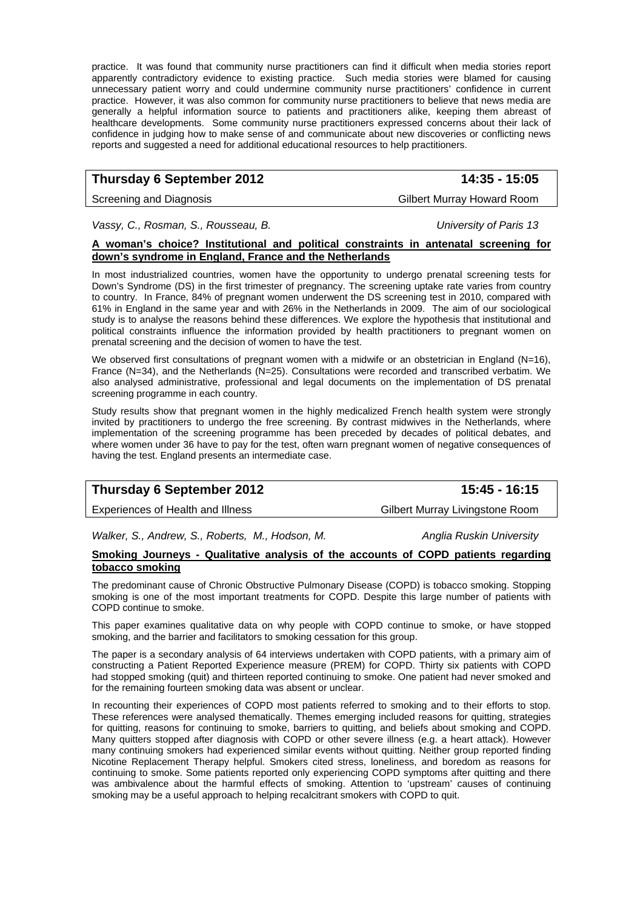practice. It was found that community nurse practitioners can find it difficult when media stories report apparently contradictory evidence to existing practice. Such media stories were blamed for causing unnecessary patient worry and could undermine community nurse practitioners' confidence in current practice. However, it was also common for community nurse practitioners to believe that news media are generally a helpful information source to patients and practitioners alike, keeping them abreast of healthcare developments. Some community nurse practitioners expressed concerns about their lack of confidence in judging how to make sense of and communicate about new discoveries or conflicting news reports and suggested a need for additional educational resources to help practitioners.

| **Thursday 6 September 2012** | **14:35 - 15:05** |
|---|---|
| Screening and Diagnosis | Gilbert Murray Howard Room |

*Vassy, C., Rosman, S., Rousseau, B.* — *University of Paris 13*

**A woman's choice? Institutional and political constraints in antenatal screening for down's syndrome in England, France and the Netherlands**

In most industrialized countries, women have the opportunity to undergo prenatal screening tests for Down's Syndrome (DS) in the first trimester of pregnancy. The screening uptake rate varies from country to country. In France, 84% of pregnant women underwent the DS screening test in 2010, compared with 61% in England in the same year and with 26% in the Netherlands in 2009. The aim of our sociological study is to analyse the reasons behind these differences. We explore the hypothesis that institutional and political constraints influence the information provided by health practitioners to pregnant women on prenatal screening and the decision of women to have the test.

We observed first consultations of pregnant women with a midwife or an obstetrician in England (N=16), France (N=34), and the Netherlands (N=25). Consultations were recorded and transcribed verbatim. We also analysed administrative, professional and legal documents on the implementation of DS prenatal screening programme in each country.

Study results show that pregnant women in the highly medicalized French health system were strongly invited by practitioners to undergo the free screening. By contrast midwives in the Netherlands, where implementation of the screening programme has been preceded by decades of political debates, and where women under 36 have to pay for the test, often warn pregnant women of negative consequences of having the test. England presents an intermediate case.

| **Thursday 6 September 2012** | **15:45 - 16:15** |
|---|---|
| Experiences of Health and Illness | Gilbert Murray Livingstone Room |

*Walker, S., Andrew, S., Roberts, M., Hodson, M.* — *Anglia Ruskin University*

**Smoking Journeys - Qualitative analysis of the accounts of COPD patients regarding tobacco smoking**

The predominant cause of Chronic Obstructive Pulmonary Disease (COPD) is tobacco smoking. Stopping smoking is one of the most important treatments for COPD. Despite this large number of patients with COPD continue to smoke.

This paper examines qualitative data on why people with COPD continue to smoke, or have stopped smoking, and the barrier and facilitators to smoking cessation for this group.

The paper is a secondary analysis of 64 interviews undertaken with COPD patients, with a primary aim of constructing a Patient Reported Experience measure (PREM) for COPD. Thirty six patients with COPD had stopped smoking (quit) and thirteen reported continuing to smoke. One patient had never smoked and for the remaining fourteen smoking data was absent or unclear.

In recounting their experiences of COPD most patients referred to smoking and to their efforts to stop. These references were analysed thematically. Themes emerging included reasons for quitting, strategies for quitting, reasons for continuing to smoke, barriers to quitting, and beliefs about smoking and COPD. Many quitters stopped after diagnosis with COPD or other severe illness (e.g. a heart attack). However many continuing smokers had experienced similar events without quitting. Neither group reported finding Nicotine Replacement Therapy helpful. Smokers cited stress, loneliness, and boredom as reasons for continuing to smoke. Some patients reported only experiencing COPD symptoms after quitting and there was ambivalence about the harmful effects of smoking. Attention to 'upstream' causes of continuing smoking may be a useful approach to helping recalcitrant smokers with COPD to quit.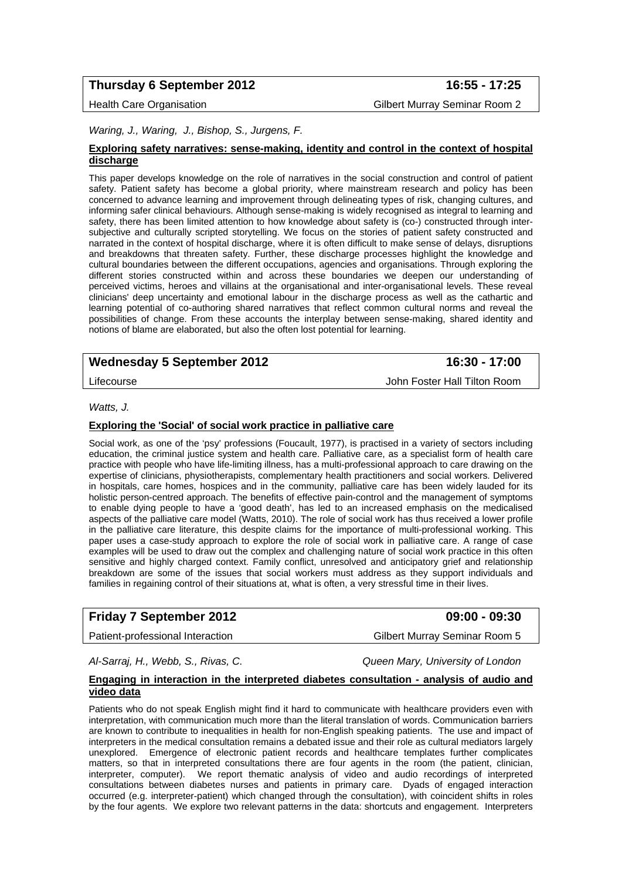**Thursday 6 September 2012** **16:55 - 17:25**

Health Care Organisation Gilbert Murray Seminar Room 2

*Waring, J., Waring, J., Bishop, S., Jurgens, F.*

**Exploring safety narratives: sense-making, identity and control in the context of hospital discharge**

This paper develops knowledge on the role of narratives in the social construction and control of patient safety. Patient safety has become a global priority, where mainstream research and policy has been concerned to advance learning and improvement through delineating types of risk, changing cultures, and informing safer clinical behaviours. Although sense-making is widely recognised as integral to learning and safety, there has been limited attention to how knowledge about safety is (co-) constructed through inter-subjective and culturally scripted storytelling. We focus on the stories of patient safety constructed and narrated in the context of hospital discharge, where it is often difficult to make sense of delays, disruptions and breakdowns that threaten safety. Further, these discharge processes highlight the knowledge and cultural boundaries between the different occupations, agencies and organisations. Through exploring the different stories constructed within and across these boundaries we deepen our understanding of perceived victims, heroes and villains at the organisational and inter-organisational levels. These reveal clinicians' deep uncertainty and emotional labour in the discharge process as well as the cathartic and learning potential of co-authoring shared narratives that reflect common cultural norms and reveal the possibilities of change. From these accounts the interplay between sense-making, shared identity and notions of blame are elaborated, but also the often lost potential for learning.

**Wednesday 5 September 2012** **16:30 - 17:00**

Lifecourse John Foster Hall Tilton Room

*Watts, J.*

**Exploring the 'Social' of social work practice in palliative care**

Social work, as one of the 'psy' professions (Foucault, 1977), is practised in a variety of sectors including education, the criminal justice system and health care. Palliative care, as a specialist form of health care practice with people who have life-limiting illness, has a multi-professional approach to care drawing on the expertise of clinicians, physiotherapists, complementary health practitioners and social workers. Delivered in hospitals, care homes, hospices and in the community, palliative care has been widely lauded for its holistic person-centred approach. The benefits of effective pain-control and the management of symptoms to enable dying people to have a 'good death', has led to an increased emphasis on the medicalised aspects of the palliative care model (Watts, 2010). The role of social work has thus received a lower profile in the palliative care literature, this despite claims for the importance of multi-professional working. This paper uses a case-study approach to explore the role of social work in palliative care. A range of case examples will be used to draw out the complex and challenging nature of social work practice in this often sensitive and highly charged context. Family conflict, unresolved and anticipatory grief and relationship breakdown are some of the issues that social workers must address as they support individuals and families in regaining control of their situations at, what is often, a very stressful time in their lives.

**Friday 7 September 2012** **09:00 - 09:30**

Patient-professional Interaction Gilbert Murray Seminar Room 5

*Al-Sarraj, H., Webb, S., Rivas, C.* *Queen Mary, University of London*

**Engaging in interaction in the interpreted diabetes consultation - analysis of audio and video data**

Patients who do not speak English might find it hard to communicate with healthcare providers even with interpretation, with communication much more than the literal translation of words. Communication barriers are known to contribute to inequalities in health for non-English speaking patients. The use and impact of interpreters in the medical consultation remains a debated issue and their role as cultural mediators largely unexplored. Emergence of electronic patient records and healthcare templates further complicates matters, so that in interpreted consultations there are four agents in the room (the patient, clinician, interpreter, computer). We report thematic analysis of video and audio recordings of interpreted consultations between diabetes nurses and patients in primary care. Dyads of engaged interaction occurred (e.g. interpreter-patient) which changed through the consultation), with coincident shifts in roles by the four agents. We explore two relevant patterns in the data: shortcuts and engagement. Interpreters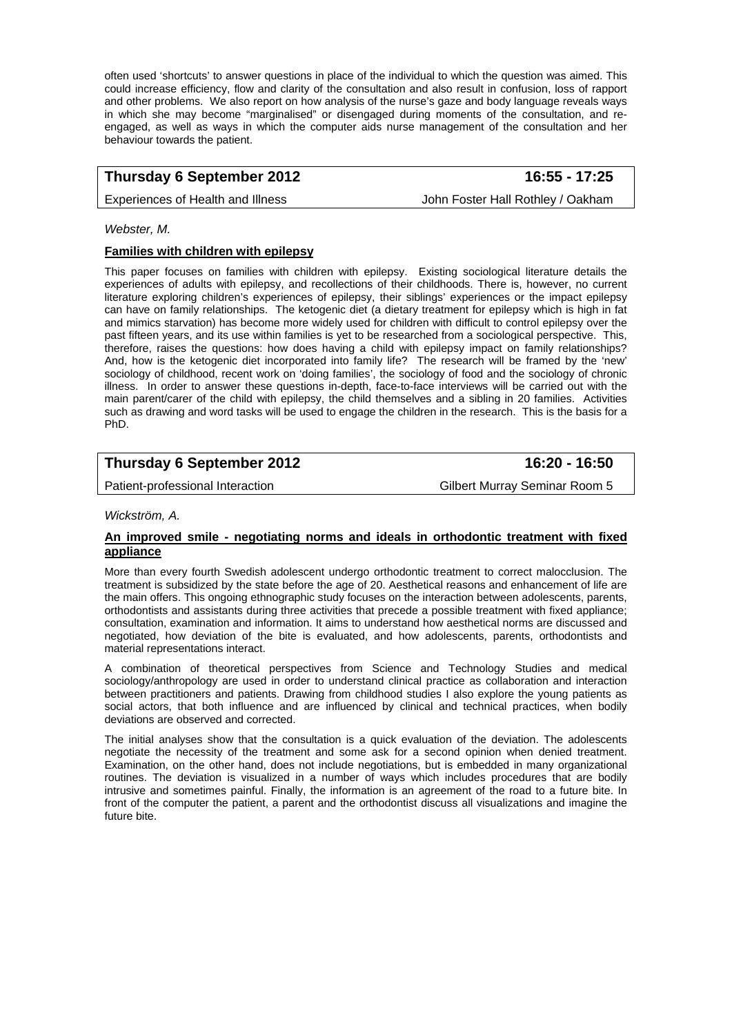often used 'shortcuts' to answer questions in place of the individual to which the question was aimed. This could increase efficiency, flow and clarity of the consultation and also result in confusion, loss of rapport and other problems. We also report on how analysis of the nurse's gaze and body language reveals ways in which she may become "marginalised" or disengaged during moments of the consultation, and re-engaged, as well as ways in which the computer aids nurse management of the consultation and her behaviour towards the patient.

| **Thursday 6 September 2012** | **16:55 - 17:25** |
|---|---|
| Experiences of Health and Illness | John Foster Hall Rothley / Oakham |

*Webster, M.*

**Families with children with epilepsy**

This paper focuses on families with children with epilepsy. Existing sociological literature details the experiences of adults with epilepsy, and recollections of their childhoods. There is, however, no current literature exploring children's experiences of epilepsy, their siblings' experiences or the impact epilepsy can have on family relationships. The ketogenic diet (a dietary treatment for epilepsy which is high in fat and mimics starvation) has become more widely used for children with difficult to control epilepsy over the past fifteen years, and its use within families is yet to be researched from a sociological perspective. This, therefore, raises the questions: how does having a child with epilepsy impact on family relationships? And, how is the ketogenic diet incorporated into family life? The research will be framed by the 'new' sociology of childhood, recent work on 'doing families', the sociology of food and the sociology of chronic illness. In order to answer these questions in-depth, face-to-face interviews will be carried out with the main parent/carer of the child with epilepsy, the child themselves and a sibling in 20 families. Activities such as drawing and word tasks will be used to engage the children in the research. This is the basis for a PhD.

| **Thursday 6 September 2012** | **16:20 - 16:50** |
|---|---|
| Patient-professional Interaction | Gilbert Murray Seminar Room 5 |

*Wickström, A.*

**An improved smile - negotiating norms and ideals in orthodontic treatment with fixed appliance**

More than every fourth Swedish adolescent undergo orthodontic treatment to correct malocclusion. The treatment is subsidized by the state before the age of 20. Aesthetical reasons and enhancement of life are the main offers. This ongoing ethnographic study focuses on the interaction between adolescents, parents, orthodontists and assistants during three activities that precede a possible treatment with fixed appliance; consultation, examination and information. It aims to understand how aesthetical norms are discussed and negotiated, how deviation of the bite is evaluated, and how adolescents, parents, orthodontists and material representations interact.

A combination of theoretical perspectives from Science and Technology Studies and medical sociology/anthropology are used in order to understand clinical practice as collaboration and interaction between practitioners and patients. Drawing from childhood studies I also explore the young patients as social actors, that both influence and are influenced by clinical and technical practices, when bodily deviations are observed and corrected.

The initial analyses show that the consultation is a quick evaluation of the deviation. The adolescents negotiate the necessity of the treatment and some ask for a second opinion when denied treatment. Examination, on the other hand, does not include negotiations, but is embedded in many organizational routines. The deviation is visualized in a number of ways which includes procedures that are bodily intrusive and sometimes painful. Finally, the information is an agreement of the road to a future bite. In front of the computer the patient, a parent and the orthodontist discuss all visualizations and imagine the future bite.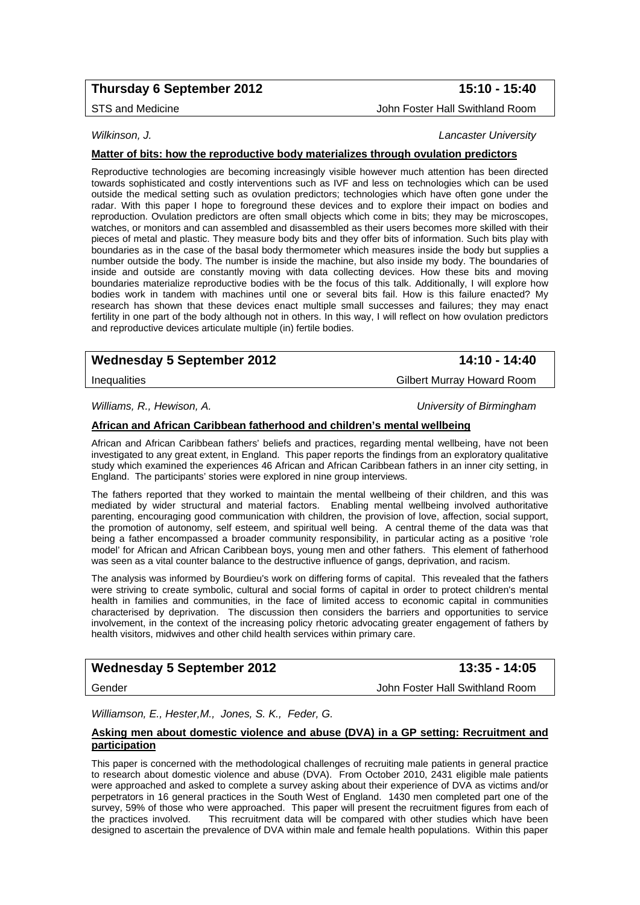**Thursday 6 September 2012** **15:10 - 15:40**

STS and Medicine — John Foster Hall Swithland Room

*Wilkinson, J.* — *Lancaster University*

**Matter of bits: how the reproductive body materializes through ovulation predictors**

Reproductive technologies are becoming increasingly visible however much attention has been directed towards sophisticated and costly interventions such as IVF and less on technologies which can be used outside the medical setting such as ovulation predictors; technologies which have often gone under the radar. With this paper I hope to foreground these devices and to explore their impact on bodies and reproduction. Ovulation predictors are often small objects which come in bits; they may be microscopes, watches, or monitors and can assembled and disassembled as their users becomes more skilled with their pieces of metal and plastic. They measure body bits and they offer bits of information. Such bits play with boundaries as in the case of the basal body thermometer which measures inside the body but supplies a number outside the body. The number is inside the machine, but also inside my body. The boundaries of inside and outside are constantly moving with data collecting devices. How these bits and moving boundaries materialize reproductive bodies with be the focus of this talk. Additionally, I will explore how bodies work in tandem with machines until one or several bits fail. How is this failure enacted? My research has shown that these devices enact multiple small successes and failures; they may enact fertility in one part of the body although not in others. In this way, I will reflect on how ovulation predictors and reproductive devices articulate multiple (in) fertile bodies.

**Wednesday 5 September 2012** **14:10 - 14:40**

Inequalities — Gilbert Murray Howard Room

*Williams, R., Hewison, A.* — *University of Birmingham*

**African and African Caribbean fatherhood and children's mental wellbeing**

African and African Caribbean fathers' beliefs and practices, regarding mental wellbeing, have not been investigated to any great extent, in England. This paper reports the findings from an exploratory qualitative study which examined the experiences 46 African and African Caribbean fathers in an inner city setting, in England. The participants' stories were explored in nine group interviews.

The fathers reported that they worked to maintain the mental wellbeing of their children, and this was mediated by wider structural and material factors. Enabling mental wellbeing involved authoritative parenting, encouraging good communication with children, the provision of love, affection, social support, the promotion of autonomy, self esteem, and spiritual well being. A central theme of the data was that being a father encompassed a broader community responsibility, in particular acting as a positive 'role model' for African and African Caribbean boys, young men and other fathers. This element of fatherhood was seen as a vital counter balance to the destructive influence of gangs, deprivation, and racism.

The analysis was informed by Bourdieu's work on differing forms of capital. This revealed that the fathers were striving to create symbolic, cultural and social forms of capital in order to protect children's mental health in families and communities, in the face of limited access to economic capital in communities characterised by deprivation. The discussion then considers the barriers and opportunities to service involvement, in the context of the increasing policy rhetoric advocating greater engagement of fathers by health visitors, midwives and other child health services within primary care.

**Wednesday 5 September 2012** **13:35 - 14:05**

Gender — John Foster Hall Swithland Room

*Williamson, E., Hester,M., Jones, S. K., Feder, G.*

**Asking men about domestic violence and abuse (DVA) in a GP setting: Recruitment and participation**

This paper is concerned with the methodological challenges of recruiting male patients in general practice to research about domestic violence and abuse (DVA). From October 2010, 2431 eligible male patients were approached and asked to complete a survey asking about their experience of DVA as victims and/or perpetrators in 16 general practices in the South West of England. 1430 men completed part one of the survey, 59% of those who were approached. This paper will present the recruitment figures from each of the practices involved. This recruitment data will be compared with other studies which have been designed to ascertain the prevalence of DVA within male and female health populations. Within this paper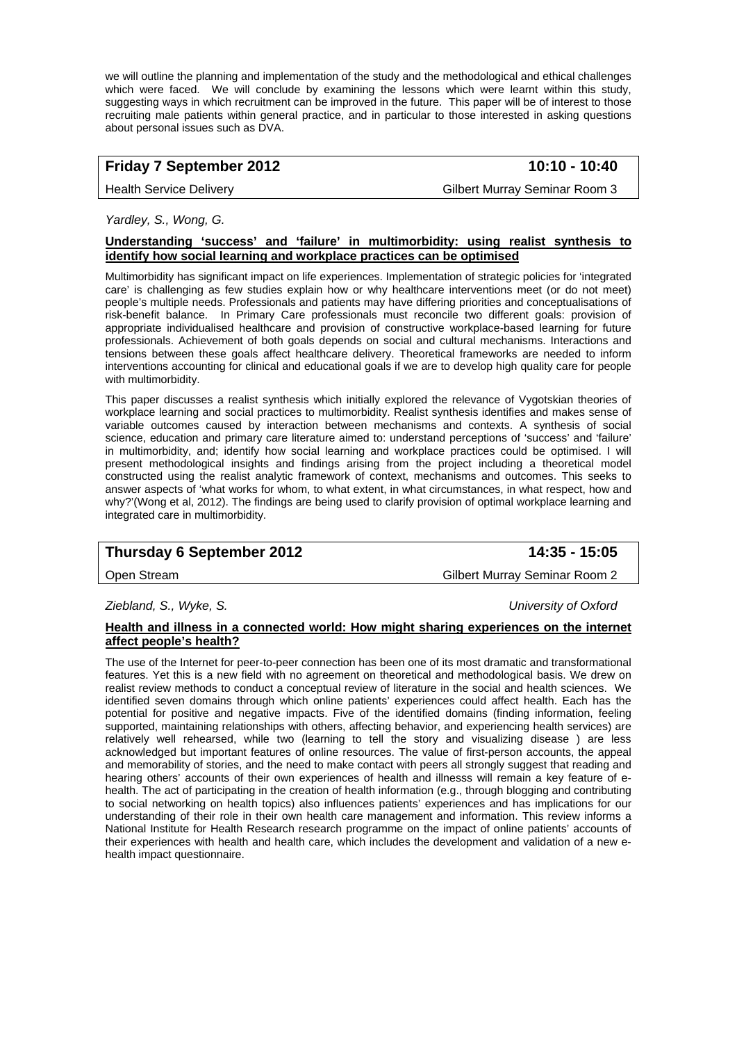we will outline the planning and implementation of the study and the methodological and ethical challenges which were faced. We will conclude by examining the lessons which were learnt within this study, suggesting ways in which recruitment can be improved in the future. This paper will be of interest to those recruiting male patients within general practice, and in particular to those interested in asking questions about personal issues such as DVA.

| **Friday 7 September 2012** | **10:10 - 10:40** |
|---|---|
| Health Service Delivery | Gilbert Murray Seminar Room 3 |

*Yardley, S., Wong, G.*

**Understanding 'success' and 'failure' in multimorbidity: using realist synthesis to identify how social learning and workplace practices can be optimised**

Multimorbidity has significant impact on life experiences. Implementation of strategic policies for 'integrated care' is challenging as few studies explain how or why healthcare interventions meet (or do not meet) people's multiple needs. Professionals and patients may have differing priorities and conceptualisations of risk-benefit balance. In Primary Care professionals must reconcile two different goals: provision of appropriate individualised healthcare and provision of constructive workplace-based learning for future professionals. Achievement of both goals depends on social and cultural mechanisms. Interactions and tensions between these goals affect healthcare delivery. Theoretical frameworks are needed to inform interventions accounting for clinical and educational goals if we are to develop high quality care for people with multimorbidity.

This paper discusses a realist synthesis which initially explored the relevance of Vygotskian theories of workplace learning and social practices to multimorbidity. Realist synthesis identifies and makes sense of variable outcomes caused by interaction between mechanisms and contexts. A synthesis of social science, education and primary care literature aimed to: understand perceptions of 'success' and 'failure' in multimorbidity, and; identify how social learning and workplace practices could be optimised. I will present methodological insights and findings arising from the project including a theoretical model constructed using the realist analytic framework of context, mechanisms and outcomes. This seeks to answer aspects of 'what works for whom, to what extent, in what circumstances, in what respect, how and why?'(Wong et al, 2012). The findings are being used to clarify provision of optimal workplace learning and integrated care in multimorbidity.

| **Thursday 6 September 2012** | **14:35 - 15:05** |
|---|---|
| Open Stream | Gilbert Murray Seminar Room 2 |

*Ziebland, S., Wyke, S.* — *University of Oxford*

**Health and illness in a connected world: How might sharing experiences on the internet affect people's health?**

The use of the Internet for peer-to-peer connection has been one of its most dramatic and transformational features. Yet this is a new field with no agreement on theoretical and methodological basis. We drew on realist review methods to conduct a conceptual review of literature in the social and health sciences. We identified seven domains through which online patients' experiences could affect health. Each has the potential for positive and negative impacts. Five of the identified domains (finding information, feeling supported, maintaining relationships with others, affecting behavior, and experiencing health services) are relatively well rehearsed, while two (learning to tell the story and visualizing disease ) are less acknowledged but important features of online resources. The value of first-person accounts, the appeal and memorability of stories, and the need to make contact with peers all strongly suggest that reading and hearing others' accounts of their own experiences of health and illnesss will remain a key feature of e-health. The act of participating in the creation of health information (e.g., through blogging and contributing to social networking on health topics) also influences patients' experiences and has implications for our understanding of their role in their own health care management and information. This review informs a National Institute for Health Research research programme on the impact of online patients' accounts of their experiences with health and health care, which includes the development and validation of a new e-health impact questionnaire.